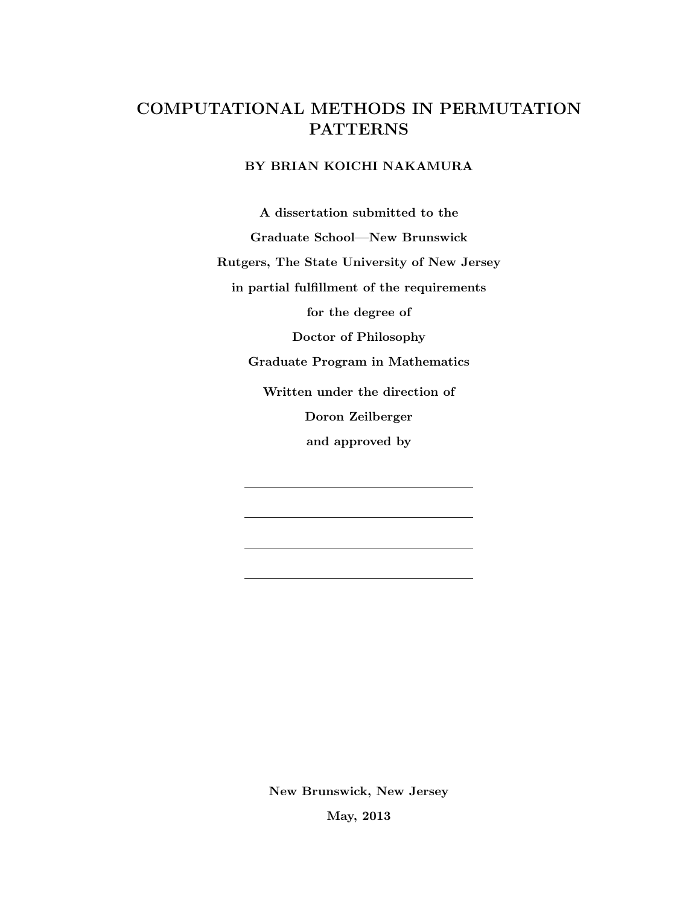# COMPUTATIONAL METHODS IN PERMUTATION PATTERNS

**BY BRIAN KOICHI NAKAMURA**

**A dissertation submitted to the**

**Graduate School—New Brunswick**

**Rutgers, The State University of New Jersey**

**in partial fulfillment of the requirements**

**for the degree of**

**Doctor of Philosophy**

**Graduate Program in Mathematics**

**Written under the direction of**

**Doron Zeilberger**

**and approved by**

\_\_\_\_\_\_\_\_\_\_\_\_\_\_\_\_\_\_\_\_\_\_\_\_\_\_\_\_\_\_

\_\_\_\_\_\_\_\_\_\_\_\_\_\_\_\_\_\_\_\_\_\_\_\_\_\_\_\_\_\_

\_\_\_\_\_\_\_\_\_\_\_\_\_\_\_\_\_\_\_\_\_\_\_\_\_\_\_\_\_\_

\_\_\_\_\_\_\_\_\_\_\_\_\_\_\_\_\_\_\_\_\_\_\_\_\_\_\_\_\_\_

**New Brunswick, New Jersey**

**May, 2013**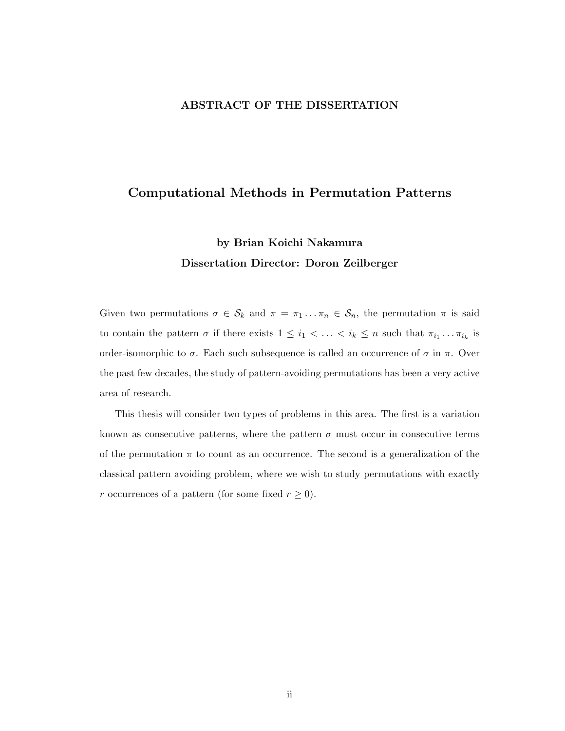## ABSTRACT OF THE DISSERTATION

# Computational Methods in Permutation Patterns

**by Brian Koichi Nakamura**

**Dissertation Director: Doron Zeilberger**

Given two permutations $\sigma \in \mathcal{S}_k$ and $\pi = \pi_1 \ldots \pi_n \in \mathcal{S}_n$, the permutation $\pi$ is said to contain the pattern $\sigma$ if there exists $1 \leq i_1 < \ldots < i_k \leq n$ such that $\pi_{i_1} \ldots \pi_{i_k}$ is order-isomorphic to $\sigma$. Each such subsequence is called an occurrence of $\sigma$ in $\pi$. Over the past few decades, the study of pattern-avoiding permutations has been a very active area of research.

This thesis will consider two types of problems in this area. The first is a variation known as consecutive patterns, where the pattern $\sigma$ must occur in consecutive terms of the permutation $\pi$ to count as an occurrence. The second is a generalization of the classical pattern avoiding problem, where we wish to study permutations with exactly $r$ occurrences of a pattern (for some fixed $r \geq 0$).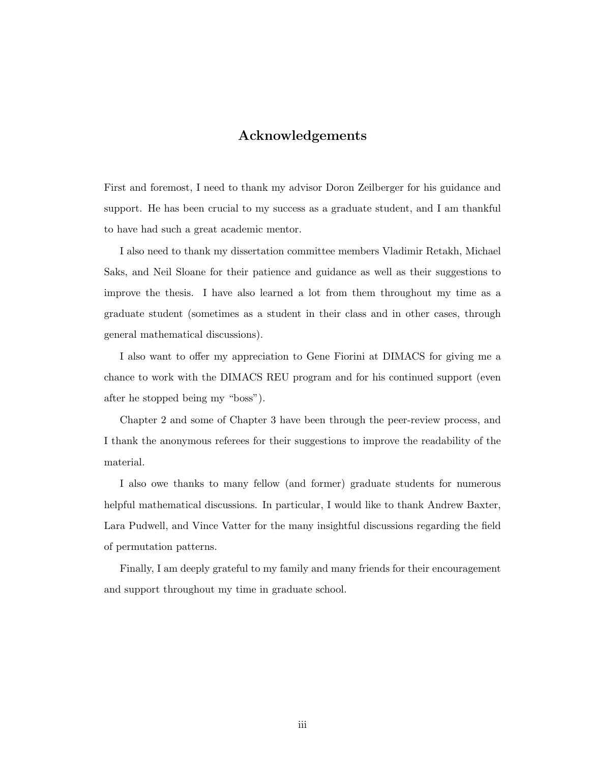## Acknowledgements

First and foremost, I need to thank my advisor Doron Zeilberger for his guidance and support. He has been crucial to my success as a graduate student, and I am thankful to have had such a great academic mentor.

I also need to thank my dissertation committee members Vladimir Retakh, Michael Saks, and Neil Sloane for their patience and guidance as well as their suggestions to improve the thesis. I have also learned a lot from them throughout my time as a graduate student (sometimes as a student in their class and in other cases, through general mathematical discussions).

I also want to offer my appreciation to Gene Fiorini at DIMACS for giving me a chance to work with the DIMACS REU program and for his continued support (even after he stopped being my "boss").

Chapter 2 and some of Chapter 3 have been through the peer-review process, and I thank the anonymous referees for their suggestions to improve the readability of the material.

I also owe thanks to many fellow (and former) graduate students for numerous helpful mathematical discussions. In particular, I would like to thank Andrew Baxter, Lara Pudwell, and Vince Vatter for the many insightful discussions regarding the field of permutation patterns.

Finally, I am deeply grateful to my family and many friends for their encouragement and support throughout my time in graduate school.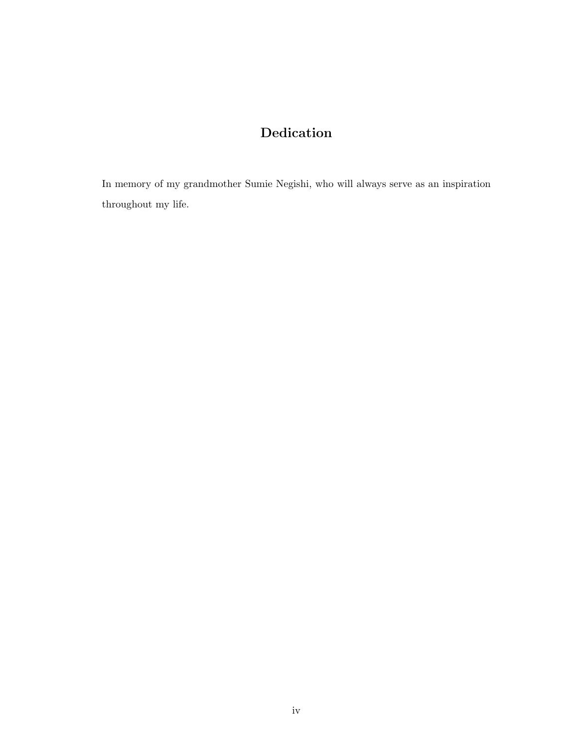# Dedication

In memory of my grandmother Sumie Negishi, who will always serve as an inspiration throughout my life.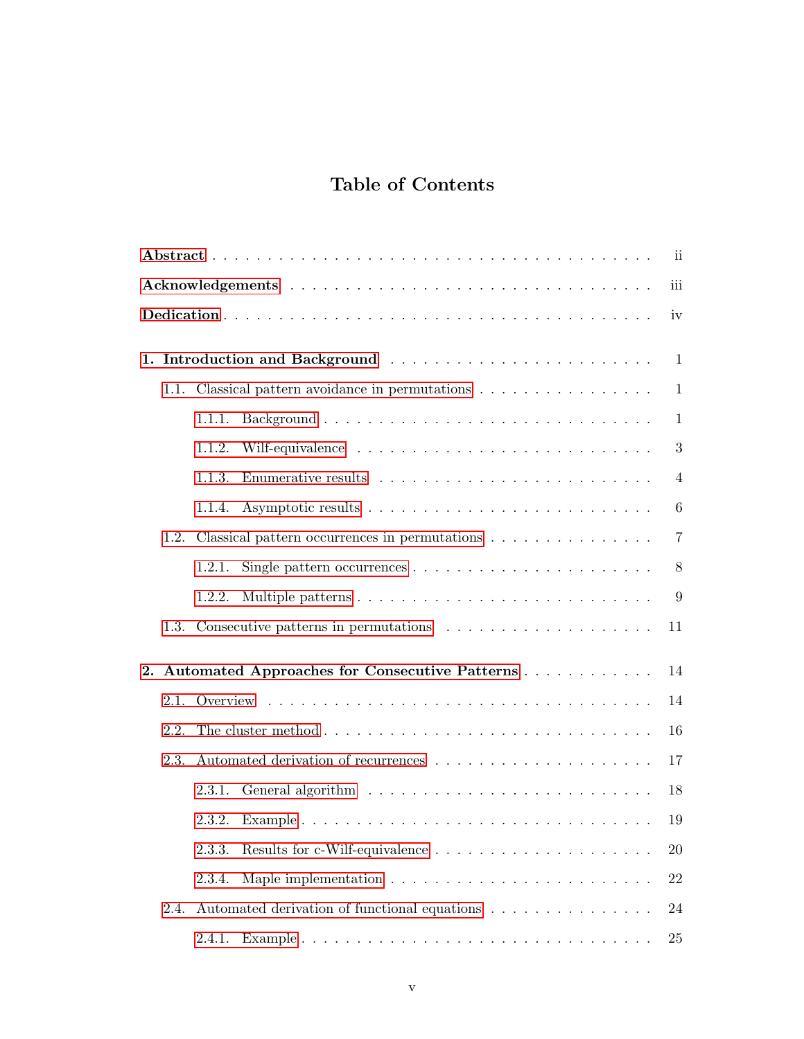# Table of Contents

**Abstract** . . . . . . . . . . . . . . . . . . . . . . . . . . . . . . . . . . . . . . . . ii

**Acknowledgements** . . . . . . . . . . . . . . . . . . . . . . . . . . . . . . . . . iii

**Dedication** . . . . . . . . . . . . . . . . . . . . . . . . . . . . . . . . . . . . . . . iv

**1. Introduction and Background** . . . . . . . . . . . . . . . . . . . . . . . . 1

- 1.1. Classical pattern avoidance in permutations . . . . . . . . . . . . . . . . 1
  - 1.1.1. Background . . . . . . . . . . . . . . . . . . . . . . . . . . . . . . 1
  - 1.1.2. Wilf-equivalence . . . . . . . . . . . . . . . . . . . . . . . . . . . 3
  - 1.1.3. Enumerative results . . . . . . . . . . . . . . . . . . . . . . . . . 4
  - 1.1.4. Asymptotic results . . . . . . . . . . . . . . . . . . . . . . . . . 6
- 1.2. Classical pattern occurrences in permutations . . . . . . . . . . . . . . . 7
  - 1.2.1. Single pattern occurrences . . . . . . . . . . . . . . . . . . . . . 8
  - 1.2.2. Multiple patterns . . . . . . . . . . . . . . . . . . . . . . . . . . 9
- 1.3. Consecutive patterns in permutations . . . . . . . . . . . . . . . . . . . 11

**2. Automated Approaches for Consecutive Patterns** . . . . . . . . . . . . 14

- 2.1. Overview . . . . . . . . . . . . . . . . . . . . . . . . . . . . . . . . . . . 14
- 2.2. The cluster method . . . . . . . . . . . . . . . . . . . . . . . . . . . . . 16
- 2.3. Automated derivation of recurrences . . . . . . . . . . . . . . . . . . . . 17
  - 2.3.1. General algorithm . . . . . . . . . . . . . . . . . . . . . . . . . . 18
  - 2.3.2. Example . . . . . . . . . . . . . . . . . . . . . . . . . . . . . . . 19
  - 2.3.3. Results for c-Wilf-equivalence . . . . . . . . . . . . . . . . . . . 20
  - 2.3.4. Maple implementation . . . . . . . . . . . . . . . . . . . . . . . . 22
- 2.4. Automated derivation of functional equations . . . . . . . . . . . . . . . 24
  - 2.4.1. Example . . . . . . . . . . . . . . . . . . . . . . . . . . . . . . . 25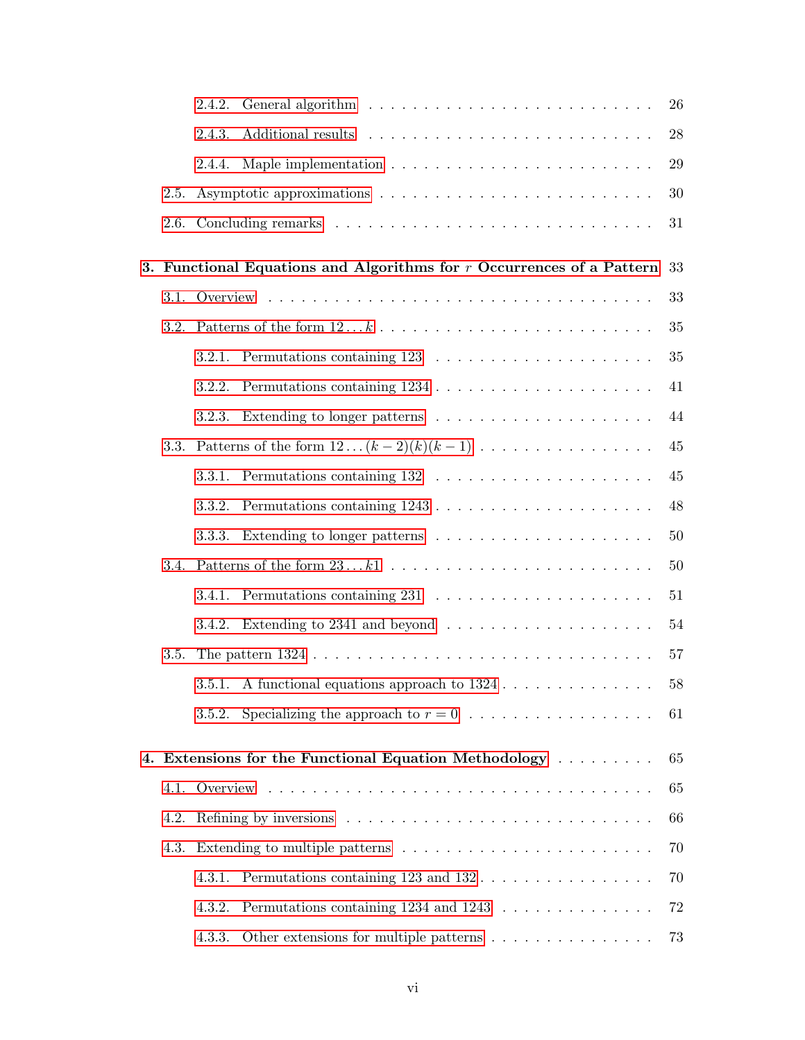2.4.2. General algorithm . . . . . . . . . . . . . . . . . . . . . . . . . 26

2.4.3. Additional results . . . . . . . . . . . . . . . . . . . . . . . . . 28

2.4.4. Maple implementation . . . . . . . . . . . . . . . . . . . . . . . . 29

2.5. Asymptotic approximations . . . . . . . . . . . . . . . . . . . . . . . . 30

2.6. Concluding remarks . . . . . . . . . . . . . . . . . . . . . . . . . . . . 31

**3. Functional Equations and Algorithms for $r$ Occurrences of a Pattern** 33

3.1. Overview . . . . . . . . . . . . . . . . . . . . . . . . . . . . . . . . . 33

3.2. Patterns of the form $12\ldots k$ . . . . . . . . . . . . . . . . . . . . . . . 35

3.2.1. Permutations containing 123 . . . . . . . . . . . . . . . . . . . . . 35

3.2.2. Permutations containing 1234 . . . . . . . . . . . . . . . . . . . . 41

3.2.3. Extending to longer patterns . . . . . . . . . . . . . . . . . . . . . 44

3.3. Patterns of the form $12\ldots(k-2)(k)(k-1)$ . . . . . . . . . . . . . . . . . 45

3.3.1. Permutations containing 132 . . . . . . . . . . . . . . . . . . . . . 45

3.3.2. Permutations containing 1243 . . . . . . . . . . . . . . . . . . . . 48

3.3.3. Extending to longer patterns . . . . . . . . . . . . . . . . . . . . . 50

3.4. Patterns of the form $23\ldots k1$ . . . . . . . . . . . . . . . . . . . . . . . 50

3.4.1. Permutations containing 231 . . . . . . . . . . . . . . . . . . . . . 51

3.4.2. Extending to 2341 and beyond . . . . . . . . . . . . . . . . . . . . 54

3.5. The pattern 1324 . . . . . . . . . . . . . . . . . . . . . . . . . . . . . 57

3.5.1. A functional equations approach to 1324 . . . . . . . . . . . . . . . 58

3.5.2. Specializing the approach to $r = 0$ . . . . . . . . . . . . . . . . . . 61

**4. Extensions for the Functional Equation Methodology** . . . . . . . . . 65

4.1. Overview . . . . . . . . . . . . . . . . . . . . . . . . . . . . . . . . . 65

4.2. Refining by inversions . . . . . . . . . . . . . . . . . . . . . . . . . . . 66

4.3. Extending to multiple patterns . . . . . . . . . . . . . . . . . . . . . . 70

4.3.1. Permutations containing 123 and 132 . . . . . . . . . . . . . . . . . 70

4.3.2. Permutations containing 1234 and 1243 . . . . . . . . . . . . . . . 72

4.3.3. Other extensions for multiple patterns . . . . . . . . . . . . . . . . 73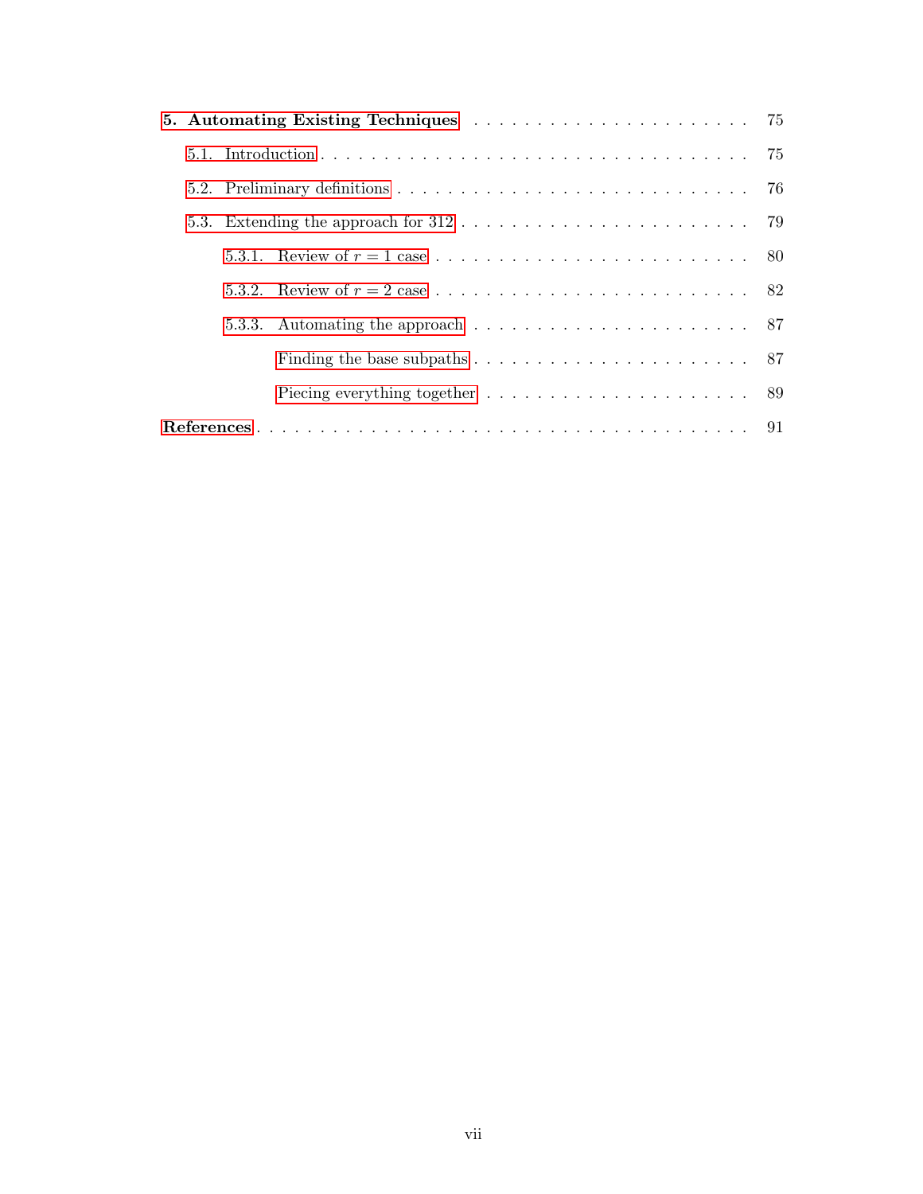**5. Automating Existing Techniques** . . . . . . . . . . . . . . . . . . . . . . . 75

5.1. Introduction . . . . . . . . . . . . . . . . . . . . . . . . . . . . . . . . . . . 75

5.2. Preliminary definitions . . . . . . . . . . . . . . . . . . . . . . . . . . . . 76

5.3. Extending the approach for 312 . . . . . . . . . . . . . . . . . . . . . . . . 79

5.3.1. Review of $r = 1$ case . . . . . . . . . . . . . . . . . . . . . . . . . 80

5.3.2. Review of $r = 2$ case . . . . . . . . . . . . . . . . . . . . . . . . . 82

5.3.3. Automating the approach . . . . . . . . . . . . . . . . . . . . . . . 87

Finding the base subpaths . . . . . . . . . . . . . . . . . . . . . . . 87

Piecing everything together . . . . . . . . . . . . . . . . . . . . . . 89

**References** . . . . . . . . . . . . . . . . . . . . . . . . . . . . . . . . . . . . . 91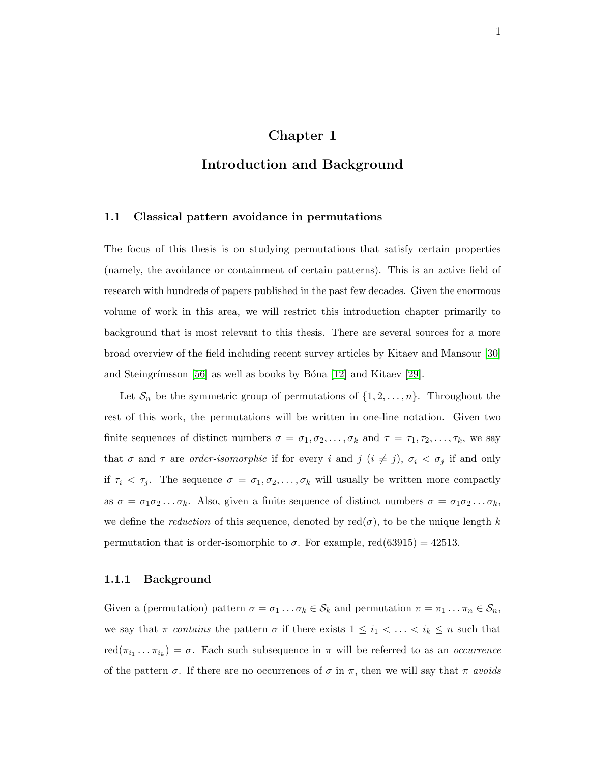# Chapter 1

# Introduction and Background

## 1.1 Classical pattern avoidance in permutations

The focus of this thesis is on studying permutations that satisfy certain properties (namely, the avoidance or containment of certain patterns). This is an active field of research with hundreds of papers published in the past few decades. Given the enormous volume of work in this area, we will restrict this introduction chapter primarily to background that is most relevant to this thesis. There are several sources for a more broad overview of the field including recent survey articles by Kitaev and Mansour [30] and Steingrímsson [56] as well as books by Bóna [12] and Kitaev [29].

Let $\mathcal{S}_n$ be the symmetric group of permutations of $\{1, 2, \ldots, n\}$. Throughout the rest of this work, the permutations will be written in one-line notation. Given two finite sequences of distinct numbers $\sigma = \sigma_1, \sigma_2, \ldots, \sigma_k$ and $\tau = \tau_1, \tau_2, \ldots, \tau_k$, we say that $\sigma$ and $\tau$ are *order-isomorphic* if for every $i$ and $j$ $(i \neq j)$, $\sigma_i < \sigma_j$ if and only if $\tau_i < \tau_j$. The sequence $\sigma = \sigma_1, \sigma_2, \ldots, \sigma_k$ will usually be written more compactly as $\sigma = \sigma_1\sigma_2\ldots\sigma_k$. Also, given a finite sequence of distinct numbers $\sigma = \sigma_1\sigma_2\ldots\sigma_k$, we define the *reduction* of this sequence, denoted by $\text{red}(\sigma)$, to be the unique length $k$ permutation that is order-isomorphic to $\sigma$. For example, $\text{red}(63915) = 42513$.

### 1.1.1 Background

Given a (permutation) pattern $\sigma = \sigma_1 \ldots \sigma_k \in \mathcal{S}_k$ and permutation $\pi = \pi_1 \ldots \pi_n \in \mathcal{S}_n$, we say that $\pi$ *contains* the pattern $\sigma$ if there exists $1 \leq i_1 < \ldots < i_k \leq n$ such that $\text{red}(\pi_{i_1} \ldots \pi_{i_k}) = \sigma$. Each such subsequence in $\pi$ will be referred to as an *occurrence* of the pattern $\sigma$. If there are no occurrences of $\sigma$ in $\pi$, then we will say that $\pi$ *avoids*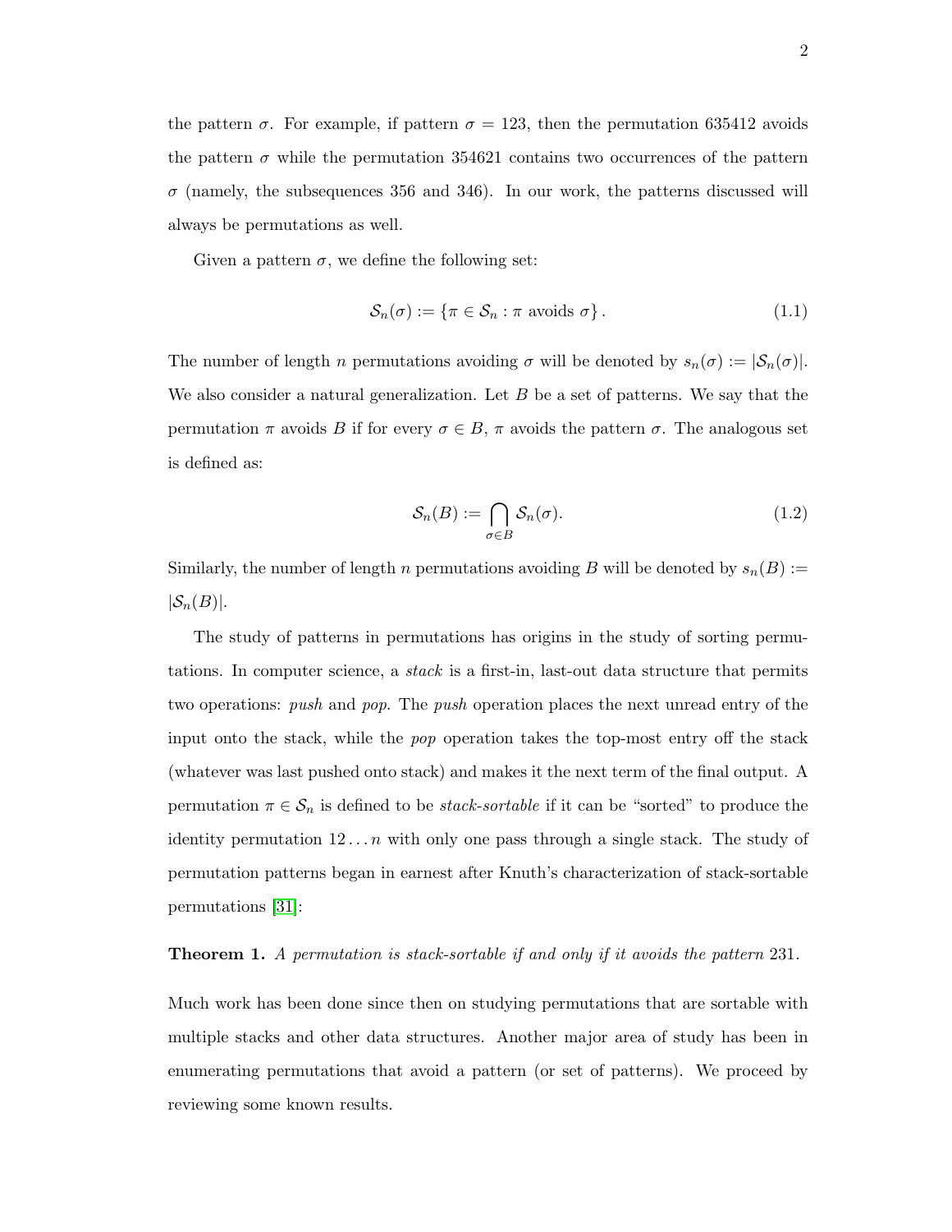the pattern $\sigma$. For example, if pattern $\sigma = 123$, then the permutation 635412 avoids the pattern $\sigma$ while the permutation 354621 contains two occurrences of the pattern $\sigma$ (namely, the subsequences 356 and 346). In our work, the patterns discussed will always be permutations as well.

Given a pattern $\sigma$, we define the following set:

$$\mathcal{S}_n(\sigma) := \{\pi \in \mathcal{S}_n : \pi \text{ avoids } \sigma\}. \tag{1.1}$$

The number of length $n$ permutations avoiding $\sigma$ will be denoted by $s_n(\sigma) := |\mathcal{S}_n(\sigma)|$. We also consider a natural generalization. Let $B$ be a set of patterns. We say that the permutation $\pi$ avoids $B$ if for every $\sigma \in B$, $\pi$ avoids the pattern $\sigma$. The analogous set is defined as:

$$\mathcal{S}_n(B) := \bigcap_{\sigma \in B} \mathcal{S}_n(\sigma). \tag{1.2}$$

Similarly, the number of length $n$ permutations avoiding $B$ will be denoted by $s_n(B) := |\mathcal{S}_n(B)|$.

The study of patterns in permutations has origins in the study of sorting permutations. In computer science, a *stack* is a first-in, last-out data structure that permits two operations: *push* and *pop*. The *push* operation places the next unread entry of the input onto the stack, while the *pop* operation takes the top-most entry off the stack (whatever was last pushed onto stack) and makes it the next term of the final output. A permutation $\pi \in \mathcal{S}_n$ is defined to be *stack-sortable* if it can be "sorted" to produce the identity permutation $12 \dots n$ with only one pass through a single stack. The study of permutation patterns began in earnest after Knuth's characterization of stack-sortable permutations [31]:

**Theorem 1.** *A permutation is stack-sortable if and only if it avoids the pattern* 231.

Much work has been done since then on studying permutations that are sortable with multiple stacks and other data structures. Another major area of study has been in enumerating permutations that avoid a pattern (or set of patterns). We proceed by reviewing some known results.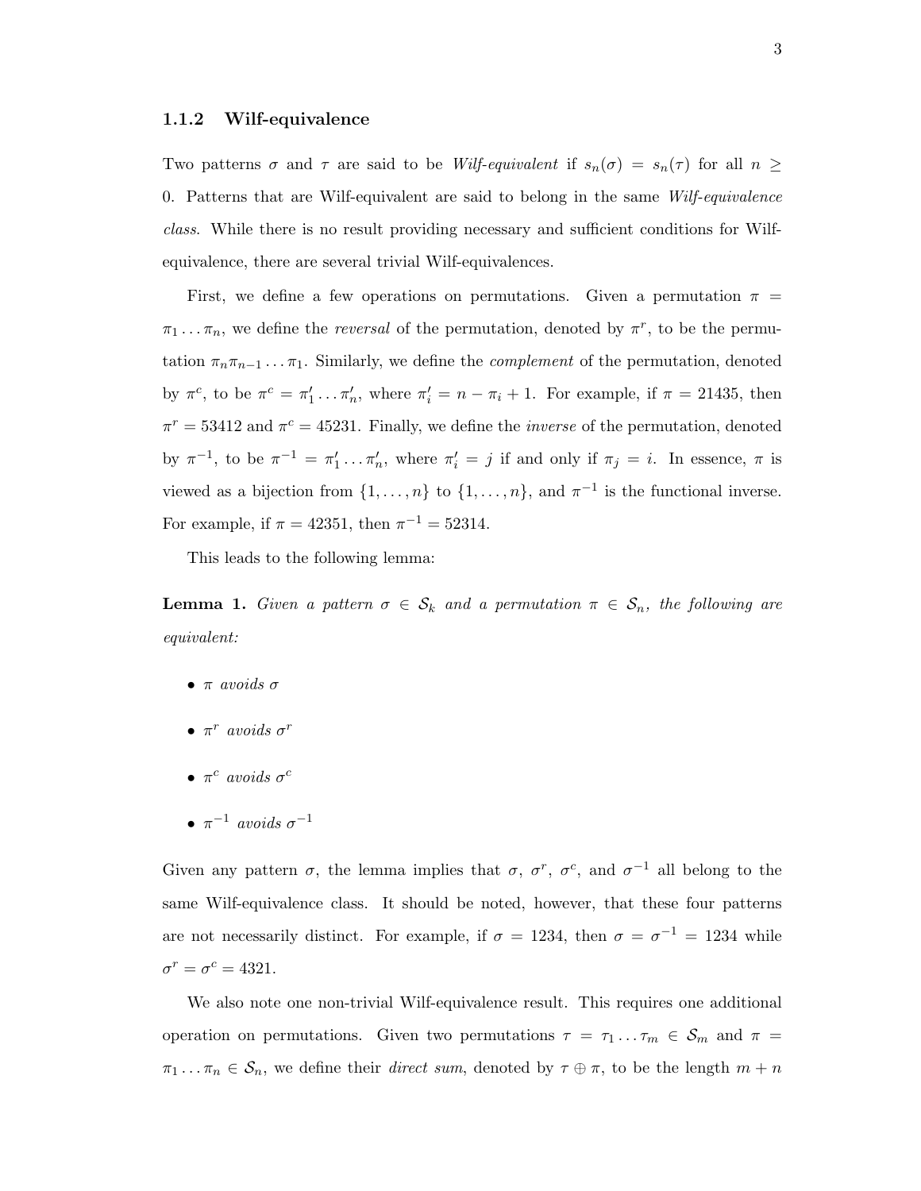### 1.1.2 Wilf-equivalence

Two patterns $\sigma$ and $\tau$ are said to be *Wilf-equivalent* if $s_n(\sigma) = s_n(\tau)$ for all $n \geq 0$. Patterns that are Wilf-equivalent are said to belong in the same *Wilf-equivalence class*. While there is no result providing necessary and sufficient conditions for Wilf-equivalence, there are several trivial Wilf-equivalences.

First, we define a few operations on permutations. Given a permutation $\pi = \pi_1 \ldots \pi_n$, we define the *reversal* of the permutation, denoted by $\pi^r$, to be the permutation $\pi_n \pi_{n-1} \ldots \pi_1$. Similarly, we define the *complement* of the permutation, denoted by $\pi^c$, to be $\pi^c = \pi'_1 \ldots \pi'_n$, where $\pi'_i = n - \pi_i + 1$. For example, if $\pi = 21435$, then $\pi^r = 53412$ and $\pi^c = 45231$. Finally, we define the *inverse* of the permutation, denoted by $\pi^{-1}$, to be $\pi^{-1} = \pi'_1 \ldots \pi'_n$, where $\pi'_i = j$ if and only if $\pi_j = i$. In essence, $\pi$ is viewed as a bijection from $\{1, \ldots, n\}$ to $\{1, \ldots, n\}$, and $\pi^{-1}$ is the functional inverse. For example, if $\pi = 42351$, then $\pi^{-1} = 52314$.

This leads to the following lemma:

**Lemma 1.** *Given a pattern $\sigma \in \mathcal{S}_k$ and a permutation $\pi \in \mathcal{S}_n$, the following are equivalent:*

- *$\pi$ avoids $\sigma$*
- *$\pi^r$ avoids $\sigma^r$*
- *$\pi^c$ avoids $\sigma^c$*
- *$\pi^{-1}$ avoids $\sigma^{-1}$*

Given any pattern $\sigma$, the lemma implies that $\sigma$, $\sigma^r$, $\sigma^c$, and $\sigma^{-1}$ all belong to the same Wilf-equivalence class. It should be noted, however, that these four patterns are not necessarily distinct. For example, if $\sigma = 1234$, then $\sigma = \sigma^{-1} = 1234$ while $\sigma^r = \sigma^c = 4321$.

We also note one non-trivial Wilf-equivalence result. This requires one additional operation on permutations. Given two permutations $\tau = \tau_1 \ldots \tau_m \in \mathcal{S}_m$ and $\pi = \pi_1 \ldots \pi_n \in \mathcal{S}_n$, we define their *direct sum*, denoted by $\tau \oplus \pi$, to be the length $m + n$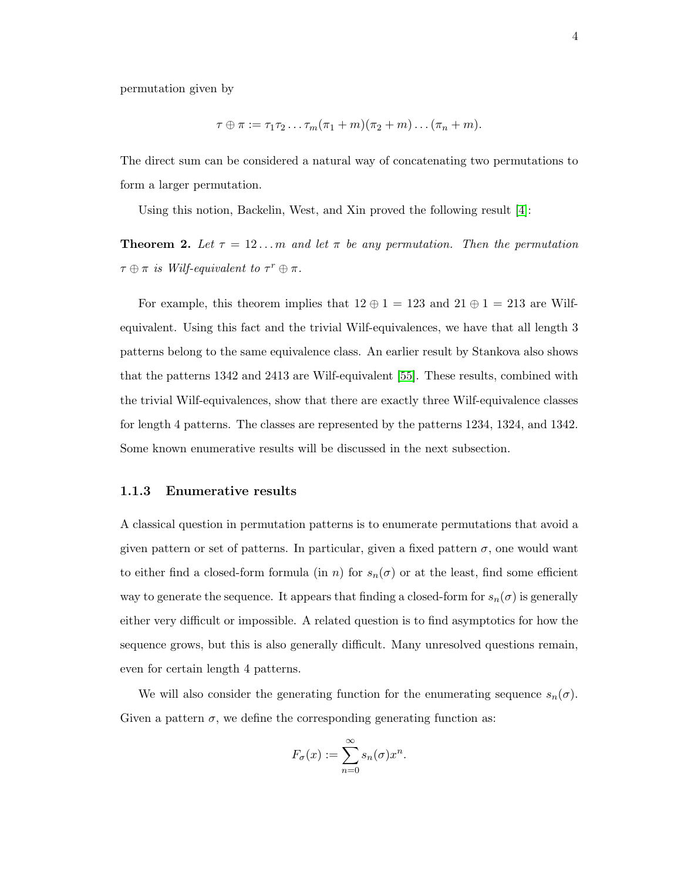permutation given by

$$\tau \oplus \pi := \tau_1\tau_2\ldots\tau_m(\pi_1+m)(\pi_2+m)\ldots(\pi_n+m).$$

The direct sum can be considered a natural way of concatenating two permutations to form a larger permutation.

Using this notion, Backelin, West, and Xin proved the following result [4]:

**Theorem 2.** *Let $\tau = 12\ldots m$ and let $\pi$ be any permutation. Then the permutation $\tau \oplus \pi$ is Wilf-equivalent to $\tau^r \oplus \pi$.*

For example, this theorem implies that $12 \oplus 1 = 123$ and $21 \oplus 1 = 213$ are Wilf-equivalent. Using this fact and the trivial Wilf-equivalences, we have that all length 3 patterns belong to the same equivalence class. An earlier result by Stankova also shows that the patterns 1342 and 2413 are Wilf-equivalent [55]. These results, combined with the trivial Wilf-equivalences, show that there are exactly three Wilf-equivalence classes for length 4 patterns. The classes are represented by the patterns 1234, 1324, and 1342. Some known enumerative results will be discussed in the next subsection.

### 1.1.3 Enumerative results

A classical question in permutation patterns is to enumerate permutations that avoid a given pattern or set of patterns. In particular, given a fixed pattern $\sigma$, one would want to either find a closed-form formula (in $n$) for $s_n(\sigma)$ or at the least, find some efficient way to generate the sequence. It appears that finding a closed-form for $s_n(\sigma)$ is generally either very difficult or impossible. A related question is to find asymptotics for how the sequence grows, but this is also generally difficult. Many unresolved questions remain, even for certain length 4 patterns.

We will also consider the generating function for the enumerating sequence $s_n(\sigma)$. Given a pattern $\sigma$, we define the corresponding generating function as:

$$F_\sigma(x) := \sum_{n=0}^{\infty} s_n(\sigma)x^n.$$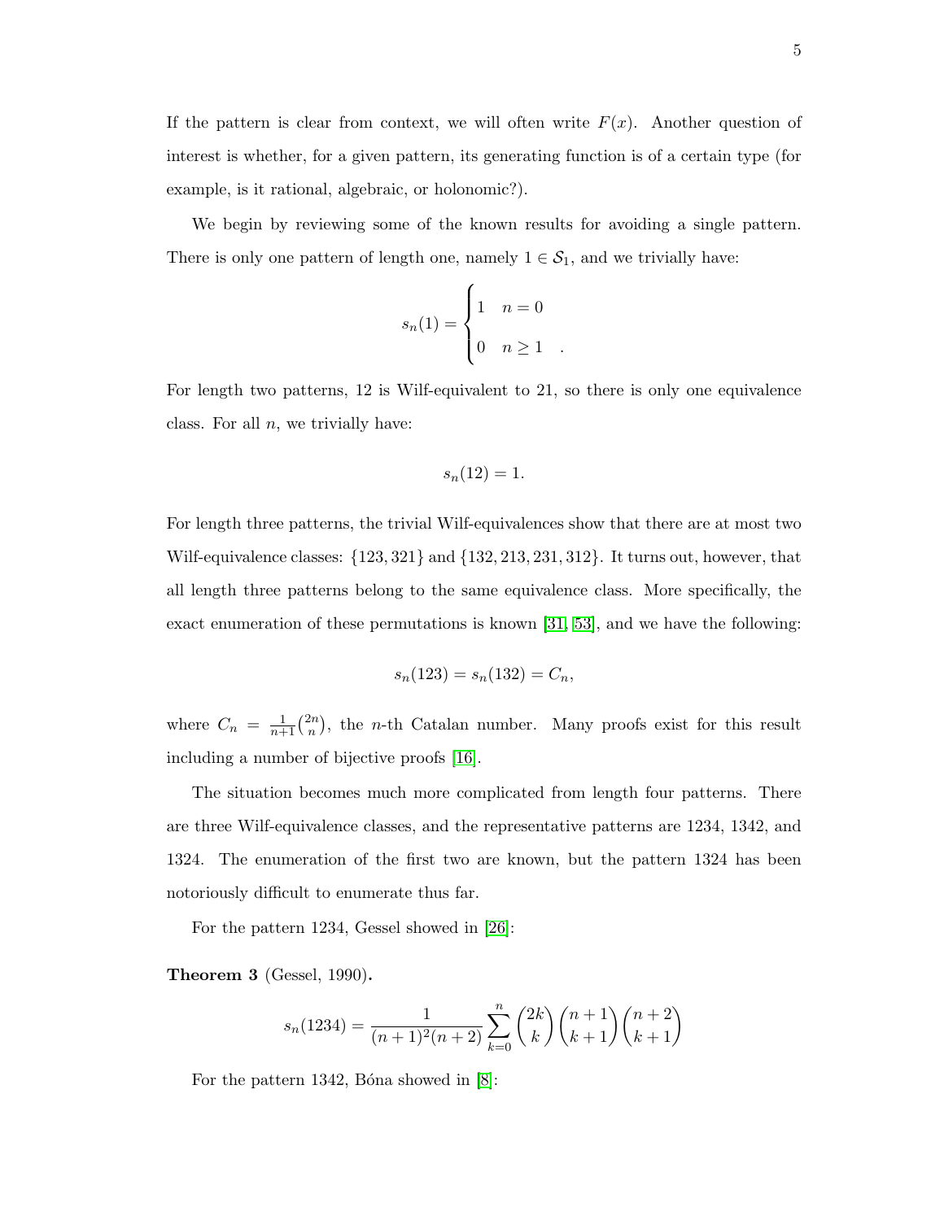If the pattern is clear from context, we will often write $F(x)$. Another question of interest is whether, for a given pattern, its generating function is of a certain type (for example, is it rational, algebraic, or holonomic?).

We begin by reviewing some of the known results for avoiding a single pattern. There is only one pattern of length one, namely $1 \in \mathcal{S}_1$, and we trivially have:

$$s_n(1) = \begin{cases} 1 & n = 0 \\ 0 & n \geq 1 \end{cases}.$$

For length two patterns, 12 is Wilf-equivalent to 21, so there is only one equivalence class. For all $n$, we trivially have:

$$s_n(12) = 1.$$

For length three patterns, the trivial Wilf-equivalences show that there are at most two Wilf-equivalence classes: $\{123, 321\}$ and $\{132, 213, 231, 312\}$. It turns out, however, that all length three patterns belong to the same equivalence class. More specifically, the exact enumeration of these permutations is known [31, 53], and we have the following:

$$s_n(123) = s_n(132) = C_n,$$

where $C_n = \frac{1}{n+1}\binom{2n}{n}$, the $n$-th Catalan number. Many proofs exist for this result including a number of bijective proofs [16].

The situation becomes much more complicated from length four patterns. There are three Wilf-equivalence classes, and the representative patterns are 1234, 1342, and 1324. The enumeration of the first two are known, but the pattern 1324 has been notoriously difficult to enumerate thus far.

For the pattern 1234, Gessel showed in [26]:

**Theorem 3** (Gessel, 1990)**.**

$$s_n(1234) = \frac{1}{(n+1)^2(n+2)} \sum_{k=0}^{n} \binom{2k}{k} \binom{n+1}{k+1} \binom{n+2}{k+1}$$

For the pattern 1342, Bóna showed in [8]: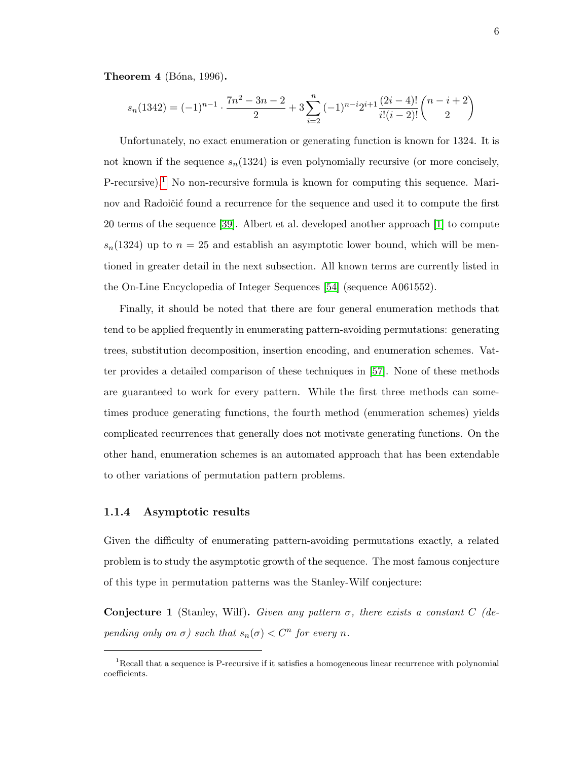**Theorem 4** (Bóna, 1996)**.**

$$s_n(1342) = (-1)^{n-1} \cdot \frac{7n^2 - 3n - 2}{2} + 3\sum_{i=2}^{n} (-1)^{n-i} 2^{i+1} \frac{(2i-4)!}{i!(i-2)!} \binom{n-i+2}{2}$$

Unfortunately, no exact enumeration or generating function is known for 1324. It is not known if the sequence $s_n(1324)$ is even polynomially recursive (or more concisely, P-recursive).[1] No non-recursive formula is known for computing this sequence. Marinov and Radoičić found a recurrence for the sequence and used it to compute the first 20 terms of the sequence [39]. Albert et al. developed another approach [1] to compute $s_n(1324)$ up to $n = 25$ and establish an asymptotic lower bound, which will be mentioned in greater detail in the next subsection. All known terms are currently listed in the On-Line Encyclopedia of Integer Sequences [54] (sequence A061552).

Finally, it should be noted that there are four general enumeration methods that tend to be applied frequently in enumerating pattern-avoiding permutations: generating trees, substitution decomposition, insertion encoding, and enumeration schemes. Vatter provides a detailed comparison of these techniques in [57]. None of these methods are guaranteed to work for every pattern. While the first three methods can sometimes produce generating functions, the fourth method (enumeration schemes) yields complicated recurrences that generally does not motivate generating functions. On the other hand, enumeration schemes is an automated approach that has been extendable to other variations of permutation pattern problems.

### 1.1.4 Asymptotic results

Given the difficulty of enumerating pattern-avoiding permutations exactly, a related problem is to study the asymptotic growth of the sequence. The most famous conjecture of this type in permutation patterns was the Stanley-Wilf conjecture:

**Conjecture 1** (Stanley, Wilf)**.** *Given any pattern $\sigma$, there exists a constant $C$ (depending only on $\sigma$) such that $s_n(\sigma) < C^n$ for every $n$.*

---

[1] Recall that a sequence is P-recursive if it satisfies a homogeneous linear recurrence with polynomial coefficients.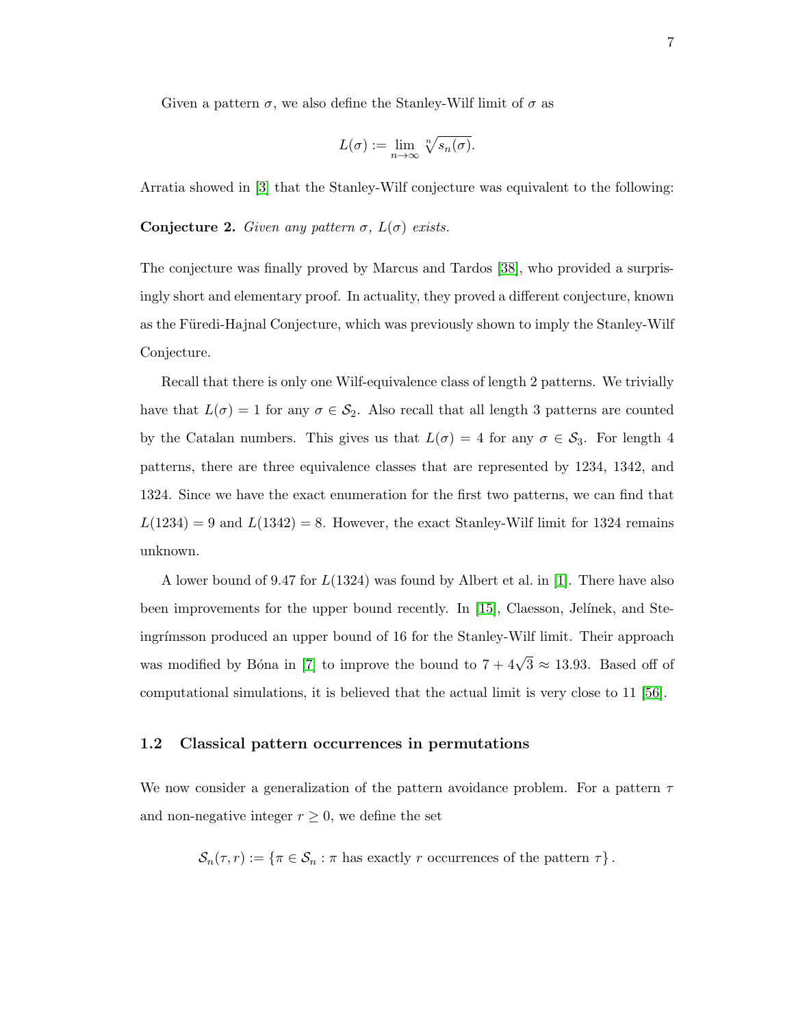Given a pattern $\sigma$, we also define the Stanley-Wilf limit of $\sigma$ as

$$L(\sigma) := \lim_{n\to\infty} \sqrt[n]{s_n(\sigma)}.$$

Arratia showed in [3] that the Stanley-Wilf conjecture was equivalent to the following:

**Conjecture 2.** *Given any pattern $\sigma$, $L(\sigma)$ exists.*

The conjecture was finally proved by Marcus and Tardos [38], who provided a surprisingly short and elementary proof. In actuality, they proved a different conjecture, known as the Füredi-Hajnal Conjecture, which was previously shown to imply the Stanley-Wilf Conjecture.

Recall that there is only one Wilf-equivalence class of length 2 patterns. We trivially have that $L(\sigma) = 1$ for any $\sigma \in \mathcal{S}_2$. Also recall that all length 3 patterns are counted by the Catalan numbers. This gives us that $L(\sigma) = 4$ for any $\sigma \in \mathcal{S}_3$. For length 4 patterns, there are three equivalence classes that are represented by 1234, 1342, and 1324. Since we have the exact enumeration for the first two patterns, we can find that $L(1234) = 9$ and $L(1342) = 8$. However, the exact Stanley-Wilf limit for 1324 remains unknown.

A lower bound of 9.47 for $L(1324)$ was found by Albert et al. in [1]. There have also been improvements for the upper bound recently. In [15], Claesson, Jelínek, and Steingrímsson produced an upper bound of 16 for the Stanley-Wilf limit. Their approach was modified by Bóna in [7] to improve the bound to $7 + 4\sqrt{3} \approx 13.93$. Based off of computational simulations, it is believed that the actual limit is very close to 11 [56].

### 1.2 Classical pattern occurrences in permutations

We now consider a generalization of the pattern avoidance problem. For a pattern $\tau$ and non-negative integer $r \geq 0$, we define the set

$$\mathcal{S}_n(\tau, r) := \{\pi \in \mathcal{S}_n : \pi \text{ has exactly } r \text{ occurrences of the pattern } \tau\}.$$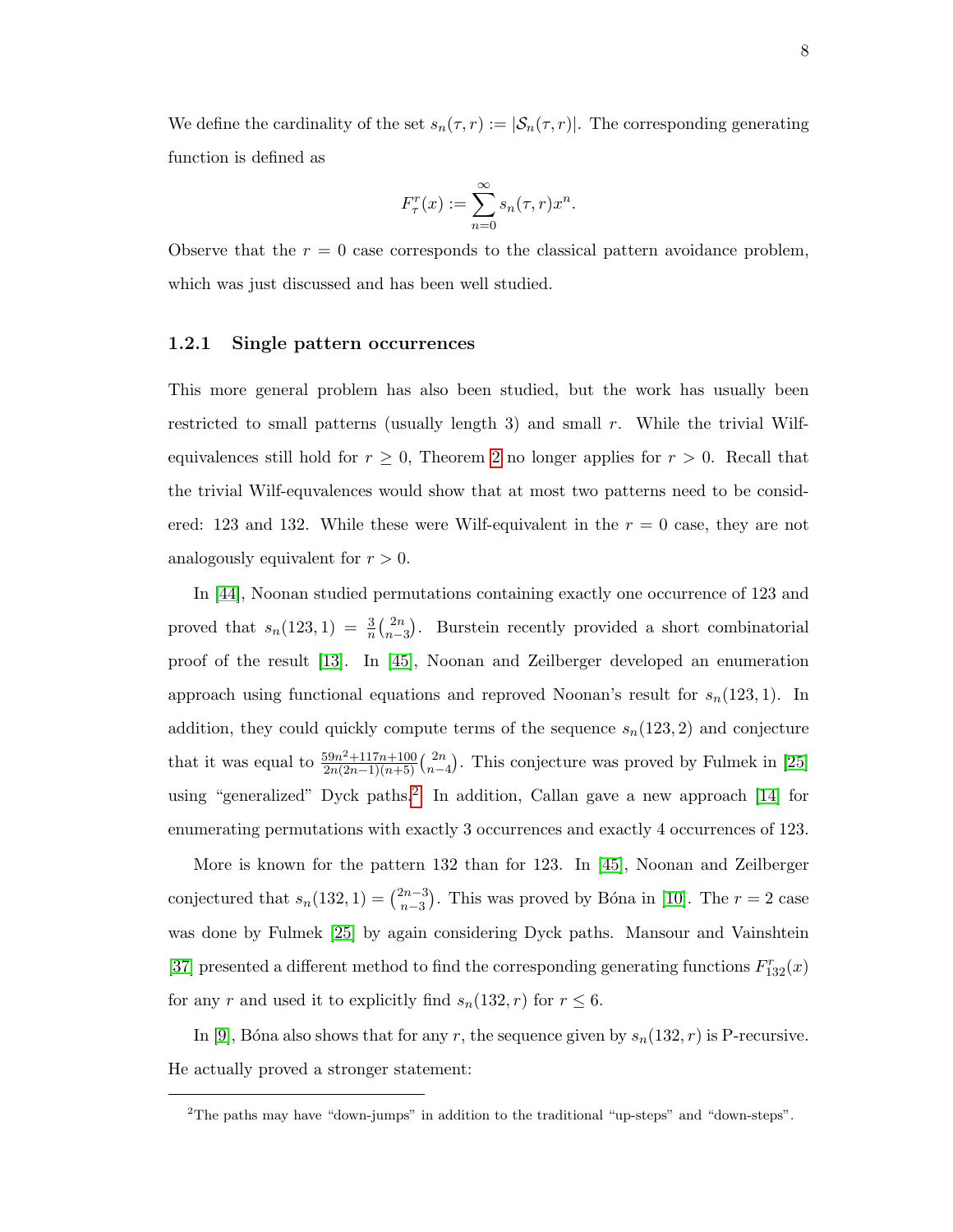We define the cardinality of the set $s_n(\tau, r) := |\mathcal{S}_n(\tau, r)|$. The corresponding generating function is defined as

$$F_\tau^r(x) := \sum_{n=0}^{\infty} s_n(\tau, r)x^n.$$

Observe that the $r = 0$ case corresponds to the classical pattern avoidance problem, which was just discussed and has been well studied.

### 1.2.1 Single pattern occurrences

This more general problem has also been studied, but the work has usually been restricted to small patterns (usually length 3) and small $r$. While the trivial Wilf-equivalences still hold for $r \geq 0$, Theorem 2 no longer applies for $r > 0$. Recall that the trivial Wilf-equvalences would show that at most two patterns need to be considered: 123 and 132. While these were Wilf-equivalent in the $r = 0$ case, they are not analogously equivalent for $r > 0$.

In [44], Noonan studied permutations containing exactly one occurrence of 123 and proved that $s_n(123, 1) = \frac{3}{n}\binom{2n}{n-3}$. Burstein recently provided a short combinatorial proof of the result [13]. In [45], Noonan and Zeilberger developed an enumeration approach using functional equations and reproved Noonan's result for $s_n(123, 1)$. In addition, they could quickly compute terms of the sequence $s_n(123, 2)$ and conjecture that it was equal to $\frac{59n^2+117n+100}{2n(2n-1)(n+5)}\binom{2n}{n-4}$. This conjecture was proved by Fulmek in [25] using "generalized" Dyck paths.[2] In addition, Callan gave a new approach [14] for enumerating permutations with exactly 3 occurrences and exactly 4 occurrences of 123.

More is known for the pattern 132 than for 123. In [45], Noonan and Zeilberger conjectured that $s_n(132, 1) = \binom{2n-3}{n-3}$. This was proved by Bóna in [10]. The $r = 2$ case was done by Fulmek [25] by again considering Dyck paths. Mansour and Vainshtein [37] presented a different method to find the corresponding generating functions $F_{132}^r(x)$ for any $r$ and used it to explicitly find $s_n(132, r)$ for $r \leq 6$.

In [9], Bóna also shows that for any $r$, the sequence given by $s_n(132, r)$ is P-recursive. He actually proved a stronger statement:

---

[2] The paths may have "down-jumps" in addition to the traditional "up-steps" and "down-steps".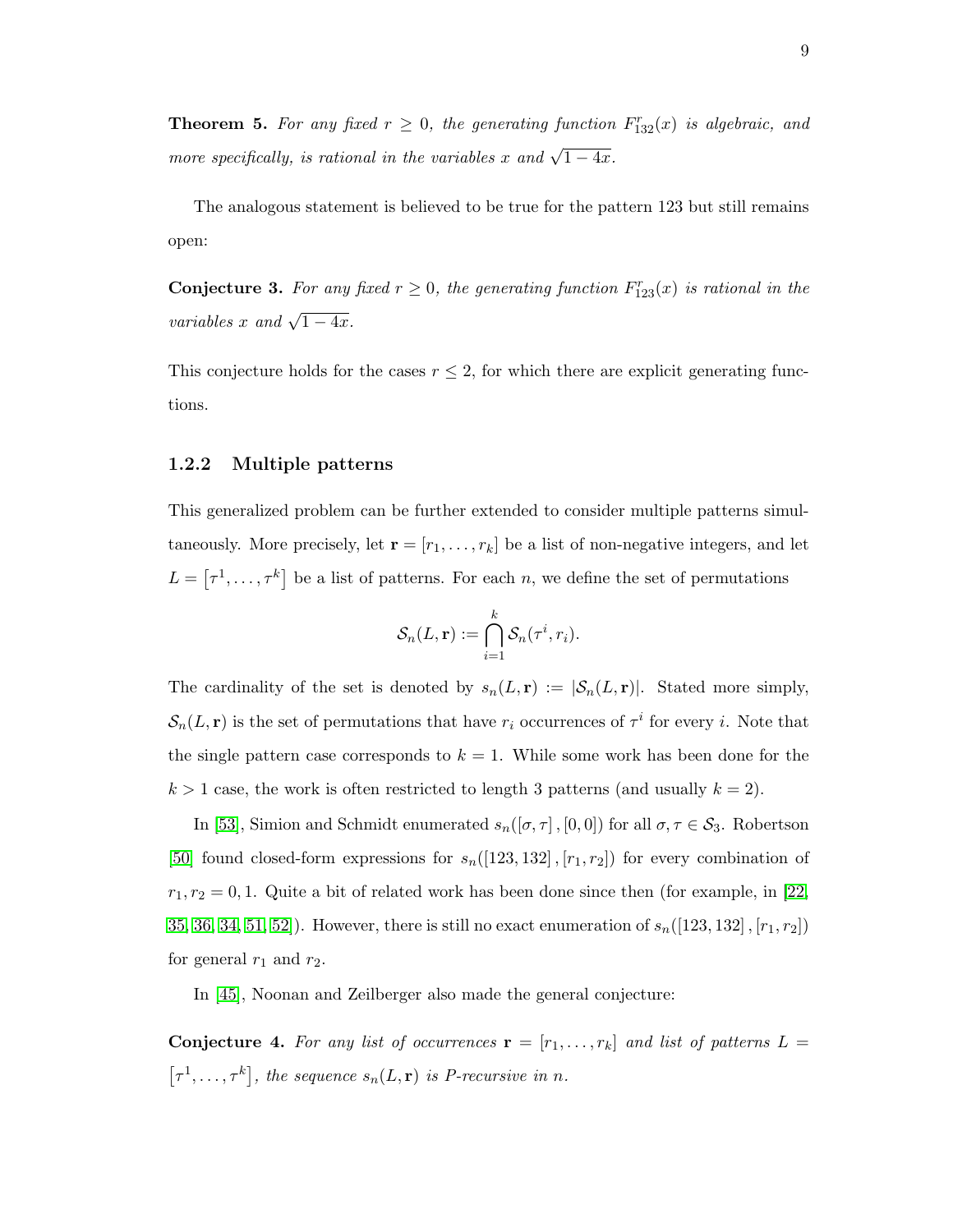**Theorem 5.** *For any fixed $r \geq 0$, the generating function $F^r_{132}(x)$ is algebraic, and more specifically, is rational in the variables $x$ and $\sqrt{1-4x}$.*

The analogous statement is believed to be true for the pattern 123 but still remains open:

**Conjecture 3.** *For any fixed $r \geq 0$, the generating function $F^r_{123}(x)$ is rational in the variables $x$ and $\sqrt{1-4x}$.*

This conjecture holds for the cases $r \leq 2$, for which there are explicit generating functions.

### 1.2.2 Multiple patterns

This generalized problem can be further extended to consider multiple patterns simultaneously. More precisely, let $\mathbf{r} = [r_1, \ldots, r_k]$ be a list of non-negative integers, and let $L = \left[\tau^1, \ldots, \tau^k\right]$ be a list of patterns. For each $n$, we define the set of permutations

$$\mathcal{S}_n(L, \mathbf{r}) := \bigcap_{i=1}^{k} \mathcal{S}_n(\tau^i, r_i).$$

The cardinality of the set is denoted by $s_n(L, \mathbf{r}) := |\mathcal{S}_n(L, \mathbf{r})|$. Stated more simply, $\mathcal{S}_n(L, \mathbf{r})$ is the set of permutations that have $r_i$ occurrences of $\tau^i$ for every $i$. Note that the single pattern case corresponds to $k = 1$. While some work has been done for the $k > 1$ case, the work is often restricted to length 3 patterns (and usually $k = 2$).

In [53], Simion and Schmidt enumerated $s_n([\sigma, \tau], [0, 0])$ for all $\sigma, \tau \in \mathcal{S}_3$. Robertson [50] found closed-form expressions for $s_n([123, 132], [r_1, r_2])$ for every combination of $r_1, r_2 = 0, 1$. Quite a bit of related work has been done since then (for example, in [22, 35, 36, 34, 51, 52]). However, there is still no exact enumeration of $s_n([123, 132], [r_1, r_2])$ for general $r_1$ and $r_2$.

In [45], Noonan and Zeilberger also made the general conjecture:

**Conjecture 4.** *For any list of occurrences $\mathbf{r} = [r_1, \ldots, r_k]$ and list of patterns $L = \left[\tau^1, \ldots, \tau^k\right]$, the sequence $s_n(L, \mathbf{r})$ is P-recursive in $n$.*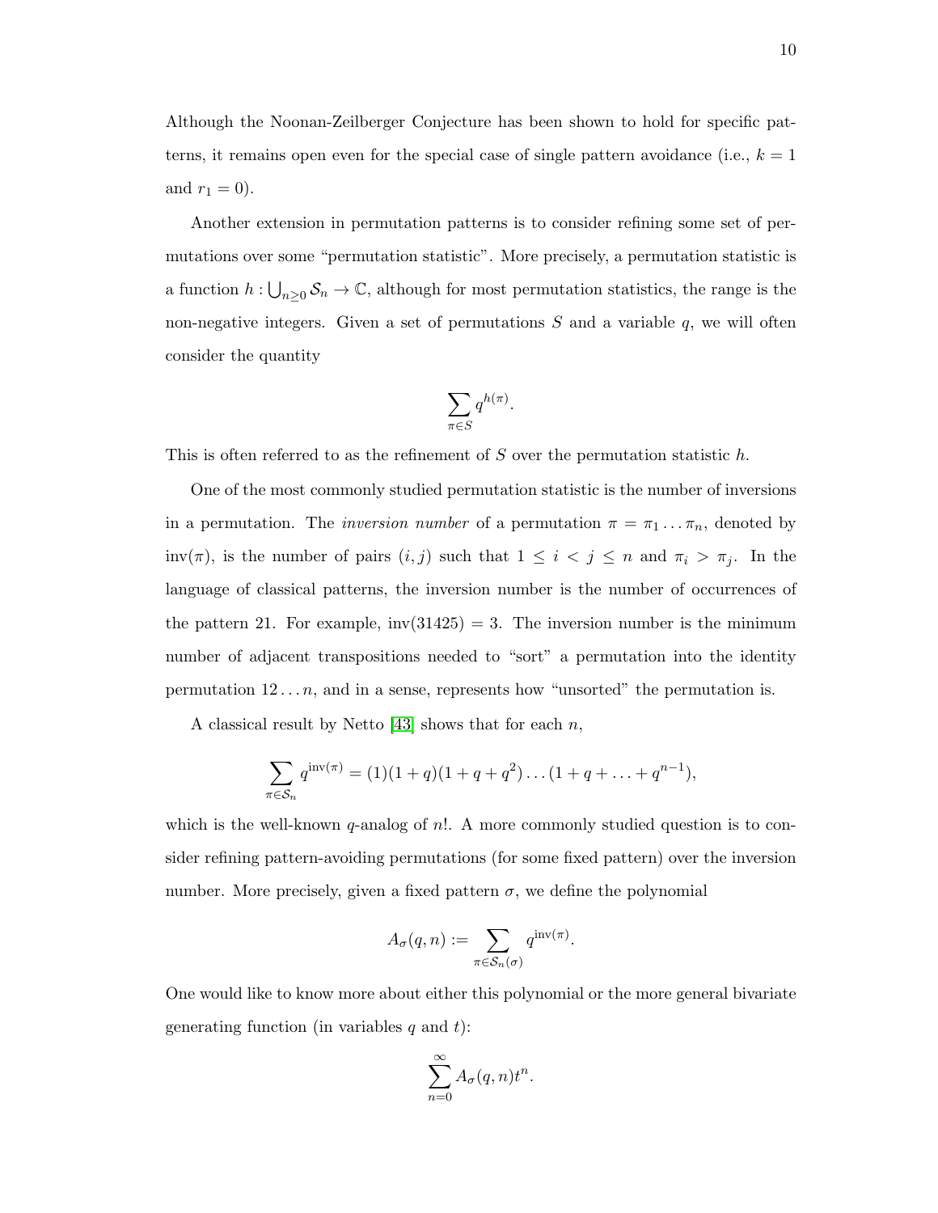Although the Noonan-Zeilberger Conjecture has been shown to hold for specific patterns, it remains open even for the special case of single pattern avoidance (i.e., $k = 1$ and $r_1 = 0$).

Another extension in permutation patterns is to consider refining some set of permutations over some "permutation statistic". More precisely, a permutation statistic is a function $h : \bigcup_{n \geq 0} \mathcal{S}_n \to \mathbb{C}$, although for most permutation statistics, the range is the non-negative integers. Given a set of permutations $S$ and a variable $q$, we will often consider the quantity

$$\sum_{\pi \in S} q^{h(\pi)}.$$

This is often referred to as the refinement of $S$ over the permutation statistic $h$.

One of the most commonly studied permutation statistic is the number of inversions in a permutation. The *inversion number* of a permutation $\pi = \pi_1 \ldots \pi_n$, denoted by $\mathrm{inv}(\pi)$, is the number of pairs $(i, j)$ such that $1 \leq i < j \leq n$ and $\pi_i > \pi_j$. In the language of classical patterns, the inversion number is the number of occurrences of the pattern 21. For example, $\mathrm{inv}(31425) = 3$. The inversion number is the minimum number of adjacent transpositions needed to "sort" a permutation into the identity permutation $12 \ldots n$, and in a sense, represents how "unsorted" the permutation is.

A classical result by Netto [43] shows that for each $n$,

$$\sum_{\pi \in \mathcal{S}_n} q^{\mathrm{inv}(\pi)} = (1)(1+q)(1+q+q^2)\ldots(1+q+\ldots+q^{n-1}),$$

which is the well-known $q$-analog of $n!$. A more commonly studied question is to consider refining pattern-avoiding permutations (for some fixed pattern) over the inversion number. More precisely, given a fixed pattern $\sigma$, we define the polynomial

$$A_\sigma(q, n) := \sum_{\pi \in \mathcal{S}_n(\sigma)} q^{\mathrm{inv}(\pi)}.$$

One would like to know more about either this polynomial or the more general bivariate generating function (in variables $q$ and $t$):

$$\sum_{n=0}^{\infty} A_\sigma(q, n) t^n.$$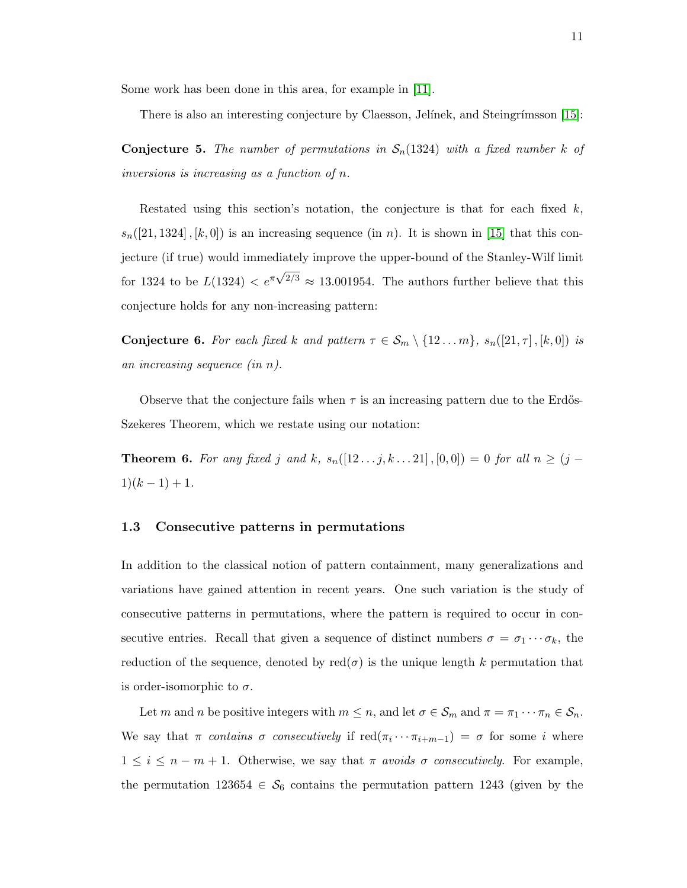Some work has been done in this area, for example in [11].

There is also an interesting conjecture by Claesson, Jelínek, and Steingrímsson [15]:

**Conjecture 5.** *The number of permutations in $\mathcal{S}_n(1324)$ with a fixed number $k$ of inversions is increasing as a function of $n$.*

Restated using this section's notation, the conjecture is that for each fixed $k$, $s_n([21, 1324], [k, 0])$ is an increasing sequence (in $n$). It is shown in [15] that this conjecture (if true) would immediately improve the upper-bound of the Stanley-Wilf limit for 1324 to be $L(1324) < e^{\pi\sqrt{2/3}} \approx 13.001954$. The authors further believe that this conjecture holds for any non-increasing pattern:

**Conjecture 6.** *For each fixed $k$ and pattern $\tau \in \mathcal{S}_m \setminus \{12 \ldots m\}$, $s_n([21, \tau], [k, 0])$ is an increasing sequence (in $n$).*

Observe that the conjecture fails when $\tau$ is an increasing pattern due to the Erdős-Szekeres Theorem, which we restate using our notation:

**Theorem 6.** *For any fixed $j$ and $k$, $s_n([12 \ldots j, k \ldots 21], [0, 0]) = 0$ for all $n \geq (j-1)(k-1)+1$.*

### 1.3 Consecutive patterns in permutations

In addition to the classical notion of pattern containment, many generalizations and variations have gained attention in recent years. One such variation is the study of consecutive patterns in permutations, where the pattern is required to occur in consecutive entries. Recall that given a sequence of distinct numbers $\sigma = \sigma_1 \cdots \sigma_k$, the reduction of the sequence, denoted by $\text{red}(\sigma)$ is the unique length $k$ permutation that is order-isomorphic to $\sigma$.

Let $m$ and $n$ be positive integers with $m \leq n$, and let $\sigma \in \mathcal{S}_m$ and $\pi = \pi_1 \cdots \pi_n \in \mathcal{S}_n$. We say that $\pi$ *contains $\sigma$ consecutively* if $\text{red}(\pi_i \cdots \pi_{i+m-1}) = \sigma$ for some $i$ where $1 \leq i \leq n - m + 1$. Otherwise, we say that $\pi$ *avoids $\sigma$ consecutively*. For example, the permutation $123654 \in \mathcal{S}_6$ contains the permutation pattern 1243 (given by the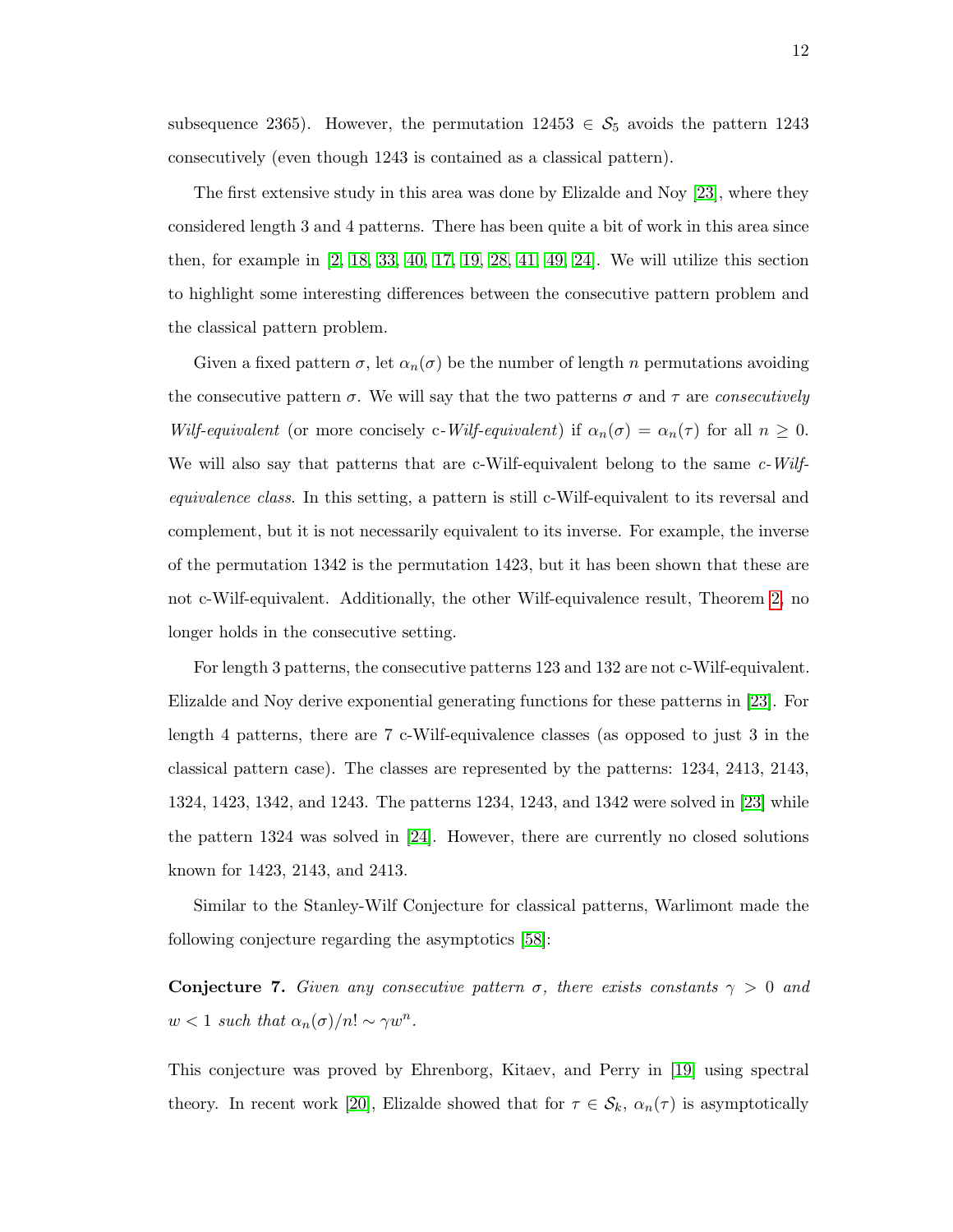subsequence 2365). However, the permutation $12453 \in \mathcal{S}_5$ avoids the pattern 1243 consecutively (even though 1243 is contained as a classical pattern).

The first extensive study in this area was done by Elizalde and Noy [23], where they considered length 3 and 4 patterns. There has been quite a bit of work in this area since then, for example in [2, 18, 33, 40, 17, 19, 28, 41, 49, 24]. We will utilize this section to highlight some interesting differences between the consecutive pattern problem and the classical pattern problem.

Given a fixed pattern $\sigma$, let $\alpha_n(\sigma)$ be the number of length $n$ permutations avoiding the consecutive pattern $\sigma$. We will say that the two patterns $\sigma$ and $\tau$ are *consecutively Wilf-equivalent* (or more concisely c-*Wilf-equivalent*) if $\alpha_n(\sigma) = \alpha_n(\tau)$ for all $n \geq 0$. We will also say that patterns that are c-Wilf-equivalent belong to the same *c-Wilf-equivalence class*. In this setting, a pattern is still c-Wilf-equivalent to its reversal and complement, but it is not necessarily equivalent to its inverse. For example, the inverse of the permutation 1342 is the permutation 1423, but it has been shown that these are not c-Wilf-equivalent. Additionally, the other Wilf-equivalence result, Theorem 2, no longer holds in the consecutive setting.

For length 3 patterns, the consecutive patterns 123 and 132 are not c-Wilf-equivalent. Elizalde and Noy derive exponential generating functions for these patterns in [23]. For length 4 patterns, there are 7 c-Wilf-equivalence classes (as opposed to just 3 in the classical pattern case). The classes are represented by the patterns: 1234, 2413, 2143, 1324, 1423, 1342, and 1243. The patterns 1234, 1243, and 1342 were solved in [23] while the pattern 1324 was solved in [24]. However, there are currently no closed solutions known for 1423, 2143, and 2413.

Similar to the Stanley-Wilf Conjecture for classical patterns, Warlimont made the following conjecture regarding the asymptotics [58]:

**Conjecture 7.** *Given any consecutive pattern $\sigma$, there exists constants $\gamma > 0$ and $w < 1$ such that $\alpha_n(\sigma)/n! \sim \gamma w^n$.*

This conjecture was proved by Ehrenborg, Kitaev, and Perry in [19] using spectral theory. In recent work [20], Elizalde showed that for $\tau \in \mathcal{S}_k$, $\alpha_n(\tau)$ is asymptotically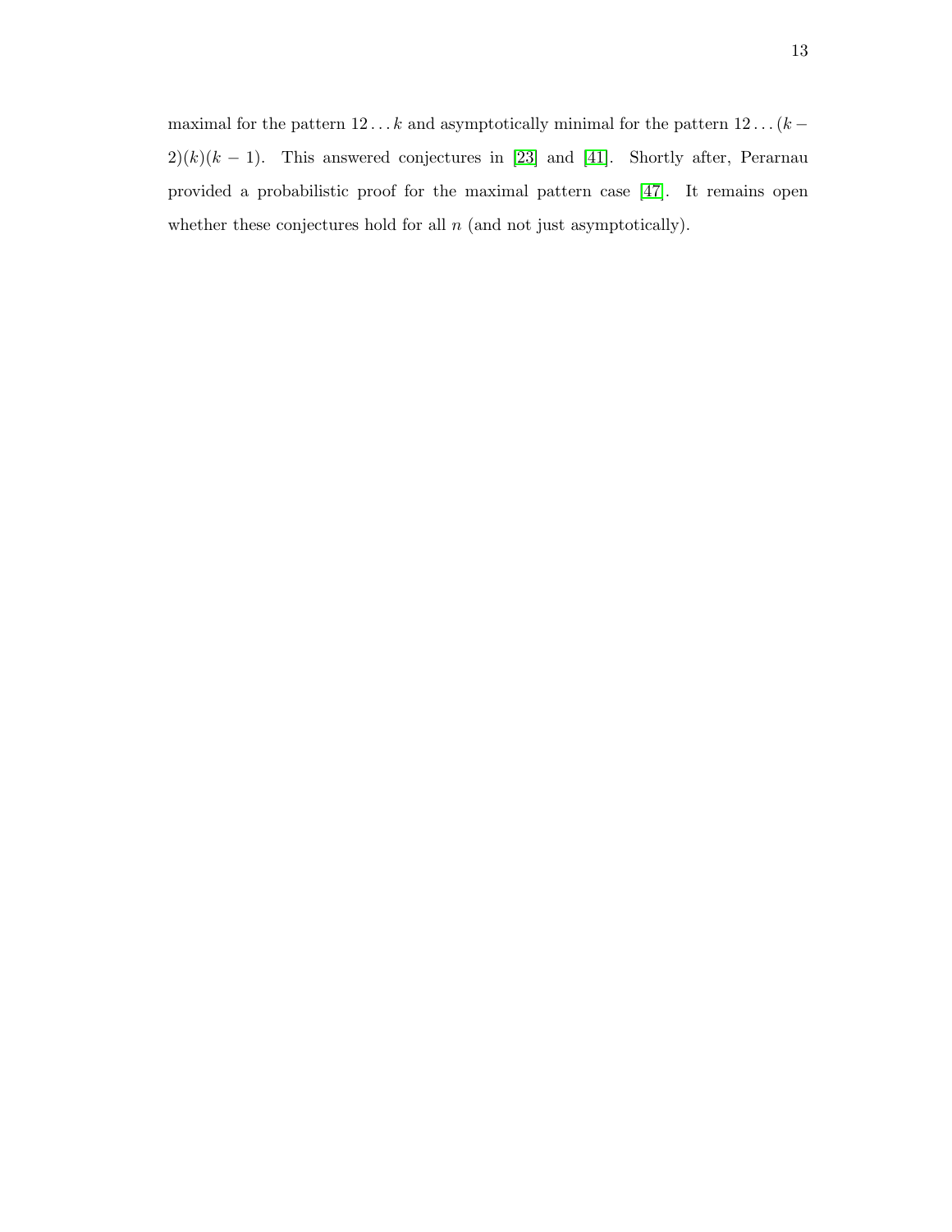maximal for the pattern $12\dots k$ and asymptotically minimal for the pattern $12\dots(k-2)(k)(k-1)$. This answered conjectures in [23] and [41]. Shortly after, Perarnau provided a probabilistic proof for the maximal pattern case [47]. It remains open whether these conjectures hold for all $n$ (and not just asymptotically).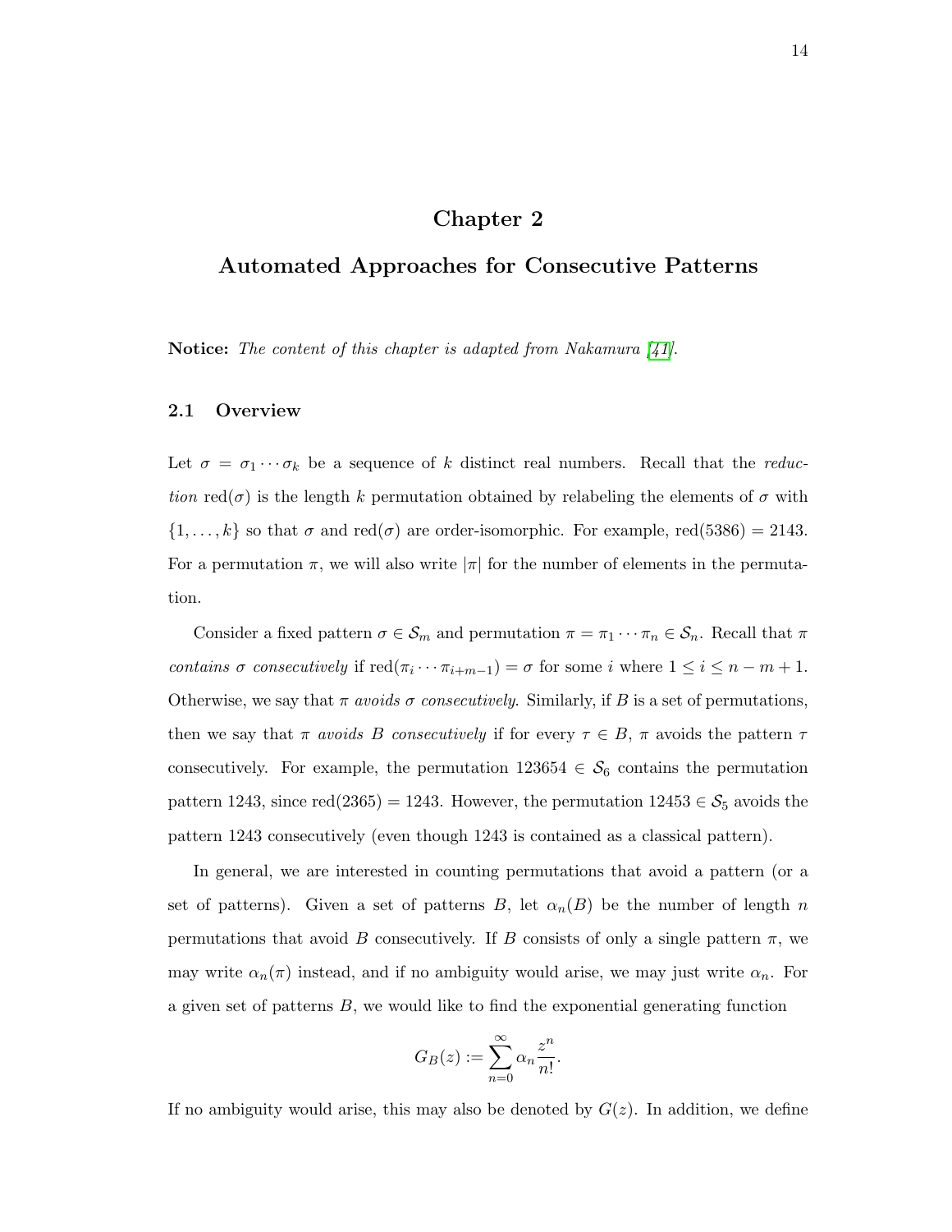# Chapter 2

# Automated Approaches for Consecutive Patterns

**Notice:** *The content of this chapter is adapted from Nakamura [41].*

## 2.1 Overview

Let $\sigma = \sigma_1 \cdots \sigma_k$ be a sequence of $k$ distinct real numbers. Recall that the *reduction* $\text{red}(\sigma)$ is the length $k$ permutation obtained by relabeling the elements of $\sigma$ with $\{1, \ldots, k\}$ so that $\sigma$ and $\text{red}(\sigma)$ are order-isomorphic. For example, $\text{red}(5386) = 2143$. For a permutation $\pi$, we will also write $|\pi|$ for the number of elements in the permutation.

Consider a fixed pattern $\sigma \in \mathcal{S}_m$ and permutation $\pi = \pi_1 \cdots \pi_n \in \mathcal{S}_n$. Recall that $\pi$ *contains $\sigma$ consecutively* if $\text{red}(\pi_i \cdots \pi_{i+m-1}) = \sigma$ for some $i$ where $1 \leq i \leq n - m + 1$. Otherwise, we say that $\pi$ *avoids $\sigma$ consecutively*. Similarly, if $B$ is a set of permutations, then we say that $\pi$ *avoids $B$ consecutively* if for every $\tau \in B$, $\pi$ avoids the pattern $\tau$ consecutively. For example, the permutation $123654 \in \mathcal{S}_6$ contains the permutation pattern 1243, since $\text{red}(2365) = 1243$. However, the permutation $12453 \in \mathcal{S}_5$ avoids the pattern 1243 consecutively (even though 1243 is contained as a classical pattern).

In general, we are interested in counting permutations that avoid a pattern (or a set of patterns). Given a set of patterns $B$, let $\alpha_n(B)$ be the number of length $n$ permutations that avoid $B$ consecutively. If $B$ consists of only a single pattern $\pi$, we may write $\alpha_n(\pi)$ instead, and if no ambiguity would arise, we may just write $\alpha_n$. For a given set of patterns $B$, we would like to find the exponential generating function

$$G_B(z) := \sum_{n=0}^{\infty} \alpha_n \frac{z^n}{n!}.$$

If no ambiguity would arise, this may also be denoted by $G(z)$. In addition, we define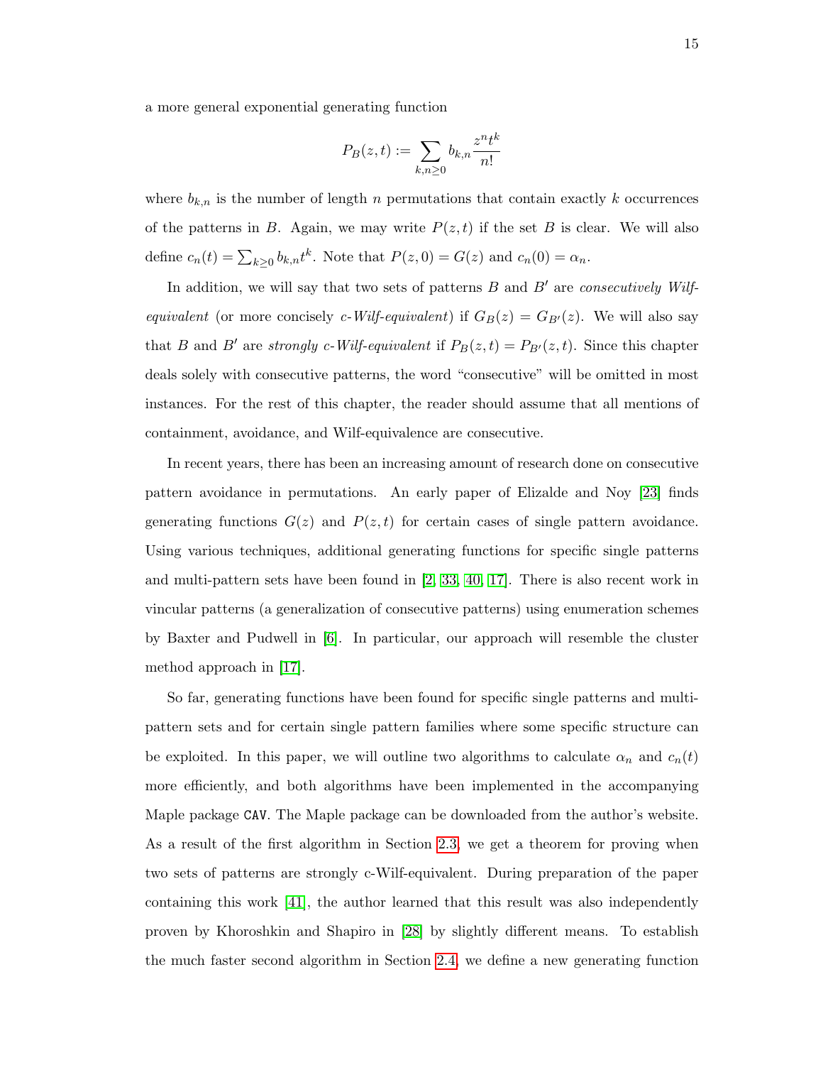a more general exponential generating function

$$P_B(z,t) := \sum_{k,n\geq 0} b_{k,n} \frac{z^n t^k}{n!}$$

where $b_{k,n}$ is the number of length $n$ permutations that contain exactly $k$ occurrences of the patterns in $B$. Again, we may write $P(z,t)$ if the set $B$ is clear. We will also define $c_n(t) = \sum_{k\geq 0} b_{k,n} t^k$. Note that $P(z,0) = G(z)$ and $c_n(0) = \alpha_n$.

In addition, we will say that two sets of patterns $B$ and $B'$ are *consecutively Wilf-equivalent* (or more concisely *c-Wilf-equivalent*) if $G_B(z) = G_{B'}(z)$. We will also say that $B$ and $B'$ are *strongly c-Wilf-equivalent* if $P_B(z,t) = P_{B'}(z,t)$. Since this chapter deals solely with consecutive patterns, the word "consecutive" will be omitted in most instances. For the rest of this chapter, the reader should assume that all mentions of containment, avoidance, and Wilf-equivalence are consecutive.

In recent years, there has been an increasing amount of research done on consecutive pattern avoidance in permutations. An early paper of Elizalde and Noy [23] finds generating functions $G(z)$ and $P(z,t)$ for certain cases of single pattern avoidance. Using various techniques, additional generating functions for specific single patterns and multi-pattern sets have been found in [2, 33, 40, 17]. There is also recent work in vincular patterns (a generalization of consecutive patterns) using enumeration schemes by Baxter and Pudwell in [6]. In particular, our approach will resemble the cluster method approach in [17].

So far, generating functions have been found for specific single patterns and multi-pattern sets and for certain single pattern families where some specific structure can be exploited. In this paper, we will outline two algorithms to calculate $\alpha_n$ and $c_n(t)$ more efficiently, and both algorithms have been implemented in the accompanying Maple package `CAV`. The Maple package can be downloaded from the author's website. As a result of the first algorithm in Section 2.3, we get a theorem for proving when two sets of patterns are strongly c-Wilf-equivalent. During preparation of the paper containing this work [41], the author learned that this result was also independently proven by Khoroshkin and Shapiro in [28] by slightly different means. To establish the much faster second algorithm in Section 2.4, we define a new generating function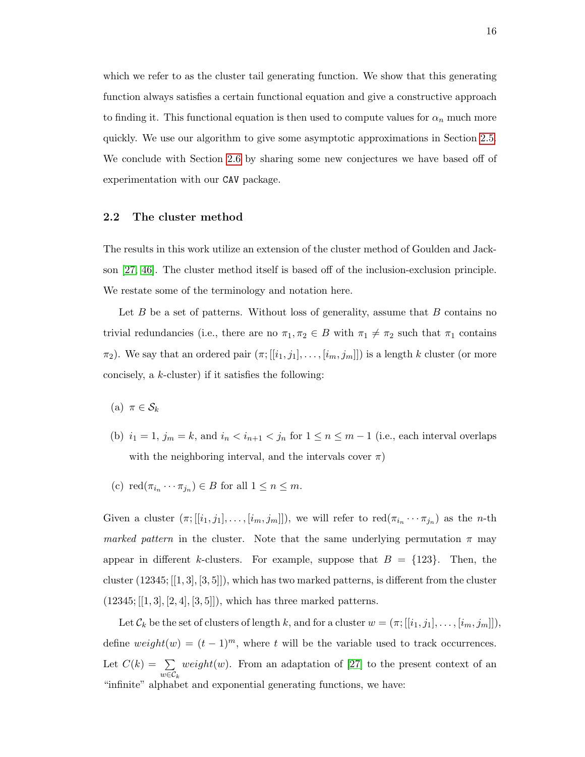which we refer to as the cluster tail generating function. We show that this generating function always satisfies a certain functional equation and give a constructive approach to finding it. This functional equation is then used to compute values for $\alpha_n$ much more quickly. We use our algorithm to give some asymptotic approximations in Section 2.5. We conclude with Section 2.6 by sharing some new conjectures we have based off of experimentation with our `CAV` package.

### 2.2 The cluster method

The results in this work utilize an extension of the cluster method of Goulden and Jackson [27, 46]. The cluster method itself is based off of the inclusion-exclusion principle. We restate some of the terminology and notation here.

Let $B$ be a set of patterns. Without loss of generality, assume that $B$ contains no trivial redundancies (i.e., there are no $\pi_1, \pi_2 \in B$ with $\pi_1 \neq \pi_2$ such that $\pi_1$ contains $\pi_2$). We say that an ordered pair $(\pi; [[i_1, j_1], \ldots, [i_m, j_m]])$ is a length $k$ cluster (or more concisely, a $k$-cluster) if it satisfies the following:

(a) $\pi \in \mathcal{S}_k$

(b) $i_1 = 1$, $j_m = k$, and $i_n < i_{n+1} < j_n$ for $1 \leq n \leq m-1$ (i.e., each interval overlaps with the neighboring interval, and the intervals cover $\pi$)

(c) $\text{red}(\pi_{i_n} \cdots \pi_{j_n}) \in B$ for all $1 \leq n \leq m$.

Given a cluster $(\pi; [[i_1, j_1], \ldots, [i_m, j_m]])$, we will refer to $\text{red}(\pi_{i_n} \cdots \pi_{j_n})$ as the $n$-th *marked pattern* in the cluster. Note that the same underlying permutation $\pi$ may appear in different $k$-clusters. For example, suppose that $B = \{123\}$. Then, the cluster $(12345; [[1, 3], [3, 5]])$, which has two marked patterns, is different from the cluster $(12345; [[1, 3], [2, 4], [3, 5]])$, which has three marked patterns.

Let $\mathcal{C}_k$ be the set of clusters of length $k$, and for a cluster $w = (\pi; [[i_1, j_1], \ldots, [i_m, j_m]])$, define $weight(w) = (t-1)^m$, where $t$ will be the variable used to track occurrences. Let $C(k) = \sum_{w \in \mathcal{C}_k} weight(w)$. From an adaptation of [27] to the present context of an "infinite" alphabet and exponential generating functions, we have: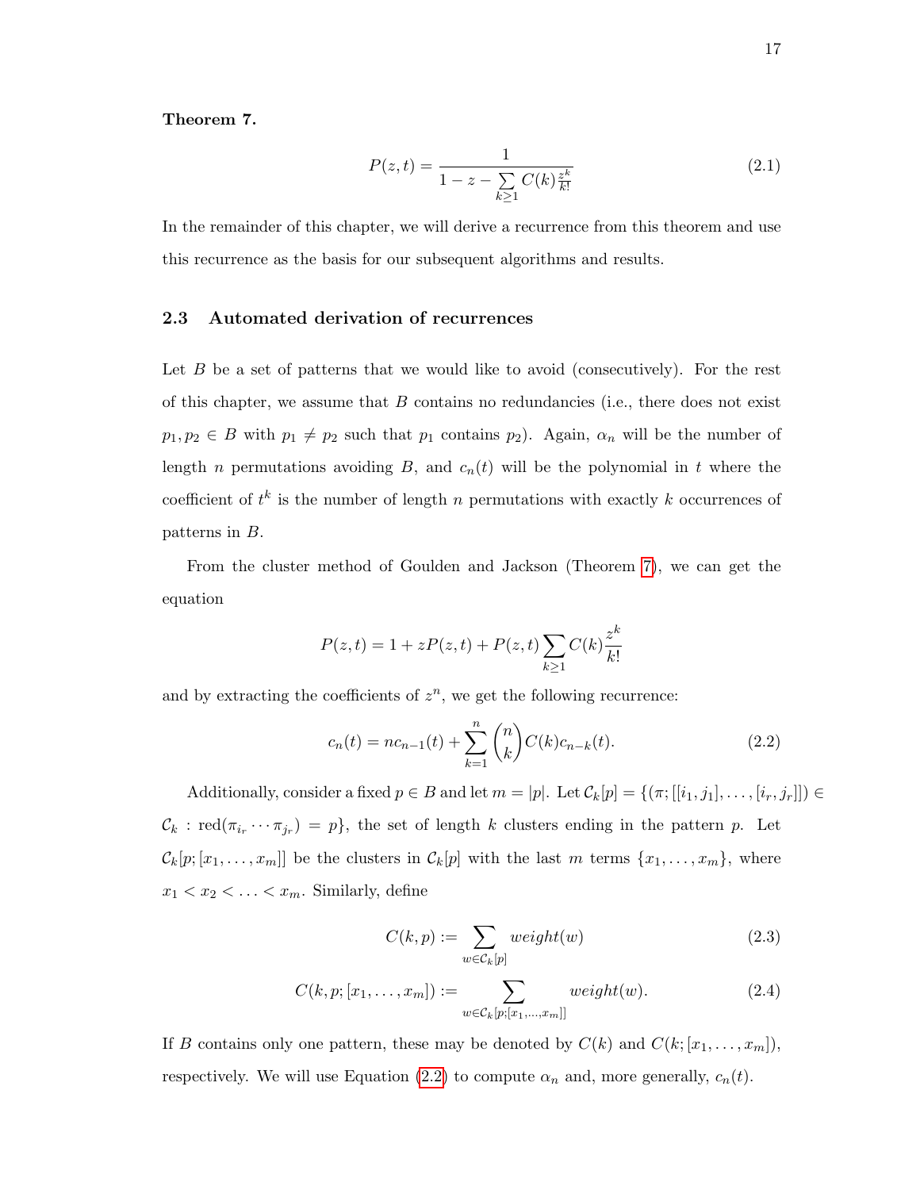**Theorem 7.**

$$P(z,t) = \frac{1}{1 - z - \sum_{k\geq 1} C(k)\frac{z^k}{k!}} \tag{2.1}$$

In the remainder of this chapter, we will derive a recurrence from this theorem and use this recurrence as the basis for our subsequent algorithms and results.

## 2.3 Automated derivation of recurrences

Let $B$ be a set of patterns that we would like to avoid (consecutively). For the rest of this chapter, we assume that $B$ contains no redundancies (i.e., there does not exist $p_1, p_2 \in B$ with $p_1 \neq p_2$ such that $p_1$ contains $p_2$). Again, $\alpha_n$ will be the number of length $n$ permutations avoiding $B$, and $c_n(t)$ will be the polynomial in $t$ where the coefficient of $t^k$ is the number of length $n$ permutations with exactly $k$ occurrences of patterns in $B$.

From the cluster method of Goulden and Jackson (Theorem 7), we can get the equation

$$P(z,t) = 1 + zP(z,t) + P(z,t)\sum_{k\geq 1} C(k)\frac{z^k}{k!}$$

and by extracting the coefficients of $z^n$, we get the following recurrence:

$$c_n(t) = nc_{n-1}(t) + \sum_{k=1}^{n} \binom{n}{k} C(k)c_{n-k}(t). \tag{2.2}$$

Additionally, consider a fixed $p \in B$ and let $m = |p|$. Let $\mathcal{C}_k[p] = \{(\pi; [[i_1, j_1], \ldots, [i_r, j_r]]) \in \mathcal{C}_k : \text{red}(\pi_{i_r} \cdots \pi_{j_r}) = p\}$, the set of length $k$ clusters ending in the pattern $p$. Let $\mathcal{C}_k[p; [x_1, \ldots, x_m]]$ be the clusters in $\mathcal{C}_k[p]$ with the last $m$ terms $\{x_1, \ldots, x_m\}$, where $x_1 < x_2 < \ldots < x_m$. Similarly, define

$$C(k,p) := \sum_{w \in \mathcal{C}_k[p]} weight(w) \tag{2.3}$$

$$C(k,p;[x_1,\ldots,x_m]) := \sum_{w \in \mathcal{C}_k[p;[x_1,\ldots,x_m]]} weight(w). \tag{2.4}$$

If $B$ contains only one pattern, these may be denoted by $C(k)$ and $C(k; [x_1, \ldots, x_m])$, respectively. We will use Equation (2.2) to compute $\alpha_n$ and, more generally, $c_n(t)$.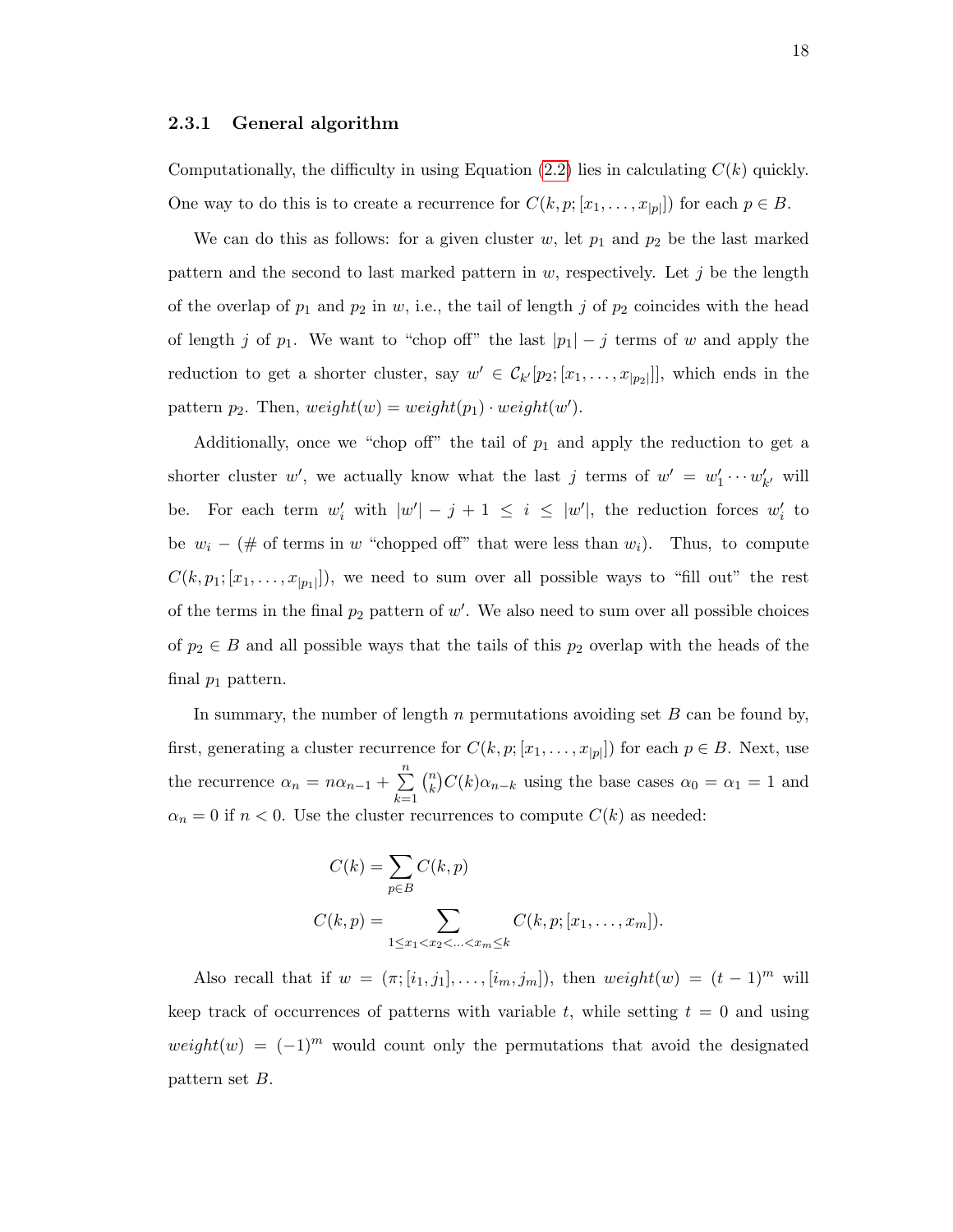### 2.3.1 General algorithm

Computationally, the difficulty in using Equation (2.2) lies in calculating $C(k)$ quickly. One way to do this is to create a recurrence for $C(k, p; [x_1, \ldots, x_{|p|}])$ for each $p \in B$.

We can do this as follows: for a given cluster $w$, let $p_1$ and $p_2$ be the last marked pattern and the second to last marked pattern in $w$, respectively. Let $j$ be the length of the overlap of $p_1$ and $p_2$ in $w$, i.e., the tail of length $j$ of $p_2$ coincides with the head of length $j$ of $p_1$. We want to "chop off" the last $|p_1| - j$ terms of $w$ and apply the reduction to get a shorter cluster, say $w' \in \mathcal{C}_{k'}[p_2; [x_1, \ldots, x_{|p_2|}]]$, which ends in the pattern $p_2$. Then, $weight(w) = weight(p_1) \cdot weight(w')$.

Additionally, once we "chop off" the tail of $p_1$ and apply the reduction to get a shorter cluster $w'$, we actually know what the last $j$ terms of $w' = w'_1 \cdots w'_{k'}$ will be. For each term $w'_i$ with $|w'| - j + 1 \leq i \leq |w'|$, the reduction forces $w'_i$ to be $w_i -$ (# of terms in $w$ "chopped off" that were less than $w_i$). Thus, to compute $C(k, p_1; [x_1, \ldots, x_{|p_1|}])$, we need to sum over all possible ways to "fill out" the rest of the terms in the final $p_2$ pattern of $w'$. We also need to sum over all possible choices of $p_2 \in B$ and all possible ways that the tails of this $p_2$ overlap with the heads of the final $p_1$ pattern.

In summary, the number of length $n$ permutations avoiding set $B$ can be found by, first, generating a cluster recurrence for $C(k, p; [x_1, \ldots, x_{|p|}])$ for each $p \in B$. Next, use the recurrence $\alpha_n = n\alpha_{n-1} + \sum_{k=1}^{n} \binom{n}{k} C(k) \alpha_{n-k}$ using the base cases $\alpha_0 = \alpha_1 = 1$ and $\alpha_n = 0$ if $n < 0$. Use the cluster recurrences to compute $C(k)$ as needed:

$$C(k) = \sum_{p \in B} C(k, p)$$

$$C(k, p) = \sum_{1 \leq x_1 < x_2 < \ldots < x_m \leq k} C(k, p; [x_1, \ldots, x_m]).$$

Also recall that if $w = (\pi; [i_1, j_1], \ldots, [i_m, j_m])$, then $weight(w) = (t-1)^m$ will keep track of occurrences of patterns with variable $t$, while setting $t = 0$ and using $weight(w) = (-1)^m$ would count only the permutations that avoid the designated pattern set $B$.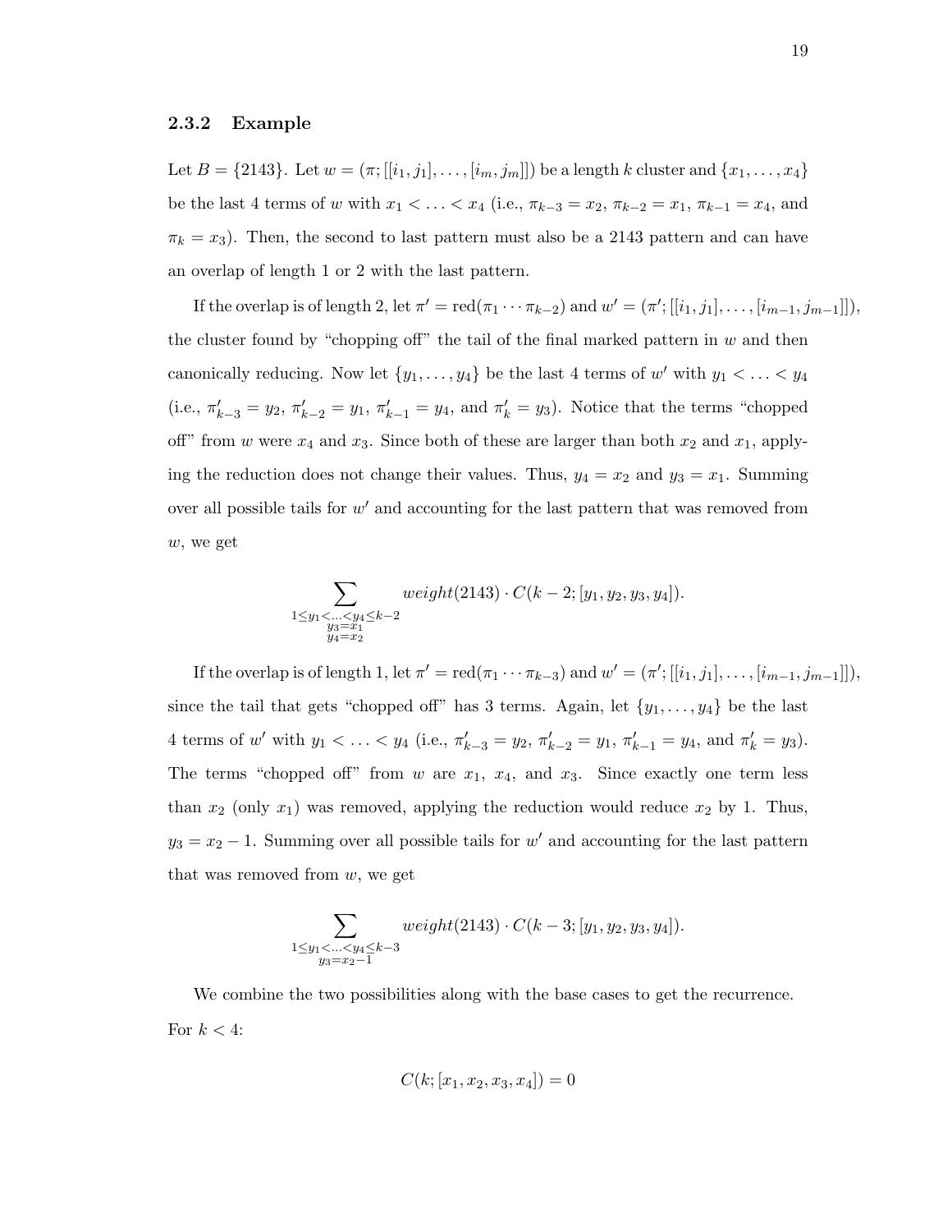### 2.3.2 Example

Let $B = \{2143\}$. Let $w = (\pi; [[i_1, j_1], \ldots, [i_m, j_m]])$ be a length $k$ cluster and $\{x_1, \ldots, x_4\}$ be the last 4 terms of $w$ with $x_1 < \ldots < x_4$ (i.e., $\pi_{k-3} = x_2$, $\pi_{k-2} = x_1$, $\pi_{k-1} = x_4$, and $\pi_k = x_3$). Then, the second to last pattern must also be a 2143 pattern and can have an overlap of length 1 or 2 with the last pattern.

If the overlap is of length 2, let $\pi' = \text{red}(\pi_1 \cdots \pi_{k-2})$ and $w' = (\pi'; [[i_1, j_1], \ldots, [i_{m-1}, j_{m-1}]])$, the cluster found by "chopping off" the tail of the final marked pattern in $w$ and then canonically reducing. Now let $\{y_1, \ldots, y_4\}$ be the last 4 terms of $w'$ with $y_1 < \ldots < y_4$ (i.e., $\pi'_{k-3} = y_2$, $\pi'_{k-2} = y_1$, $\pi'_{k-1} = y_4$, and $\pi'_k = y_3$). Notice that the terms "chopped off" from $w$ were $x_4$ and $x_3$. Since both of these are larger than both $x_2$ and $x_1$, applying the reduction does not change their values. Thus, $y_4 = x_2$ and $y_3 = x_1$. Summing over all possible tails for $w'$ and accounting for the last pattern that was removed from $w$, we get

$$\sum_{\substack{1 \leq y_1 < \ldots < y_4 \leq k-2 \\ y_3 = x_1 \\ y_4 = x_2}} weight(2143) \cdot C(k-2; [y_1, y_2, y_3, y_4]).$$

If the overlap is of length 1, let $\pi' = \text{red}(\pi_1 \cdots \pi_{k-3})$ and $w' = (\pi'; [[i_1, j_1], \ldots, [i_{m-1}, j_{m-1}]])$, since the tail that gets "chopped off" has 3 terms. Again, let $\{y_1, \ldots, y_4\}$ be the last 4 terms of $w'$ with $y_1 < \ldots < y_4$ (i.e., $\pi'_{k-3} = y_2$, $\pi'_{k-2} = y_1$, $\pi'_{k-1} = y_4$, and $\pi'_k = y_3$). The terms "chopped off" from $w$ are $x_1$, $x_4$, and $x_3$. Since exactly one term less than $x_2$ (only $x_1$) was removed, applying the reduction would reduce $x_2$ by 1. Thus, $y_3 = x_2 - 1$. Summing over all possible tails for $w'$ and accounting for the last pattern that was removed from $w$, we get

$$\sum_{\substack{1 \leq y_1 < \ldots < y_4 \leq k-3 \\ y_3 = x_2 - 1}} weight(2143) \cdot C(k-3; [y_1, y_2, y_3, y_4]).$$

We combine the two possibilities along with the base cases to get the recurrence. For $k < 4$:

$$C(k; [x_1, x_2, x_3, x_4]) = 0$$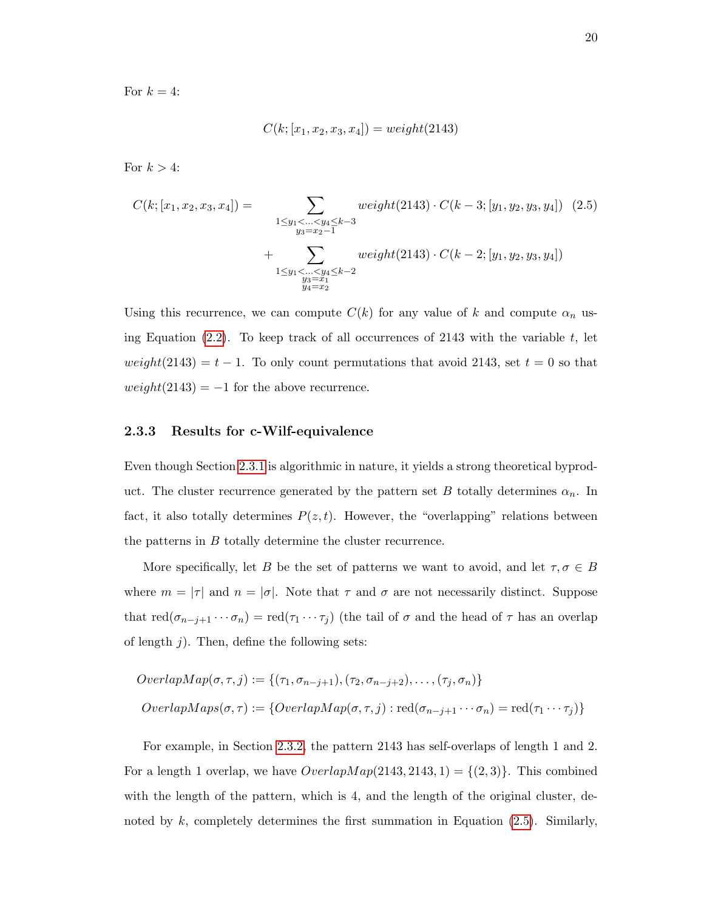For $k = 4$:

$$C(k; [x_1, x_2, x_3, x_4]) = weight(2143)$$

For $k > 4$:

$$C(k; [x_1, x_2, x_3, x_4]) = \sum_{\substack{1 \le y_1 < \ldots < y_4 \le k-3 \\ y_3 = x_2 - 1}} weight(2143) \cdot C(k-3; [y_1, y_2, y_3, y_4]) \quad (2.5)$$

$$+ \sum_{\substack{1 \le y_1 < \ldots < y_4 \le k-2 \\ y_3 = x_1 \\ y_4 = x_2}} weight(2143) \cdot C(k-2; [y_1, y_2, y_3, y_4])$$

Using this recurrence, we can compute $C(k)$ for any value of $k$ and compute $\alpha_n$ using Equation (2.2). To keep track of all occurrences of 2143 with the variable $t$, let $weight(2143) = t - 1$. To only count permutations that avoid 2143, set $t = 0$ so that $weight(2143) = -1$ for the above recurrence.

### 2.3.3 Results for c-Wilf-equivalence

Even though Section 2.3.1 is algorithmic in nature, it yields a strong theoretical byproduct. The cluster recurrence generated by the pattern set $B$ totally determines $\alpha_n$. In fact, it also totally determines $P(z, t)$. However, the "overlapping" relations between the patterns in $B$ totally determine the cluster recurrence.

More specifically, let $B$ be the set of patterns we want to avoid, and let $\tau, \sigma \in B$ where $m = |\tau|$ and $n = |\sigma|$. Note that $\tau$ and $\sigma$ are not necessarily distinct. Suppose that $\mathrm{red}(\sigma_{n-j+1} \cdots \sigma_n) = \mathrm{red}(\tau_1 \cdots \tau_j)$ (the tail of $\sigma$ and the head of $\tau$ has an overlap of length $j$). Then, define the following sets:

$$OverlapMap(\sigma, \tau, j) := \{(\tau_1, \sigma_{n-j+1}), (\tau_2, \sigma_{n-j+2}), \ldots, (\tau_j, \sigma_n)\}$$

$$OverlapMaps(\sigma, \tau) := \{OverlapMap(\sigma, \tau, j) : \mathrm{red}(\sigma_{n-j+1} \cdots \sigma_n) = \mathrm{red}(\tau_1 \cdots \tau_j)\}$$

For example, in Section 2.3.2, the pattern 2143 has self-overlaps of length 1 and 2. For a length 1 overlap, we have $OverlapMap(2143, 2143, 1) = \{(2, 3)\}$. This combined with the length of the pattern, which is 4, and the length of the original cluster, denoted by $k$, completely determines the first summation in Equation (2.5). Similarly,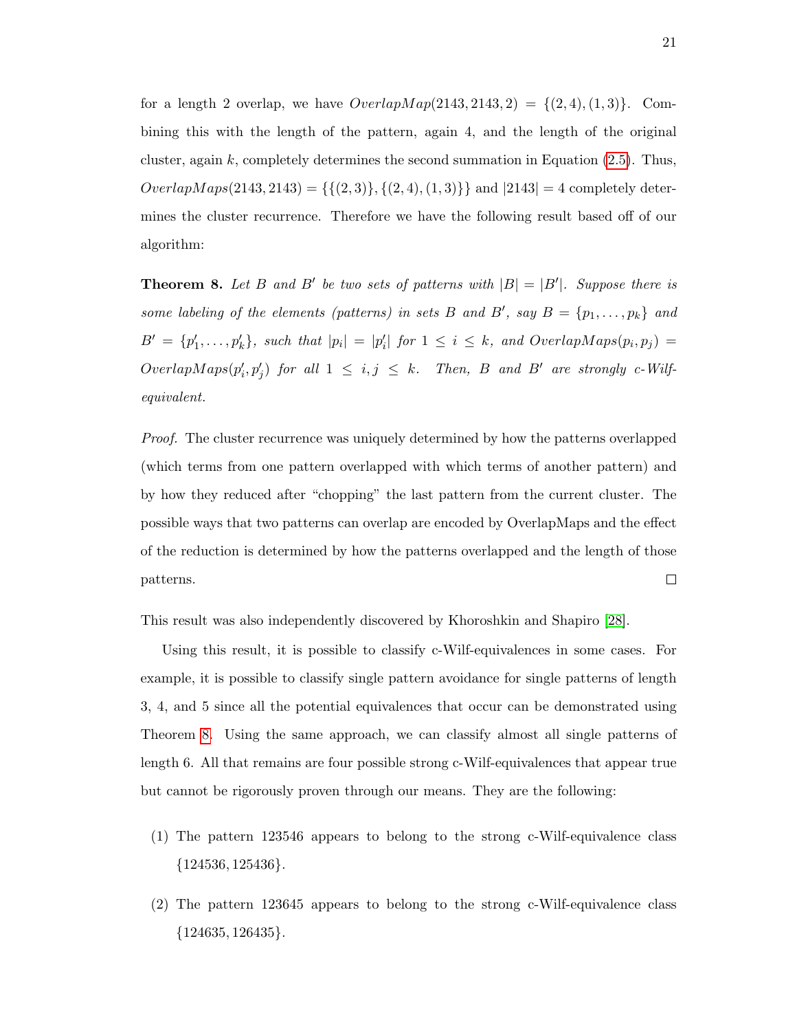for a length 2 overlap, we have $OverlapMap(2143, 2143, 2) = \{(2,4),(1,3)\}$. Combining this with the length of the pattern, again 4, and the length of the original cluster, again $k$, completely determines the second summation in Equation (2.5). Thus, $OverlapMaps(2143, 2143) = \{\{(2,3)\}, \{(2,4),(1,3)\}\}$ and $|2143| = 4$ completely determines the cluster recurrence. Therefore we have the following result based off of our algorithm:

**Theorem 8.** *Let $B$ and $B'$ be two sets of patterns with $|B| = |B'|$. Suppose there is some labeling of the elements (patterns) in sets $B$ and $B'$, say $B = \{p_1, \ldots, p_k\}$ and $B' = \{p'_1, \ldots, p'_k\}$, such that $|p_i| = |p'_i|$ for $1 \le i \le k$, and $OverlapMaps(p_i, p_j) = OverlapMaps(p'_i, p'_j)$ for all $1 \le i, j \le k$. Then, $B$ and $B'$ are strongly c-Wilf-equivalent.*

*Proof.* The cluster recurrence was uniquely determined by how the patterns overlapped (which terms from one pattern overlapped with which terms of another pattern) and by how they reduced after "chopping" the last pattern from the current cluster. The possible ways that two patterns can overlap are encoded by OverlapMaps and the effect of the reduction is determined by how the patterns overlapped and the length of those patterns. □

This result was also independently discovered by Khoroshkin and Shapiro [28].

Using this result, it is possible to classify c-Wilf-equivalences in some cases. For example, it is possible to classify single pattern avoidance for single patterns of length 3, 4, and 5 since all the potential equivalences that occur can be demonstrated using Theorem 8. Using the same approach, we can classify almost all single patterns of length 6. All that remains are four possible strong c-Wilf-equivalences that appear true but cannot be rigorously proven through our means. They are the following:

(1) The pattern 123546 appears to belong to the strong c-Wilf-equivalence class $\{124536, 125436\}$.

(2) The pattern 123645 appears to belong to the strong c-Wilf-equivalence class $\{124635, 126435\}$.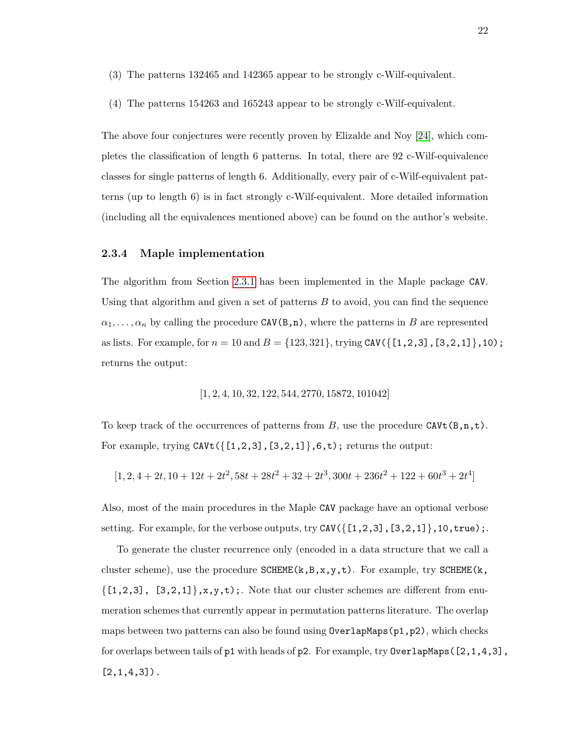(3) The patterns 132465 and 142365 appear to be strongly c-Wilf-equivalent.

(4) The patterns 154263 and 165243 appear to be strongly c-Wilf-equivalent.

The above four conjectures were recently proven by Elizalde and Noy [24], which completes the classification of length 6 patterns. In total, there are 92 c-Wilf-equivalence classes for single patterns of length 6. Additionally, every pair of c-Wilf-equivalent patterns (up to length 6) is in fact strongly c-Wilf-equivalent. More detailed information (including all the equivalences mentioned above) can be found on the author's website.

### 2.3.4 Maple implementation

The algorithm from Section 2.3.1 has been implemented in the Maple package `CAV`. Using that algorithm and given a set of patterns $B$ to avoid, you can find the sequence $\alpha_1, \ldots, \alpha_n$ by calling the procedure `CAV(B,n)`, where the patterns in $B$ are represented as lists. For example, for $n = 10$ and $B = \{123, 321\}$, trying `CAV({[1,2,3],[3,2,1]},10);` returns the output:

$$[1, 2, 4, 10, 32, 122, 544, 2770, 15872, 101042]$$

To keep track of the occurrences of patterns from $B$, use the procedure `CAVt(B,n,t)`. For example, trying `CAVt({[1,2,3],[3,2,1]},6,t);` returns the output:

$$[1, 2, 4 + 2t, 10 + 12t + 2t^2, 58t + 28t^2 + 32 + 2t^3, 300t + 236t^2 + 122 + 60t^3 + 2t^4]$$

Also, most of the main procedures in the Maple `CAV` package have an optional verbose setting. For example, for the verbose outputs, try `CAV({[1,2,3],[3,2,1]},10,true);`.

To generate the cluster recurrence only (encoded in a data structure that we call a cluster scheme), use the procedure `SCHEME(k,B,x,y,t)`. For example, try `SCHEME(k, {[1,2,3], [3,2,1]},x,y,t);`. Note that our cluster schemes are different from enumeration schemes that currently appear in permutation patterns literature. The overlap maps between two patterns can also be found using `OverlapMaps(p1,p2)`, which checks for overlaps between tails of `p1` with heads of `p2`. For example, try `OverlapMaps([2,1,4,3], [2,1,4,3])`.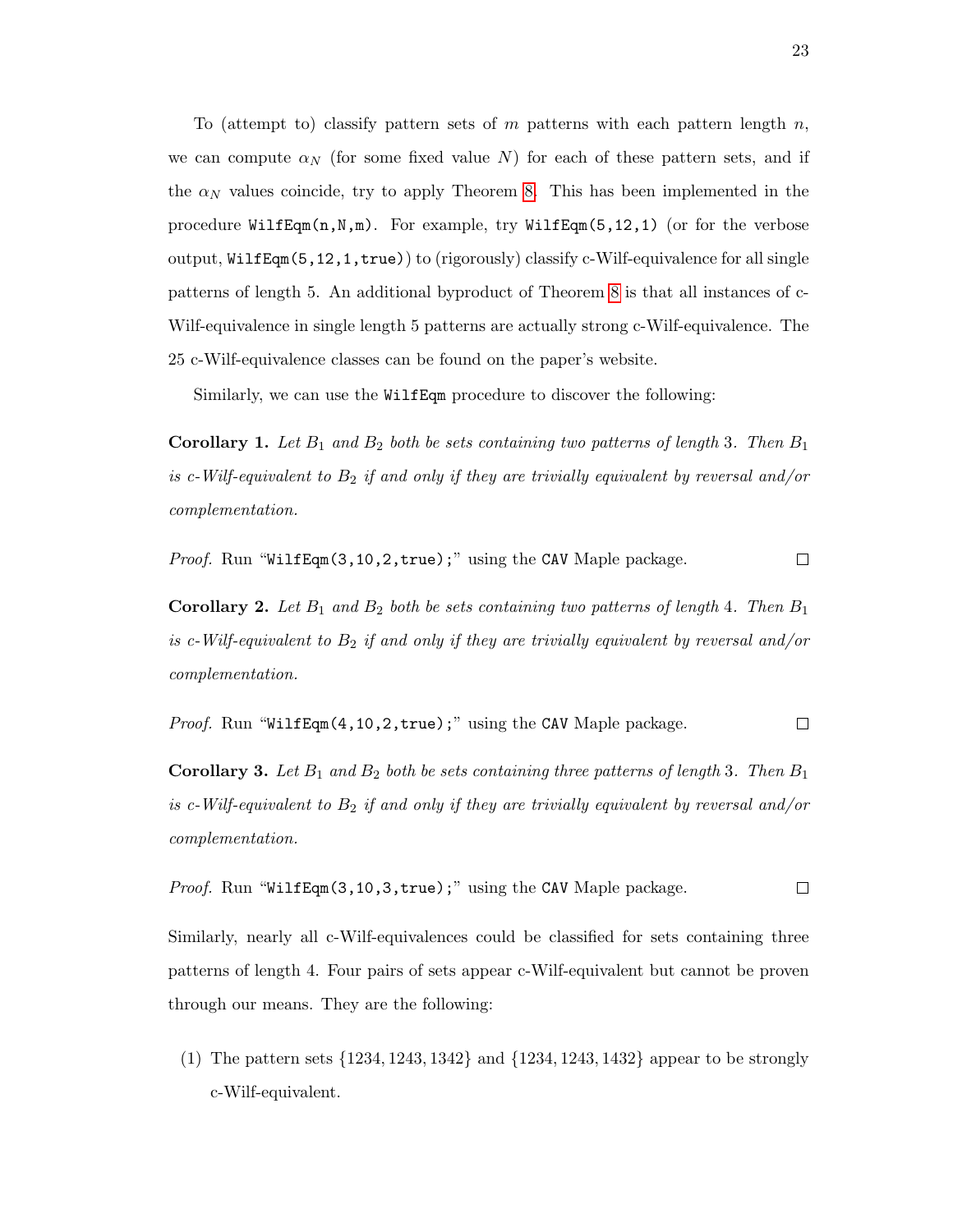To (attempt to) classify pattern sets of $m$ patterns with each pattern length $n$, we can compute $\alpha_N$ (for some fixed value $N$) for each of these pattern sets, and if the $\alpha_N$ values coincide, try to apply Theorem 8. This has been implemented in the procedure `WilfEqm(n,N,m)`. For example, try `WilfEqm(5,12,1)` (or for the verbose output, `WilfEqm(5,12,1,true)`) to (rigorously) classify c-Wilf-equivalence for all single patterns of length 5. An additional byproduct of Theorem 8 is that all instances of c-Wilf-equivalence in single length 5 patterns are actually strong c-Wilf-equivalence. The 25 c-Wilf-equivalence classes can be found on the paper's website.

Similarly, we can use the `WilfEqm` procedure to discover the following:

**Corollary 1.** *Let $B_1$ and $B_2$ both be sets containing two patterns of length 3. Then $B_1$ is c-Wilf-equivalent to $B_2$ if and only if they are trivially equivalent by reversal and/or complementation.*

*Proof.* Run "`WilfEqm(3,10,2,true);`" using the `CAV` Maple package. ☐

**Corollary 2.** *Let $B_1$ and $B_2$ both be sets containing two patterns of length 4. Then $B_1$ is c-Wilf-equivalent to $B_2$ if and only if they are trivially equivalent by reversal and/or complementation.*

*Proof.* Run "`WilfEqm(4,10,2,true);`" using the `CAV` Maple package. ☐

**Corollary 3.** *Let $B_1$ and $B_2$ both be sets containing three patterns of length 3. Then $B_1$ is c-Wilf-equivalent to $B_2$ if and only if they are trivially equivalent by reversal and/or complementation.*

*Proof.* Run "`WilfEqm(3,10,3,true);`" using the `CAV` Maple package. ☐

Similarly, nearly all c-Wilf-equivalences could be classified for sets containing three patterns of length 4. Four pairs of sets appear c-Wilf-equivalent but cannot be proven through our means. They are the following:

(1) The pattern sets $\{1234, 1243, 1342\}$ and $\{1234, 1243, 1432\}$ appear to be strongly c-Wilf-equivalent.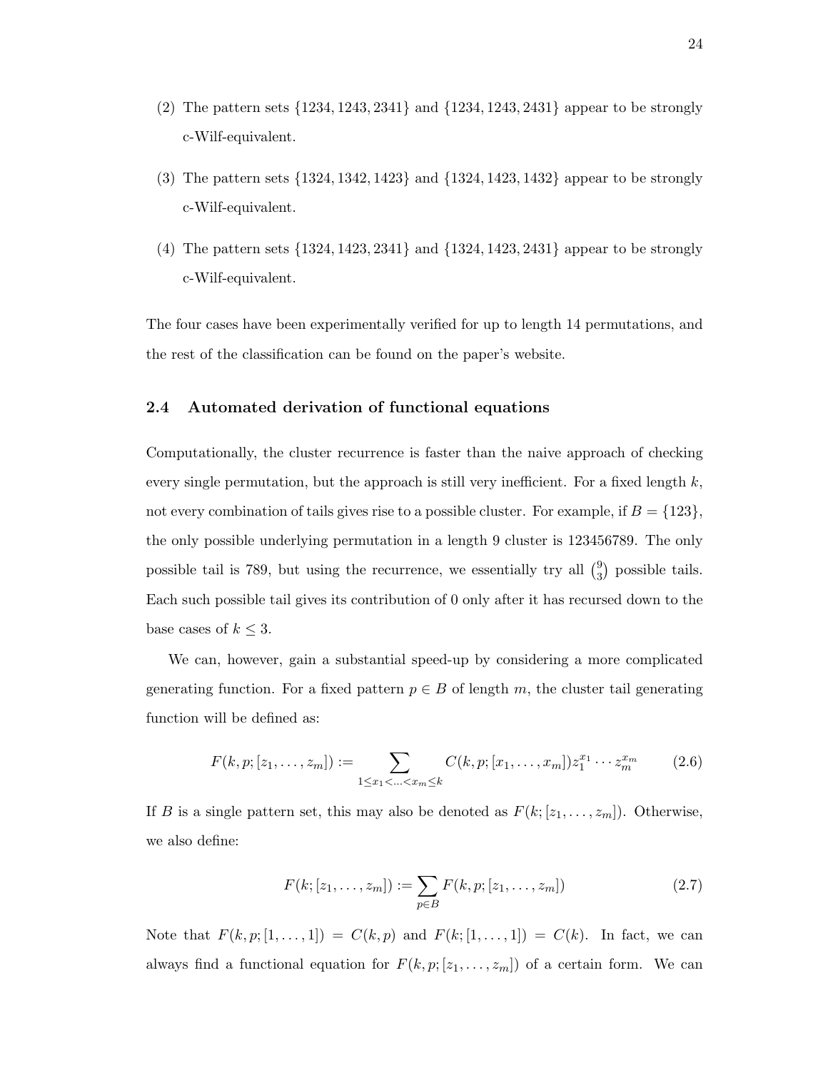(2) The pattern sets $\{1234, 1243, 2341\}$ and $\{1234, 1243, 2431\}$ appear to be strongly c-Wilf-equivalent.

(3) The pattern sets $\{1324, 1342, 1423\}$ and $\{1324, 1423, 1432\}$ appear to be strongly c-Wilf-equivalent.

(4) The pattern sets $\{1324, 1423, 2341\}$ and $\{1324, 1423, 2431\}$ appear to be strongly c-Wilf-equivalent.

The four cases have been experimentally verified for up to length 14 permutations, and the rest of the classification can be found on the paper's website.

### 2.4 Automated derivation of functional equations

Computationally, the cluster recurrence is faster than the naive approach of checking every single permutation, but the approach is still very inefficient. For a fixed length $k$, not every combination of tails gives rise to a possible cluster. For example, if $B = \{123\}$, the only possible underlying permutation in a length 9 cluster is 123456789. The only possible tail is 789, but using the recurrence, we essentially try all $\binom{9}{3}$ possible tails. Each such possible tail gives its contribution of 0 only after it has recursed down to the base cases of $k \leq 3$.

We can, however, gain a substantial speed-up by considering a more complicated generating function. For a fixed pattern $p \in B$ of length $m$, the cluster tail generating function will be defined as:

$$F(k, p; [z_1, \ldots, z_m]) := \sum_{1 \leq x_1 < \ldots < x_m \leq k} C(k, p; [x_1, \ldots, x_m]) z_1^{x_1} \cdots z_m^{x_m} \tag{2.6}$$

If $B$ is a single pattern set, this may also be denoted as $F(k; [z_1, \ldots, z_m])$. Otherwise, we also define:

$$F(k; [z_1, \ldots, z_m]) := \sum_{p \in B} F(k, p; [z_1, \ldots, z_m]) \tag{2.7}$$

Note that $F(k, p; [1, \ldots, 1]) = C(k, p)$ and $F(k; [1, \ldots, 1]) = C(k)$. In fact, we can always find a functional equation for $F(k, p; [z_1, \ldots, z_m])$ of a certain form. We can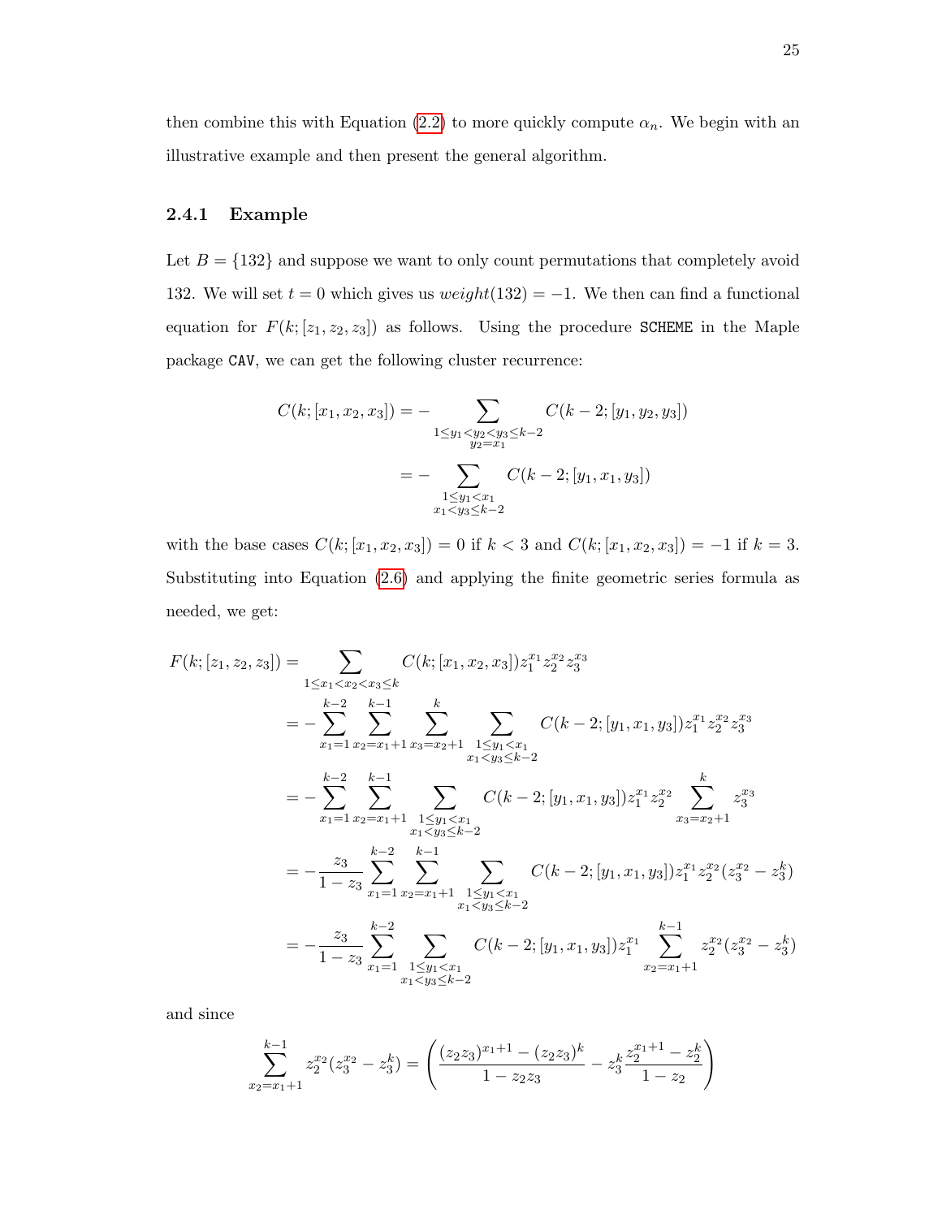then combine this with Equation (2.2) to more quickly compute $\alpha_n$. We begin with an illustrative example and then present the general algorithm.

### 2.4.1 Example

Let $B = \{132\}$ and suppose we want to only count permutations that completely avoid 132. We will set $t = 0$ which gives us $weight(132) = -1$. We then can find a functional equation for $F(k; [z_1, z_2, z_3])$ as follows. Using the procedure `SCHEME` in the Maple package `CAV`, we can get the following cluster recurrence:

$$
\begin{aligned}
C(k; [x_1, x_2, x_3]) &= -\sum_{\substack{1 \le y_1 < y_2 < y_3 \le k-2 \\ y_2 = x_1}} C(k-2; [y_1, y_2, y_3]) \\
&= -\sum_{\substack{1 \le y_1 < x_1 \\ x_1 < y_3 \le k-2}} C(k-2; [y_1, x_1, y_3])
\end{aligned}
$$

with the base cases $C(k; [x_1, x_2, x_3]) = 0$ if $k < 3$ and $C(k; [x_1, x_2, x_3]) = -1$ if $k = 3$. Substituting into Equation (2.6) and applying the finite geometric series formula as needed, we get:

$$
\begin{aligned}
F(k; [z_1, z_2, z_3]) &= \sum_{1 \le x_1 < x_2 < x_3 \le k} C(k; [x_1, x_2, x_3]) z_1^{x_1} z_2^{x_2} z_3^{x_3} \\
&= -\sum_{x_1=1}^{k-2} \sum_{x_2=x_1+1}^{k-1} \sum_{x_3=x_2+1}^{k} \sum_{\substack{1 \le y_1 < x_1 \\ x_1 < y_3 \le k-2}} C(k-2; [y_1, x_1, y_3]) z_1^{x_1} z_2^{x_2} z_3^{x_3} \\
&= -\sum_{x_1=1}^{k-2} \sum_{x_2=x_1+1}^{k-1} \sum_{\substack{1 \le y_1 < x_1 \\ x_1 < y_3 \le k-2}} C(k-2; [y_1, x_1, y_3]) z_1^{x_1} z_2^{x_2} \sum_{x_3=x_2+1}^{k} z_3^{x_3} \\
&= -\frac{z_3}{1-z_3} \sum_{x_1=1}^{k-2} \sum_{x_2=x_1+1}^{k-1} \sum_{\substack{1 \le y_1 < x_1 \\ x_1 < y_3 \le k-2}} C(k-2; [y_1, x_1, y_3]) z_1^{x_1} z_2^{x_2} (z_3^{x_2} - z_3^k) \\
&= -\frac{z_3}{1-z_3} \sum_{x_1=1}^{k-2} \sum_{\substack{1 \le y_1 < x_1 \\ x_1 < y_3 \le k-2}} C(k-2; [y_1, x_1, y_3]) z_1^{x_1} \sum_{x_2=x_1+1}^{k-1} z_2^{x_2} (z_3^{x_2} - z_3^k)
\end{aligned}
$$

and since

$$
\sum_{x_2=x_1+1}^{k-1} z_2^{x_2} (z_3^{x_2} - z_3^k) = \left( \frac{(z_2 z_3)^{x_1+1} - (z_2 z_3)^k}{1 - z_2 z_3} - z_3^k \frac{z_2^{x_1+1} - z_2^k}{1 - z_2} \right)
$$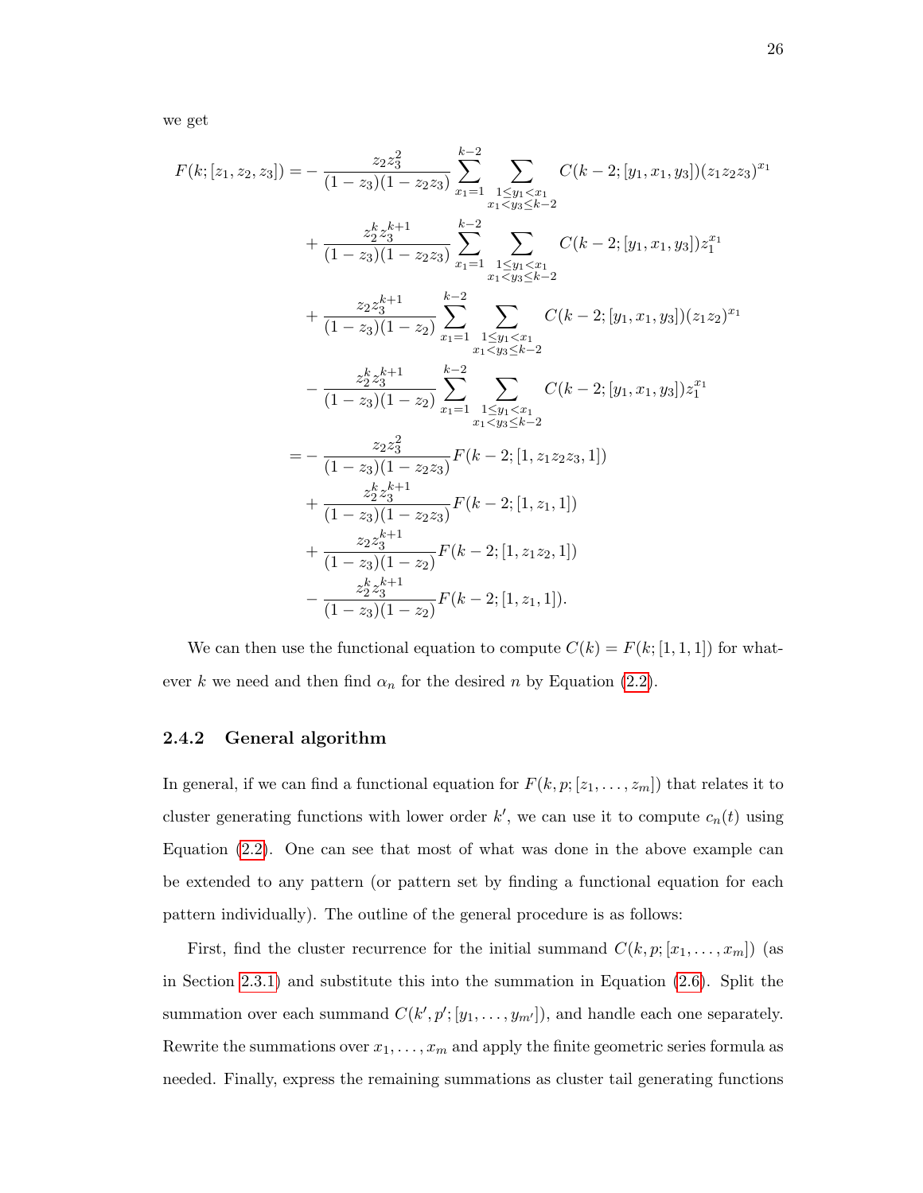we get

$$
\begin{aligned}
F(k;[z_1,z_2,z_3]) = &-\frac{z_2 z_3^2}{(1-z_3)(1-z_2 z_3)} \sum_{x_1=1}^{k-2} \sum_{\substack{1\le y_1<x_1\\ x_1<y_3\le k-2}} C(k-2;[y_1,x_1,y_3])(z_1 z_2 z_3)^{x_1} \\
&+ \frac{z_2^k z_3^{k+1}}{(1-z_3)(1-z_2 z_3)} \sum_{x_1=1}^{k-2} \sum_{\substack{1\le y_1<x_1\\ x_1<y_3\le k-2}} C(k-2;[y_1,x_1,y_3]) z_1^{x_1} \\
&+ \frac{z_2 z_3^{k+1}}{(1-z_3)(1-z_2)} \sum_{x_1=1}^{k-2} \sum_{\substack{1\le y_1<x_1\\ x_1<y_3\le k-2}} C(k-2;[y_1,x_1,y_3])(z_1 z_2)^{x_1} \\
&- \frac{z_2^k z_3^{k+1}}{(1-z_3)(1-z_2)} \sum_{x_1=1}^{k-2} \sum_{\substack{1\le y_1<x_1\\ x_1<y_3\le k-2}} C(k-2;[y_1,x_1,y_3]) z_1^{x_1} \\
= &-\frac{z_2 z_3^2}{(1-z_3)(1-z_2 z_3)} F(k-2;[1,z_1 z_2 z_3,1]) \\
&+ \frac{z_2^k z_3^{k+1}}{(1-z_3)(1-z_2 z_3)} F(k-2;[1,z_1,1]) \\
&+ \frac{z_2 z_3^{k+1}}{(1-z_3)(1-z_2)} F(k-2;[1,z_1 z_2,1]) \\
&- \frac{z_2^k z_3^{k+1}}{(1-z_3)(1-z_2)} F(k-2;[1,z_1,1]).
\end{aligned}
$$

We can then use the functional equation to compute $C(k) = F(k;[1,1,1])$ for whatever $k$ we need and then find $\alpha_n$ for the desired $n$ by Equation (2.2).

### 2.4.2 General algorithm

In general, if we can find a functional equation for $F(k,p;[z_1,\dots,z_m])$ that relates it to cluster generating functions with lower order $k'$, we can use it to compute $c_n(t)$ using Equation (2.2). One can see that most of what was done in the above example can be extended to any pattern (or pattern set by finding a functional equation for each pattern individually). The outline of the general procedure is as follows:

First, find the cluster recurrence for the initial summand $C(k,p;[x_1,\dots,x_m])$ (as in Section 2.3.1) and substitute this into the summation in Equation (2.6). Split the summation over each summand $C(k',p';[y_1,\dots,y_{m'}])$, and handle each one separately. Rewrite the summations over $x_1,\dots,x_m$ and apply the finite geometric series formula as needed. Finally, express the remaining summations as cluster tail generating functions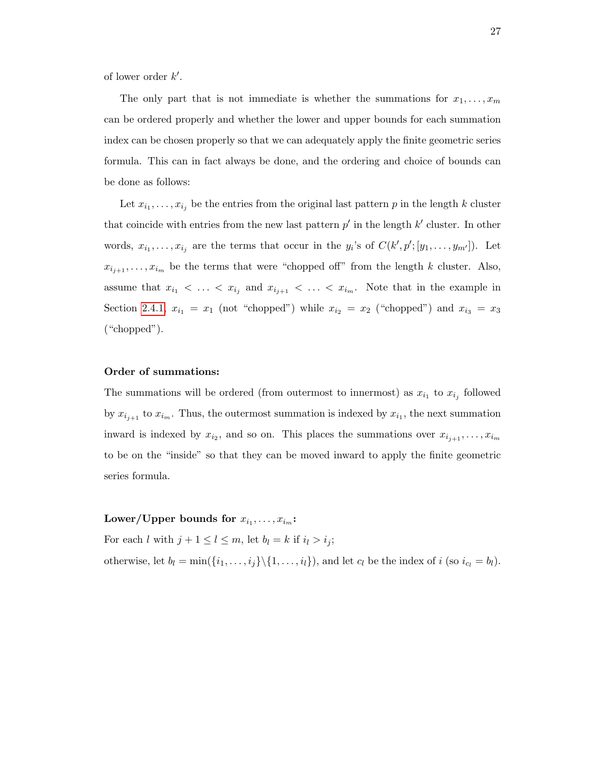of lower order $k'$.

The only part that is not immediate is whether the summations for $x_1, \ldots, x_m$ can be ordered properly and whether the lower and upper bounds for each summation index can be chosen properly so that we can adequately apply the finite geometric series formula. This can in fact always be done, and the ordering and choice of bounds can be done as follows:

Let $x_{i_1}, \ldots, x_{i_j}$ be the entries from the original last pattern $p$ in the length $k$ cluster that coincide with entries from the new last pattern $p'$ in the length $k'$ cluster. In other words, $x_{i_1}, \ldots, x_{i_j}$ are the terms that occur in the $y_i$'s of $C(k', p'; [y_1, \ldots, y_{m'}])$. Let $x_{i_{j+1}}, \ldots, x_{i_m}$ be the terms that were "chopped off" from the length $k$ cluster. Also, assume that $x_{i_1} < \ldots < x_{i_j}$ and $x_{i_{j+1}} < \ldots < x_{i_m}$. Note that in the example in Section 2.4.1, $x_{i_1} = x_1$ (not "chopped") while $x_{i_2} = x_2$ ("chopped") and $x_{i_3} = x_3$ ("chopped").

**Order of summations:**

The summations will be ordered (from outermost to innermost) as $x_{i_1}$ to $x_{i_j}$ followed by $x_{i_{j+1}}$ to $x_{i_m}$. Thus, the outermost summation is indexed by $x_{i_1}$, the next summation inward is indexed by $x_{i_2}$, and so on. This places the summations over $x_{i_{j+1}}, \ldots, x_{i_m}$ to be on the "inside" so that they can be moved inward to apply the finite geometric series formula.

**Lower/Upper bounds for $x_{i_1}, \ldots, x_{i_m}$:**

For each $l$ with $j+1 \leq l \leq m$, let $b_l = k$ if $i_l > i_j$;
otherwise, let $b_l = \min(\{i_1, \ldots, i_j\} \backslash \{1, \ldots, i_l\})$, and let $c_l$ be the index of $i$ (so $i_{c_l} = b_l$).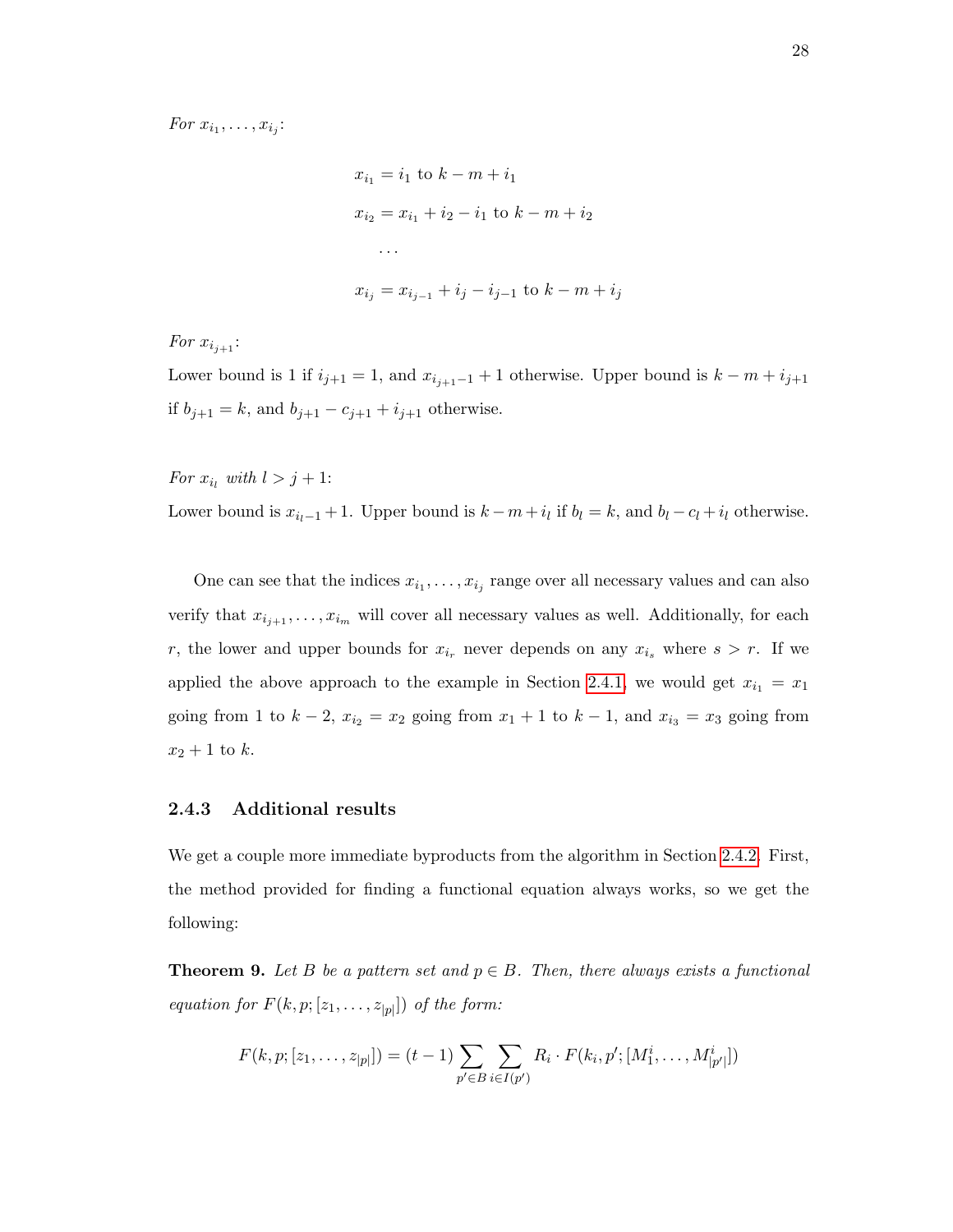*For $x_{i_1}, \ldots, x_{i_j}$:*

$$x_{i_1} = i_1 \text{ to } k - m + i_1$$

$$x_{i_2} = x_{i_1} + i_2 - i_1 \text{ to } k - m + i_2$$

$$\ldots$$

$$x_{i_j} = x_{i_{j-1}} + i_j - i_{j-1} \text{ to } k - m + i_j$$

*For $x_{i_{j+1}}$:*

Lower bound is 1 if $i_{j+1} = 1$, and $x_{i_{j+1}-1} + 1$ otherwise. Upper bound is $k - m + i_{j+1}$ if $b_{j+1} = k$, and $b_{j+1} - c_{j+1} + i_{j+1}$ otherwise.

*For $x_{i_l}$ with $l > j + 1$:*

Lower bound is $x_{i_{l-1}} + 1$. Upper bound is $k - m + i_l$ if $b_l = k$, and $b_l - c_l + i_l$ otherwise.

One can see that the indices $x_{i_1}, \ldots, x_{i_j}$ range over all necessary values and can also verify that $x_{i_{j+1}}, \ldots, x_{i_m}$ will cover all necessary values as well. Additionally, for each $r$, the lower and upper bounds for $x_{i_r}$ never depends on any $x_{i_s}$ where $s > r$. If we applied the above approach to the example in Section 2.4.1, we would get $x_{i_1} = x_1$ going from 1 to $k - 2$, $x_{i_2} = x_2$ going from $x_1 + 1$ to $k - 1$, and $x_{i_3} = x_3$ going from $x_2 + 1$ to $k$.

### 2.4.3 Additional results

We get a couple more immediate byproducts from the algorithm in Section 2.4.2. First, the method provided for finding a functional equation always works, so we get the following:

**Theorem 9.** *Let $B$ be a pattern set and $p \in B$. Then, there always exists a functional equation for $F(k, p; [z_1, \ldots, z_{|p|}])$ of the form:*

$$F(k, p; [z_1, \ldots, z_{|p|}]) = (t - 1) \sum_{p' \in B} \sum_{i \in I(p')} R_i \cdot F(k_i, p'; [M_1^i, \ldots, M_{|p'|}^i])$$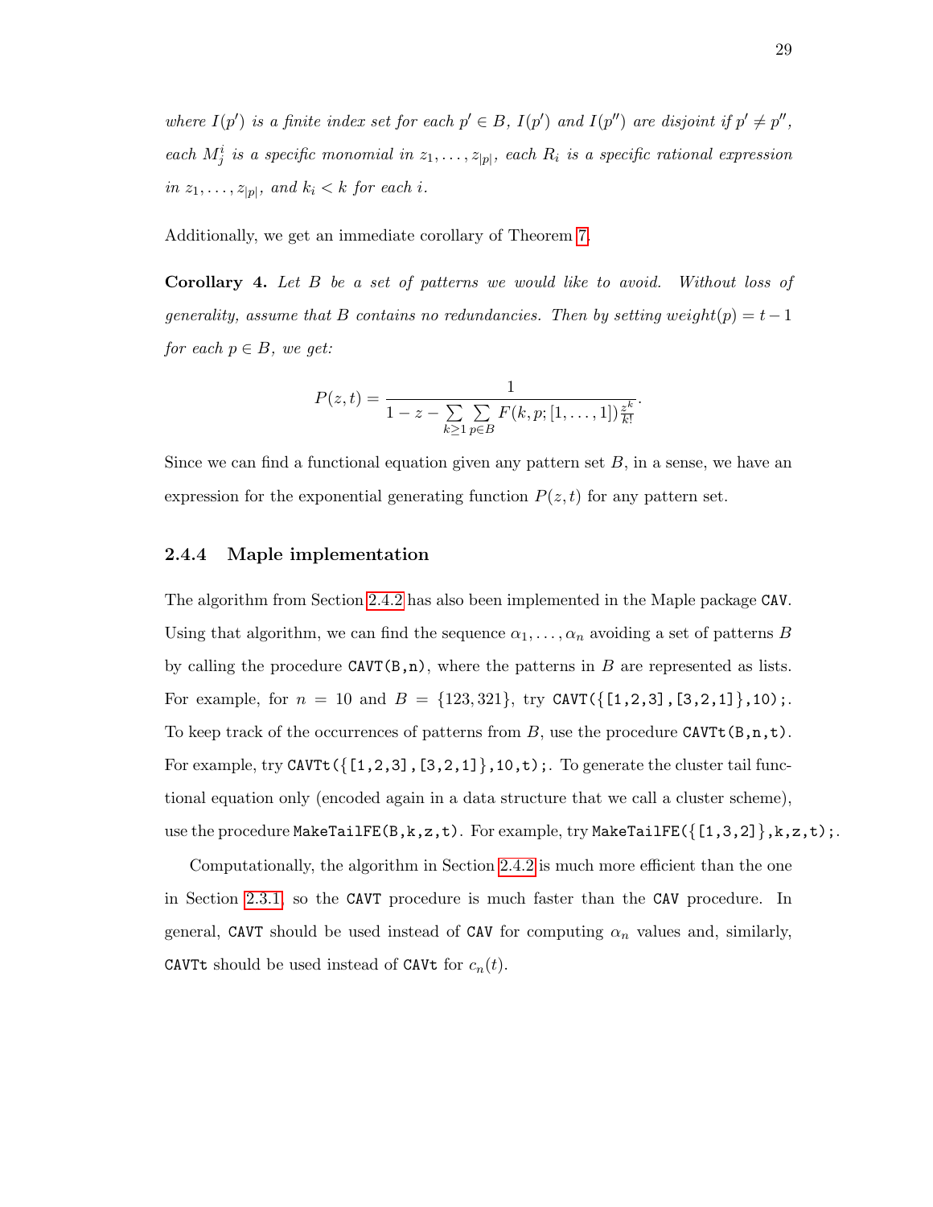*where $I(p')$ is a finite index set for each $p' \in B$, $I(p')$ and $I(p'')$ are disjoint if $p' \neq p''$, each $M^i_j$ is a specific monomial in $z_1, \ldots, z_{|p|}$, each $R_i$ is a specific rational expression in $z_1, \ldots, z_{|p|}$, and $k_i < k$ for each $i$.*

Additionally, we get an immediate corollary of Theorem 7.

**Corollary 4.** *Let $B$ be a set of patterns we would like to avoid. Without loss of generality, assume that $B$ contains no redundancies. Then by setting weight$(p) = t - 1$ for each $p \in B$, we get:*

$$P(z,t) = \frac{1}{1 - z - \sum\limits_{k \geq 1} \sum\limits_{p \in B} F(k, p; [1, \ldots, 1]) \frac{z^k}{k!}}.$$

Since we can find a functional equation given any pattern set $B$, in a sense, we have an expression for the exponential generating function $P(z,t)$ for any pattern set.

### 2.4.4 Maple implementation

The algorithm from Section 2.4.2 has also been implemented in the Maple package `CAV`. Using that algorithm, we can find the sequence $\alpha_1, \ldots, \alpha_n$ avoiding a set of patterns $B$ by calling the procedure `CAVT(B,n)`, where the patterns in $B$ are represented as lists. For example, for $n = 10$ and $B = \{123, 321\}$, try `CAVT({[1,2,3],[3,2,1]},10);`. To keep track of the occurrences of patterns from $B$, use the procedure `CAVTt(B,n,t)`. For example, try `CAVTt({[1,2,3],[3,2,1]},10,t);`. To generate the cluster tail functional equation only (encoded again in a data structure that we call a cluster scheme), use the procedure `MakeTailFE(B,k,z,t)`. For example, try `MakeTailFE({[1,3,2]},k,z,t);`.

Computationally, the algorithm in Section 2.4.2 is much more efficient than the one in Section 2.3.1, so the `CAVT` procedure is much faster than the `CAV` procedure. In general, `CAVT` should be used instead of `CAV` for computing $\alpha_n$ values and, similarly, `CAVTt` should be used instead of `CAVt` for $c_n(t)$.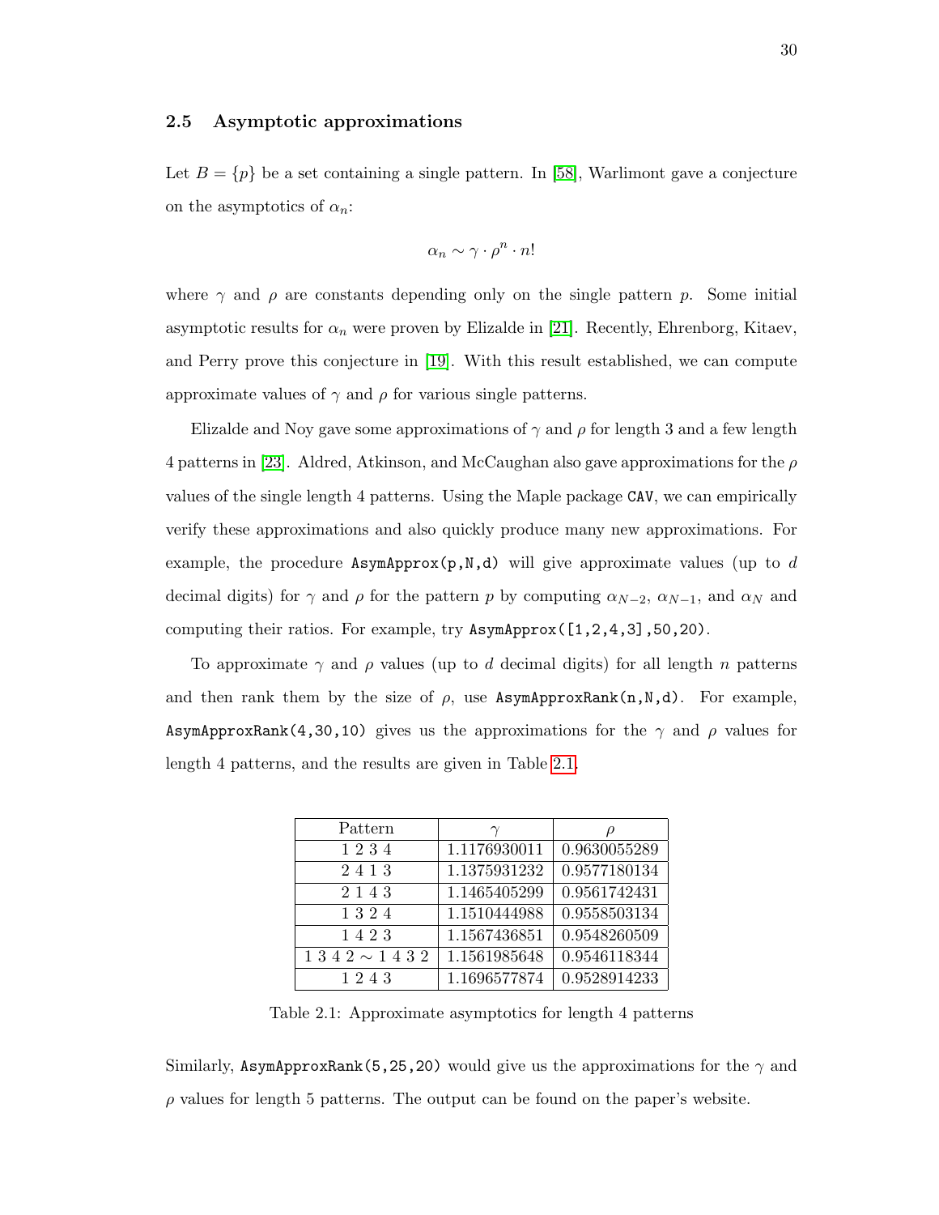## 2.5 Asymptotic approximations

Let $B = \{p\}$ be a set containing a single pattern. In [58], Warlimont gave a conjecture on the asymptotics of $\alpha_n$:

$$\alpha_n \sim \gamma \cdot \rho^n \cdot n!$$

where $\gamma$ and $\rho$ are constants depending only on the single pattern $p$. Some initial asymptotic results for $\alpha_n$ were proven by Elizalde in [21]. Recently, Ehrenborg, Kitaev, and Perry prove this conjecture in [19]. With this result established, we can compute approximate values of $\gamma$ and $\rho$ for various single patterns.

Elizalde and Noy gave some approximations of $\gamma$ and $\rho$ for length 3 and a few length 4 patterns in [23]. Aldred, Atkinson, and McCaughan also gave approximations for the $\rho$ values of the single length 4 patterns. Using the Maple package `CAV`, we can empirically verify these approximations and also quickly produce many new approximations. For example, the procedure `AsymApprox(p,N,d)` will give approximate values (up to $d$ decimal digits) for $\gamma$ and $\rho$ for the pattern $p$ by computing $\alpha_{N-2}$, $\alpha_{N-1}$, and $\alpha_N$ and computing their ratios. For example, try `AsymApprox([1,2,4,3],50,20)`.

To approximate $\gamma$ and $\rho$ values (up to $d$ decimal digits) for all length $n$ patterns and then rank them by the size of $\rho$, use `AsymApproxRank(n,N,d)`. For example, `AsymApproxRank(4,30,10)` gives us the approximations for the $\gamma$ and $\rho$ values for length 4 patterns, and the results are given in Table 2.1.

| Pattern | $\gamma$ | $\rho$ |
|---|---|---|
| 1 2 3 4 | 1.1176930011 | 0.9630055289 |
| 2 4 1 3 | 1.1375931232 | 0.9577180134 |
| 2 1 4 3 | 1.1465405299 | 0.9561742431 |
| 1 3 2 4 | 1.1510444988 | 0.9558503134 |
| 1 4 2 3 | 1.1567436851 | 0.9548260509 |
| 1 3 4 2 $\sim$ 1 4 3 2 | 1.1561985648 | 0.9546118344 |
| 1 2 4 3 | 1.1696577874 | 0.9528914233 |

Table 2.1: Approximate asymptotics for length 4 patterns

Similarly, `AsymApproxRank(5,25,20)` would give us the approximations for the $\gamma$ and $\rho$ values for length 5 patterns. The output can be found on the paper's website.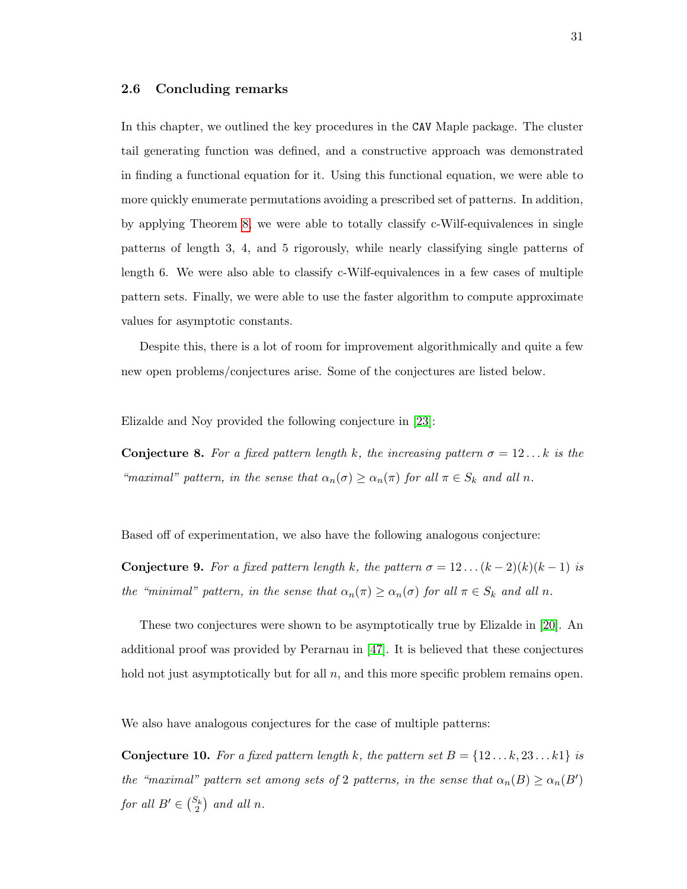## 2.6 Concluding remarks

In this chapter, we outlined the key procedures in the `CAV` Maple package. The cluster tail generating function was defined, and a constructive approach was demonstrated in finding a functional equation for it. Using this functional equation, we were able to more quickly enumerate permutations avoiding a prescribed set of patterns. In addition, by applying Theorem 8, we were able to totally classify c-Wilf-equivalences in single patterns of length 3, 4, and 5 rigorously, while nearly classifying single patterns of length 6. We were also able to classify c-Wilf-equivalences in a few cases of multiple pattern sets. Finally, we were able to use the faster algorithm to compute approximate values for asymptotic constants.

Despite this, there is a lot of room for improvement algorithmically and quite a few new open problems/conjectures arise. Some of the conjectures are listed below.

Elizalde and Noy provided the following conjecture in [23]:

**Conjecture 8.** *For a fixed pattern length $k$, the increasing pattern $\sigma = 12\ldots k$ is the "maximal" pattern, in the sense that $\alpha_n(\sigma) \geq \alpha_n(\pi)$ for all $\pi \in S_k$ and all $n$.*

Based off of experimentation, we also have the following analogous conjecture:

**Conjecture 9.** *For a fixed pattern length $k$, the pattern $\sigma = 12\ldots(k-2)(k)(k-1)$ is the "minimal" pattern, in the sense that $\alpha_n(\pi) \geq \alpha_n(\sigma)$ for all $\pi \in S_k$ and all $n$.*

These two conjectures were shown to be asymptotically true by Elizalde in [20]. An additional proof was provided by Perarnau in [47]. It is believed that these conjectures hold not just asymptotically but for all $n$, and this more specific problem remains open.

We also have analogous conjectures for the case of multiple patterns:

**Conjecture 10.** *For a fixed pattern length $k$, the pattern set $B = \{12\ldots k, 23\ldots k1\}$ is the "maximal" pattern set among sets of 2 patterns, in the sense that $\alpha_n(B) \geq \alpha_n(B')$ for all $B' \in \binom{S_k}{2}$ and all $n$.*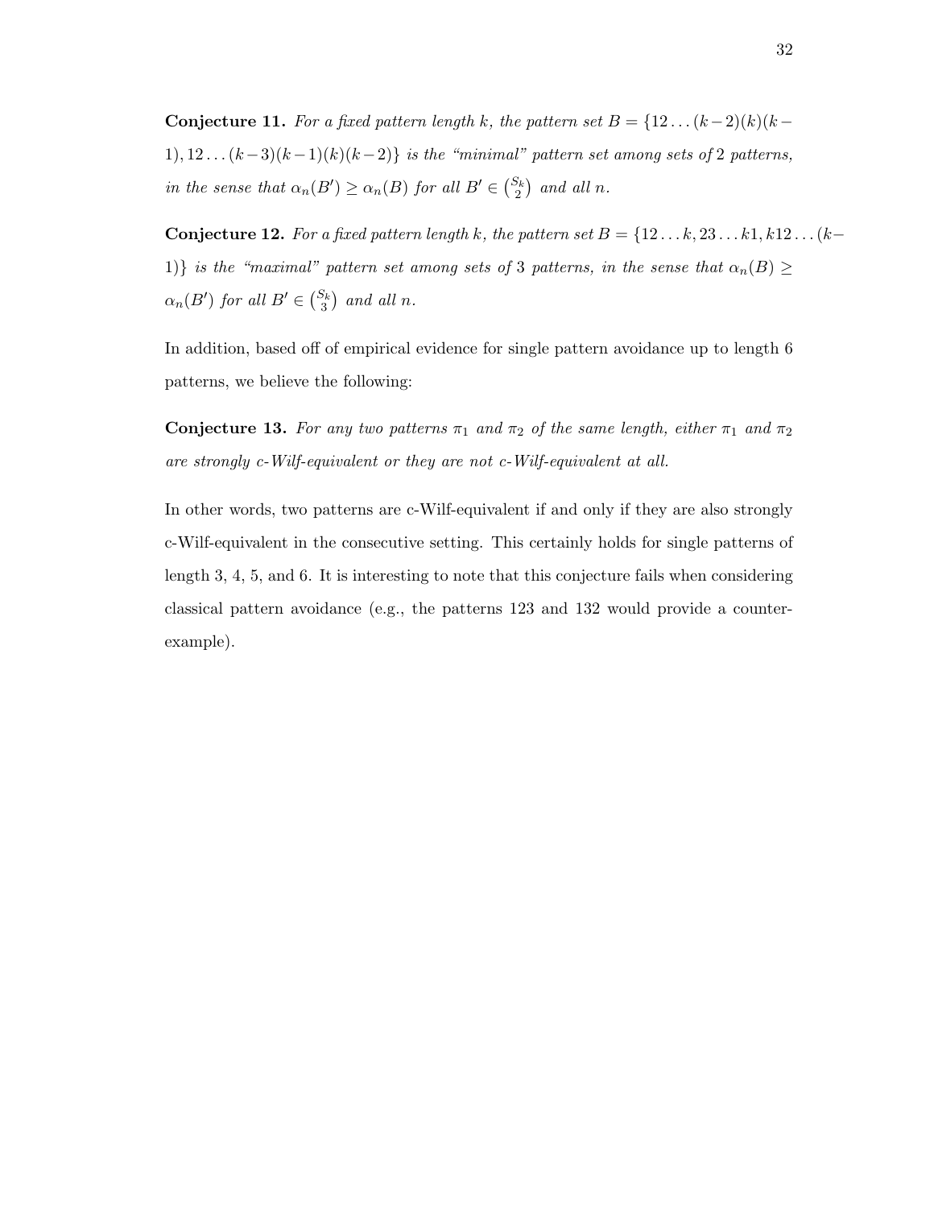**Conjecture 11.** *For a fixed pattern length $k$, the pattern set $B = \{12\ldots(k-2)(k)(k-1), 12\ldots(k-3)(k-1)(k)(k-2)\}$ is the "minimal" pattern set among sets of 2 patterns, in the sense that $\alpha_n(B') \geq \alpha_n(B)$ for all $B' \in \binom{S_k}{2}$ and all $n$.*

**Conjecture 12.** *For a fixed pattern length $k$, the pattern set $B = \{12\ldots k, 23\ldots k1, k12\ldots(k-1)\}$ is the "maximal" pattern set among sets of 3 patterns, in the sense that $\alpha_n(B) \geq \alpha_n(B')$ for all $B' \in \binom{S_k}{3}$ and all $n$.*

In addition, based off of empirical evidence for single pattern avoidance up to length 6 patterns, we believe the following:

**Conjecture 13.** *For any two patterns $\pi_1$ and $\pi_2$ of the same length, either $\pi_1$ and $\pi_2$ are strongly c-Wilf-equivalent or they are not c-Wilf-equivalent at all.*

In other words, two patterns are c-Wilf-equivalent if and only if they are also strongly c-Wilf-equivalent in the consecutive setting. This certainly holds for single patterns of length 3, 4, 5, and 6. It is interesting to note that this conjecture fails when considering classical pattern avoidance (e.g., the patterns 123 and 132 would provide a counter-example).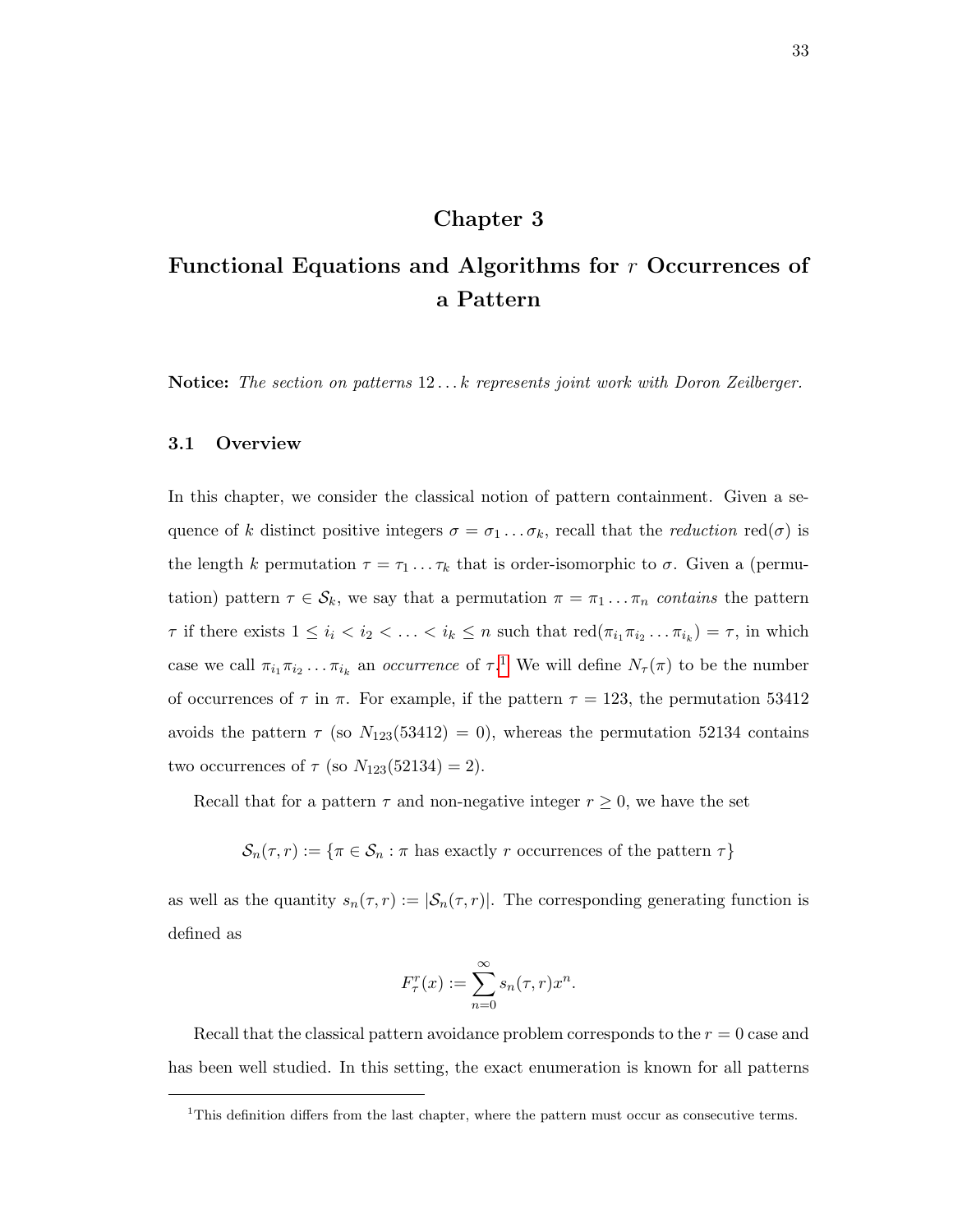# Chapter 3

# Functional Equations and Algorithms for $r$ Occurrences of a Pattern

**Notice:** *The section on patterns $12\ldots k$ represents joint work with Doron Zeilberger.*

## 3.1 Overview

In this chapter, we consider the classical notion of pattern containment. Given a sequence of $k$ distinct positive integers $\sigma = \sigma_1 \ldots \sigma_k$, recall that the *reduction* $\text{red}(\sigma)$ is the length $k$ permutation $\tau = \tau_1 \ldots \tau_k$ that is order-isomorphic to $\sigma$. Given a (permutation) pattern $\tau \in \mathcal{S}_k$, we say that a permutation $\pi = \pi_1 \ldots \pi_n$ *contains* the pattern $\tau$ if there exists $1 \leq i_i < i_2 < \ldots < i_k \leq n$ such that $\text{red}(\pi_{i_1}\pi_{i_2}\ldots\pi_{i_k}) = \tau$, in which case we call $\pi_{i_1}\pi_{i_2}\ldots\pi_{i_k}$ an *occurrence* of $\tau$.[1] We will define $N_\tau(\pi)$ to be the number of occurrences of $\tau$ in $\pi$. For example, if the pattern $\tau = 123$, the permutation 53412 avoids the pattern $\tau$ (so $N_{123}(53412) = 0$), whereas the permutation 52134 contains two occurrences of $\tau$ (so $N_{123}(52134) = 2$).

Recall that for a pattern $\tau$ and non-negative integer $r \geq 0$, we have the set

$$\mathcal{S}_n(\tau, r) := \{\pi \in \mathcal{S}_n : \pi \text{ has exactly } r \text{ occurrences of the pattern } \tau\}$$

as well as the quantity $s_n(\tau, r) := |\mathcal{S}_n(\tau, r)|$. The corresponding generating function is defined as

$$F_\tau^r(x) := \sum_{n=0}^{\infty} s_n(\tau, r) x^n.$$

Recall that the classical pattern avoidance problem corresponds to the $r = 0$ case and has been well studied. In this setting, the exact enumeration is known for all patterns

[1] This definition differs from the last chapter, where the pattern must occur as consecutive terms.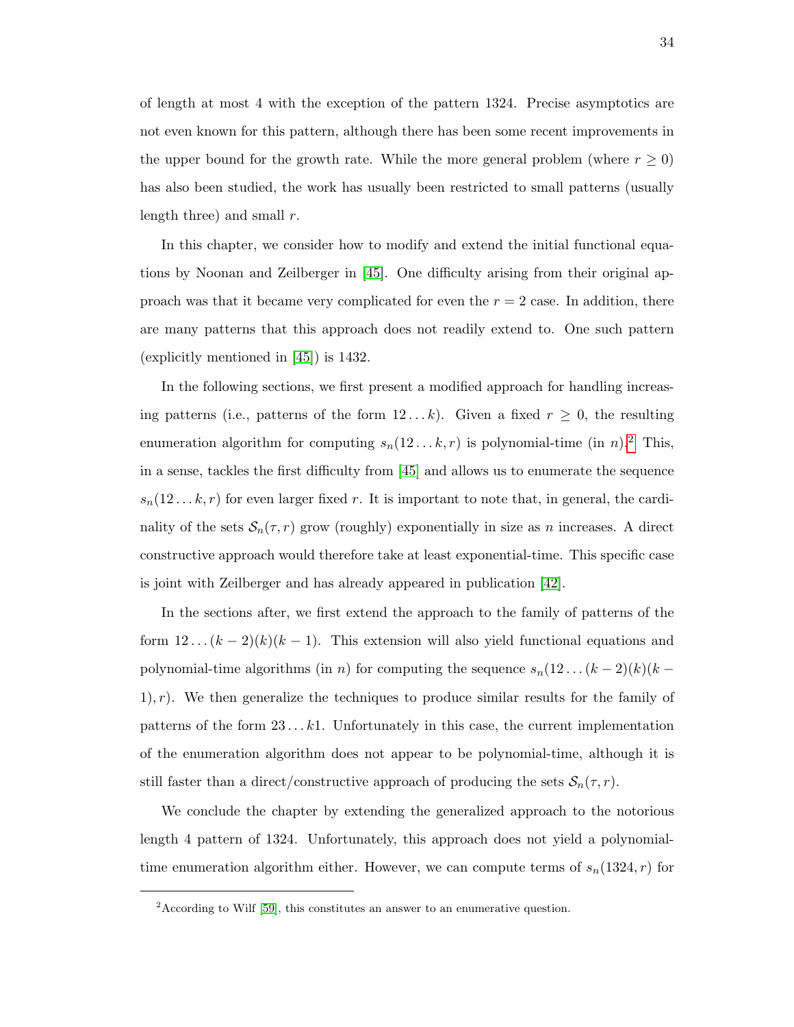of length at most 4 with the exception of the pattern 1324. Precise asymptotics are not even known for this pattern, although there has been some recent improvements in the upper bound for the growth rate. While the more general problem (where $r \geq 0$) has also been studied, the work has usually been restricted to small patterns (usually length three) and small $r$.

In this chapter, we consider how to modify and extend the initial functional equations by Noonan and Zeilberger in [45]. One difficulty arising from their original approach was that it became very complicated for even the $r = 2$ case. In addition, there are many patterns that this approach does not readily extend to. One such pattern (explicitly mentioned in [45]) is 1432.

In the following sections, we first present a modified approach for handling increasing patterns (i.e., patterns of the form $12 \ldots k$). Given a fixed $r \geq 0$, the resulting enumeration algorithm for computing $s_n(12 \ldots k, r)$ is polynomial-time (in $n$).[2] This, in a sense, tackles the first difficulty from [45] and allows us to enumerate the sequence $s_n(12 \ldots k, r)$ for even larger fixed $r$. It is important to note that, in general, the cardinality of the sets $\mathcal{S}_n(\tau, r)$ grow (roughly) exponentially in size as $n$ increases. A direct constructive approach would therefore take at least exponential-time. This specific case is joint with Zeilberger and has already appeared in publication [42].

In the sections after, we first extend the approach to the family of patterns of the form $12 \ldots (k-2)(k)(k-1)$. This extension will also yield functional equations and polynomial-time algorithms (in $n$) for computing the sequence $s_n(12 \ldots (k-2)(k)(k-1), r)$. We then generalize the techniques to produce similar results for the family of patterns of the form $23 \ldots k1$. Unfortunately in this case, the current implementation of the enumeration algorithm does not appear to be polynomial-time, although it is still faster than a direct/constructive approach of producing the sets $\mathcal{S}_n(\tau, r)$.

We conclude the chapter by extending the generalized approach to the notorious length 4 pattern of 1324. Unfortunately, this approach does not yield a polynomial-time enumeration algorithm either. However, we can compute terms of $s_n(1324, r)$ for

[2] According to Wilf [59], this constitutes an answer to an enumerative question.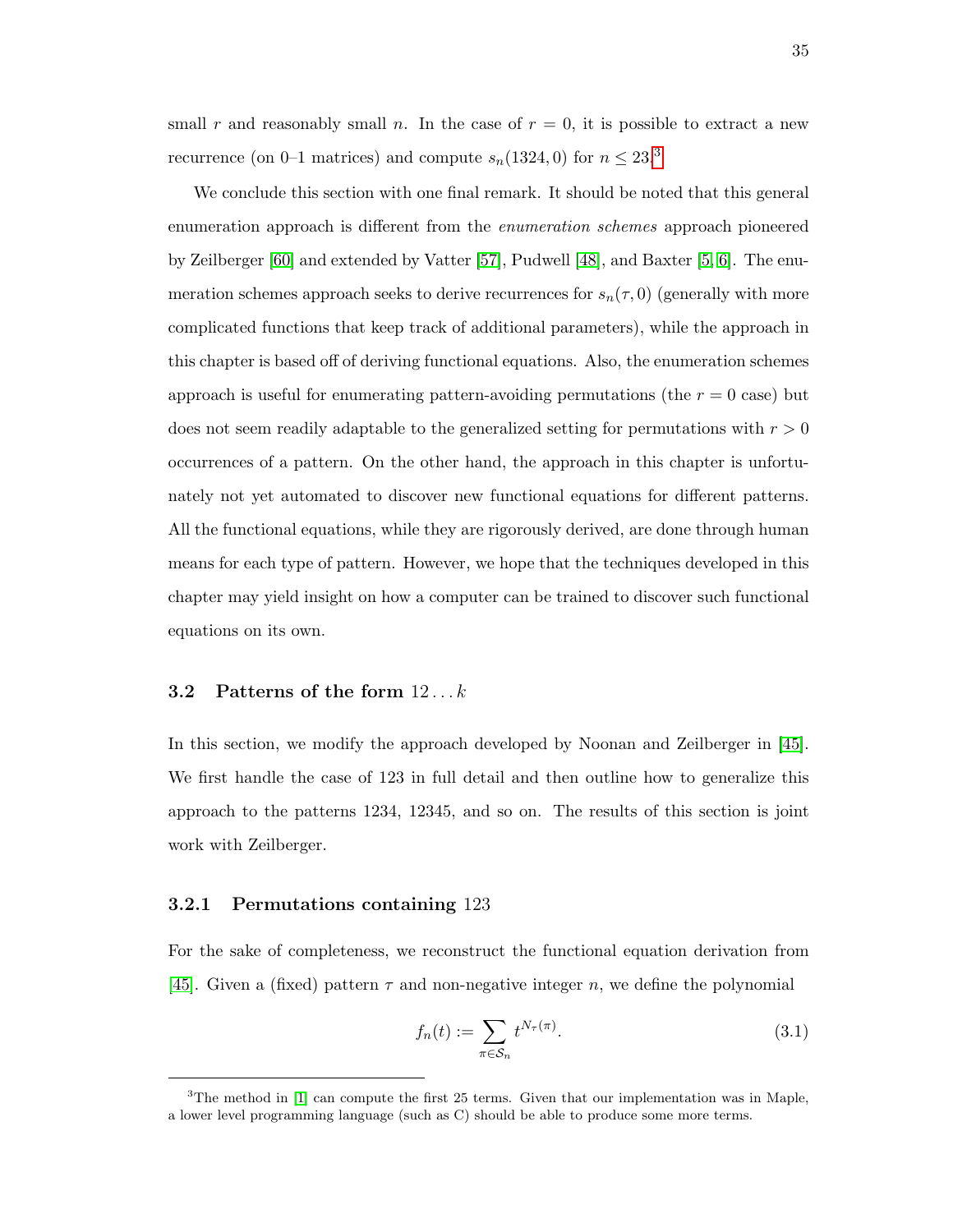small $r$ and reasonably small $n$. In the case of $r = 0$, it is possible to extract a new recurrence (on 0–1 matrices) and compute $s_n(1324, 0)$ for $n \leq 23$.[3]

We conclude this section with one final remark. It should be noted that this general enumeration approach is different from the *enumeration schemes* approach pioneered by Zeilberger [60] and extended by Vatter [57], Pudwell [48], and Baxter [5, 6]. The enumeration schemes approach seeks to derive recurrences for $s_n(\tau, 0)$ (generally with more complicated functions that keep track of additional parameters), while the approach in this chapter is based off of deriving functional equations. Also, the enumeration schemes approach is useful for enumerating pattern-avoiding permutations (the $r = 0$ case) but does not seem readily adaptable to the generalized setting for permutations with $r > 0$ occurrences of a pattern. On the other hand, the approach in this chapter is unfortunately not yet automated to discover new functional equations for different patterns. All the functional equations, while they are rigorously derived, are done through human means for each type of pattern. However, we hope that the techniques developed in this chapter may yield insight on how a computer can be trained to discover such functional equations on its own.

## 3.2 Patterns of the form $12 \dots k$

In this section, we modify the approach developed by Noonan and Zeilberger in [45]. We first handle the case of 123 in full detail and then outline how to generalize this approach to the patterns 1234, 12345, and so on. The results of this section is joint work with Zeilberger.

### 3.2.1 Permutations containing 123

For the sake of completeness, we reconstruct the functional equation derivation from [45]. Given a (fixed) pattern $\tau$ and non-negative integer $n$, we define the polynomial

$$f_n(t) := \sum_{\pi \in \mathcal{S}_n} t^{N_\tau(\pi)}. \tag{3.1}$$

---

[3] The method in [1] can compute the first 25 terms. Given that our implementation was in Maple, a lower level programming language (such as C) should be able to produce some more terms.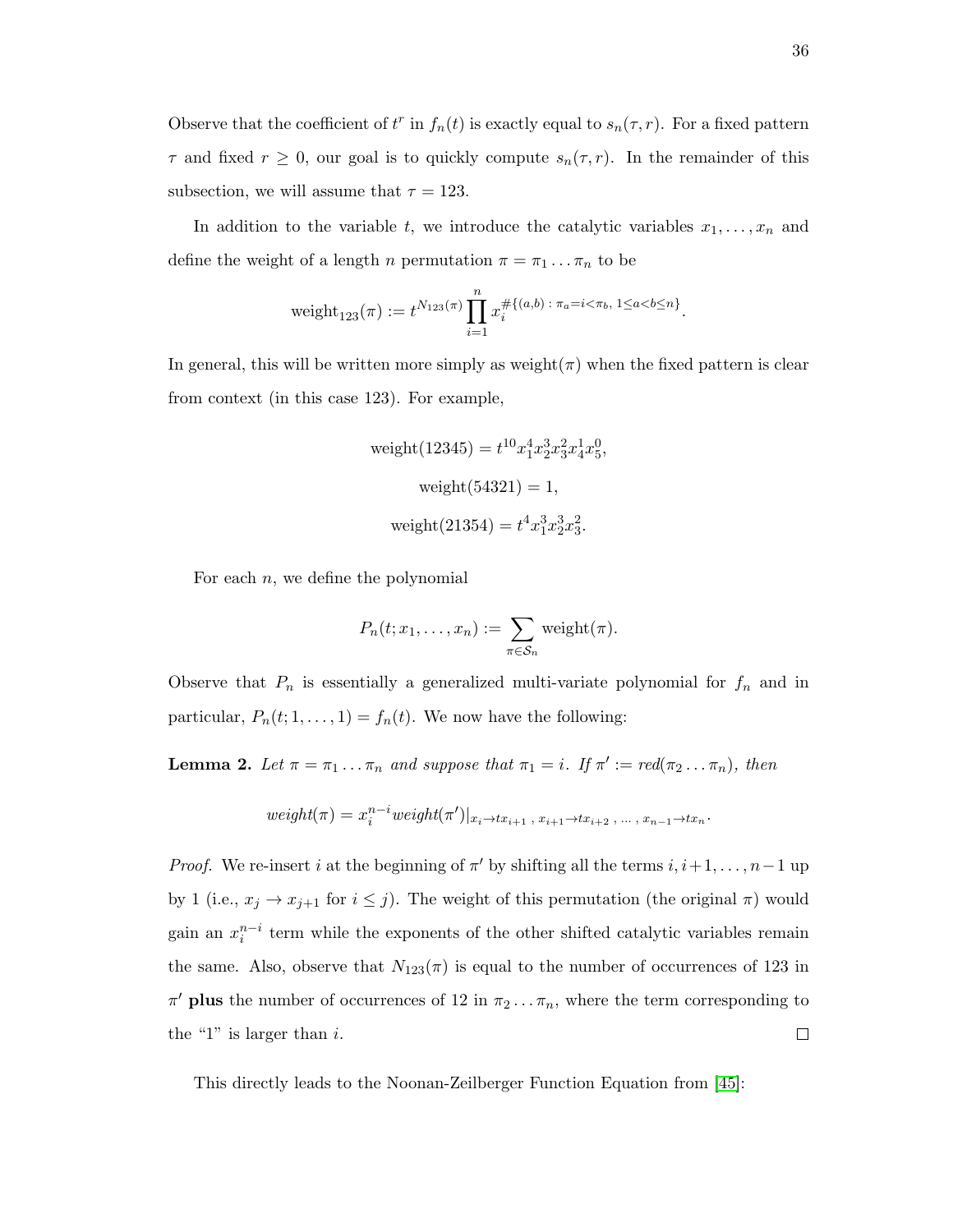Observe that the coefficient of $t^r$ in $f_n(t)$ is exactly equal to $s_n(\tau, r)$. For a fixed pattern $\tau$ and fixed $r \geq 0$, our goal is to quickly compute $s_n(\tau, r)$. In the remainder of this subsection, we will assume that $\tau = 123$.

In addition to the variable $t$, we introduce the catalytic variables $x_1, \ldots, x_n$ and define the weight of a length $n$ permutation $\pi = \pi_1 \ldots \pi_n$ to be

$$\text{weight}_{123}(\pi) := t^{N_{123}(\pi)} \prod_{i=1}^{n} x_i^{\#\{(a,b)\,:\, \pi_a = i < \pi_b,\ 1 \leq a < b \leq n\}}.$$

In general, this will be written more simply as weight$(\pi)$ when the fixed pattern is clear from context (in this case 123). For example,

$$\text{weight}(12345) = t^{10} x_1^4 x_2^3 x_3^2 x_4^1 x_5^0,$$

$$\text{weight}(54321) = 1,$$

$$\text{weight}(21354) = t^4 x_1^3 x_2^3 x_3^2.$$

For each $n$, we define the polynomial

$$P_n(t; x_1, \ldots, x_n) := \sum_{\pi \in \mathcal{S}_n} \text{weight}(\pi).$$

Observe that $P_n$ is essentially a generalized multi-variate polynomial for $f_n$ and in particular, $P_n(t; 1, \ldots, 1) = f_n(t)$. We now have the following:

**Lemma 2.** *Let $\pi = \pi_1 \ldots \pi_n$ and suppose that $\pi_1 = i$. If $\pi' := red(\pi_2 \ldots \pi_n)$, then*

$$weight(\pi) = x_i^{n-i} weight(\pi')|_{x_i \to t x_{i+1}\ ,\ x_{i+1} \to t x_{i+2}\ ,\ \ldots\ ,\ x_{n-1} \to t x_n}.$$

*Proof.* We re-insert $i$ at the beginning of $\pi'$ by shifting all the terms $i, i+1, \ldots, n-1$ up by 1 (i.e., $x_j \to x_{j+1}$ for $i \leq j$). The weight of this permutation (the original $\pi$) would gain an $x_i^{n-i}$ term while the exponents of the other shifted catalytic variables remain the same. Also, observe that $N_{123}(\pi)$ is equal to the number of occurrences of 123 in $\pi'$ **plus** the number of occurrences of 12 in $\pi_2 \ldots \pi_n$, where the term corresponding to the "1" is larger than $i$. $\square$

This directly leads to the Noonan-Zeilberger Function Equation from [45]: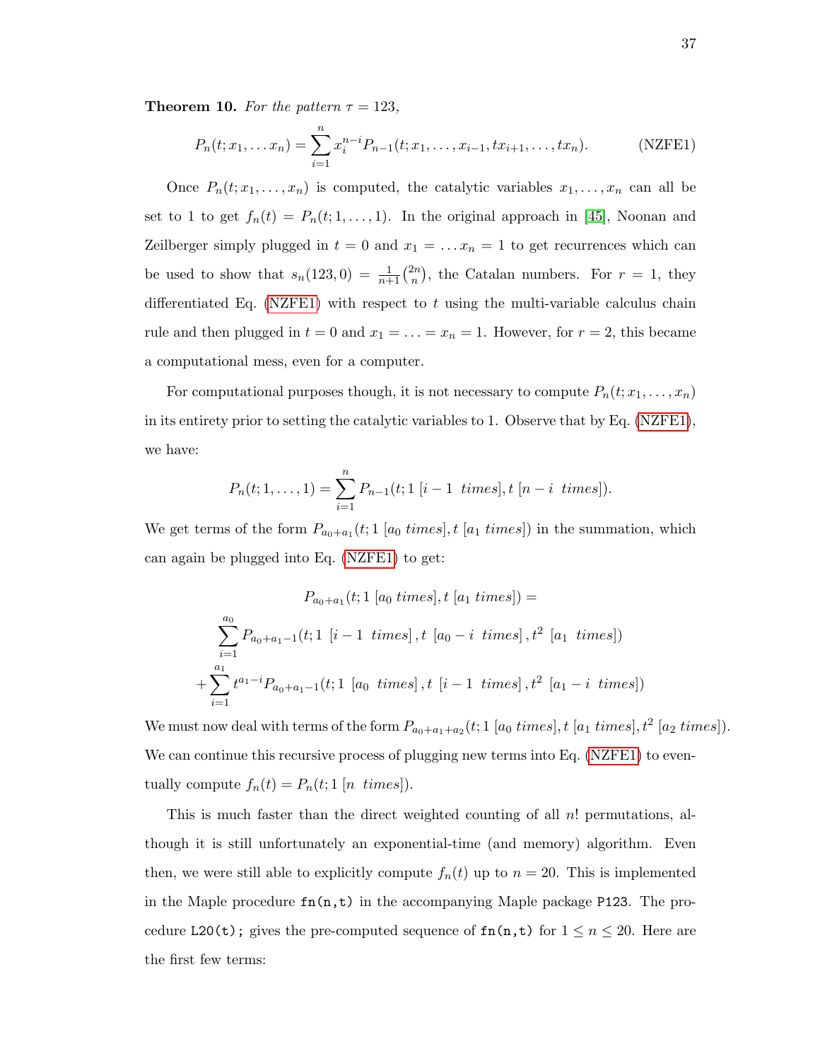**Theorem 10.** *For the pattern $\tau = 123$,*

$$P_n(t; x_1, \dots x_n) = \sum_{i=1}^{n} x_i^{n-i} P_{n-1}(t; x_1, \dots, x_{i-1}, tx_{i+1}, \dots, tx_n). \qquad \text{(NZFE1)}$$

Once $P_n(t; x_1, \dots, x_n)$ is computed, the catalytic variables $x_1, \dots, x_n$ can all be set to 1 to get $f_n(t) = P_n(t; 1, \dots, 1)$. In the original approach in [45], Noonan and Zeilberger simply plugged in $t = 0$ and $x_1 = \dots x_n = 1$ to get recurrences which can be used to show that $s_n(123, 0) = \frac{1}{n+1}\binom{2n}{n}$, the Catalan numbers. For $r = 1$, they differentiated Eq. (NZFE1) with respect to $t$ using the multi-variable calculus chain rule and then plugged in $t = 0$ and $x_1 = \dots = x_n = 1$. However, for $r = 2$, this became a computational mess, even for a computer.

For computational purposes though, it is not necessary to compute $P_n(t; x_1, \dots, x_n)$ in its entirety prior to setting the catalytic variables to 1. Observe that by Eq. (NZFE1), we have:

$$P_n(t; 1, \dots, 1) = \sum_{i=1}^{n} P_{n-1}(t; 1\ [i-1\ \ times], t\ [n-i\ \ times]).$$

We get terms of the form $P_{a_0+a_1}(t; 1\ [a_0\ times], t\ [a_1\ times])$ in the summation, which can again be plugged into Eq. (NZFE1) to get:

$$P_{a_0+a_1}(t; 1\ [a_0\ times], t\ [a_1\ times]) =$$
$$\sum_{i=1}^{a_0} P_{a_0+a_1-1}(t; 1\ \ [i-1\ \ times], t\ \ [a_0 - i\ \ times], t^2\ \ [a_1\ \ times])$$
$$+ \sum_{i=1}^{a_1} t^{a_1 - i} P_{a_0+a_1-1}(t; 1\ \ [a_0\ \ times], t\ \ [i-1\ \ times], t^2\ \ [a_1 - i\ \ times])$$

We must now deal with terms of the form $P_{a_0+a_1+a_2}(t; 1\ [a_0\ times], t\ [a_1\ times], t^2\ [a_2\ times])$. We can continue this recursive process of plugging new terms into Eq. (NZFE1) to eventually compute $f_n(t) = P_n(t; 1\ [n\ \ times])$.

This is much faster than the direct weighted counting of all $n!$ permutations, although it is still unfortunately an exponential-time (and memory) algorithm. Even then, we were still able to explicitly compute $f_n(t)$ up to $n = 20$. This is implemented in the Maple procedure `fn(n,t)` in the accompanying Maple package `P123`. The procedure `L20(t);` gives the pre-computed sequence of `fn(n,t)` for $1 \le n \le 20$. Here are the first few terms: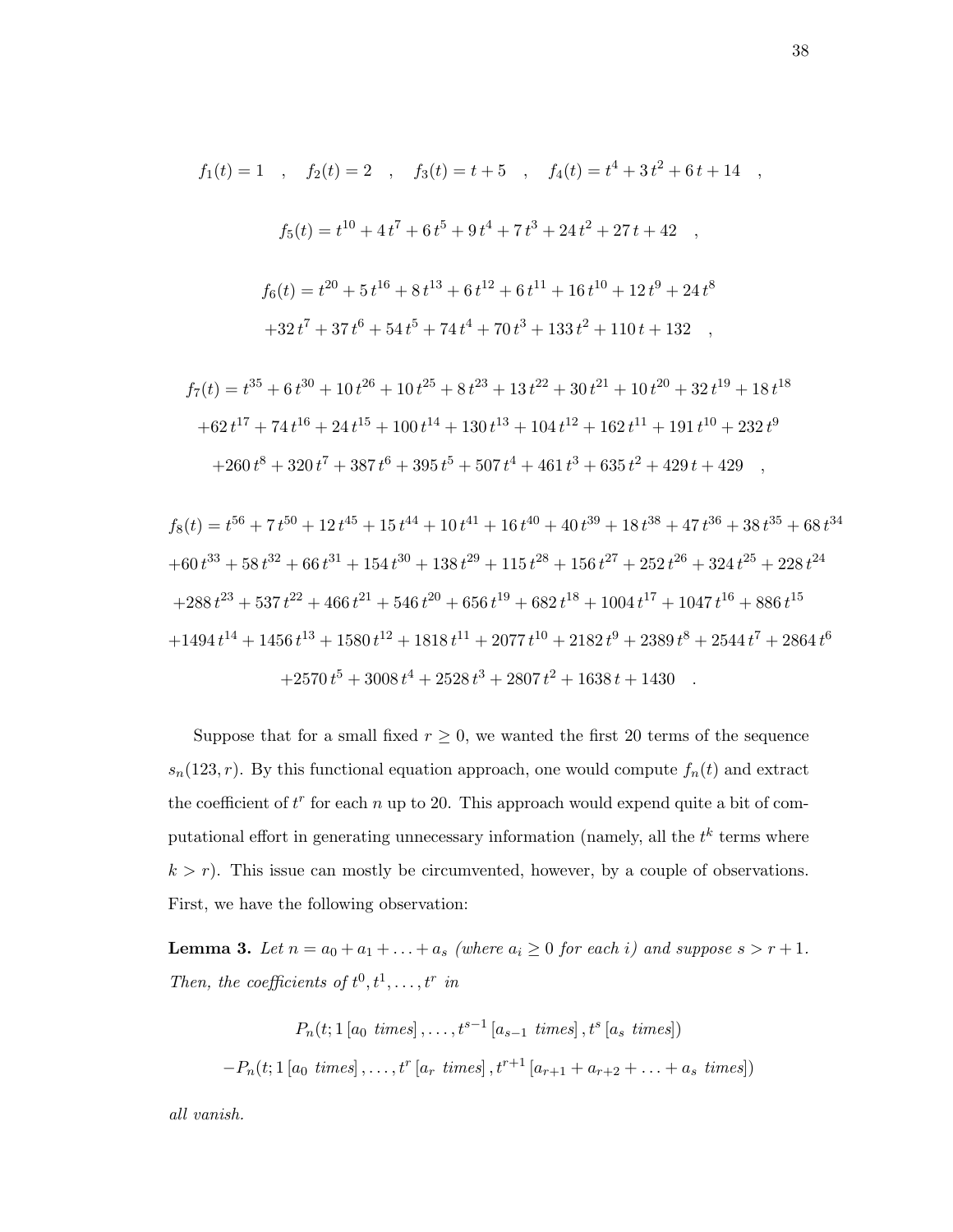$$f_1(t) = 1 \quad , \quad f_2(t) = 2 \quad , \quad f_3(t) = t + 5 \quad , \quad f_4(t) = t^4 + 3\,t^2 + 6\,t + 14 \quad ,$$

$$f_5(t) = t^{10} + 4\,t^7 + 6\,t^5 + 9\,t^4 + 7\,t^3 + 24\,t^2 + 27\,t + 42 \quad ,$$

$$f_6(t) = t^{20} + 5\,t^{16} + 8\,t^{13} + 6\,t^{12} + 6\,t^{11} + 16\,t^{10} + 12\,t^9 + 24\,t^8$$
$$+32\,t^7 + 37\,t^6 + 54\,t^5 + 74\,t^4 + 70\,t^3 + 133\,t^2 + 110\,t + 132 \quad ,$$

$$f_7(t) = t^{35} + 6\,t^{30} + 10\,t^{26} + 10\,t^{25} + 8\,t^{23} + 13\,t^{22} + 30\,t^{21} + 10\,t^{20} + 32\,t^{19} + 18\,t^{18}$$
$$+62\,t^{17} + 74\,t^{16} + 24\,t^{15} + 100\,t^{14} + 130\,t^{13} + 104\,t^{12} + 162\,t^{11} + 191\,t^{10} + 232\,t^9$$
$$+260\,t^8 + 320\,t^7 + 387\,t^6 + 395\,t^5 + 507\,t^4 + 461\,t^3 + 635\,t^2 + 429\,t + 429 \quad ,$$

$$f_8(t) = t^{56} + 7\,t^{50} + 12\,t^{45} + 15\,t^{44} + 10\,t^{41} + 16\,t^{40} + 40\,t^{39} + 18\,t^{38} + 47\,t^{36} + 38\,t^{35} + 68\,t^{34}$$
$$+60\,t^{33} + 58\,t^{32} + 66\,t^{31} + 154\,t^{30} + 138\,t^{29} + 115\,t^{28} + 156\,t^{27} + 252\,t^{26} + 324\,t^{25} + 228\,t^{24}$$
$$+288\,t^{23} + 537\,t^{22} + 466\,t^{21} + 546\,t^{20} + 656\,t^{19} + 682\,t^{18} + 1004\,t^{17} + 1047\,t^{16} + 886\,t^{15}$$
$$+1494\,t^{14} + 1456\,t^{13} + 1580\,t^{12} + 1818\,t^{11} + 2077\,t^{10} + 2182\,t^9 + 2389\,t^8 + 2544\,t^7 + 2864\,t^6$$
$$+2570\,t^5 + 3008\,t^4 + 2528\,t^3 + 2807\,t^2 + 1638\,t + 1430 \quad .$$

Suppose that for a small fixed $r \geq 0$, we wanted the first 20 terms of the sequence $s_n(123, r)$. By this functional equation approach, one would compute $f_n(t)$ and extract the coefficient of $t^r$ for each $n$ up to 20. This approach would expend quite a bit of computational effort in generating unnecessary information (namely, all the $t^k$ terms where $k > r$). This issue can mostly be circumvented, however, by a couple of observations. First, we have the following observation:

**Lemma 3.** *Let $n = a_0 + a_1 + \ldots + a_s$ (where $a_i \geq 0$ for each $i$) and suppose $s > r + 1$. Then, the coefficients of $t^0, t^1, \ldots, t^r$ in*

$$P_n(t; 1\,[a_0 \text{ times}]\,, \ldots, t^{s-1}\,[a_{s-1} \text{ times}]\,, t^s\,[a_s \text{ times}])$$
$$-P_n(t; 1\,[a_0 \text{ times}]\,, \ldots, t^r\,[a_r \text{ times}]\,, t^{r+1}\,[a_{r+1} + a_{r+2} + \ldots + a_s \text{ times}])$$

*all vanish.*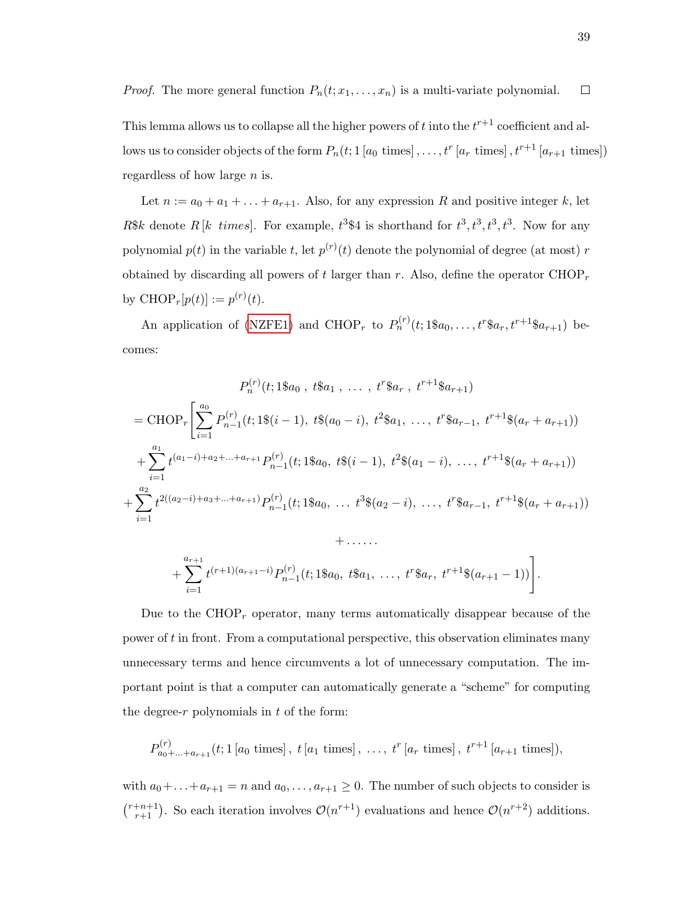*Proof.* The more general function $P_n(t; x_1, \dots, x_n)$ is a multi-variate polynomial. $\square$

This lemma allows us to collapse all the higher powers of $t$ into the $t^{r+1}$ coefficient and allows us to consider objects of the form $P_n(t; 1\,[a_0 \text{ times}]\,, \dots, t^r\,[a_r \text{ times}]\,, t^{r+1}\,[a_{r+1} \text{ times}])$ regardless of how large $n$ is.

Let $n := a_0 + a_1 + \ldots + a_{r+1}$. Also, for any expression $R$ and positive integer $k$, let $R\$k$ denote $R\,[k \;\; times]$. For example, $t^3\$4$ is shorthand for $t^3, t^3, t^3, t^3$. Now for any polynomial $p(t)$ in the variable $t$, let $p^{(r)}(t)$ denote the polynomial of degree (at most) $r$ obtained by discarding all powers of $t$ larger than $r$. Also, define the operator $\text{CHOP}_r$ by $\text{CHOP}_r[p(t)] := p^{(r)}(t)$.

An application of (NZFE1) and $\text{CHOP}_r$ to $P_n^{(r)}(t; 1\$a_0, \dots, t^r\$a_r, t^{r+1}\$a_{r+1})$ becomes:

$$
\begin{aligned}
& P_n^{(r)}(t; 1\$a_0\,,\ t\$a_1\,,\ \dots\,,\ t^r\$a_r\,,\ t^{r+1}\$a_{r+1}) \\
&= \text{CHOP}_r\Bigg[\sum_{i=1}^{a_0} P_{n-1}^{(r)}(t; 1\$(i-1),\ t\$(a_0-i),\ t^2\$a_1,\ \dots,\ t^r\$a_{r-1},\ t^{r+1}\$(a_r+a_{r+1})) \\
&\quad + \sum_{i=1}^{a_1} t^{(a_1-i)+a_2+\ldots+a_{r+1}} P_{n-1}^{(r)}(t; 1\$a_0,\ t\$(i-1),\ t^2\$(a_1-i),\ \dots,\ t^{r+1}\$(a_r+a_{r+1})) \\
&\quad + \sum_{i=1}^{a_2} t^{2((a_2-i)+a_3+\ldots+a_{r+1})} P_{n-1}^{(r)}(t; 1\$a_0,\ \dots\ t^3\$(a_2-i),\ \dots,\ t^r\$a_{r-1},\ t^{r+1}\$(a_r+a_{r+1})) \\
&\quad + \ldots\ldots \\
&\quad + \sum_{i=1}^{a_{r+1}} t^{(r+1)(a_{r+1}-i)} P_{n-1}^{(r)}(t; 1\$a_0,\ t\$a_1,\ \dots,\ t^r\$a_r,\ t^{r+1}\$(a_{r+1}-1))\Bigg].
\end{aligned}
$$

Due to the $\text{CHOP}_r$ operator, many terms automatically disappear because of the power of $t$ in front. From a computational perspective, this observation eliminates many unnecessary terms and hence circumvents a lot of unnecessary computation. The important point is that a computer can automatically generate a "scheme" for computing the degree-$r$ polynomials in $t$ of the form:

$$
P_{a_0+\ldots+a_{r+1}}^{(r)}(t; 1\,[a_0 \text{ times}]\,,\ t\,[a_1 \text{ times}]\,,\ \dots,\ t^r\,[a_r \text{ times}]\,,\ t^{r+1}\,[a_{r+1} \text{ times}]),
$$

with $a_0 + \ldots + a_{r+1} = n$ and $a_0, \dots, a_{r+1} \geq 0$. The number of such objects to consider is $\binom{r+n+1}{r+1}$. So each iteration involves $\mathcal{O}(n^{r+1})$ evaluations and hence $\mathcal{O}(n^{r+2})$ additions.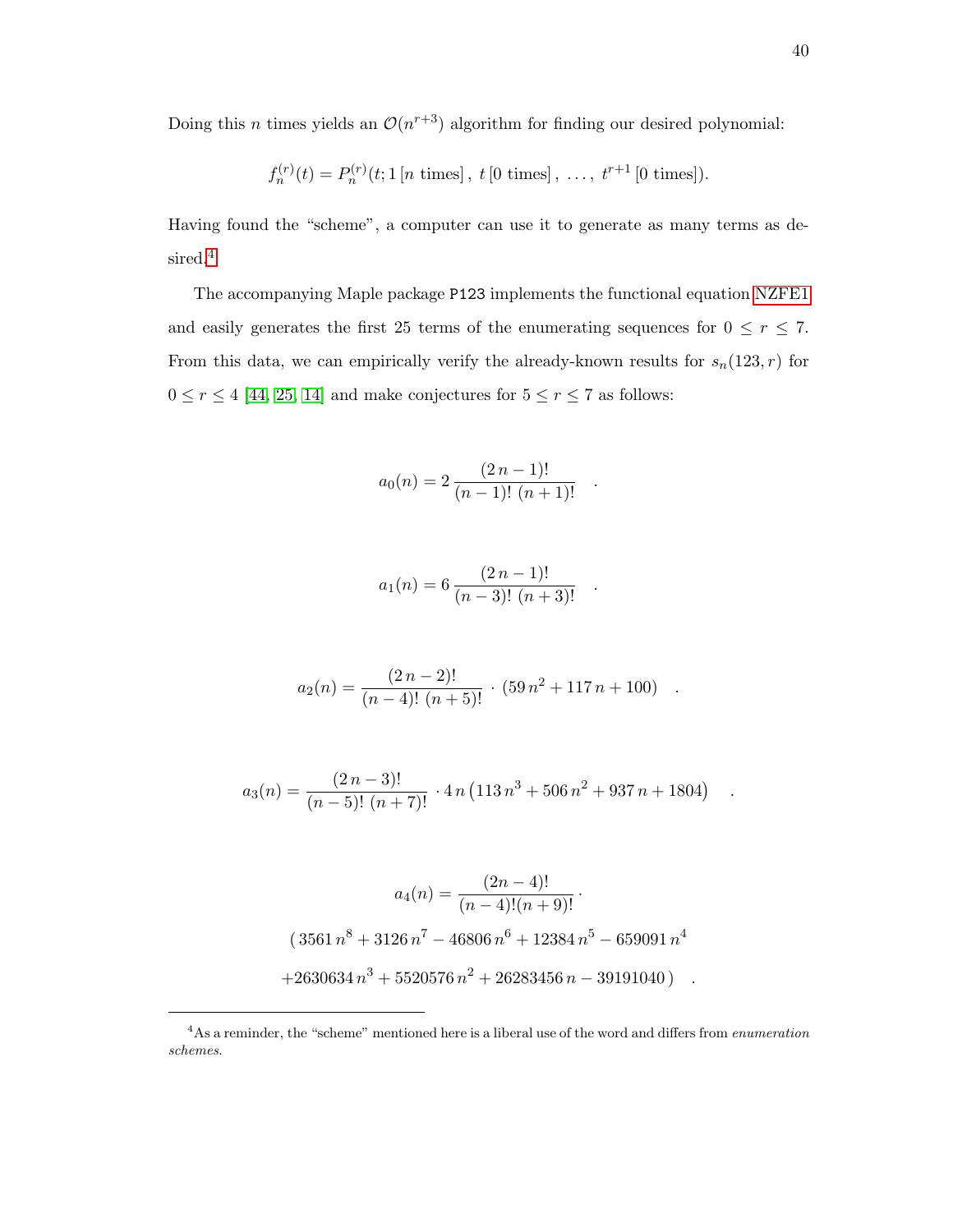Doing this $n$ times yields an $\mathcal{O}(n^{r+3})$ algorithm for finding our desired polynomial:

$$f_n^{(r)}(t) = P_n^{(r)}(t; 1\,[n \text{ times}]\,,\ t\,[0 \text{ times}]\,,\ \ldots,\ t^{r+1}\,[0 \text{ times}]).$$

Having found the "scheme", a computer can use it to generate as many terms as desired.[4]

The accompanying Maple package `P123` implements the functional equation NZFE1 and easily generates the first 25 terms of the enumerating sequences for $0 \le r \le 7$. From this data, we can empirically verify the already-known results for $s_n(123, r)$ for $0 \le r \le 4$ [44, 25, 14] and make conjectures for $5 \le r \le 7$ as follows:

$$a_0(n) = 2\,\frac{(2\,n-1)!}{(n-1)!\;(n+1)!} \quad .$$

$$a_1(n) = 6\,\frac{(2\,n-1)!}{(n-3)!\;(n+3)!} \quad .$$

$$a_2(n) = \frac{(2\,n-2)!}{(n-4)!\;(n+5)!} \cdot (59\,n^2 + 117\,n + 100) \quad .$$

$$a_3(n) = \frac{(2\,n-3)!}{(n-5)!\;(n+7)!} \cdot 4\,n\left(113\,n^3 + 506\,n^2 + 937\,n + 1804\right) \quad .$$

$$a_4(n) = \frac{(2n-4)!}{(n-4)!(n+9)!} \cdot$$
$$(\,3561\,n^8 + 3126\,n^7 - 46806\,n^6 + 12384\,n^5 - 659091\,n^4$$
$$+2630634\,n^3 + 5520576\,n^2 + 26283456\,n - 39191040\,) \quad .$$

---

[4] As a reminder, the "scheme" mentioned here is a liberal use of the word and differs from *enumeration schemes*.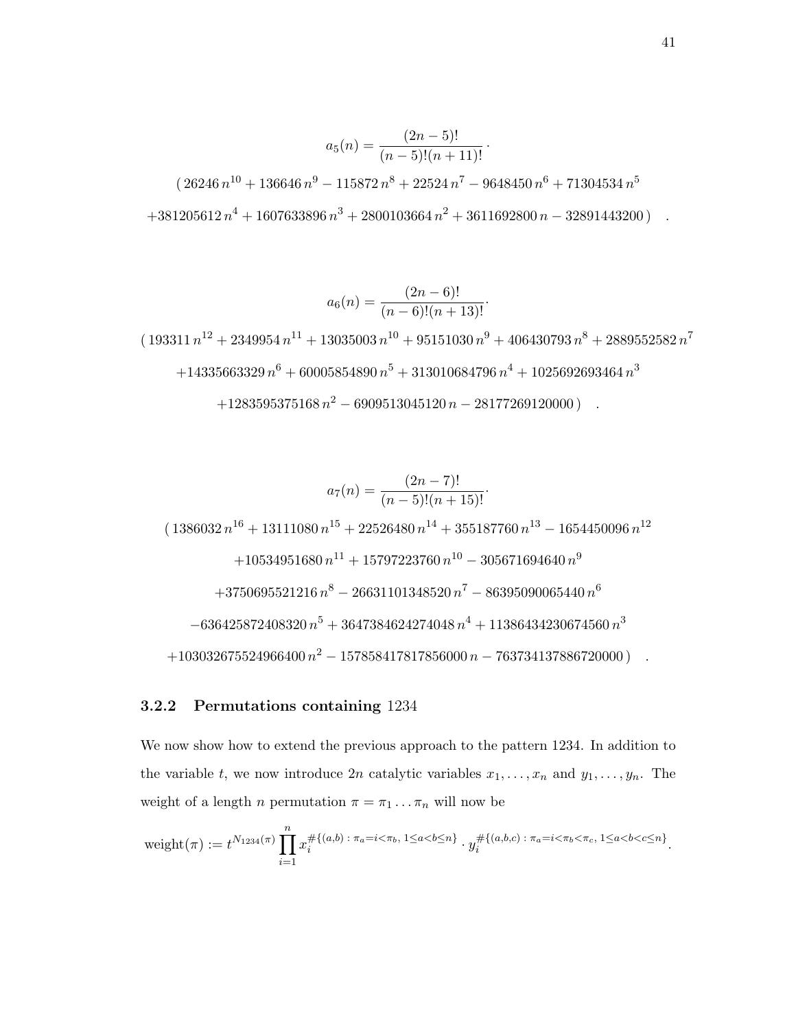$$a_5(n) = \frac{(2n-5)!}{(n-5)!(n+11)!} \cdot$$

$$(\, 26246\, n^{10} + 136646\, n^9 - 115872\, n^8 + 22524\, n^7 - 9648450\, n^6 + 71304534\, n^5$$

$$+381205612\, n^4 + 1607633896\, n^3 + 2800103664\, n^2 + 3611692800\, n - 32891443200\,) \quad .$$

$$a_6(n) = \frac{(2n-6)!}{(n-6)!(n+13)!} \cdot$$

$$(\, 193311\, n^{12} + 2349954\, n^{11} + 13035003\, n^{10} + 95151030\, n^9 + 406430793\, n^8 + 2889552582\, n^7$$

$$+14335663329\, n^6 + 60005854890\, n^5 + 313010684796\, n^4 + 1025692693464\, n^3$$

$$+1283595375168\, n^2 - 6909513045120\, n - 28177269120000\,) \quad .$$

$$a_7(n) = \frac{(2n-7)!}{(n-5)!(n+15)!} \cdot$$

$$(\, 1386032\, n^{16} + 13111080\, n^{15} + 22526480\, n^{14} + 355187760\, n^{13} - 1654450096\, n^{12}$$

$$+10534951680\, n^{11} + 15797223760\, n^{10} - 305671694640\, n^9$$

$$+3750695521216\, n^8 - 26631101348520\, n^7 - 86395090065440\, n^6$$

$$-636425872408320\, n^5 + 3647384624274048\, n^4 + 11386434230674560\, n^3$$

$$+103032675524966400\, n^2 - 157858417817856000\, n - 763734137886720000\,) \quad .$$

### 3.2.2 Permutations containing 1234

We now show how to extend the previous approach to the pattern 1234. In addition to the variable $t$, we now introduce $2n$ catalytic variables $x_1, \ldots, x_n$ and $y_1, \ldots, y_n$. The weight of a length $n$ permutation $\pi = \pi_1 \ldots \pi_n$ will now be

$$\text{weight}(\pi) := t^{N_{1234}(\pi)} \prod_{i=1}^{n} x_i^{\#\{(a,b)\,:\,\pi_a = i < \pi_b,\; 1 \le a < b \le n\}} \cdot y_i^{\#\{(a,b,c)\,:\,\pi_a = i < \pi_b < \pi_c,\; 1 \le a < b < c \le n\}}.$$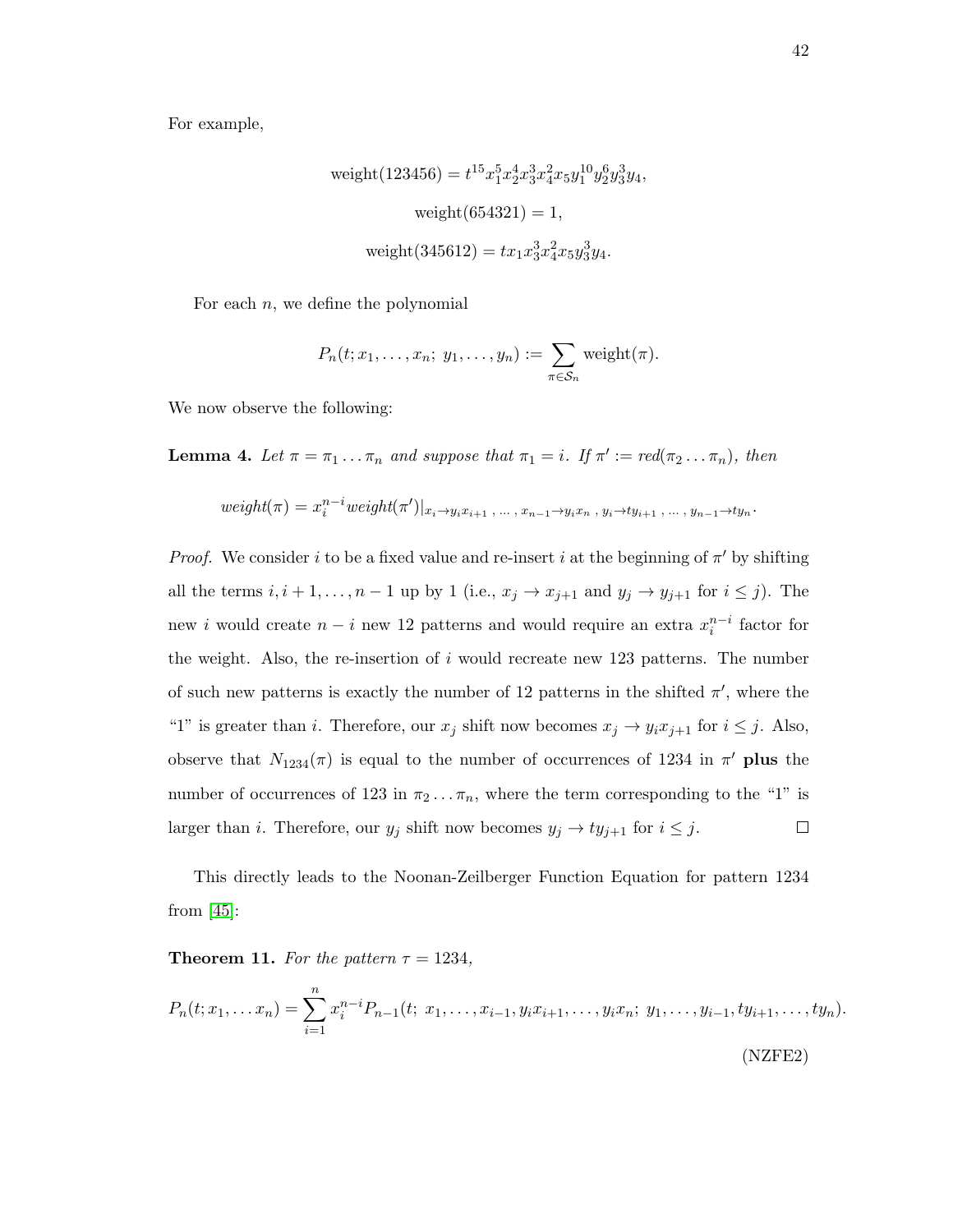For example,

$$\text{weight}(123456) = t^{15} x_1^5 x_2^4 x_3^3 x_4^2 x_5 y_1^{10} y_2^6 y_3^3 y_4,$$

$$\text{weight}(654321) = 1,$$

$$\text{weight}(345612) = t x_1 x_3^3 x_4^2 x_5 y_3^3 y_4.$$

For each $n$, we define the polynomial

$$P_n(t; x_1, \ldots, x_n;\ y_1, \ldots, y_n) := \sum_{\pi \in \mathcal{S}_n} \text{weight}(\pi).$$

We now observe the following:

**Lemma 4.** *Let $\pi = \pi_1 \ldots \pi_n$ and suppose that $\pi_1 = i$. If $\pi' := red(\pi_2 \ldots \pi_n)$, then*

$$weight(\pi) = x_i^{n-i} weight(\pi')|_{x_i \to y_i x_{i+1}\ ,\ \ldots\ ,\ x_{n-1} \to y_i x_n\ ,\ y_i \to t y_{i+1}\ ,\ \ldots\ ,\ y_{n-1} \to t y_n}.$$

*Proof.* We consider $i$ to be a fixed value and re-insert $i$ at the beginning of $\pi'$ by shifting all the terms $i, i+1, \ldots, n-1$ up by 1 (i.e., $x_j \to x_{j+1}$ and $y_j \to y_{j+1}$ for $i \leq j$). The new $i$ would create $n - i$ new 12 patterns and would require an extra $x_i^{n-i}$ factor for the weight. Also, the re-insertion of $i$ would recreate new 123 patterns. The number of such new patterns is exactly the number of 12 patterns in the shifted $\pi'$, where the "1" is greater than $i$. Therefore, our $x_j$ shift now becomes $x_j \to y_i x_{j+1}$ for $i \leq j$. Also, observe that $N_{1234}(\pi)$ is equal to the number of occurrences of 1234 in $\pi'$ **plus** the number of occurrences of 123 in $\pi_2 \ldots \pi_n$, where the term corresponding to the "1" is larger than $i$. Therefore, our $y_j$ shift now becomes $y_j \to t y_{j+1}$ for $i \leq j$. $\square$

This directly leads to the Noonan-Zeilberger Function Equation for pattern 1234 from [45]:

**Theorem 11.** *For the pattern $\tau = 1234$,*

$$P_n(t; x_1, \ldots x_n) = \sum_{i=1}^{n} x_i^{n-i} P_{n-1}(t;\ x_1, \ldots, x_{i-1}, y_i x_{i+1}, \ldots, y_i x_n;\ y_1, \ldots, y_{i-1}, t y_{i+1}, \ldots, t y_n). \tag{NZFE2}$$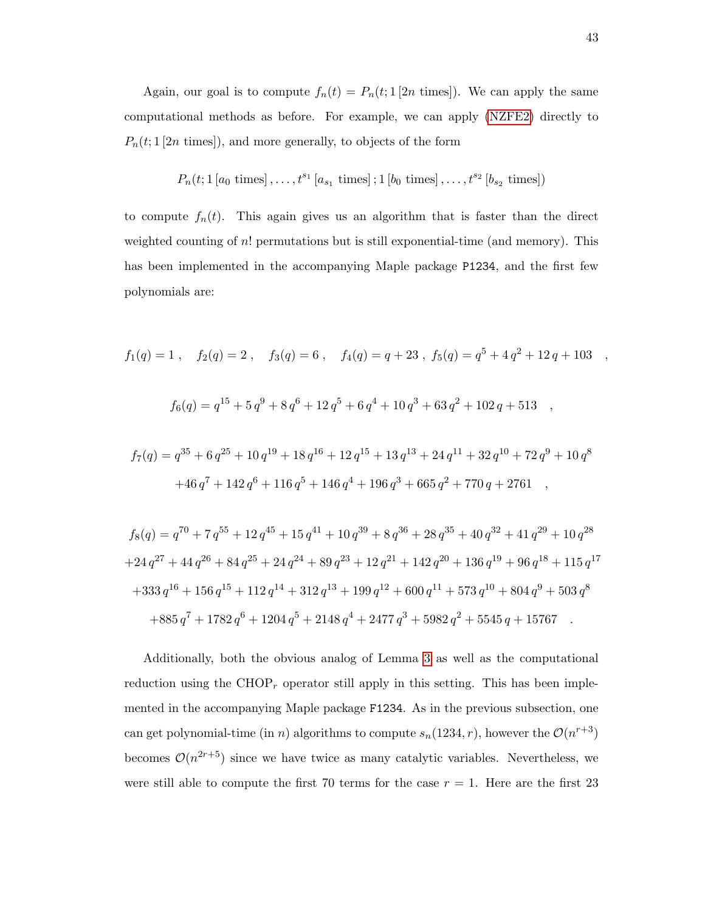Again, our goal is to compute $f_n(t) = P_n(t; 1\,[2n \text{ times}])$. We can apply the same computational methods as before. For example, we can apply (NZFE2) directly to $P_n(t; 1\,[2n \text{ times}])$, and more generally, to objects of the form

$$P_n(t; 1\,[a_0 \text{ times}], \ldots, t^{s_1}\,[a_{s_1} \text{ times}]; 1\,[b_0 \text{ times}], \ldots, t^{s_2}\,[b_{s_2} \text{ times}])$$

to compute $f_n(t)$. This again gives us an algorithm that is faster than the direct weighted counting of $n!$ permutations but is still exponential-time (and memory). This has been implemented in the accompanying Maple package `P1234`, and the first few polynomials are:

$$f_1(q) = 1\,, \quad f_2(q) = 2\,, \quad f_3(q) = 6\,, \quad f_4(q) = q + 23\,, \; f_5(q) = q^5 + 4\,q^2 + 12\,q + 103 \quad ,$$

$$f_6(q) = q^{15} + 5\,q^9 + 8\,q^6 + 12\,q^5 + 6\,q^4 + 10\,q^3 + 63\,q^2 + 102\,q + 513 \quad ,$$

$$f_7(q) = q^{35} + 6\,q^{25} + 10\,q^{19} + 18\,q^{16} + 12\,q^{15} + 13\,q^{13} + 24\,q^{11} + 32\,q^{10} + 72\,q^9 + 10\,q^8$$
$$+ 46\,q^7 + 142\,q^6 + 116\,q^5 + 146\,q^4 + 196\,q^3 + 665\,q^2 + 770\,q + 2761 \quad ,$$

$$f_8(q) = q^{70} + 7\,q^{55} + 12\,q^{45} + 15\,q^{41} + 10\,q^{39} + 8\,q^{36} + 28\,q^{35} + 40\,q^{32} + 41\,q^{29} + 10\,q^{28}$$
$$+ 24\,q^{27} + 44\,q^{26} + 84\,q^{25} + 24\,q^{24} + 89\,q^{23} + 12\,q^{21} + 142\,q^{20} + 136\,q^{19} + 96\,q^{18} + 115\,q^{17}$$
$$+ 333\,q^{16} + 156\,q^{15} + 112\,q^{14} + 312\,q^{13} + 199\,q^{12} + 600\,q^{11} + 573\,q^{10} + 804\,q^9 + 503\,q^8$$
$$+ 885\,q^7 + 1782\,q^6 + 1204\,q^5 + 2148\,q^4 + 2477\,q^3 + 5982\,q^2 + 5545\,q + 15767 \quad .$$

Additionally, both the obvious analog of Lemma 3 as well as the computational reduction using the $\text{CHOP}_r$ operator still apply in this setting. This has been implemented in the accompanying Maple package `F1234`. As in the previous subsection, one can get polynomial-time (in $n$) algorithms to compute $s_n(1234, r)$, however the $\mathcal{O}(n^{r+3})$ becomes $\mathcal{O}(n^{2r+5})$ since we have twice as many catalytic variables. Nevertheless, we were still able to compute the first 70 terms for the case $r = 1$. Here are the first 23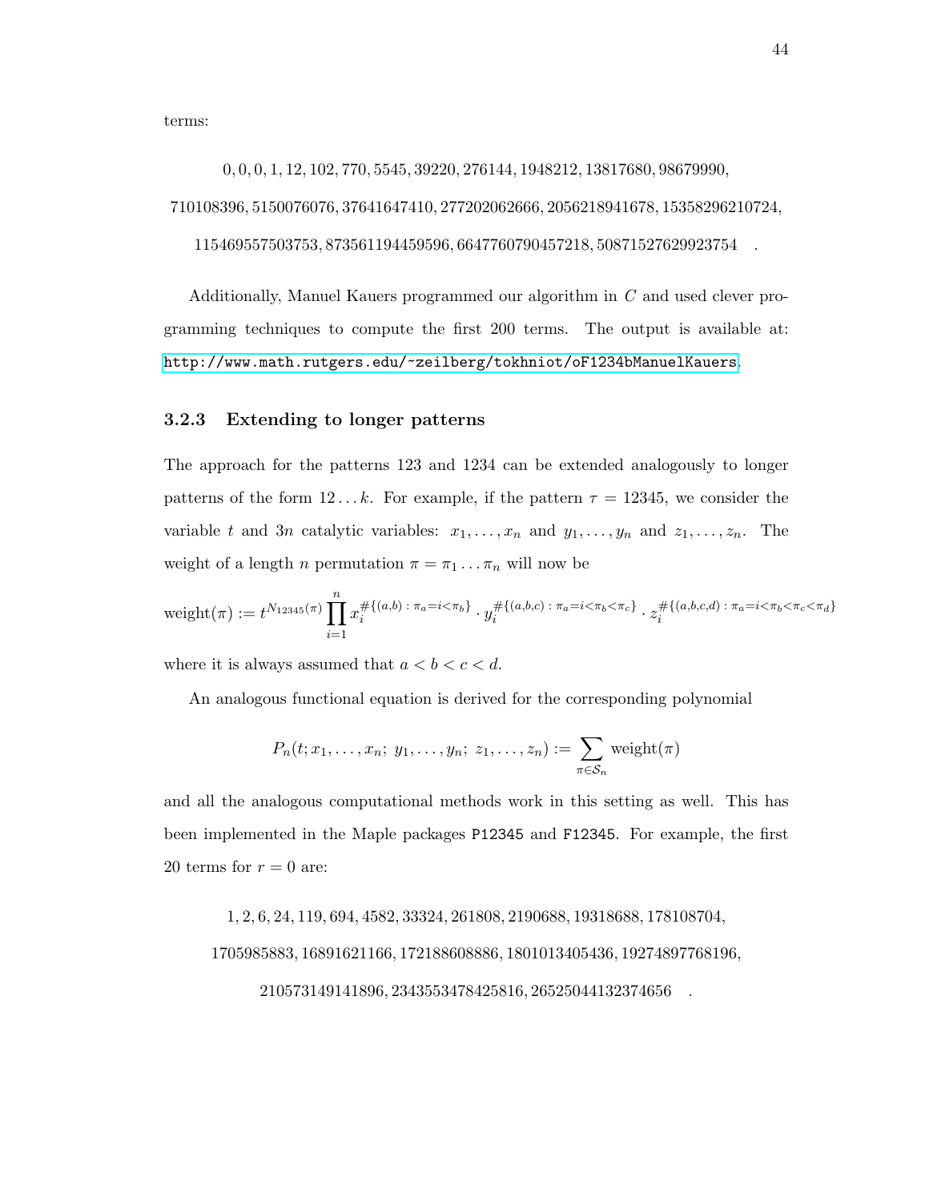terms:

$$0, 0, 0, 1, 12, 102, 770, 5545, 39220, 276144, 1948212, 13817680, 98679990,$$
$$710108396, 5150076076, 37641647410, 277202062666, 2056218941678, 15358296210724,$$
$$115469557503753, 873561194459596, 6647760790457218, 50871527629923754 \quad .$$

Additionally, Manuel Kauers programmed our algorithm in $C$ and used clever programming techniques to compute the first 200 terms. The output is available at: http://www.math.rutgers.edu/~zeilberg/tokhniot/oF1234bManuelKauers.

### 3.2.3 Extending to longer patterns

The approach for the patterns 123 and 1234 can be extended analogously to longer patterns of the form $12\dots k$. For example, if the pattern $\tau = 12345$, we consider the variable $t$ and $3n$ catalytic variables: $x_1, \dots, x_n$ and $y_1, \dots, y_n$ and $z_1, \dots, z_n$. The weight of a length $n$ permutation $\pi = \pi_1 \dots \pi_n$ will now be

$$\text{weight}(\pi) := t^{N_{12345}(\pi)} \prod_{i=1}^{n} x_i^{\#\{(a,b)\,:\,\pi_a = i < \pi_b\}} \cdot y_i^{\#\{(a,b,c)\,:\,\pi_a = i < \pi_b < \pi_c\}} \cdot z_i^{\#\{(a,b,c,d)\,:\,\pi_a = i < \pi_b < \pi_c < \pi_d\}}$$

where it is always assumed that $a < b < c < d$.

An analogous functional equation is derived for the corresponding polynomial

$$P_n(t; x_1, \dots, x_n;\ y_1, \dots, y_n;\ z_1, \dots, z_n) := \sum_{\pi \in \mathcal{S}_n} \text{weight}(\pi)$$

and all the analogous computational methods work in this setting as well. This has been implemented in the Maple packages P12345 and F12345. For example, the first 20 terms for $r = 0$ are:

$$1, 2, 6, 24, 119, 694, 4582, 33324, 261808, 2190688, 19318688, 178108704,$$
$$1705985883, 16891621166, 172188608886, 1801013405436, 19274897768196,$$
$$210573149141896, 2343553478425816, 26525044132374656 \quad .$$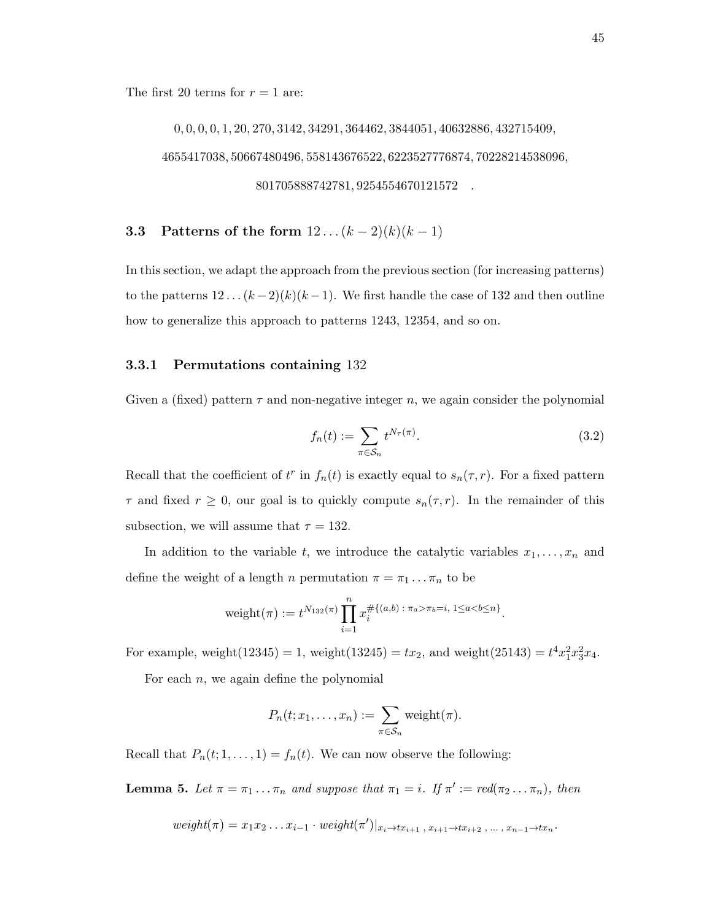The first 20 terms for $r = 1$ are:

$$0, 0, 0, 0, 1, 20, 270, 3142, 34291, 364462, 3844051, 40632886, 432715409,$$
$$4655417038, 50667480496, 558143676522, 6223527776874, 70228214538096,$$
$$801705888742781, 9254554670121572 \quad .$$

## 3.3 Patterns of the form $12\ldots(k-2)(k)(k-1)$

In this section, we adapt the approach from the previous section (for increasing patterns) to the patterns $12\ldots(k-2)(k)(k-1)$. We first handle the case of 132 and then outline how to generalize this approach to patterns 1243, 12354, and so on.

### 3.3.1 Permutations containing 132

Given a (fixed) pattern $\tau$ and non-negative integer $n$, we again consider the polynomial

$$f_n(t) := \sum_{\pi \in \mathcal{S}_n} t^{N_\tau(\pi)}. \tag{3.2}$$

Recall that the coefficient of $t^r$ in $f_n(t)$ is exactly equal to $s_n(\tau, r)$. For a fixed pattern $\tau$ and fixed $r \geq 0$, our goal is to quickly compute $s_n(\tau, r)$. In the remainder of this subsection, we will assume that $\tau = 132$.

In addition to the variable $t$, we introduce the catalytic variables $x_1, \ldots, x_n$ and define the weight of a length $n$ permutation $\pi = \pi_1 \ldots \pi_n$ to be

$$\text{weight}(\pi) := t^{N_{132}(\pi)} \prod_{i=1}^{n} x_i^{\#\{(a,b)\,:\, \pi_a > \pi_b = i,\ 1 \leq a < b \leq n\}}.$$

For example, $\text{weight}(12345) = 1$, $\text{weight}(13245) = tx_2$, and $\text{weight}(25143) = t^4 x_1^2 x_3^2 x_4$.

For each $n$, we again define the polynomial

$$P_n(t; x_1, \ldots, x_n) := \sum_{\pi \in \mathcal{S}_n} \text{weight}(\pi).$$

Recall that $P_n(t; 1, \ldots, 1) = f_n(t)$. We can now observe the following:

**Lemma 5.** *Let $\pi = \pi_1 \ldots \pi_n$ and suppose that $\pi_1 = i$. If $\pi' := red(\pi_2 \ldots \pi_n)$, then*

$$\textit{weight}(\pi) = x_1 x_2 \ldots x_{i-1} \cdot \textit{weight}(\pi')|_{x_i \to t x_{i+1}\ ,\ x_{i+1} \to t x_{i+2}\ ,\ \ldots\ ,\ x_{n-1} \to t x_n}.$$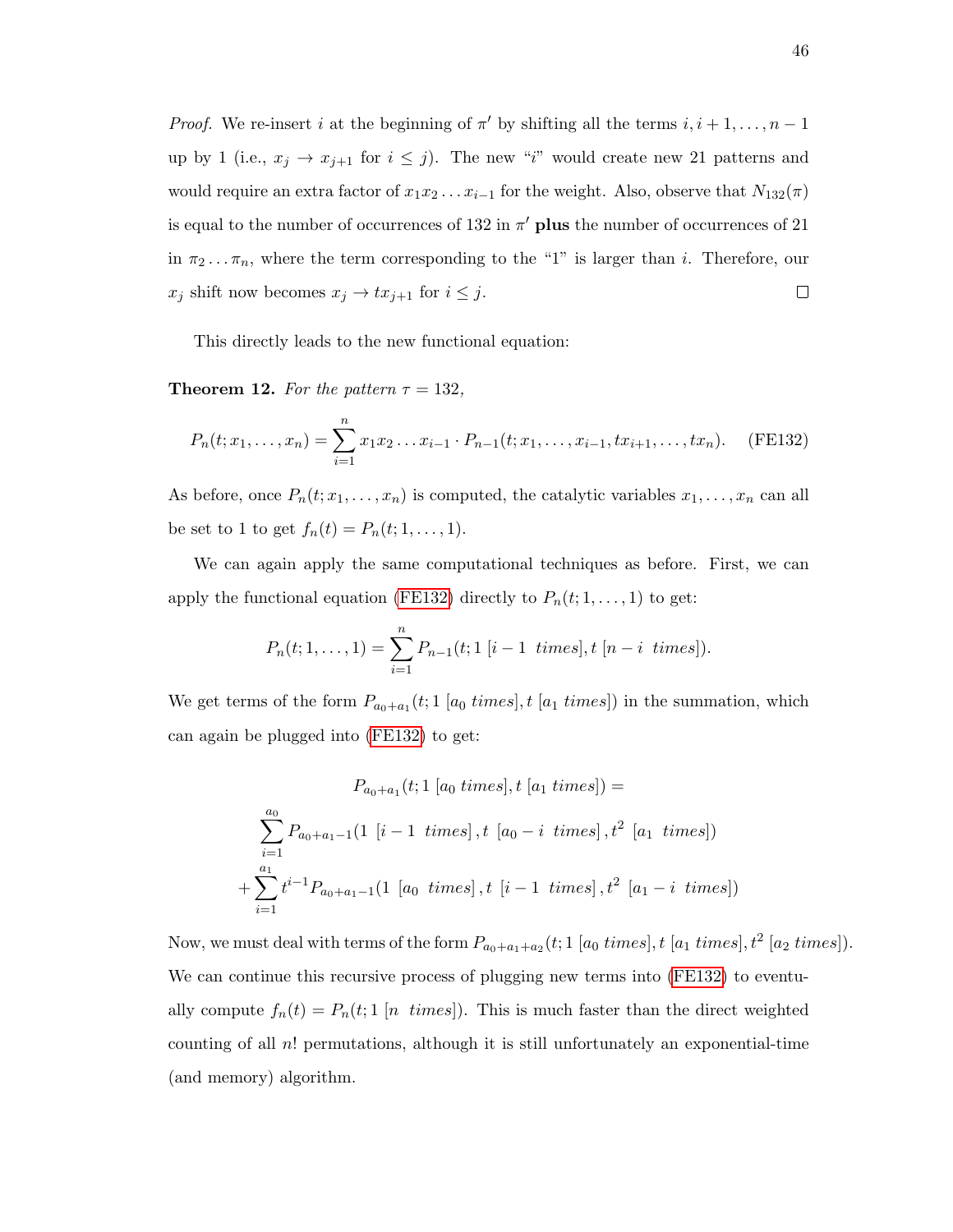*Proof.* We re-insert $i$ at the beginning of $\pi'$ by shifting all the terms $i, i+1, \ldots, n-1$ up by 1 (i.e., $x_j \to x_{j+1}$ for $i \le j$). The new "$i$" would create new 21 patterns and would require an extra factor of $x_1 x_2 \ldots x_{i-1}$ for the weight. Also, observe that $N_{132}(\pi)$ is equal to the number of occurrences of 132 in $\pi'$ **plus** the number of occurrences of 21 in $\pi_2 \ldots \pi_n$, where the term corresponding to the "1" is larger than $i$. Therefore, our $x_j$ shift now becomes $x_j \to t x_{j+1}$ for $i \le j$. $\square$

This directly leads to the new functional equation:

**Theorem 12.** *For the pattern $\tau = 132$,*

$$P_n(t; x_1, \ldots, x_n) = \sum_{i=1}^{n} x_1 x_2 \ldots x_{i-1} \cdot P_{n-1}(t; x_1, \ldots, x_{i-1}, t x_{i+1}, \ldots, t x_n). \quad \text{(FE132)}$$

As before, once $P_n(t; x_1, \ldots, x_n)$ is computed, the catalytic variables $x_1, \ldots, x_n$ can all be set to 1 to get $f_n(t) = P_n(t; 1, \ldots, 1)$.

We can again apply the same computational techniques as before. First, we can apply the functional equation (FE132) directly to $P_n(t; 1, \ldots, 1)$ to get:

$$P_n(t; 1, \ldots, 1) = \sum_{i=1}^{n} P_{n-1}(t; 1 \; [i-1 \;\; times], t \; [n-i \;\; times]).$$

We get terms of the form $P_{a_0+a_1}(t; 1 \; [a_0 \; times], t \; [a_1 \; times])$ in the summation, which can again be plugged into (FE132) to get:

$$\begin{gathered} P_{a_0+a_1}(t; 1 \; [a_0 \; times], t \; [a_1 \; times]) = \\ \sum_{i=1}^{a_0} P_{a_0+a_1-1}(1 \;\; [i-1 \;\; times], t \;\; [a_0 - i \;\; times], t^2 \;\; [a_1 \;\; times]) \\ + \sum_{i=1}^{a_1} t^{i-1} P_{a_0+a_1-1}(1 \;\; [a_0 \;\; times], t \;\; [i-1 \;\; times], t^2 \;\; [a_1 - i \;\; times]) \end{gathered}$$

Now, we must deal with terms of the form $P_{a_0+a_1+a_2}(t; 1 \; [a_0 \; times], t \; [a_1 \; times], t^2 \; [a_2 \; times])$. We can continue this recursive process of plugging new terms into (FE132) to eventually compute $f_n(t) = P_n(t; 1 \; [n \;\; times])$. This is much faster than the direct weighted counting of all $n!$ permutations, although it is still unfortunately an exponential-time (and memory) algorithm.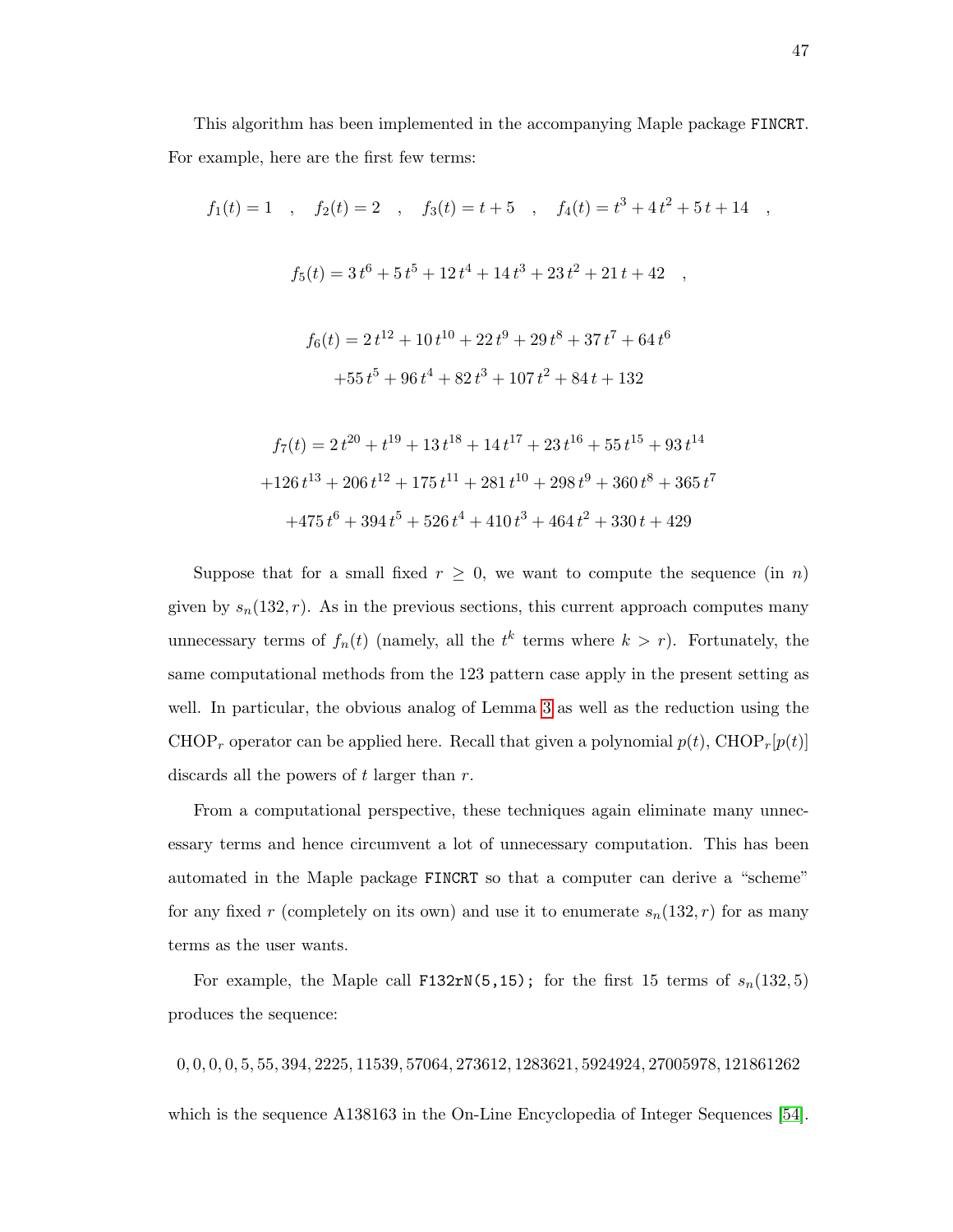This algorithm has been implemented in the accompanying Maple package FINCRT. For example, here are the first few terms:

$$f_1(t) = 1 \quad , \quad f_2(t) = 2 \quad , \quad f_3(t) = t + 5 \quad , \quad f_4(t) = t^3 + 4\,t^2 + 5\,t + 14 \quad ,$$

$$f_5(t) = 3\,t^6 + 5\,t^5 + 12\,t^4 + 14\,t^3 + 23\,t^2 + 21\,t + 42 \quad ,$$

$$f_6(t) = 2\,t^{12} + 10\,t^{10} + 22\,t^9 + 29\,t^8 + 37\,t^7 + 64\,t^6$$
$$+55\,t^5 + 96\,t^4 + 82\,t^3 + 107\,t^2 + 84\,t + 132$$

$$f_7(t) = 2\,t^{20} + t^{19} + 13\,t^{18} + 14\,t^{17} + 23\,t^{16} + 55\,t^{15} + 93\,t^{14}$$
$$+126\,t^{13} + 206\,t^{12} + 175\,t^{11} + 281\,t^{10} + 298\,t^9 + 360\,t^8 + 365\,t^7$$
$$+475\,t^6 + 394\,t^5 + 526\,t^4 + 410\,t^3 + 464\,t^2 + 330\,t + 429$$

Suppose that for a small fixed $r \geq 0$, we want to compute the sequence (in $n$) given by $s_n(132, r)$. As in the previous sections, this current approach computes many unnecessary terms of $f_n(t)$ (namely, all the $t^k$ terms where $k > r$). Fortunately, the same computational methods from the 123 pattern case apply in the present setting as well. In particular, the obvious analog of Lemma 3 as well as the reduction using the $\mathrm{CHOP}_r$ operator can be applied here. Recall that given a polynomial $p(t)$, $\mathrm{CHOP}_r[p(t)]$ discards all the powers of $t$ larger than $r$.

From a computational perspective, these techniques again eliminate many unnecessary terms and hence circumvent a lot of unnecessary computation. This has been automated in the Maple package FINCRT so that a computer can derive a "scheme" for any fixed $r$ (completely on its own) and use it to enumerate $s_n(132, r)$ for as many terms as the user wants.

For example, the Maple call `F132rN(5,15);` for the first 15 terms of $s_n(132, 5)$ produces the sequence:

$$0, 0, 0, 0, 5, 55, 394, 2225, 11539, 57064, 273612, 1283621, 5924924, 27005978, 121861262$$

which is the sequence A138163 in the On-Line Encyclopedia of Integer Sequences [54].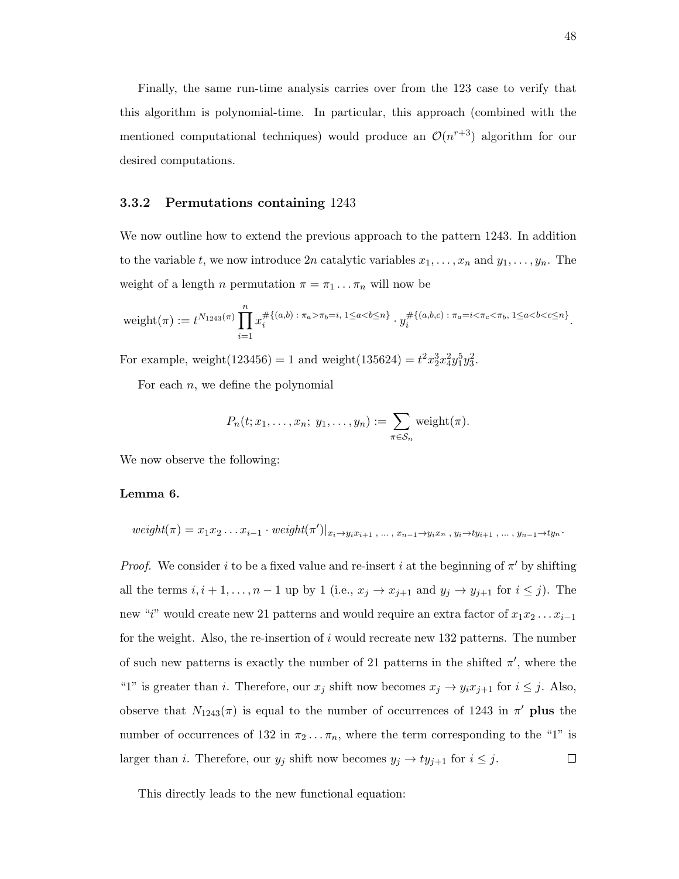Finally, the same run-time analysis carries over from the 123 case to verify that this algorithm is polynomial-time. In particular, this approach (combined with the mentioned computational techniques) would produce an $\mathcal{O}(n^{r+3})$ algorithm for our desired computations.

### 3.3.2 Permutations containing 1243

We now outline how to extend the previous approach to the pattern 1243. In addition to the variable $t$, we now introduce $2n$ catalytic variables $x_1, \ldots, x_n$ and $y_1, \ldots, y_n$. The weight of a length $n$ permutation $\pi = \pi_1 \ldots \pi_n$ will now be

$$\text{weight}(\pi) := t^{N_{1243}(\pi)} \prod_{i=1}^{n} x_i^{\#\{(a,b)\,:\,\pi_a > \pi_b = i,\ 1 \le a < b \le n\}} \cdot y_i^{\#\{(a,b,c)\,:\,\pi_a = i < \pi_c < \pi_b,\ 1 \le a < b < c \le n\}}.$$

For example, weight$(123456) = 1$ and weight$(135624) = t^2 x_2^3 x_4^2 y_1^5 y_3^2$.

For each $n$, we define the polynomial

$$P_n(t; x_1, \ldots, x_n;\ y_1, \ldots, y_n) := \sum_{\pi \in \mathcal{S}_n} \text{weight}(\pi).$$

We now observe the following:

**Lemma 6.**

$$\textit{weight}(\pi) = x_1 x_2 \ldots x_{i-1} \cdot \textit{weight}(\pi')|_{x_i \to y_i x_{i+1}\ ,\ \ldots\ ,\ x_{n-1} \to y_i x_n\ ,\ y_i \to t y_{i+1}\ ,\ \ldots\ ,\ y_{n-1} \to t y_n}.$$

*Proof.* We consider $i$ to be a fixed value and re-insert $i$ at the beginning of $\pi'$ by shifting all the terms $i, i+1, \ldots, n-1$ up by 1 (i.e., $x_j \to x_{j+1}$ and $y_j \to y_{j+1}$ for $i \le j$). The new "$i$" would create new 21 patterns and would require an extra factor of $x_1 x_2 \ldots x_{i-1}$ for the weight. Also, the re-insertion of $i$ would recreate new 132 patterns. The number of such new patterns is exactly the number of 21 patterns in the shifted $\pi'$, where the "1" is greater than $i$. Therefore, our $x_j$ shift now becomes $x_j \to y_i x_{j+1}$ for $i \le j$. Also, observe that $N_{1243}(\pi)$ is equal to the number of occurrences of 1243 in $\pi'$ **plus** the number of occurrences of 132 in $\pi_2 \ldots \pi_n$, where the term corresponding to the "1" is larger than $i$. Therefore, our $y_j$ shift now becomes $y_j \to t y_{j+1}$ for $i \le j$. $\square$

This directly leads to the new functional equation: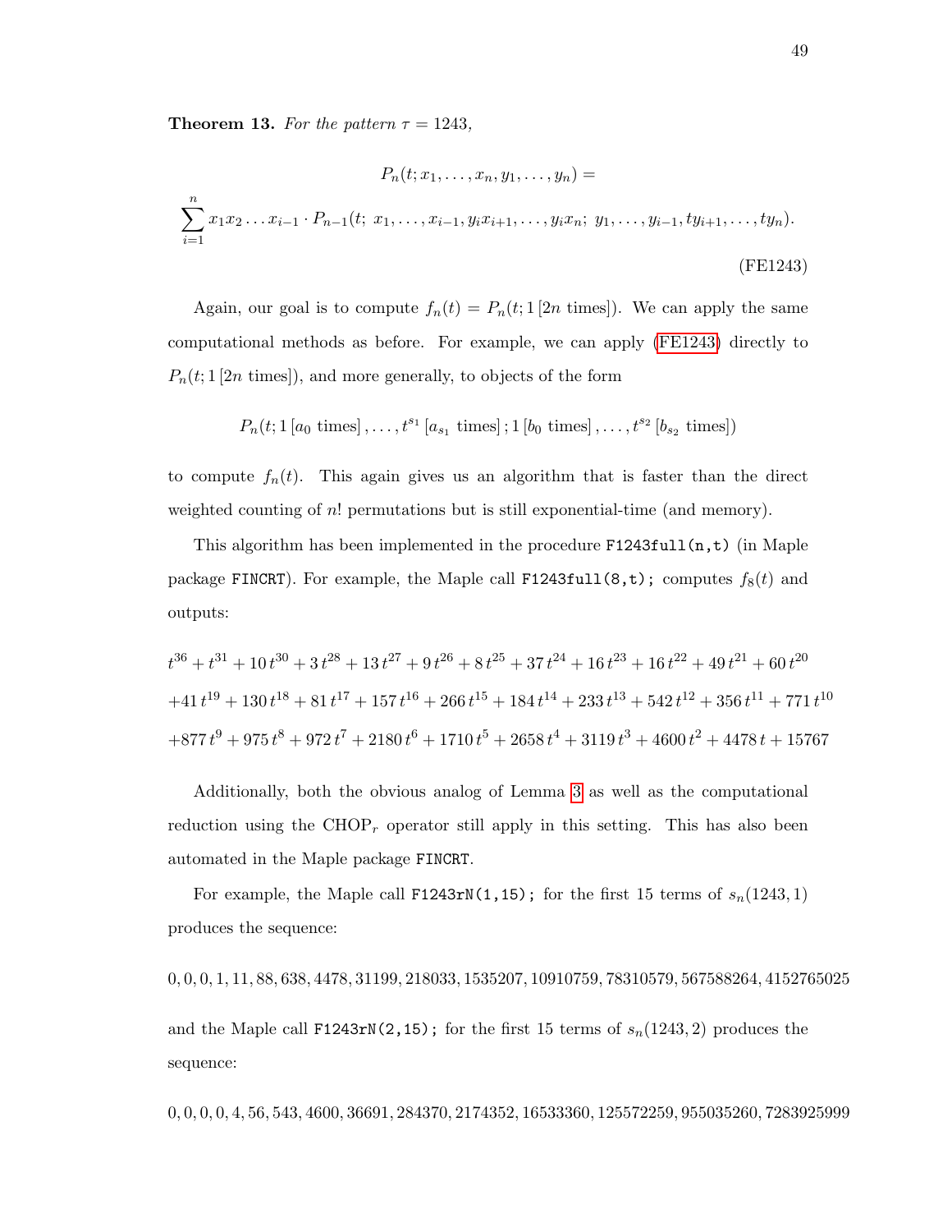**Theorem 13.** *For the pattern $\tau = 1243$,*

$$P_n(t; x_1, \ldots, x_n, y_1, \ldots, y_n) =$$

$$\sum_{i=1}^{n} x_1 x_2 \ldots x_{i-1} \cdot P_{n-1}(t;\ x_1, \ldots, x_{i-1}, y_i x_{i+1}, \ldots, y_i x_n;\ y_1, \ldots, y_{i-1}, t y_{i+1}, \ldots, t y_n). \tag{FE1243}$$

Again, our goal is to compute $f_n(t) = P_n(t; 1\,[2n \text{ times}])$. We can apply the same computational methods as before. For example, we can apply (FE1243) directly to $P_n(t; 1\,[2n \text{ times}])$, and more generally, to objects of the form

$$P_n(t; 1\,[a_0 \text{ times}], \ldots, t^{s_1}\,[a_{s_1} \text{ times}]\,; 1\,[b_0 \text{ times}], \ldots, t^{s_2}\,[b_{s_2} \text{ times}])$$

to compute $f_n(t)$. This again gives us an algorithm that is faster than the direct weighted counting of $n!$ permutations but is still exponential-time (and memory).

This algorithm has been implemented in the procedure `F1243full(n,t)` (in Maple package `FINCRT`). For example, the Maple call `F1243full(8,t);` computes $f_8(t)$ and outputs:

$$t^{36} + t^{31} + 10\,t^{30} + 3\,t^{28} + 13\,t^{27} + 9\,t^{26} + 8\,t^{25} + 37\,t^{24} + 16\,t^{23} + 16\,t^{22} + 49\,t^{21} + 60\,t^{20}$$
$$+41\,t^{19} + 130\,t^{18} + 81\,t^{17} + 157\,t^{16} + 266\,t^{15} + 184\,t^{14} + 233\,t^{13} + 542\,t^{12} + 356\,t^{11} + 771\,t^{10}$$
$$+877\,t^{9} + 975\,t^{8} + 972\,t^{7} + 2180\,t^{6} + 1710\,t^{5} + 2658\,t^{4} + 3119\,t^{3} + 4600\,t^{2} + 4478\,t + 15767$$

Additionally, both the obvious analog of Lemma 3 as well as the computational reduction using the $\text{CHOP}_r$ operator still apply in this setting. This has also been automated in the Maple package `FINCRT`.

For example, the Maple call `F1243rN(1,15);` for the first 15 terms of $s_n(1243, 1)$ produces the sequence:

0, 0, 0, 1, 11, 88, 638, 4478, 31199, 218033, 1535207, 10910759, 78310579, 567588264, 4152765025

and the Maple call `F1243rN(2,15);` for the first 15 terms of $s_n(1243, 2)$ produces the sequence:

0, 0, 0, 0, 4, 56, 543, 4600, 36691, 284370, 2174352, 16533360, 125572259, 955035260, 7283925999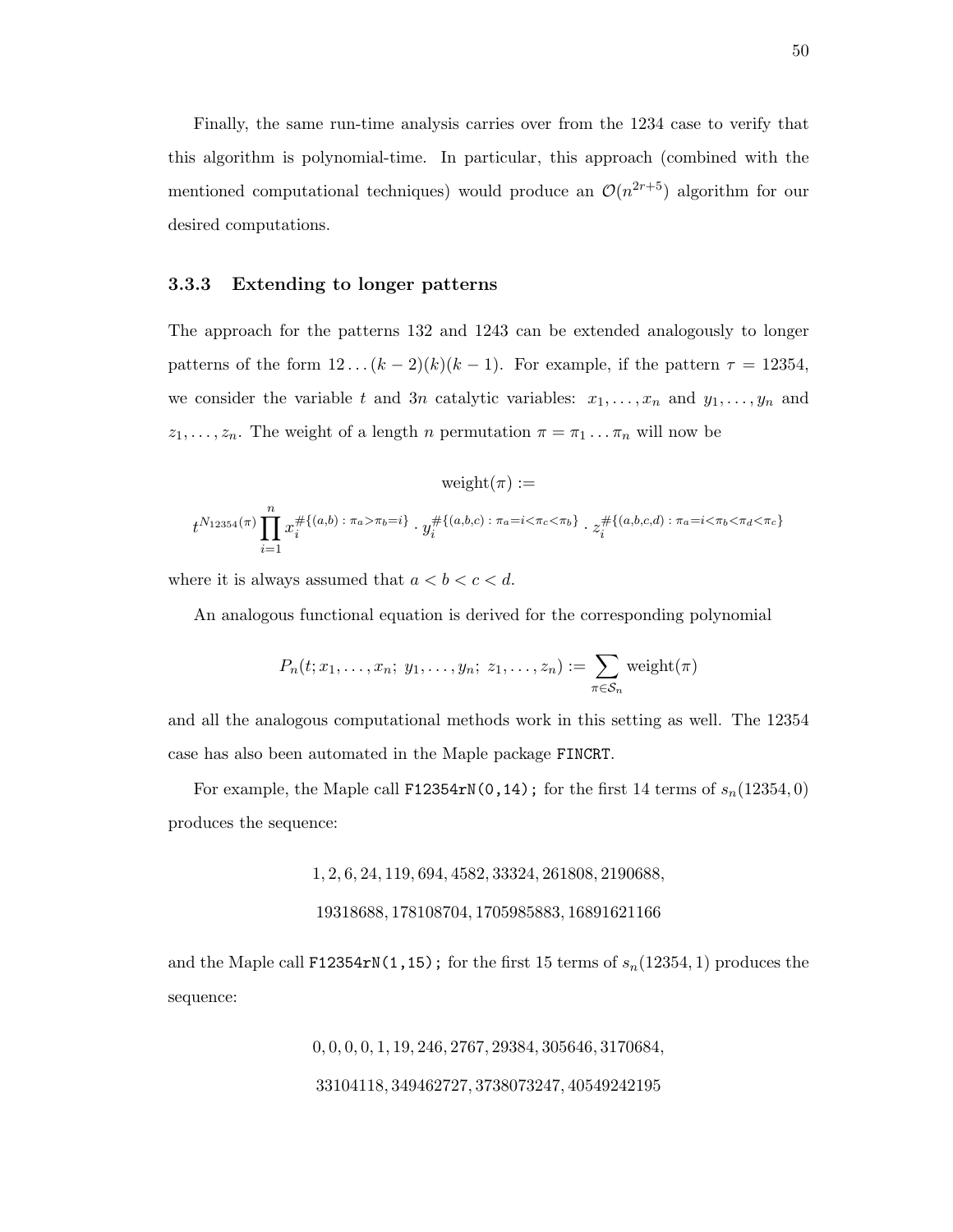Finally, the same run-time analysis carries over from the 1234 case to verify that this algorithm is polynomial-time. In particular, this approach (combined with the mentioned computational techniques) would produce an $\mathcal{O}(n^{2r+5})$ algorithm for our desired computations.

### 3.3.3 Extending to longer patterns

The approach for the patterns 132 and 1243 can be extended analogously to longer patterns of the form $12\ldots(k-2)(k)(k-1)$. For example, if the pattern $\tau = 12354$, we consider the variable $t$ and $3n$ catalytic variables: $x_1, \ldots, x_n$ and $y_1, \ldots, y_n$ and $z_1, \ldots, z_n$. The weight of a length $n$ permutation $\pi = \pi_1 \ldots \pi_n$ will now be

$$\text{weight}(\pi) :=$$

$$t^{N_{12354}(\pi)} \prod_{i=1}^{n} x_i^{\#\{(a,b)\,:\,\pi_a > \pi_b = i\}} \cdot y_i^{\#\{(a,b,c)\,:\,\pi_a = i < \pi_c < \pi_b\}} \cdot z_i^{\#\{(a,b,c,d)\,:\,\pi_a = i < \pi_b < \pi_d < \pi_c\}}$$

where it is always assumed that $a < b < c < d$.

An analogous functional equation is derived for the corresponding polynomial

$$P_n(t; x_1, \ldots, x_n;\ y_1, \ldots, y_n;\ z_1, \ldots, z_n) := \sum_{\pi \in \mathcal{S}_n} \text{weight}(\pi)$$

and all the analogous computational methods work in this setting as well. The 12354 case has also been automated in the Maple package `FINCRT`.

For example, the Maple call `F12354rN(0,14);` for the first 14 terms of $s_n(12354, 0)$ produces the sequence:

$$1, 2, 6, 24, 119, 694, 4582, 33324, 261808, 2190688,$$
$$19318688, 178108704, 1705985883, 16891621166$$

and the Maple call `F12354rN(1,15);` for the first 15 terms of $s_n(12354, 1)$ produces the sequence:

$$0, 0, 0, 0, 1, 19, 246, 2767, 29384, 305646, 3170684,$$
$$33104118, 349462727, 3738073247, 40549242195$$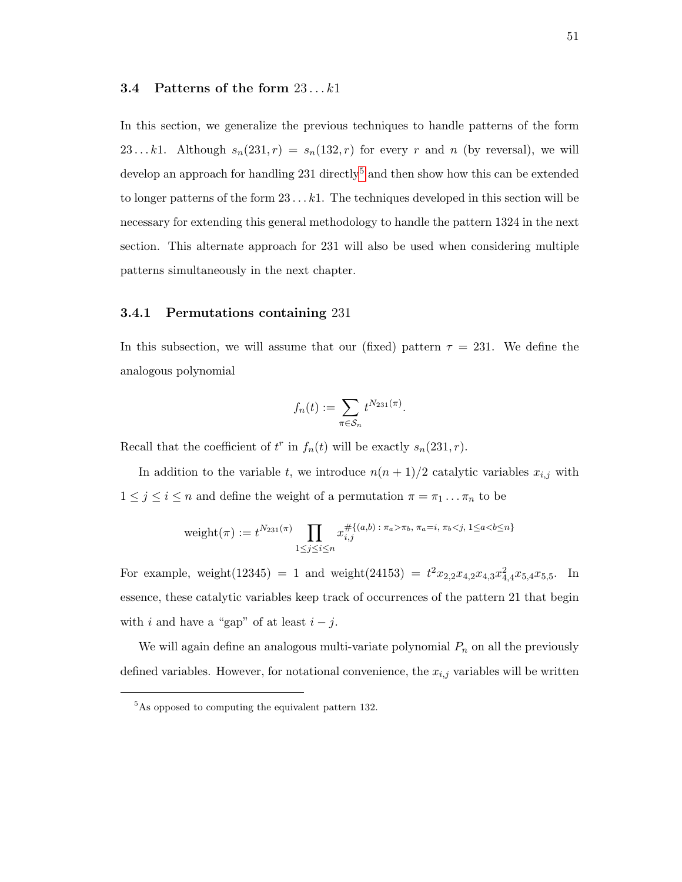### 3.4 Patterns of the form $23\ldots k1$

In this section, we generalize the previous techniques to handle patterns of the form $23\ldots k1$. Although $s_n(231, r) = s_n(132, r)$ for every $r$ and $n$ (by reversal), we will develop an approach for handling 231 directly[5] and then show how this can be extended to longer patterns of the form $23\ldots k1$. The techniques developed in this section will be necessary for extending this general methodology to handle the pattern 1324 in the next section. This alternate approach for 231 will also be used when considering multiple patterns simultaneously in the next chapter.

#### 3.4.1 Permutations containing 231

In this subsection, we will assume that our (fixed) pattern $\tau = 231$. We define the analogous polynomial

$$f_n(t) := \sum_{\pi \in \mathcal{S}_n} t^{N_{231}(\pi)}.$$

Recall that the coefficient of $t^r$ in $f_n(t)$ will be exactly $s_n(231, r)$.

In addition to the variable $t$, we introduce $n(n+1)/2$ catalytic variables $x_{i,j}$ with $1 \le j \le i \le n$ and define the weight of a permutation $\pi = \pi_1 \ldots \pi_n$ to be

$$\text{weight}(\pi) := t^{N_{231}(\pi)} \prod_{1 \le j \le i \le n} x_{i,j}^{\#\{(a,b)\,:\,\pi_a > \pi_b,\ \pi_a = i,\ \pi_b < j,\ 1 \le a < b \le n\}}$$

For example, $\text{weight}(12345) = 1$ and $\text{weight}(24153) = t^2 x_{2,2} x_{4,2} x_{4,3} x_{4,4}^2 x_{5,4} x_{5,5}$. In essence, these catalytic variables keep track of occurrences of the pattern 21 that begin with $i$ and have a "gap" of at least $i - j$.

We will again define an analogous multi-variate polynomial $P_n$ on all the previously defined variables. However, for notational convenience, the $x_{i,j}$ variables will be written

[5] As opposed to computing the equivalent pattern 132.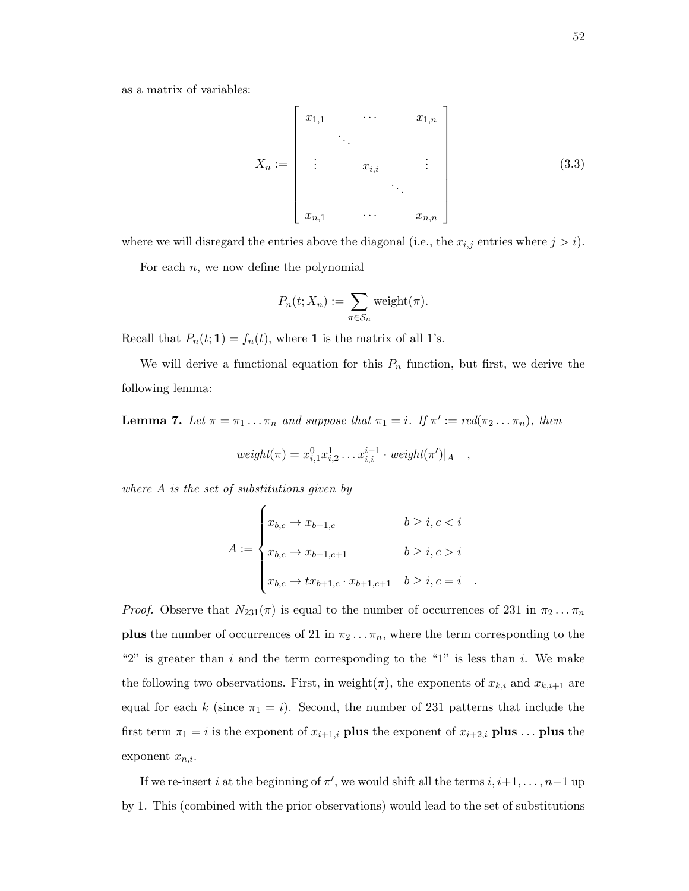as a matrix of variables:

$$X_n := \begin{bmatrix} x_{1,1} & & \cdots & & x_{1,n} \\ & \ddots & & & \\ \vdots & & x_{i,i} & & \vdots \\ & & & \ddots & \\ x_{n,1} & & \cdots & & x_{n,n} \end{bmatrix} \tag{3.3}$$

where we will disregard the entries above the diagonal (i.e., the $x_{i,j}$ entries where $j > i$).

For each $n$, we now define the polynomial

$$P_n(t; X_n) := \sum_{\pi \in \mathcal{S}_n} \text{weight}(\pi).$$

Recall that $P_n(t; \mathbf{1}) = f_n(t)$, where $\mathbf{1}$ is the matrix of all 1's.

We will derive a functional equation for this $P_n$ function, but first, we derive the following lemma:

**Lemma 7.** *Let $\pi = \pi_1 \dots \pi_n$ and suppose that $\pi_1 = i$. If $\pi' := red(\pi_2 \dots \pi_n)$, then*

$$weight(\pi) = x_{i,1}^0 x_{i,2}^1 \dots x_{i,i}^{i-1} \cdot weight(\pi')|_A \quad ,$$

*where $A$ is the set of substitutions given by*

$$A := \begin{cases} x_{b,c} \to x_{b+1,c} & b \geq i, c < i \\ x_{b,c} \to x_{b+1,c+1} & b \geq i, c > i \\ x_{b,c} \to t x_{b+1,c} \cdot x_{b+1,c+1} & b \geq i, c = i \end{cases} .$$

*Proof.* Observe that $N_{231}(\pi)$ is equal to the number of occurrences of 231 in $\pi_2 \dots \pi_n$ **plus** the number of occurrences of 21 in $\pi_2 \dots \pi_n$, where the term corresponding to the "2" is greater than $i$ and the term corresponding to the "1" is less than $i$. We make the following two observations. First, in weight$(\pi)$, the exponents of $x_{k,i}$ and $x_{k,i+1}$ are equal for each $k$ (since $\pi_1 = i$). Second, the number of 231 patterns that include the first term $\pi_1 = i$ is the exponent of $x_{i+1,i}$ **plus** the exponent of $x_{i+2,i}$ **plus** ... **plus** the exponent $x_{n,i}$.

If we re-insert $i$ at the beginning of $\pi'$, we would shift all the terms $i, i+1, \dots, n-1$ up by 1. This (combined with the prior observations) would lead to the set of substitutions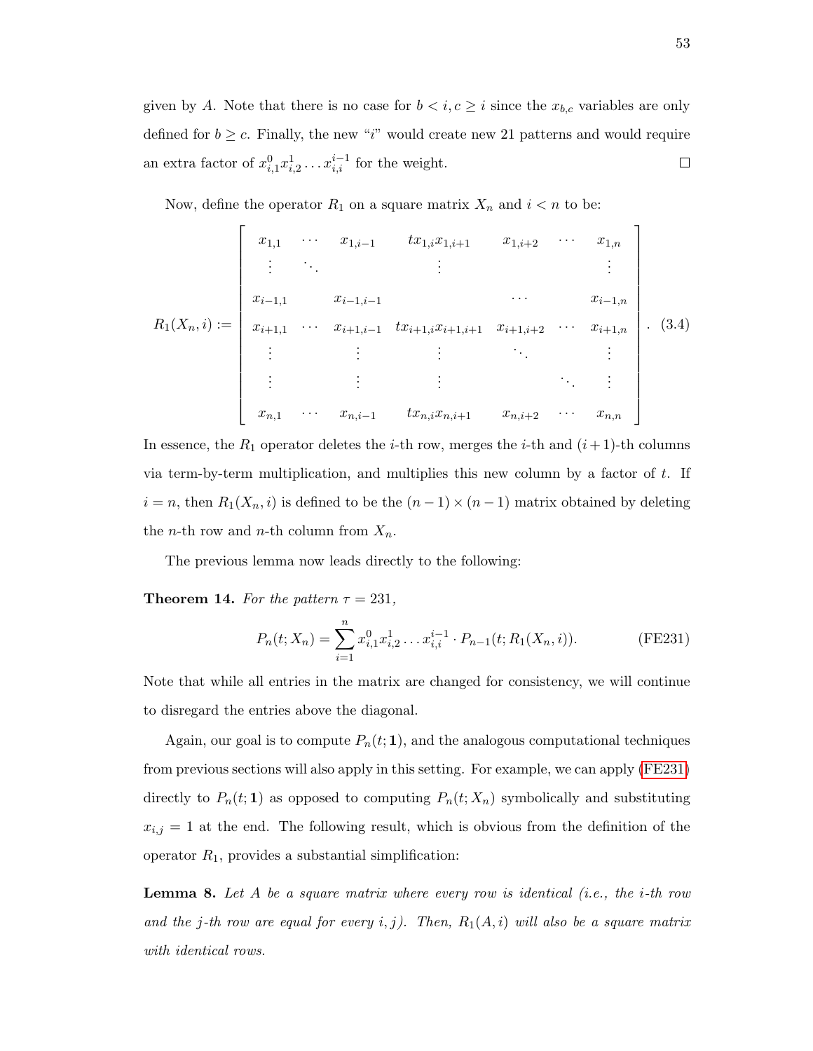given by $A$. Note that there is no case for $b < i, c \geq i$ since the $x_{b,c}$ variables are only defined for $b \geq c$. Finally, the new "$i$" would create new 21 patterns and would require an extra factor of $x_{i,1}^0 x_{i,2}^1 \ldots x_{i,i}^{i-1}$ for the weight. $\square$

Now, define the operator $R_1$ on a square matrix $X_n$ and $i < n$ to be:

$$R_1(X_n, i) := \begin{bmatrix} x_{1,1} & \cdots & x_{1,i-1} & tx_{1,i}x_{1,i+1} & x_{1,i+2} & \cdots & x_{1,n} \\ \vdots & \ddots & & \vdots & & & \vdots \\ x_{i-1,1} & & x_{i-1,i-1} & & \cdots & & x_{i-1,n} \\ x_{i+1,1} & \cdots & x_{i+1,i-1} & tx_{i+1,i}x_{i+1,i+1} & x_{i+1,i+2} & \cdots & x_{i+1,n} \\ \vdots & & \vdots & \vdots & \ddots & & \vdots \\ \vdots & & \vdots & \vdots & & \ddots & \vdots \\ x_{n,1} & \cdots & x_{n,i-1} & tx_{n,i}x_{n,i+1} & x_{n,i+2} & \cdots & x_{n,n} \end{bmatrix}. \quad (3.4)$$

In essence, the $R_1$ operator deletes the $i$-th row, merges the $i$-th and $(i+1)$-th columns via term-by-term multiplication, and multiplies this new column by a factor of $t$. If $i = n$, then $R_1(X_n, i)$ is defined to be the $(n-1) \times (n-1)$ matrix obtained by deleting the $n$-th row and $n$-th column from $X_n$.

The previous lemma now leads directly to the following:

**Theorem 14.** *For the pattern $\tau = 231$,*

$$P_n(t; X_n) = \sum_{i=1}^{n} x_{i,1}^0 x_{i,2}^1 \ldots x_{i,i}^{i-1} \cdot P_{n-1}(t; R_1(X_n, i)). \quad \text{(FE231)}$$

Note that while all entries in the matrix are changed for consistency, we will continue to disregard the entries above the diagonal.

Again, our goal is to compute $P_n(t; \mathbf{1})$, and the analogous computational techniques from previous sections will also apply in this setting. For example, we can apply (FE231) directly to $P_n(t; \mathbf{1})$ as opposed to computing $P_n(t; X_n)$ symbolically and substituting $x_{i,j} = 1$ at the end. The following result, which is obvious from the definition of the operator $R_1$, provides a substantial simplification:

**Lemma 8.** *Let $A$ be a square matrix where every row is identical (i.e., the $i$-th row and the $j$-th row are equal for every $i, j$). Then, $R_1(A, i)$ will also be a square matrix with identical rows.*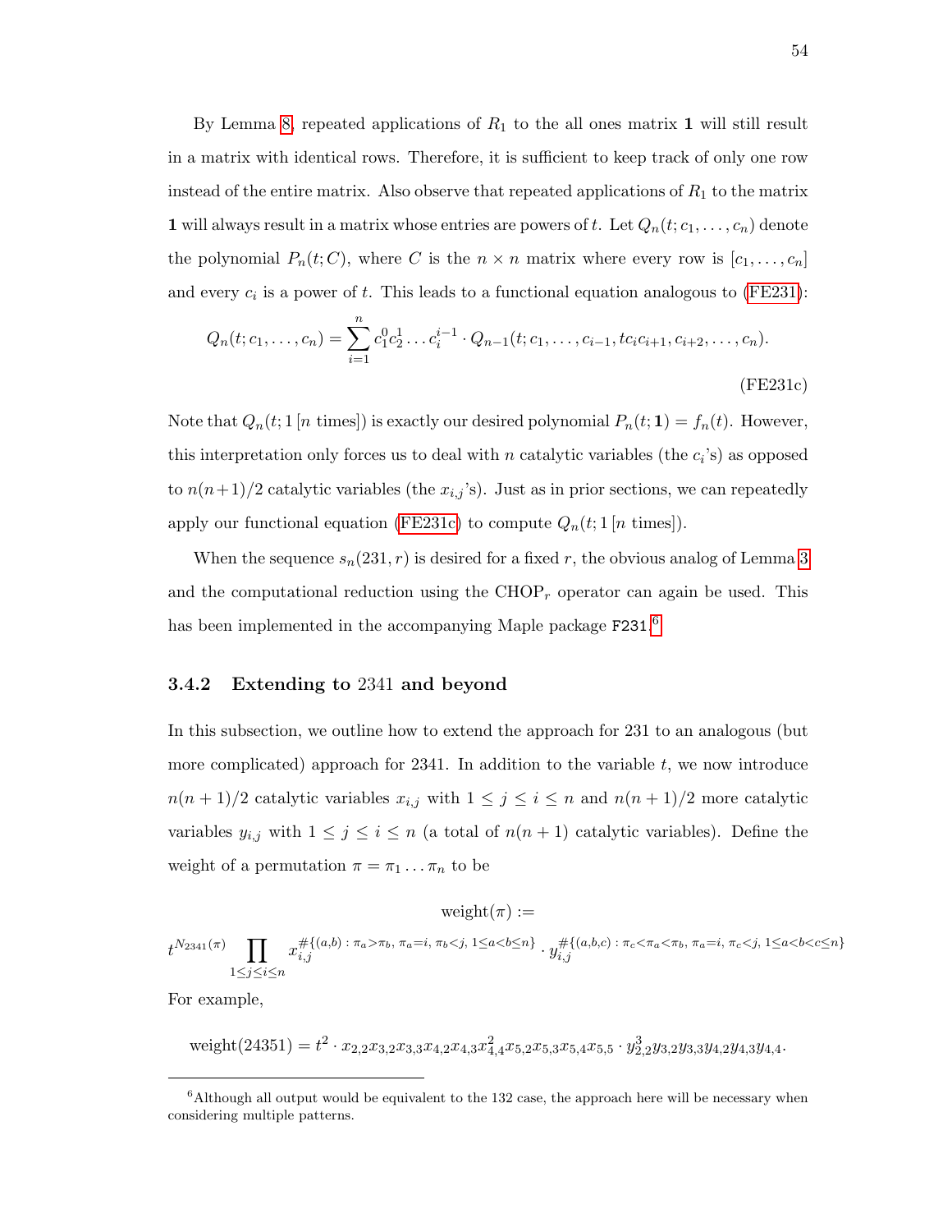By Lemma 8, repeated applications of $R_1$ to the all ones matrix $\mathbf{1}$ will still result in a matrix with identical rows. Therefore, it is sufficient to keep track of only one row instead of the entire matrix. Also observe that repeated applications of $R_1$ to the matrix $\mathbf{1}$ will always result in a matrix whose entries are powers of $t$. Let $Q_n(t; c_1, \ldots, c_n)$ denote the polynomial $P_n(t; C)$, where $C$ is the $n \times n$ matrix where every row is $[c_1, \ldots, c_n]$ and every $c_i$ is a power of $t$. This leads to a functional equation analogous to (FE231):

$$Q_n(t; c_1, \ldots, c_n) = \sum_{i=1}^{n} c_1^0 c_2^1 \ldots c_i^{i-1} \cdot Q_{n-1}(t; c_1, \ldots, c_{i-1}, tc_i c_{i+1}, c_{i+2}, \ldots, c_n). \tag{FE231c}$$

Note that $Q_n(t; 1\,[n \text{ times}])$ is exactly our desired polynomial $P_n(t; \mathbf{1}) = f_n(t)$. However, this interpretation only forces us to deal with $n$ catalytic variables (the $c_i$'s) as opposed to $n(n+1)/2$ catalytic variables (the $x_{i,j}$'s). Just as in prior sections, we can repeatedly apply our functional equation (FE231c) to compute $Q_n(t; 1\,[n \text{ times}])$.

When the sequence $s_n(231, r)$ is desired for a fixed $r$, the obvious analog of Lemma 3 and the computational reduction using the $\text{CHOP}_r$ operator can again be used. This has been implemented in the accompanying Maple package `F231`.[6]

### 3.4.2 Extending to 2341 and beyond

In this subsection, we outline how to extend the approach for 231 to an analogous (but more complicated) approach for 2341. In addition to the variable $t$, we now introduce $n(n+1)/2$ catalytic variables $x_{i,j}$ with $1 \le j \le i \le n$ and $n(n+1)/2$ more catalytic variables $y_{i,j}$ with $1 \le j \le i \le n$ (a total of $n(n+1)$ catalytic variables). Define the weight of a permutation $\pi = \pi_1 \ldots \pi_n$ to be

$$\text{weight}(\pi) :=$$

$$t^{N_{2341}(\pi)} \prod_{1 \le j \le i \le n} x_{i,j}^{\#\{(a,b)\,:\,\pi_a > \pi_b,\ \pi_a = i,\ \pi_b < j,\ 1 \le a < b \le n\}} \cdot y_{i,j}^{\#\{(a,b,c)\,:\,\pi_c < \pi_a < \pi_b,\ \pi_a = i,\ \pi_c < j,\ 1 \le a < b < c \le n\}}$$

For example,

$$\text{weight}(24351) = t^2 \cdot x_{2,2} x_{3,2} x_{3,3} x_{4,2} x_{4,3} x_{4,4}^2 x_{5,2} x_{5,3} x_{5,4} x_{5,5} \cdot y_{2,2}^3 y_{3,2} y_{3,3} y_{4,2} y_{4,3} y_{4,4}.$$

[6] Although all output would be equivalent to the 132 case, the approach here will be necessary when considering multiple patterns.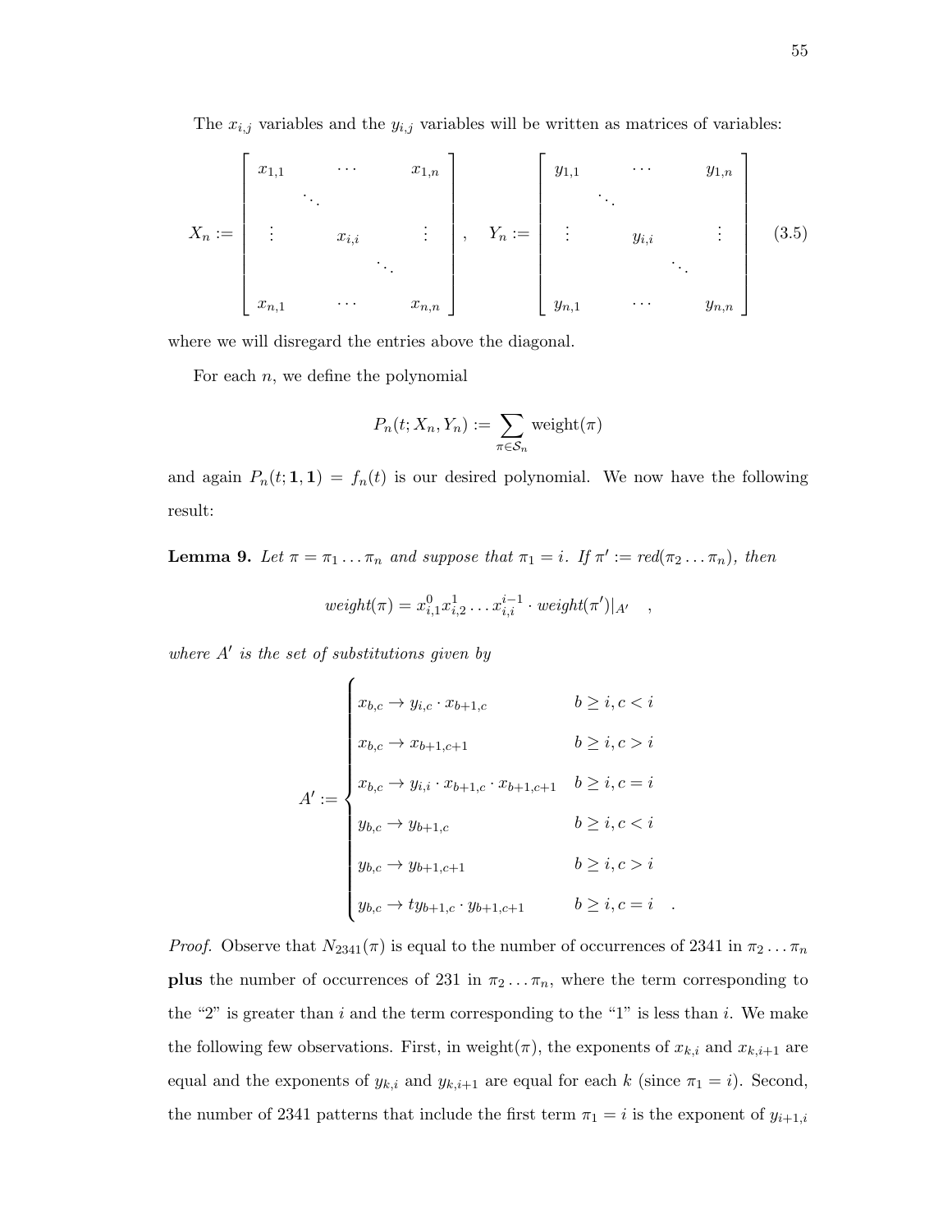The $x_{i,j}$ variables and the $y_{i,j}$ variables will be written as matrices of variables:

$$X_n := \begin{bmatrix} x_{1,1} & & \cdots & & x_{1,n} \\ & \ddots & & & \\ \vdots & & x_{i,i} & & \vdots \\ & & & \ddots & \\ x_{n,1} & & \cdots & & x_{n,n} \end{bmatrix}, \quad Y_n := \begin{bmatrix} y_{1,1} & & \cdots & & y_{1,n} \\ & \ddots & & & \\ \vdots & & y_{i,i} & & \vdots \\ & & & \ddots & \\ y_{n,1} & & \cdots & & y_{n,n} \end{bmatrix} \tag{3.5}$$

where we will disregard the entries above the diagonal.

For each $n$, we define the polynomial

$$P_n(t; X_n, Y_n) := \sum_{\pi \in \mathcal{S}_n} \text{weight}(\pi)$$

and again $P_n(t; \mathbf{1}, \mathbf{1}) = f_n(t)$ is our desired polynomial. We now have the following result:

**Lemma 9.** *Let $\pi = \pi_1 \dots \pi_n$ and suppose that $\pi_1 = i$. If $\pi' := red(\pi_2 \dots \pi_n)$, then*

$$weight(\pi) = x_{i,1}^0 x_{i,2}^1 \dots x_{i,i}^{i-1} \cdot weight(\pi')|_{A'} \quad ,$$

*where $A'$ is the set of substitutions given by*

$$A' := \begin{cases} x_{b,c} \to y_{i,c} \cdot x_{b+1,c} & b \geq i, c < i \\ x_{b,c} \to x_{b+1,c+1} & b \geq i, c > i \\ x_{b,c} \to y_{i,i} \cdot x_{b+1,c} \cdot x_{b+1,c+1} & b \geq i, c = i \\ y_{b,c} \to y_{b+1,c} & b \geq i, c < i \\ y_{b,c} \to y_{b+1,c+1} & b \geq i, c > i \\ y_{b,c} \to t y_{b+1,c} \cdot y_{b+1,c+1} & b \geq i, c = i \quad . \end{cases}$$

*Proof.* Observe that $N_{2341}(\pi)$ is equal to the number of occurrences of 2341 in $\pi_2 \dots \pi_n$ **plus** the number of occurrences of 231 in $\pi_2 \dots \pi_n$, where the term corresponding to the "2" is greater than $i$ and the term corresponding to the "1" is less than $i$. We make the following few observations. First, in weight$(\pi)$, the exponents of $x_{k,i}$ and $x_{k,i+1}$ are equal and the exponents of $y_{k,i}$ and $y_{k,i+1}$ are equal for each $k$ (since $\pi_1 = i$). Second, the number of 2341 patterns that include the first term $\pi_1 = i$ is the exponent of $y_{i+1,i}$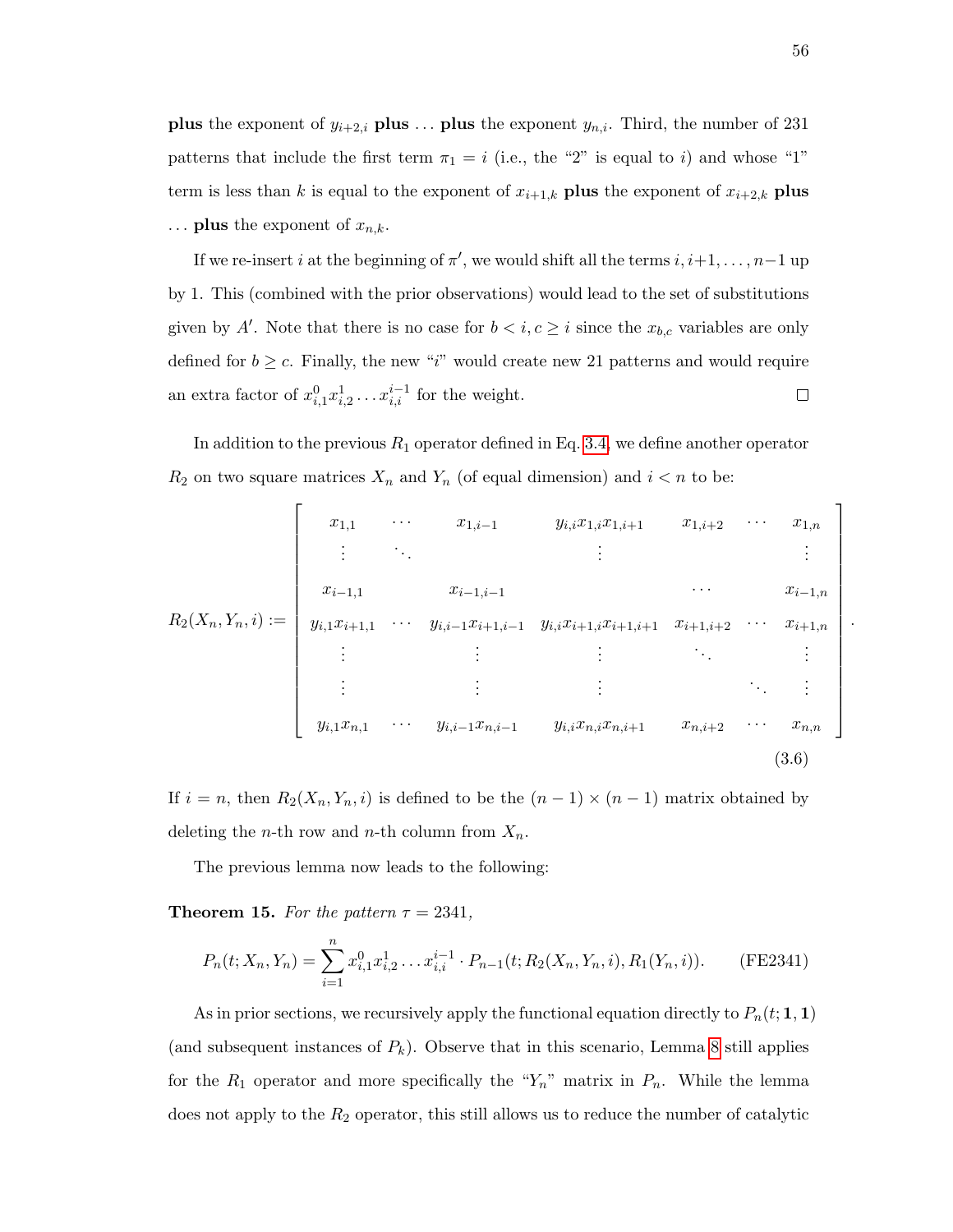**plus** the exponent of $y_{i+2,i}$ **plus** ... **plus** the exponent $y_{n,i}$. Third, the number of 231 patterns that include the first term $\pi_1 = i$ (i.e., the "2" is equal to $i$) and whose "1" term is less than $k$ is equal to the exponent of $x_{i+1,k}$ **plus** the exponent of $x_{i+2,k}$ **plus** ... **plus** the exponent of $x_{n,k}$.

If we re-insert $i$ at the beginning of $\pi'$, we would shift all the terms $i, i+1, \ldots, n-1$ up by 1. This (combined with the prior observations) would lead to the set of substitutions given by $A'$. Note that there is no case for $b < i, c \geq i$ since the $x_{b,c}$ variables are only defined for $b \geq c$. Finally, the new "$i$" would create new 21 patterns and would require an extra factor of $x_{i,1}^0 x_{i,2}^1 \ldots x_{i,i}^{i-1}$ for the weight. $\square$

In addition to the previous $R_1$ operator defined in Eq. 3.4, we define another operator $R_2$ on two square matrices $X_n$ and $Y_n$ (of equal dimension) and $i < n$ to be:

$$R_2(X_n, Y_n, i) := \begin{bmatrix} x_{1,1} & \cdots & x_{1,i-1} & y_{i,i}x_{1,i}x_{1,i+1} & x_{1,i+2} & \cdots & x_{1,n} \\ \vdots & \ddots & & \vdots & & & \vdots \\ x_{i-1,1} & & x_{i-1,i-1} & & \cdots & & x_{i-1,n} \\ y_{i,1}x_{i+1,1} & \cdots & y_{i,i-1}x_{i+1,i-1} & y_{i,i}x_{i+1,i}x_{i+1,i+1} & x_{i+1,i+2} & \cdots & x_{i+1,n} \\ \vdots & & \vdots & \vdots & \ddots & & \vdots \\ \vdots & & \vdots & \vdots & & \ddots & \vdots \\ y_{i,1}x_{n,1} & \cdots & y_{i,i-1}x_{n,i-1} & y_{i,i}x_{n,i}x_{n,i+1} & x_{n,i+2} & \cdots & x_{n,n} \end{bmatrix}. \tag{3.6}$$

If $i = n$, then $R_2(X_n, Y_n, i)$ is defined to be the $(n-1) \times (n-1)$ matrix obtained by deleting the $n$-th row and $n$-th column from $X_n$.

The previous lemma now leads to the following:

**Theorem 15.** *For the pattern $\tau = 2341$,*

$$P_n(t; X_n, Y_n) = \sum_{i=1}^{n} x_{i,1}^0 x_{i,2}^1 \ldots x_{i,i}^{i-1} \cdot P_{n-1}(t; R_2(X_n, Y_n, i), R_1(Y_n, i)). \tag{FE2341}$$

As in prior sections, we recursively apply the functional equation directly to $P_n(t; \mathbf{1}, \mathbf{1})$ (and subsequent instances of $P_k$). Observe that in this scenario, Lemma 8 still applies for the $R_1$ operator and more specifically the "$Y_n$" matrix in $P_n$. While the lemma does not apply to the $R_2$ operator, this still allows us to reduce the number of catalytic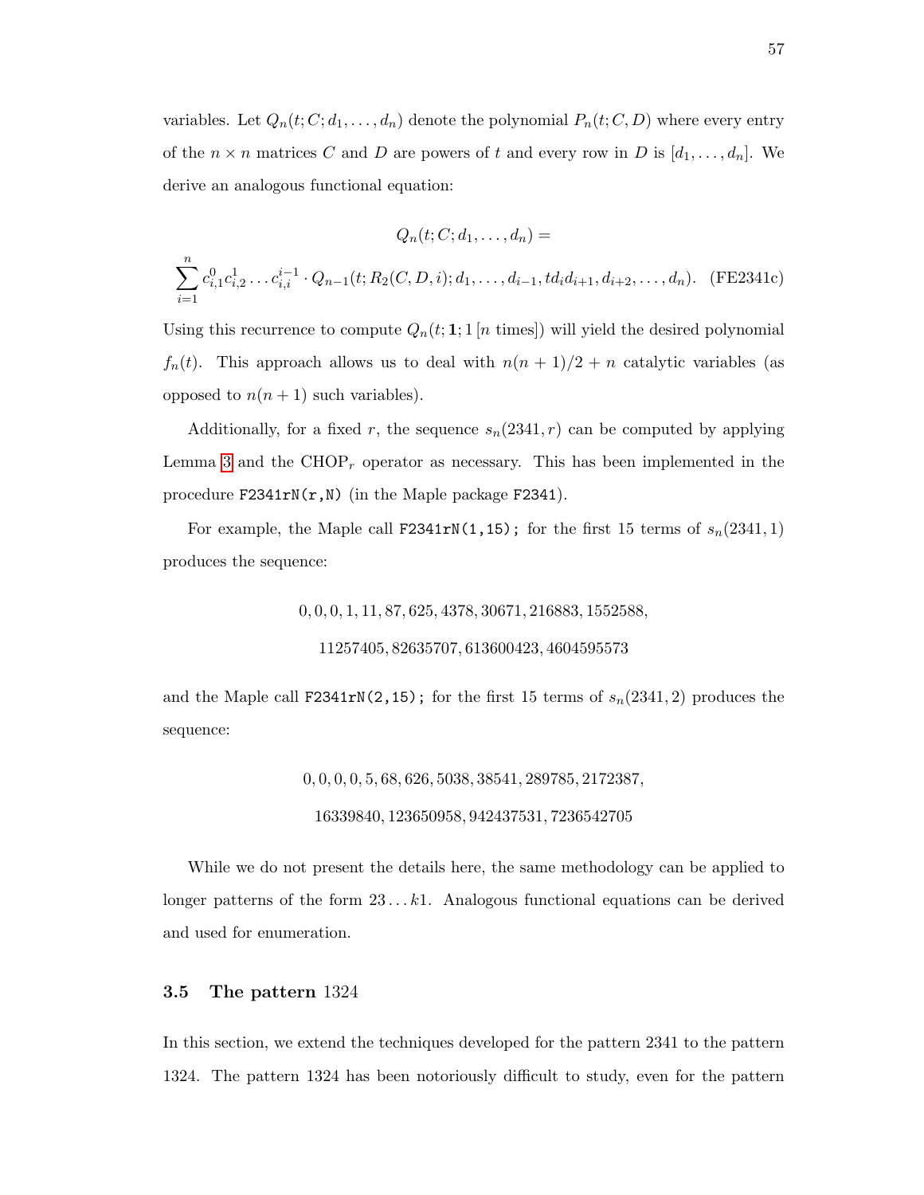variables. Let $Q_n(t; C; d_1, \ldots, d_n)$ denote the polynomial $P_n(t; C, D)$ where every entry of the $n \times n$ matrices $C$ and $D$ are powers of $t$ and every row in $D$ is $[d_1, \ldots, d_n]$. We derive an analogous functional equation:

$$Q_n(t; C; d_1, \ldots, d_n) =$$

$$\sum_{i=1}^{n} c_{i,1}^0 c_{i,2}^1 \ldots c_{i,i}^{i-1} \cdot Q_{n-1}(t; R_2(C, D, i); d_1, \ldots, d_{i-1}, t d_i d_{i+1}, d_{i+2}, \ldots, d_n). \quad \text{(FE2341c)}$$

Using this recurrence to compute $Q_n(t; \mathbf{1}; 1\,[n \text{ times}])$ will yield the desired polynomial $f_n(t)$. This approach allows us to deal with $n(n+1)/2 + n$ catalytic variables (as opposed to $n(n+1)$ such variables).

Additionally, for a fixed $r$, the sequence $s_n(2341, r)$ can be computed by applying Lemma 3 and the $\text{CHOP}_r$ operator as necessary. This has been implemented in the procedure `F2341rN(r,N)` (in the Maple package `F2341`).

For example, the Maple call `F2341rN(1,15);` for the first 15 terms of $s_n(2341, 1)$ produces the sequence:

$$0, 0, 0, 1, 11, 87, 625, 4378, 30671, 216883, 1552588,$$
$$11257405, 82635707, 613600423, 4604595573$$

and the Maple call `F2341rN(2,15);` for the first 15 terms of $s_n(2341, 2)$ produces the sequence:

$$0, 0, 0, 0, 5, 68, 626, 5038, 38541, 289785, 2172387,$$
$$16339840, 123650958, 942437531, 7236542705$$

While we do not present the details here, the same methodology can be applied to longer patterns of the form $23 \ldots k1$. Analogous functional equations can be derived and used for enumeration.

### 3.5 The pattern 1324

In this section, we extend the techniques developed for the pattern 2341 to the pattern 1324. The pattern 1324 has been notoriously difficult to study, even for the pattern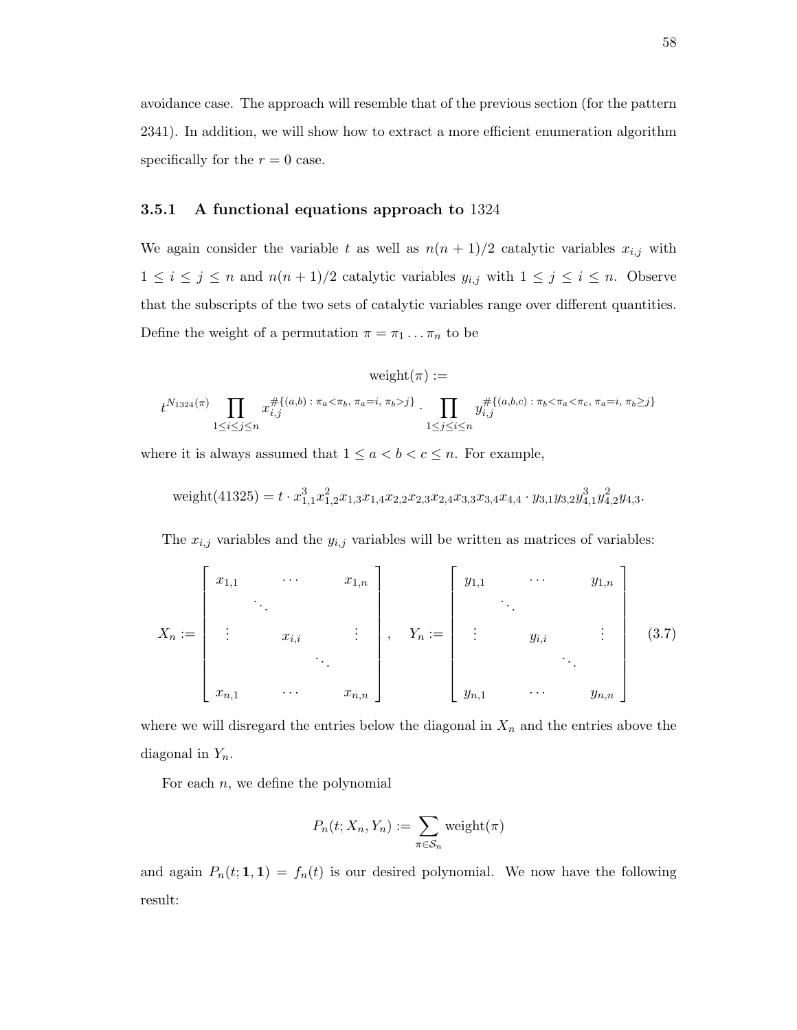avoidance case. The approach will resemble that of the previous section (for the pattern 2341). In addition, we will show how to extract a more efficient enumeration algorithm specifically for the $r = 0$ case.

### 3.5.1 A functional equations approach to 1324

We again consider the variable $t$ as well as $n(n+1)/2$ catalytic variables $x_{i,j}$ with $1 \leq i \leq j \leq n$ and $n(n+1)/2$ catalytic variables $y_{i,j}$ with $1 \leq j \leq i \leq n$. Observe that the subscripts of the two sets of catalytic variables range over different quantities. Define the weight of a permutation $\pi = \pi_1 \dots \pi_n$ to be

$$\text{weight}(\pi) :=$$

$$t^{N_{1324}(\pi)} \prod_{1 \leq i \leq j \leq n} x_{i,j}^{\#\{(a,b)\,:\,\pi_a < \pi_b,\ \pi_a = i,\ \pi_b > j\}} \cdot \prod_{1 \leq j \leq i \leq n} y_{i,j}^{\#\{(a,b,c)\,:\,\pi_b < \pi_a < \pi_c,\ \pi_a = i,\ \pi_b \geq j\}}$$

where it is always assumed that $1 \leq a < b < c \leq n$. For example,

$$\text{weight}(41325) = t \cdot x_{1,1}^3 x_{1,2}^2 x_{1,3} x_{1,4} x_{2,2} x_{2,3} x_{2,4} x_{3,3} x_{3,4} x_{4,4} \cdot y_{3,1} y_{3,2} y_{4,1}^3 y_{4,2}^2 y_{4,3}.$$

The $x_{i,j}$ variables and the $y_{i,j}$ variables will be written as matrices of variables:

$$X_n := \begin{bmatrix} x_{1,1} & & \cdots & & x_{1,n} \\ & \ddots & & & \\ \vdots & & x_{i,i} & & \vdots \\ & & & \ddots & \\ x_{n,1} & & \cdots & & x_{n,n} \end{bmatrix}, \quad Y_n := \begin{bmatrix} y_{1,1} & & \cdots & & y_{1,n} \\ & \ddots & & & \\ \vdots & & y_{i,i} & & \vdots \\ & & & \ddots & \\ y_{n,1} & & \cdots & & y_{n,n} \end{bmatrix} \tag{3.7}$$

where we will disregard the entries below the diagonal in $X_n$ and the entries above the diagonal in $Y_n$.

For each $n$, we define the polynomial

$$P_n(t; X_n, Y_n) := \sum_{\pi \in \mathcal{S}_n} \text{weight}(\pi)$$

and again $P_n(t; \mathbf{1}, \mathbf{1}) = f_n(t)$ is our desired polynomial. We now have the following result: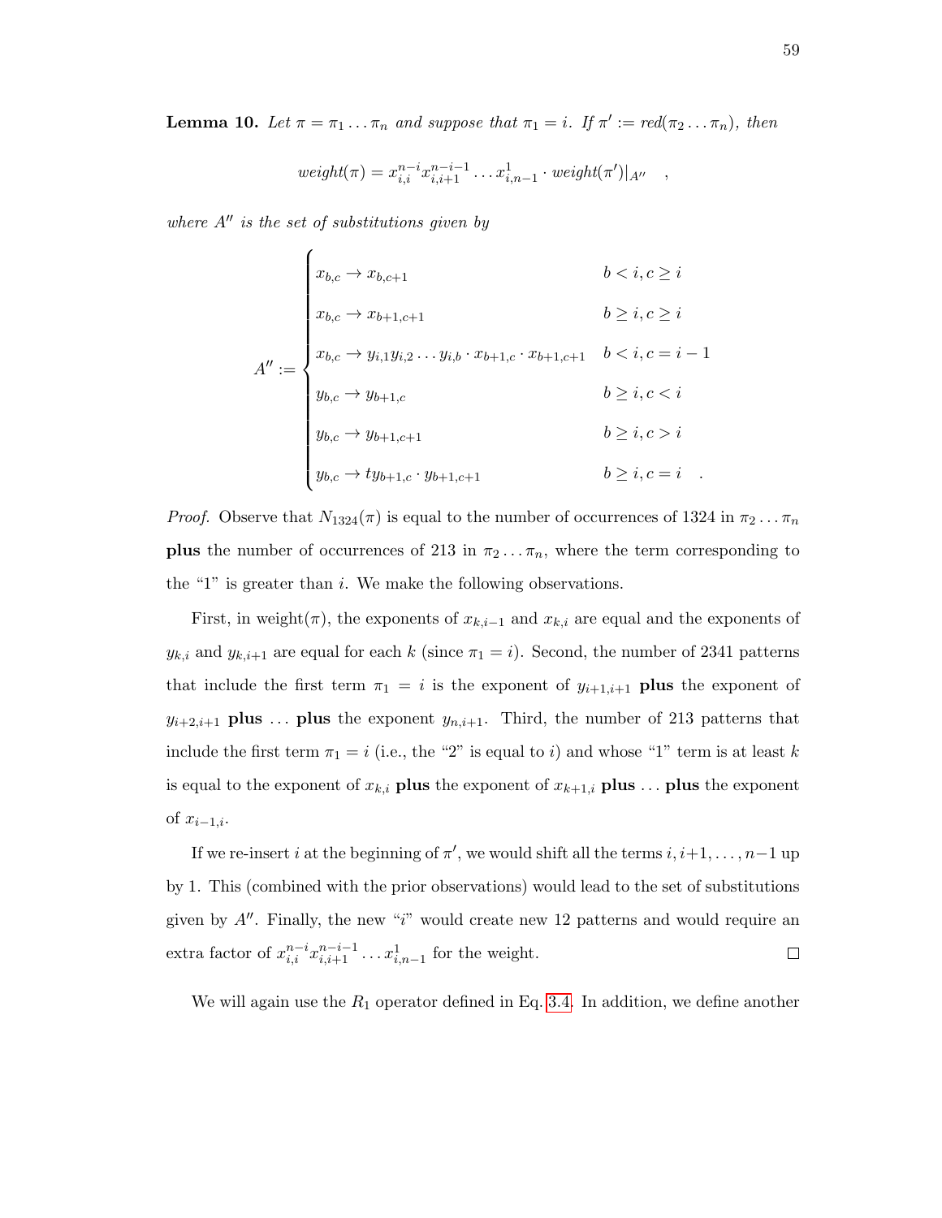**Lemma 10.** *Let $\pi = \pi_1 \dots \pi_n$ and suppose that $\pi_1 = i$. If $\pi' := red(\pi_2 \dots \pi_n)$, then*

$$weight(\pi) = x_{i,i}^{n-i} x_{i,i+1}^{n-i-1} \dots x_{i,n-1}^{1} \cdot weight(\pi')|_{A''} \quad ,$$

*where $A''$ is the set of substitutions given by*

$$A'' := \begin{cases} x_{b,c} \to x_{b,c+1} & b < i, c \geq i \\ x_{b,c} \to x_{b+1,c+1} & b \geq i, c \geq i \\ x_{b,c} \to y_{i,1} y_{i,2} \dots y_{i,b} \cdot x_{b+1,c} \cdot x_{b+1,c+1} & b < i, c = i-1 \\ y_{b,c} \to y_{b+1,c} & b \geq i, c < i \\ y_{b,c} \to y_{b+1,c+1} & b \geq i, c > i \\ y_{b,c} \to t y_{b+1,c} \cdot y_{b+1,c+1} & b \geq i, c = i \quad . \end{cases}$$

*Proof.* Observe that $N_{1324}(\pi)$ is equal to the number of occurrences of 1324 in $\pi_2 \dots \pi_n$ **plus** the number of occurrences of 213 in $\pi_2 \dots \pi_n$, where the term corresponding to the "1" is greater than $i$. We make the following observations.

First, in weight($\pi$), the exponents of $x_{k,i-1}$ and $x_{k,i}$ are equal and the exponents of $y_{k,i}$ and $y_{k,i+1}$ are equal for each $k$ (since $\pi_1 = i$). Second, the number of 2341 patterns that include the first term $\pi_1 = i$ is the exponent of $y_{i+1,i+1}$ **plus** the exponent of $y_{i+2,i+1}$ **plus** ... **plus** the exponent $y_{n,i+1}$. Third, the number of 213 patterns that include the first term $\pi_1 = i$ (i.e., the "2" is equal to $i$) and whose "1" term is at least $k$ is equal to the exponent of $x_{k,i}$ **plus** the exponent of $x_{k+1,i}$ **plus** ... **plus** the exponent of $x_{i-1,i}$.

If we re-insert $i$ at the beginning of $\pi'$, we would shift all the terms $i, i+1, \dots, n-1$ up by 1. This (combined with the prior observations) would lead to the set of substitutions given by $A''$. Finally, the new "$i$" would create new 12 patterns and would require an extra factor of $x_{i,i}^{n-i} x_{i,i+1}^{n-i-1} \dots x_{i,n-1}^{1}$ for the weight. ☐

We will again use the $R_1$ operator defined in Eq. 3.4. In addition, we define another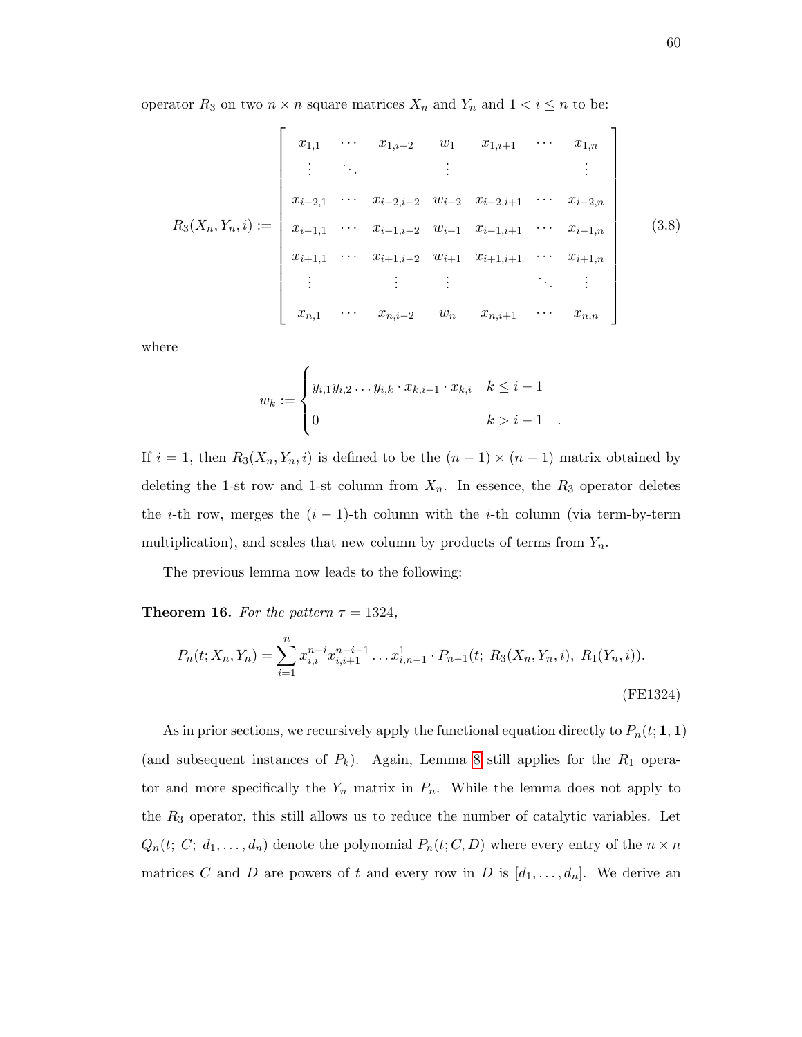operator $R_3$ on two $n \times n$ square matrices $X_n$ and $Y_n$ and $1 < i \leq n$ to be:

$$
R_3(X_n, Y_n, i) := \begin{bmatrix} x_{1,1} & \cdots & x_{1,i-2} & w_1 & x_{1,i+1} & \cdots & x_{1,n} \\ \vdots & \ddots & & \vdots & & & \vdots \\ x_{i-2,1} & \cdots & x_{i-2,i-2} & w_{i-2} & x_{i-2,i+1} & \cdots & x_{i-2,n} \\ x_{i-1,1} & \cdots & x_{i-1,i-2} & w_{i-1} & x_{i-1,i+1} & \cdots & x_{i-1,n} \\ x_{i+1,1} & \cdots & x_{i+1,i-2} & w_{i+1} & x_{i+1,i+1} & \cdots & x_{i+1,n} \\ \vdots & & \vdots & \vdots & & \ddots & \vdots \\ x_{n,1} & \cdots & x_{n,i-2} & w_n & x_{n,i+1} & \cdots & x_{n,n} \end{bmatrix} \tag{3.8}
$$

where

$$
w_k := \begin{cases} y_{i,1} y_{i,2} \ldots y_{i,k} \cdot x_{k,i-1} \cdot x_{k,i} & k \leq i-1 \\ 0 & k > i-1 \end{cases} .
$$

If $i = 1$, then $R_3(X_n, Y_n, i)$ is defined to be the $(n-1) \times (n-1)$ matrix obtained by deleting the 1-st row and 1-st column from $X_n$. In essence, the $R_3$ operator deletes the $i$-th row, merges the $(i-1)$-th column with the $i$-th column (via term-by-term multiplication), and scales that new column by products of terms from $Y_n$.

The previous lemma now leads to the following:

**Theorem 16.** *For the pattern $\tau = 1324$,*

$$
P_n(t; X_n, Y_n) = \sum_{i=1}^{n} x_{i,i}^{n-i} x_{i,i+1}^{n-i-1} \ldots x_{i,n-1}^{1} \cdot P_{n-1}(t;\ R_3(X_n, Y_n, i),\ R_1(Y_n, i)). \tag{FE1324}
$$

As in prior sections, we recursively apply the functional equation directly to $P_n(t; \mathbf{1}, \mathbf{1})$ (and subsequent instances of $P_k$). Again, Lemma 8 still applies for the $R_1$ operator and more specifically the $Y_n$ matrix in $P_n$. While the lemma does not apply to the $R_3$ operator, this still allows us to reduce the number of catalytic variables. Let $Q_n(t;\ C;\ d_1, \ldots, d_n)$ denote the polynomial $P_n(t; C, D)$ where every entry of the $n \times n$ matrices $C$ and $D$ are powers of $t$ and every row in $D$ is $[d_1, \ldots, d_n]$. We derive an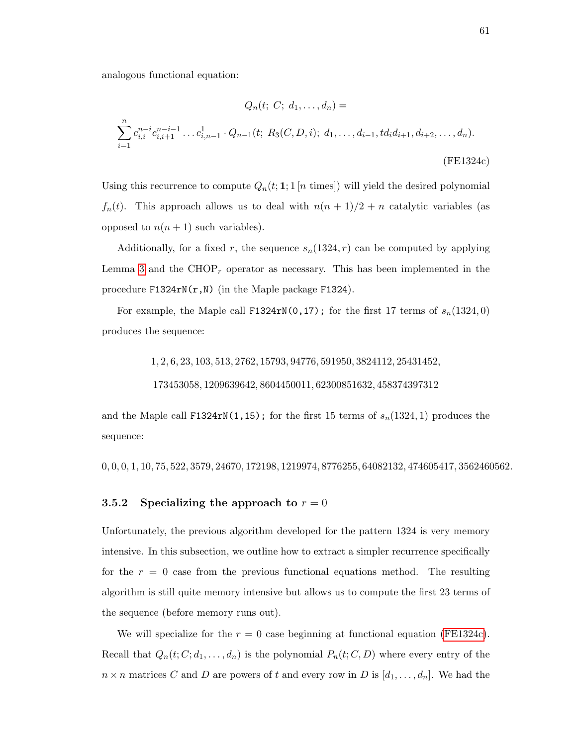analogous functional equation:

$$Q_n(t;\ C;\ d_1,\ldots,d_n) =$$

$$\sum_{i=1}^{n} c_{i,i}^{n-i} c_{i,i+1}^{n-i-1} \ldots c_{i,n-1}^{1} \cdot Q_{n-1}(t;\ R_3(C,D,i);\ d_1,\ldots,d_{i-1}, td_i d_{i+1}, d_{i+2},\ldots,d_n). \tag{FE1324c}$$

Using this recurrence to compute $Q_n(t; \mathbf{1}; 1\,[n \text{ times}])$ will yield the desired polynomial $f_n(t)$. This approach allows us to deal with $n(n+1)/2 + n$ catalytic variables (as opposed to $n(n+1)$ such variables).

Additionally, for a fixed $r$, the sequence $s_n(1324, r)$ can be computed by applying Lemma 3 and the $\text{CHOP}_r$ operator as necessary. This has been implemented in the procedure `F1324rN(r,N)` (in the Maple package `F1324`).

For example, the Maple call `F1324rN(0,17);` for the first 17 terms of $s_n(1324, 0)$ produces the sequence:

$$1, 2, 6, 23, 103, 513, 2762, 15793, 94776, 591950, 3824112, 25431452,$$
$$173453058, 1209639642, 8604450011, 62300851632, 458374397312$$

and the Maple call `F1324rN(1,15);` for the first 15 terms of $s_n(1324, 1)$ produces the sequence:

$$0, 0, 0, 1, 10, 75, 522, 3579, 24670, 172198, 1219974, 8776255, 64082132, 474605417, 3562460562.$$

### 3.5.2 Specializing the approach to $r = 0$

Unfortunately, the previous algorithm developed for the pattern 1324 is very memory intensive. In this subsection, we outline how to extract a simpler recurrence specifically for the $r = 0$ case from the previous functional equations method. The resulting algorithm is still quite memory intensive but allows us to compute the first 23 terms of the sequence (before memory runs out).

We will specialize for the $r = 0$ case beginning at functional equation (FE1324c). Recall that $Q_n(t; C; d_1, \ldots, d_n)$ is the polynomial $P_n(t; C, D)$ where every entry of the $n \times n$ matrices $C$ and $D$ are powers of $t$ and every row in $D$ is $[d_1, \ldots, d_n]$. We had the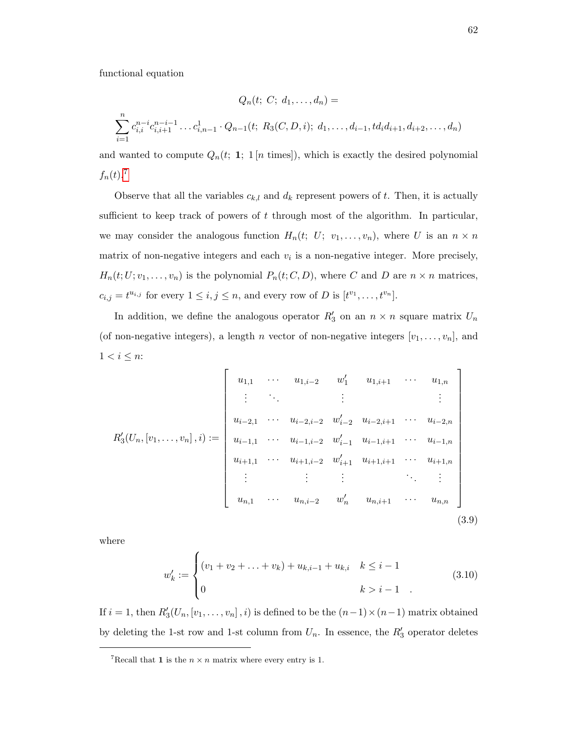functional equation

$$Q_n(t;\ C;\ d_1,\ldots,d_n) =$$

$$\sum_{i=1}^{n} c_{i,i}^{n-i} c_{i,i+1}^{n-i-1} \ldots c_{i,n-1}^{1} \cdot Q_{n-1}(t;\ R_3(C,D,i);\ d_1,\ldots,d_{i-1}, td_i d_{i+1}, d_{i+2},\ldots,d_n)$$

and wanted to compute $Q_n(t;\ \mathbf{1};\ 1\,[n \text{ times}])$, which is exactly the desired polynomial $f_n(t)$.[7]

Observe that all the variables $c_{k,l}$ and $d_k$ represent powers of $t$. Then, it is actually sufficient to keep track of powers of $t$ through most of the algorithm. In particular, we may consider the analogous function $H_n(t;\ U;\ v_1,\ldots,v_n)$, where $U$ is an $n \times n$ matrix of non-negative integers and each $v_i$ is a non-negative integer. More precisely, $H_n(t; U; v_1, \ldots, v_n)$ is the polynomial $P_n(t; C, D)$, where $C$ and $D$ are $n \times n$ matrices, $c_{i,j} = t^{u_{i,j}}$ for every $1 \leq i,j \leq n$, and every row of $D$ is $[t^{v_1}, \ldots, t^{v_n}]$.

In addition, we define the analogous operator $R_3'$ on an $n \times n$ square matrix $U_n$ (of non-negative integers), a length $n$ vector of non-negative integers $[v_1, \ldots, v_n]$, and $1 < i \leq n$:

$$R_3'(U_n, [v_1,\ldots,v_n], i) := \begin{bmatrix} u_{1,1} & \cdots & u_{1,i-2} & w_1' & u_{1,i+1} & \cdots & u_{1,n} \\ \vdots & \ddots & & \vdots & & & \vdots \\ u_{i-2,1} & \cdots & u_{i-2,i-2} & w_{i-2}' & u_{i-2,i+1} & \cdots & u_{i-2,n} \\ u_{i-1,1} & \cdots & u_{i-1,i-2} & w_{i-1}' & u_{i-1,i+1} & \cdots & u_{i-1,n} \\ u_{i+1,1} & \cdots & u_{i+1,i-2} & w_{i+1}' & u_{i+1,i+1} & \cdots & u_{i+1,n} \\ \vdots & & \vdots & \vdots & & \ddots & \vdots \\ u_{n,1} & \cdots & u_{n,i-2} & w_n' & u_{n,i+1} & \cdots & u_{n,n} \end{bmatrix} \tag{3.9}$$

where

$$w_k' := \begin{cases} (v_1 + v_2 + \ldots + v_k) + u_{k,i-1} + u_{k,i} & k \leq i-1 \\ 0 & k > i-1 \end{cases}. \tag{3.10}$$

If $i = 1$, then $R_3'(U_n, [v_1, \ldots, v_n], i)$ is defined to be the $(n-1) \times (n-1)$ matrix obtained by deleting the 1-st row and 1-st column from $U_n$. In essence, the $R_3'$ operator deletes

[7] Recall that $\mathbf{1}$ is the $n \times n$ matrix where every entry is 1.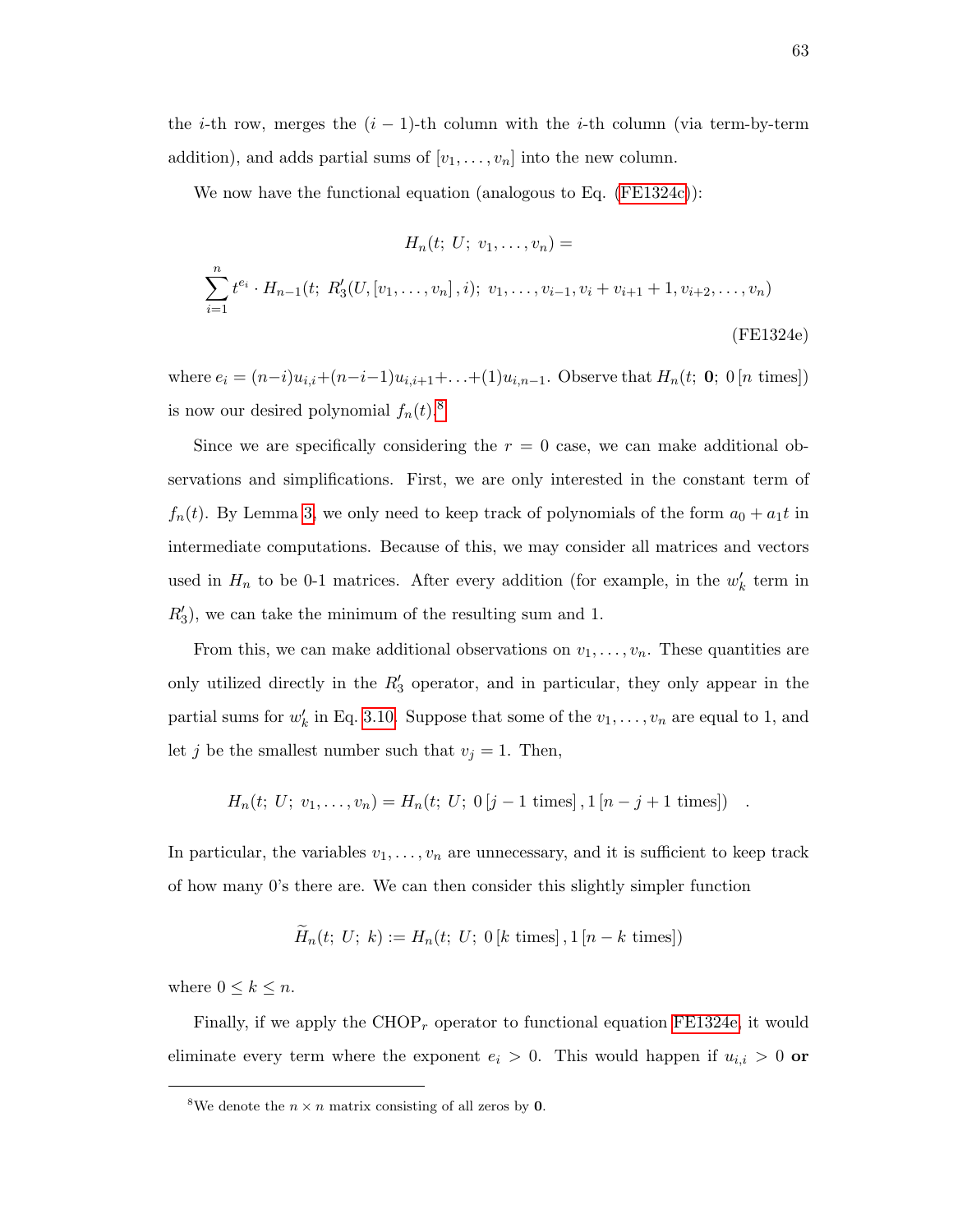the $i$-th row, merges the $(i-1)$-th column with the $i$-th column (via term-by-term addition), and adds partial sums of $[v_1, \ldots, v_n]$ into the new column.

We now have the functional equation (analogous to Eq. (FE1324c)):

$$H_n(t;\ U;\ v_1, \ldots, v_n) =$$

$$\sum_{i=1}^{n} t^{e_i} \cdot H_{n-1}(t;\ R_3'(U, [v_1, \ldots, v_n], i);\ v_1, \ldots, v_{i-1}, v_i + v_{i+1} + 1, v_{i+2}, \ldots, v_n) \tag{FE1324e}$$

where $e_i = (n-i)u_{i,i} + (n-i-1)u_{i,i+1} + \ldots + (1)u_{i,n-1}$. Observe that $H_n(t;\ \mathbf{0};\ 0\,[n \text{ times}])$ is now our desired polynomial $f_n(t)$.[8]

Since we are specifically considering the $r = 0$ case, we can make additional observations and simplifications. First, we are only interested in the constant term of $f_n(t)$. By Lemma 3, we only need to keep track of polynomials of the form $a_0 + a_1 t$ in intermediate computations. Because of this, we may consider all matrices and vectors used in $H_n$ to be 0-1 matrices. After every addition (for example, in the $w_k'$ term in $R_3'$), we can take the minimum of the resulting sum and 1.

From this, we can make additional observations on $v_1, \ldots, v_n$. These quantities are only utilized directly in the $R_3'$ operator, and in particular, they only appear in the partial sums for $w_k'$ in Eq. 3.10. Suppose that some of the $v_1, \ldots, v_n$ are equal to 1, and let $j$ be the smallest number such that $v_j = 1$. Then,

$$H_n(t;\ U;\ v_1, \ldots, v_n) = H_n(t;\ U;\ 0\,[j-1 \text{ times}]\,, 1\,[n-j+1 \text{ times}]) \quad .$$

In particular, the variables $v_1, \ldots, v_n$ are unnecessary, and it is sufficient to keep track of how many 0's there are. We can then consider this slightly simpler function

$$\widetilde{H}_n(t;\ U;\ k) := H_n(t;\ U;\ 0\,[k \text{ times}]\,, 1\,[n-k \text{ times}])$$

where $0 \leq k \leq n$.

Finally, if we apply the $\text{CHOP}_r$ operator to functional equation FE1324e, it would eliminate every term where the exponent $e_i > 0$. This would happen if $u_{i,i} > 0$ **or**

[8] We denote the $n \times n$ matrix consisting of all zeros by $\mathbf{0}$.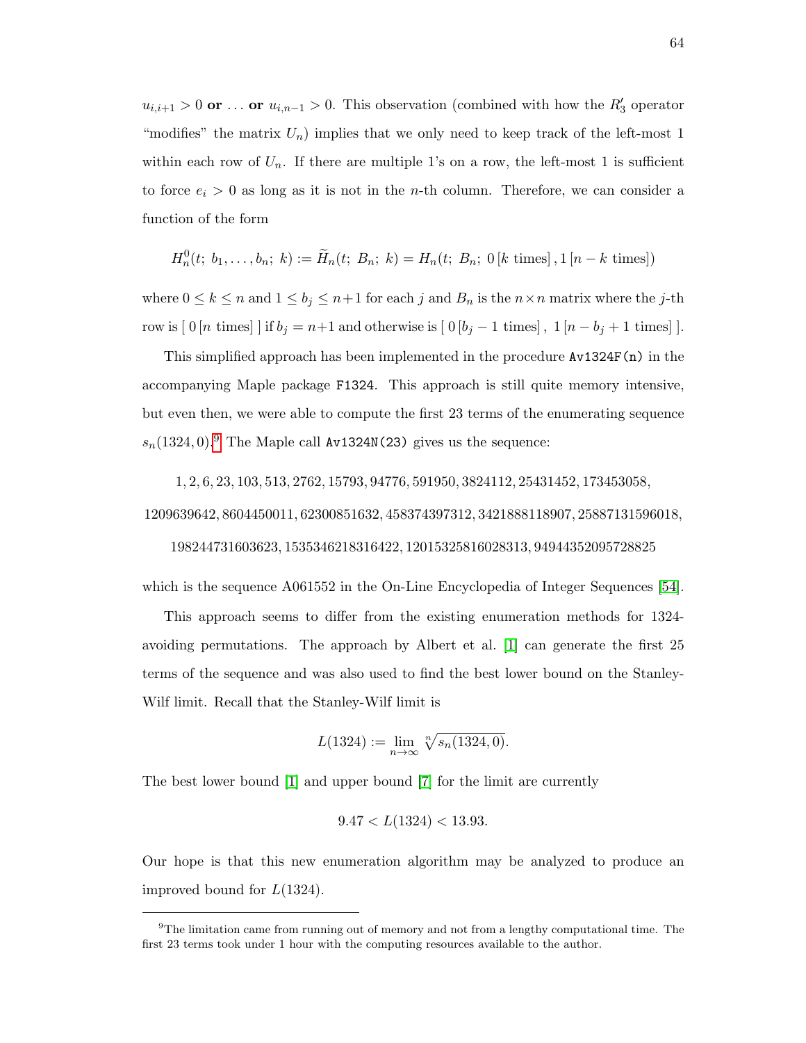$u_{i,i+1} > 0$ **or** ... **or** $u_{i,n-1} > 0$. This observation (combined with how the $R_3'$ operator "modifies" the matrix $U_n$) implies that we only need to keep track of the left-most 1 within each row of $U_n$. If there are multiple 1's on a row, the left-most 1 is sufficient to force $e_i > 0$ as long as it is not in the $n$-th column. Therefore, we can consider a function of the form

$$H_n^0(t;\ b_1, \ldots, b_n;\ k) := \widetilde{H}_n(t;\ B_n;\ k) = H_n(t;\ B_n;\ 0\,[k \text{ times}]\,, 1\,[n-k \text{ times}])$$

where $0 \le k \le n$ and $1 \le b_j \le n+1$ for each $j$ and $B_n$ is the $n \times n$ matrix where the $j$-th row is $[\ 0\,[n \text{ times}]\ ]$ if $b_j = n+1$ and otherwise is $[\ 0\,[b_j - 1 \text{ times}]\,,\ 1\,[n - b_j + 1 \text{ times}]\ ]$.

This simplified approach has been implemented in the procedure `Av1324F(n)` in the accompanying Maple package `F1324`. This approach is still quite memory intensive, but even then, we were able to compute the first 23 terms of the enumerating sequence $s_n(1324, 0)$.[9] The Maple call `Av1324N(23)` gives us the sequence:

$$1, 2, 6, 23, 103, 513, 2762, 15793, 94776, 591950, 3824112, 25431452, 173453058,$$
$$1209639642, 8604450011, 62300851632, 458374397312, 3421888118907, 25887131596018,$$
$$198244731603623, 1535346218316422, 12015325816028313, 94944352095728825$$

which is the sequence A061552 in the On-Line Encyclopedia of Integer Sequences [54].

This approach seems to differ from the existing enumeration methods for 1324-avoiding permutations. The approach by Albert et al. [1] can generate the first 25 terms of the sequence and was also used to find the best lower bound on the Stanley-Wilf limit. Recall that the Stanley-Wilf limit is

$$L(1324) := \lim_{n \to \infty} \sqrt[n]{s_n(1324, 0)}.$$

The best lower bound [1] and upper bound [7] for the limit are currently

$$9.47 < L(1324) < 13.93.$$

Our hope is that this new enumeration algorithm may be analyzed to produce an improved bound for $L(1324)$.

---

[9] The limitation came from running out of memory and not from a lengthy computational time. The first 23 terms took under 1 hour with the computing resources available to the author.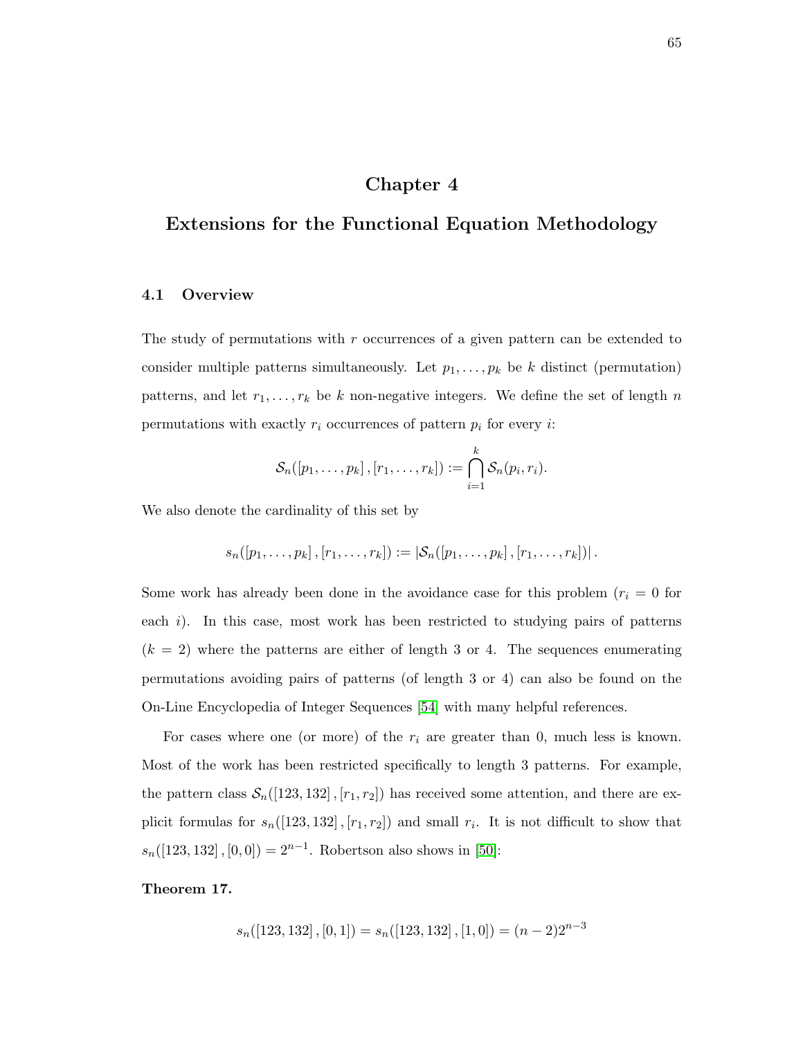# Chapter 4

# Extensions for the Functional Equation Methodology

## 4.1 Overview

The study of permutations with $r$ occurrences of a given pattern can be extended to consider multiple patterns simultaneously. Let $p_1, \ldots, p_k$ be $k$ distinct (permutation) patterns, and let $r_1, \ldots, r_k$ be $k$ non-negative integers. We define the set of length $n$ permutations with exactly $r_i$ occurrences of pattern $p_i$ for every $i$:

$$\mathcal{S}_n([p_1, \ldots, p_k], [r_1, \ldots, r_k]) := \bigcap_{i=1}^{k} \mathcal{S}_n(p_i, r_i).$$

We also denote the cardinality of this set by

$$s_n([p_1, \ldots, p_k], [r_1, \ldots, r_k]) := |\mathcal{S}_n([p_1, \ldots, p_k], [r_1, \ldots, r_k])|.$$

Some work has already been done in the avoidance case for this problem ($r_i = 0$ for each $i$). In this case, most work has been restricted to studying pairs of patterns ($k = 2$) where the patterns are either of length 3 or 4. The sequences enumerating permutations avoiding pairs of patterns (of length 3 or 4) can also be found on the On-Line Encyclopedia of Integer Sequences [54] with many helpful references.

For cases where one (or more) of the $r_i$ are greater than 0, much less is known. Most of the work has been restricted specifically to length 3 patterns. For example, the pattern class $\mathcal{S}_n([123, 132], [r_1, r_2])$ has received some attention, and there are explicit formulas for $s_n([123, 132], [r_1, r_2])$ and small $r_i$. It is not difficult to show that $s_n([123, 132], [0, 0]) = 2^{n-1}$. Robertson also shows in [50]:

**Theorem 17.**

$$s_n([123, 132], [0, 1]) = s_n([123, 132], [1, 0]) = (n - 2)2^{n-3}$$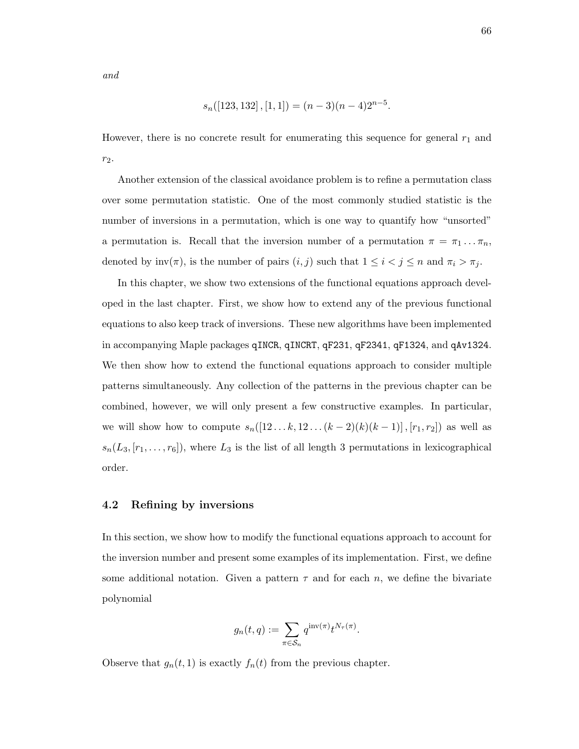*and*

$$s_n([123, 132], [1, 1]) = (n-3)(n-4)2^{n-5}.$$

However, there is no concrete result for enumerating this sequence for general $r_1$ and $r_2$.

Another extension of the classical avoidance problem is to refine a permutation class over some permutation statistic. One of the most commonly studied statistic is the number of inversions in a permutation, which is one way to quantify how "unsorted" a permutation is. Recall that the inversion number of a permutation $\pi = \pi_1 \dots \pi_n$, denoted by $\mathrm{inv}(\pi)$, is the number of pairs $(i, j)$ such that $1 \le i < j \le n$ and $\pi_i > \pi_j$.

In this chapter, we show two extensions of the functional equations approach developed in the last chapter. First, we show how to extend any of the previous functional equations to also keep track of inversions. These new algorithms have been implemented in accompanying Maple packages `qINCR`, `qINCRT`, `qF231`, `qF2341`, `qF1324`, and `qAv1324`. We then show how to extend the functional equations approach to consider multiple patterns simultaneously. Any collection of the patterns in the previous chapter can be combined, however, we will only present a few constructive examples. In particular, we will show how to compute $s_n([12\dots k, 12\dots(k-2)(k)(k-1)], [r_1, r_2])$ as well as $s_n(L_3, [r_1, \dots, r_6])$, where $L_3$ is the list of all length 3 permutations in lexicographical order.

### 4.2 Refining by inversions

In this section, we show how to modify the functional equations approach to account for the inversion number and present some examples of its implementation. First, we define some additional notation. Given a pattern $\tau$ and for each $n$, we define the bivariate polynomial

$$g_n(t, q) := \sum_{\pi \in \mathcal{S}_n} q^{\mathrm{inv}(\pi)} t^{N_\tau(\pi)}.$$

Observe that $g_n(t, 1)$ is exactly $f_n(t)$ from the previous chapter.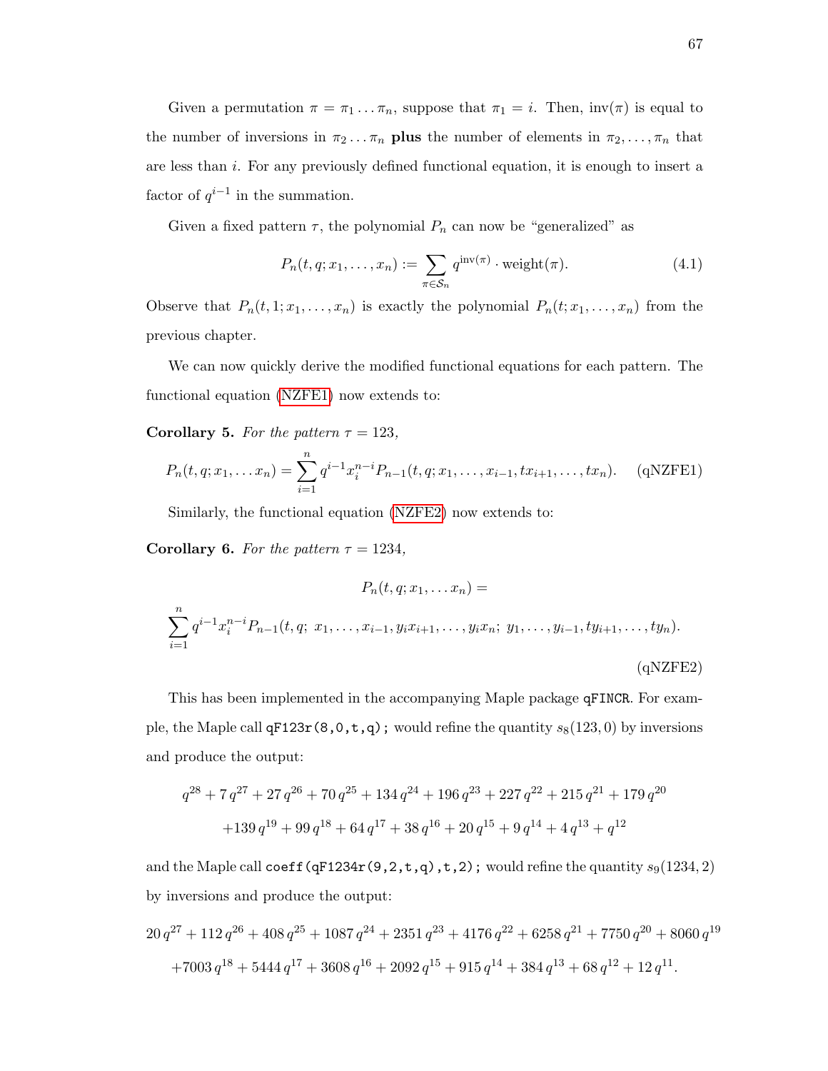Given a permutation $\pi = \pi_1 \dots \pi_n$, suppose that $\pi_1 = i$. Then, $\text{inv}(\pi)$ is equal to the number of inversions in $\pi_2 \dots \pi_n$ **plus** the number of elements in $\pi_2, \dots, \pi_n$ that are less than $i$. For any previously defined functional equation, it is enough to insert a factor of $q^{i-1}$ in the summation.

Given a fixed pattern $\tau$, the polynomial $P_n$ can now be "generalized" as

$$P_n(t, q; x_1, \dots, x_n) := \sum_{\pi \in \mathcal{S}_n} q^{\text{inv}(\pi)} \cdot \text{weight}(\pi). \tag{4.1}$$

Observe that $P_n(t, 1; x_1, \dots, x_n)$ is exactly the polynomial $P_n(t; x_1, \dots, x_n)$ from the previous chapter.

We can now quickly derive the modified functional equations for each pattern. The functional equation (NZFE1) now extends to:

**Corollary 5.** *For the pattern $\tau = 123$,*

$$P_n(t, q; x_1, \dots x_n) = \sum_{i=1}^{n} q^{i-1} x_i^{n-i} P_{n-1}(t, q; x_1, \dots, x_{i-1}, tx_{i+1}, \dots, tx_n). \tag{qNZFE1}$$

Similarly, the functional equation (NZFE2) now extends to:

**Corollary 6.** *For the pattern $\tau = 1234$,*

$$P_n(t, q; x_1, \dots x_n) =$$

$$\sum_{i=1}^{n} q^{i-1} x_i^{n-i} P_{n-1}(t, q;\ x_1, \dots, x_{i-1}, y_i x_{i+1}, \dots, y_i x_n;\ y_1, \dots, y_{i-1}, ty_{i+1}, \dots, ty_n). \tag{qNZFE2}$$

This has been implemented in the accompanying Maple package `qFINCR`. For example, the Maple call `qF123r(8,0,t,q);` would refine the quantity $s_8(123, 0)$ by inversions and produce the output:

$$q^{28} + 7\,q^{27} + 27\,q^{26} + 70\,q^{25} + 134\,q^{24} + 196\,q^{23} + 227\,q^{22} + 215\,q^{21} + 179\,q^{20}$$
$$+139\,q^{19} + 99\,q^{18} + 64\,q^{17} + 38\,q^{16} + 20\,q^{15} + 9\,q^{14} + 4\,q^{13} + q^{12}$$

and the Maple call `coeff(qF1234r(9,2,t,q),t,2);` would refine the quantity $s_9(1234, 2)$ by inversions and produce the output:

$$20\,q^{27} + 112\,q^{26} + 408\,q^{25} + 1087\,q^{24} + 2351\,q^{23} + 4176\,q^{22} + 6258\,q^{21} + 7750\,q^{20} + 8060\,q^{19}$$
$$+7003\,q^{18} + 5444\,q^{17} + 3608\,q^{16} + 2092\,q^{15} + 915\,q^{14} + 384\,q^{13} + 68\,q^{12} + 12\,q^{11}.$$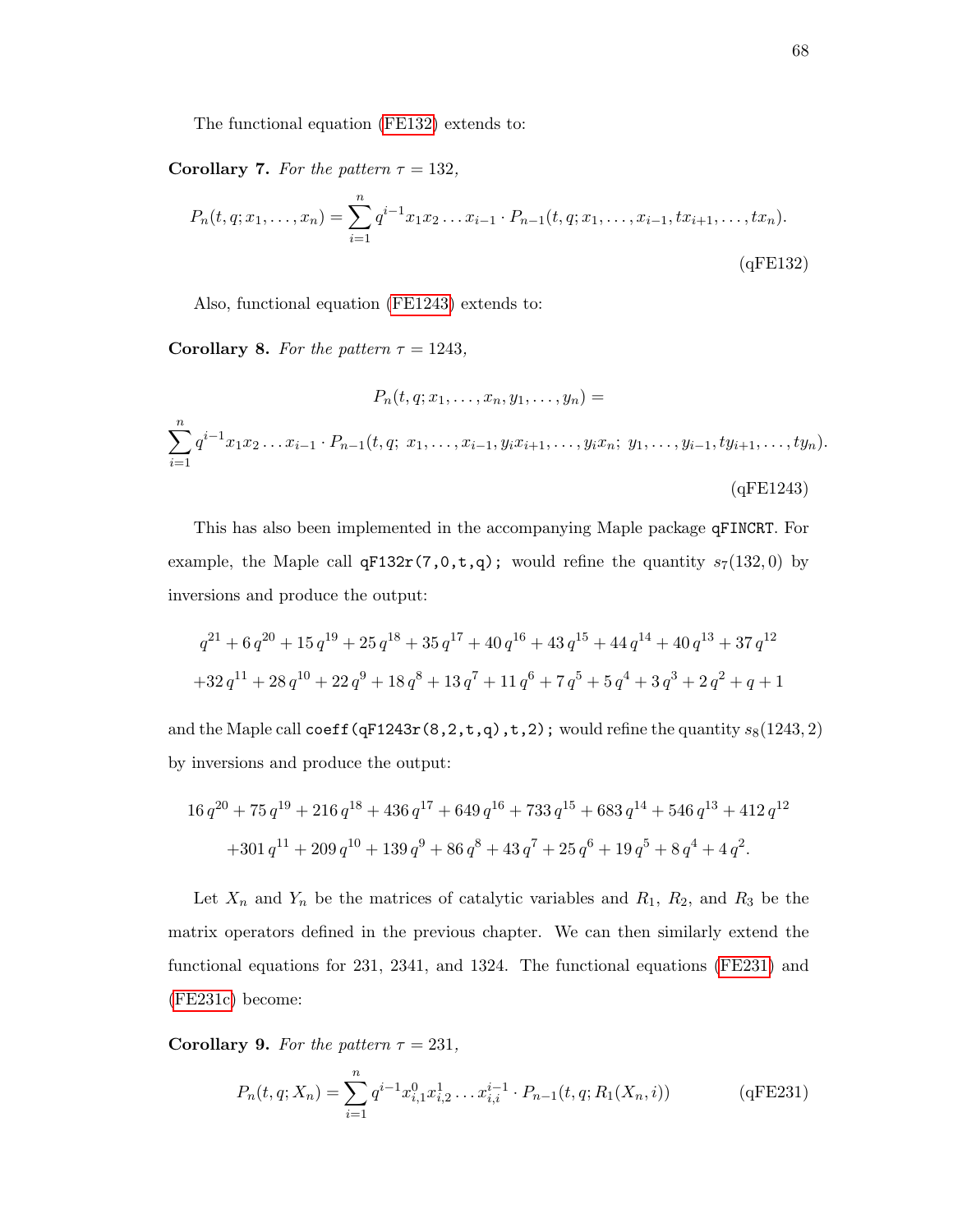The functional equation (FE132) extends to:

**Corollary 7.** *For the pattern* $\tau = 132$,

$$P_n(t, q; x_1, \ldots, x_n) = \sum_{i=1}^{n} q^{i-1} x_1 x_2 \ldots x_{i-1} \cdot P_{n-1}(t, q; x_1, \ldots, x_{i-1}, tx_{i+1}, \ldots, tx_n). \tag{qFE132}$$

Also, functional equation (FE1243) extends to:

**Corollary 8.** *For the pattern* $\tau = 1243$,

$$P_n(t, q; x_1, \ldots, x_n, y_1, \ldots, y_n) =$$

$$\sum_{i=1}^{n} q^{i-1} x_1 x_2 \ldots x_{i-1} \cdot P_{n-1}(t, q;\ x_1, \ldots, x_{i-1}, y_i x_{i+1}, \ldots, y_i x_n;\ y_1, \ldots, y_{i-1}, ty_{i+1}, \ldots, ty_n). \tag{qFE1243}$$

This has also been implemented in the accompanying Maple package `qFINCRT`. For example, the Maple call `qF132r(7,0,t,q);` would refine the quantity $s_7(132, 0)$ by inversions and produce the output:

$$q^{21} + 6\,q^{20} + 15\,q^{19} + 25\,q^{18} + 35\,q^{17} + 40\,q^{16} + 43\,q^{15} + 44\,q^{14} + 40\,q^{13} + 37\,q^{12}$$
$$+32\,q^{11} + 28\,q^{10} + 22\,q^{9} + 18\,q^{8} + 13\,q^{7} + 11\,q^{6} + 7\,q^{5} + 5\,q^{4} + 3\,q^{3} + 2\,q^{2} + q + 1$$

and the Maple call `coeff(qF1243r(8,2,t,q),t,2);` would refine the quantity $s_8(1243, 2)$ by inversions and produce the output:

$$16\,q^{20} + 75\,q^{19} + 216\,q^{18} + 436\,q^{17} + 649\,q^{16} + 733\,q^{15} + 683\,q^{14} + 546\,q^{13} + 412\,q^{12}$$
$$+301\,q^{11} + 209\,q^{10} + 139\,q^{9} + 86\,q^{8} + 43\,q^{7} + 25\,q^{6} + 19\,q^{5} + 8\,q^{4} + 4\,q^{2}.$$

Let $X_n$ and $Y_n$ be the matrices of catalytic variables and $R_1$, $R_2$, and $R_3$ be the matrix operators defined in the previous chapter. We can then similarly extend the functional equations for 231, 2341, and 1324. The functional equations (FE231) and (FE231c) become:

**Corollary 9.** *For the pattern* $\tau = 231$,

$$P_n(t, q; X_n) = \sum_{i=1}^{n} q^{i-1} x_{i,1}^{0} x_{i,2}^{1} \ldots x_{i,i}^{i-1} \cdot P_{n-1}(t, q; R_1(X_n, i)) \tag{qFE231}$$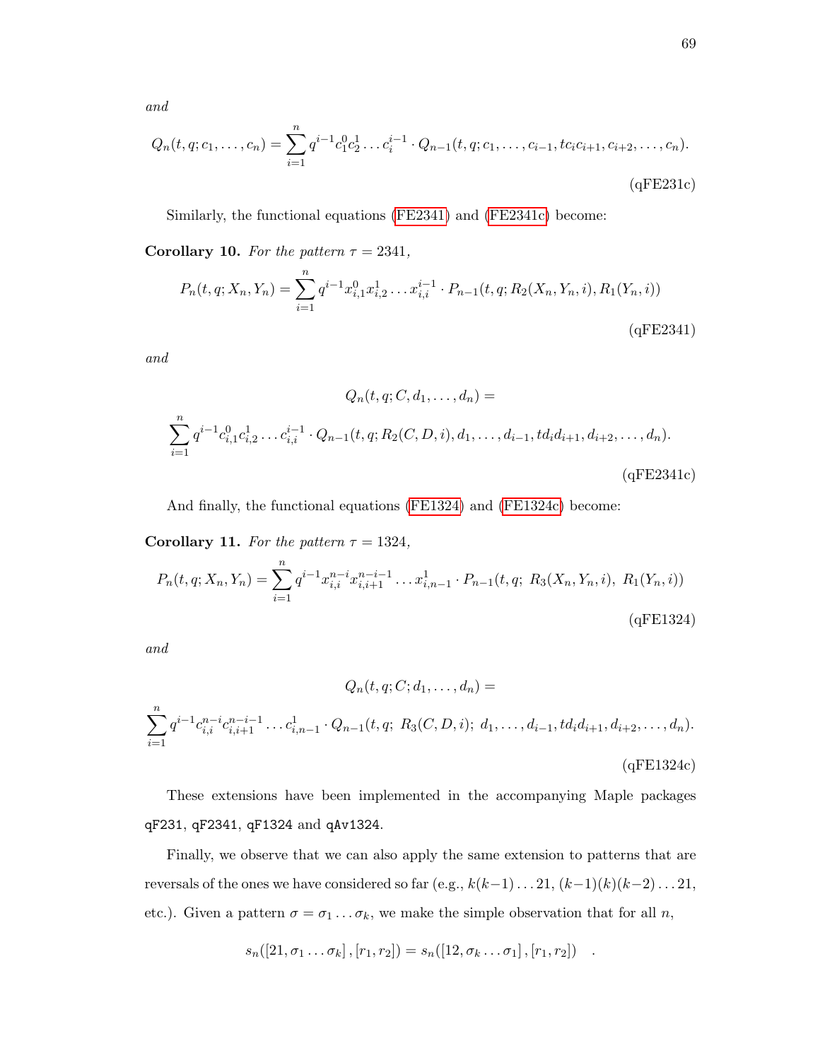*and*

$$Q_n(t,q;c_1,\ldots,c_n)=\sum_{i=1}^{n} q^{i-1}c_1^0c_2^1\ldots c_i^{i-1}\cdot Q_{n-1}(t,q;c_1,\ldots,c_{i-1},tc_ic_{i+1},c_{i+2},\ldots,c_n). \tag{qFE231c}$$

Similarly, the functional equations (FE2341) and (FE2341c) become:

**Corollary 10.** *For the pattern $\tau = 2341$,*

$$P_n(t,q;X_n,Y_n)=\sum_{i=1}^{n} q^{i-1}x_{i,1}^0x_{i,2}^1\ldots x_{i,i}^{i-1}\cdot P_{n-1}(t,q;R_2(X_n,Y_n,i),R_1(Y_n,i)) \tag{qFE2341}$$

*and*

$$Q_n(t,q;C,d_1,\ldots,d_n)=$$

$$\sum_{i=1}^{n} q^{i-1}c_{i,1}^0c_{i,2}^1\ldots c_{i,i}^{i-1}\cdot Q_{n-1}(t,q;R_2(C,D,i),d_1,\ldots,d_{i-1},td_id_{i+1},d_{i+2},\ldots,d_n). \tag{qFE2341c}$$

And finally, the functional equations (FE1324) and (FE1324c) become:

**Corollary 11.** *For the pattern $\tau = 1324$,*

$$P_n(t,q;X_n,Y_n)=\sum_{i=1}^{n} q^{i-1}x_{i,i}^{n-i}x_{i,i+1}^{n-i-1}\ldots x_{i,n-1}^1\cdot P_{n-1}(t,q;\ R_3(X_n,Y_n,i),\ R_1(Y_n,i)) \tag{qFE1324}$$

*and*

$$Q_n(t,q;C;d_1,\ldots,d_n)=$$

$$\sum_{i=1}^{n} q^{i-1}c_{i,i}^{n-i}c_{i,i+1}^{n-i-1}\ldots c_{i,n-1}^1\cdot Q_{n-1}(t,q;\ R_3(C,D,i);\ d_1,\ldots,d_{i-1},td_id_{i+1},d_{i+2},\ldots,d_n). \tag{qFE1324c}$$

These extensions have been implemented in the accompanying Maple packages `qF231`, `qF2341`, `qF1324` and `qAv1324`.

Finally, we observe that we can also apply the same extension to patterns that are reversals of the ones we have considered so far (e.g., $k(k-1)\ldots 21$, $(k-1)(k)(k-2)\ldots 21$, etc.). Given a pattern $\sigma = \sigma_1\ldots\sigma_k$, we make the simple observation that for all $n$,

$$s_n([21,\sigma_1\ldots\sigma_k],[r_1,r_2]) = s_n([12,\sigma_k\ldots\sigma_1],[r_1,r_2]) \quad .$$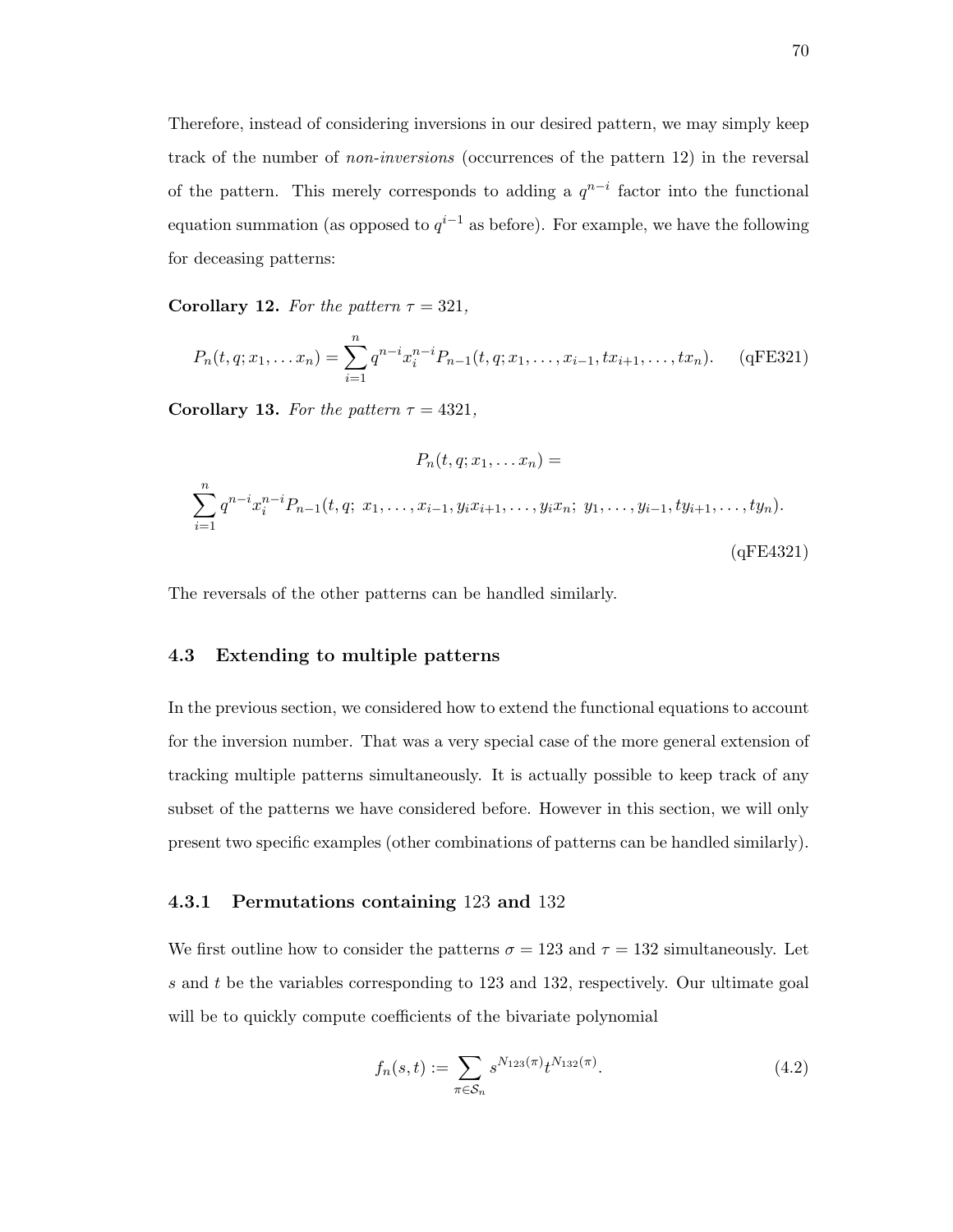Therefore, instead of considering inversions in our desired pattern, we may simply keep track of the number of *non-inversions* (occurrences of the pattern 12) in the reversal of the pattern. This merely corresponds to adding a $q^{n-i}$ factor into the functional equation summation (as opposed to $q^{i-1}$ as before). For example, we have the following for deceasing patterns:

**Corollary 12.** *For the pattern $\tau = 321$,*

$$P_n(t, q; x_1, \dots x_n) = \sum_{i=1}^{n} q^{n-i} x_i^{n-i} P_{n-1}(t, q; x_1, \dots, x_{i-1}, tx_{i+1}, \dots, tx_n). \qquad \text{(qFE321)}$$

**Corollary 13.** *For the pattern $\tau = 4321$,*

$$P_n(t, q; x_1, \dots x_n) =$$

$$\sum_{i=1}^{n} q^{n-i} x_i^{n-i} P_{n-1}(t, q;\ x_1, \dots, x_{i-1}, y_i x_{i+1}, \dots, y_i x_n;\ y_1, \dots, y_{i-1}, ty_{i+1}, \dots, ty_n). \qquad \text{(qFE4321)}$$

The reversals of the other patterns can be handled similarly.

## 4.3 Extending to multiple patterns

In the previous section, we considered how to extend the functional equations to account for the inversion number. That was a very special case of the more general extension of tracking multiple patterns simultaneously. It is actually possible to keep track of any subset of the patterns we have considered before. However in this section, we will only present two specific examples (other combinations of patterns can be handled similarly).

### 4.3.1 Permutations containing 123 and 132

We first outline how to consider the patterns $\sigma = 123$ and $\tau = 132$ simultaneously. Let $s$ and $t$ be the variables corresponding to 123 and 132, respectively. Our ultimate goal will be to quickly compute coefficients of the bivariate polynomial

$$f_n(s, t) := \sum_{\pi \in \mathcal{S}_n} s^{N_{123}(\pi)} t^{N_{132}(\pi)}. \qquad (4.2)$$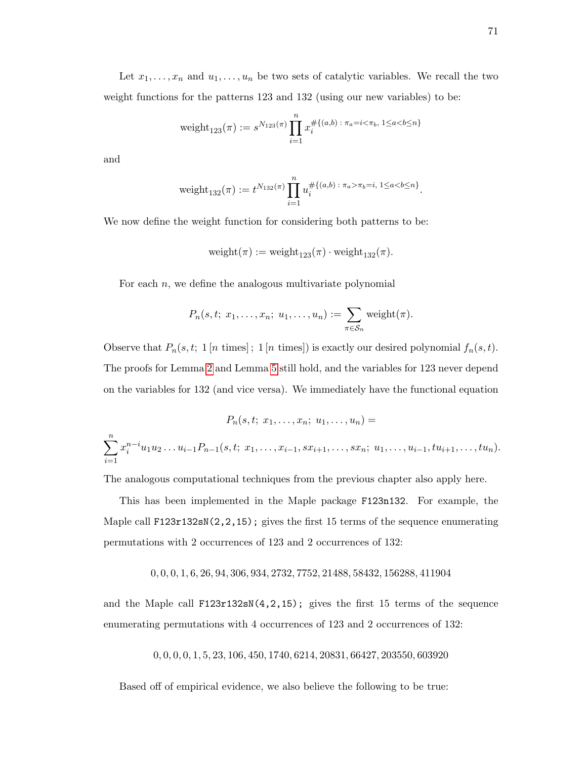Let $x_1, \ldots, x_n$ and $u_1, \ldots, u_n$ be two sets of catalytic variables. We recall the two weight functions for the patterns 123 and 132 (using our new variables) to be:

$$\text{weight}_{123}(\pi) := s^{N_{123}(\pi)} \prod_{i=1}^{n} x_i^{\#\{(a,b)\,:\,\pi_a = i < \pi_b,\ 1 \le a < b \le n\}}$$

and

$$\text{weight}_{132}(\pi) := t^{N_{132}(\pi)} \prod_{i=1}^{n} u_i^{\#\{(a,b)\,:\,\pi_a > \pi_b = i,\ 1 \le a < b \le n\}}.$$

We now define the weight function for considering both patterns to be:

$$\text{weight}(\pi) := \text{weight}_{123}(\pi) \cdot \text{weight}_{132}(\pi).$$

For each $n$, we define the analogous multivariate polynomial

$$P_n(s, t;\ x_1, \ldots, x_n;\ u_1, \ldots, u_n) := \sum_{\pi \in \mathcal{S}_n} \text{weight}(\pi).$$

Observe that $P_n(s, t;\ 1\,[n \text{ times}]\,;\ 1\,[n \text{ times}])$ is exactly our desired polynomial $f_n(s, t)$. The proofs for Lemma 2 and Lemma 5 still hold, and the variables for 123 never depend on the variables for 132 (and vice versa). We immediately have the functional equation

$$P_n(s, t;\ x_1, \ldots, x_n;\ u_1, \ldots, u_n) =$$

$$\sum_{i=1}^{n} x_i^{n-i} u_1 u_2 \ldots u_{i-1} P_{n-1}(s, t;\ x_1, \ldots, x_{i-1}, s x_{i+1}, \ldots, s x_n;\ u_1, \ldots, u_{i-1}, t u_{i+1}, \ldots, t u_n).$$

The analogous computational techniques from the previous chapter also apply here.

This has been implemented in the Maple package `F123n132`. For example, the Maple call `F123r132sN(2,2,15);` gives the first 15 terms of the sequence enumerating permutations with 2 occurrences of 123 and 2 occurrences of 132:

$$0, 0, 0, 1, 6, 26, 94, 306, 934, 2732, 7752, 21488, 58432, 156288, 411904$$

and the Maple call `F123r132sN(4,2,15);` gives the first 15 terms of the sequence enumerating permutations with 4 occurrences of 123 and 2 occurrences of 132:

$$0, 0, 0, 0, 1, 5, 23, 106, 450, 1740, 6214, 20831, 66427, 203550, 603920$$

Based off of empirical evidence, we also believe the following to be true: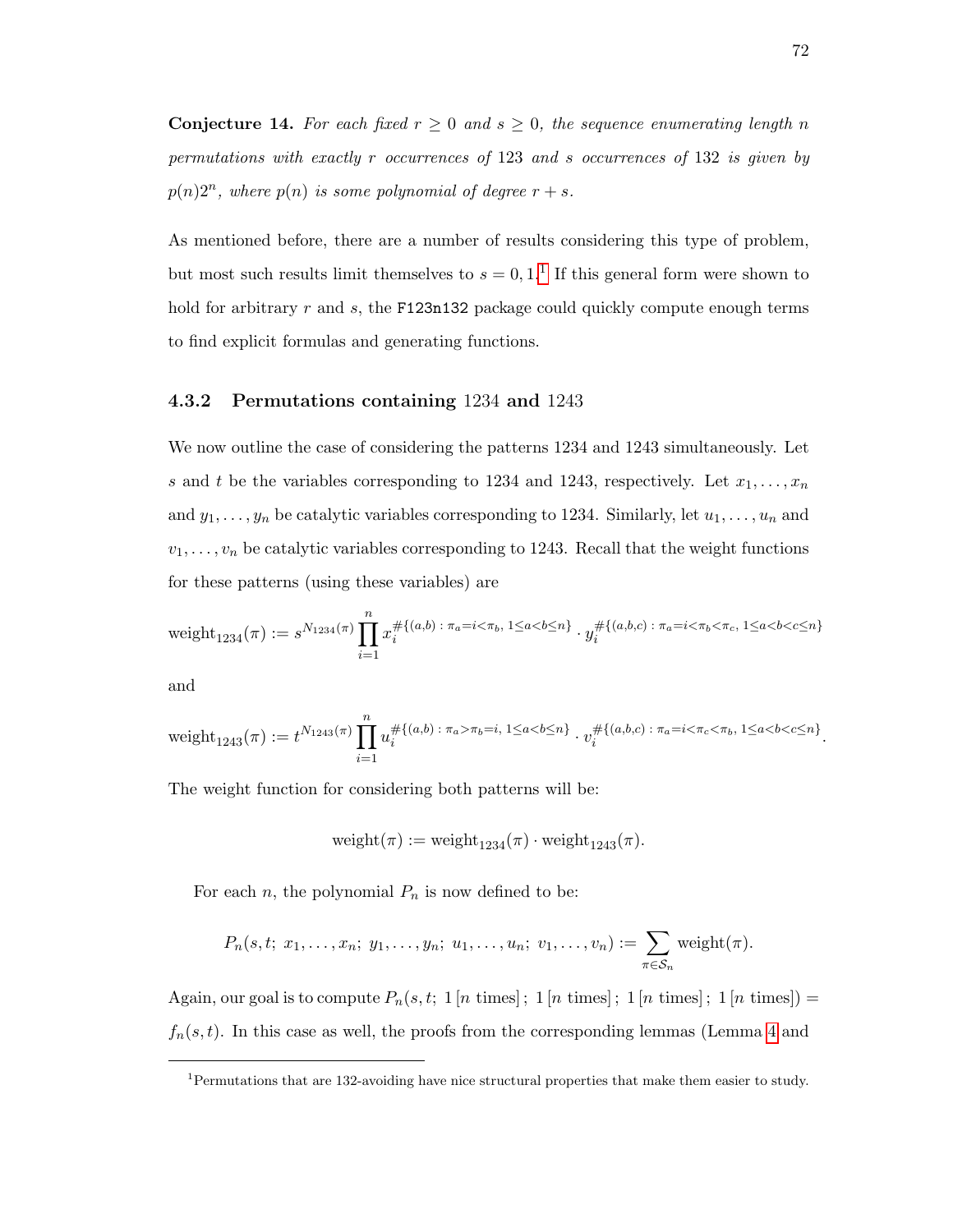**Conjecture 14.** *For each fixed $r \geq 0$ and $s \geq 0$, the sequence enumerating length $n$ permutations with exactly $r$ occurrences of 123 and $s$ occurrences of 132 is given by $p(n)2^n$, where $p(n)$ is some polynomial of degree $r+s$.*

As mentioned before, there are a number of results considering this type of problem, but most such results limit themselves to $s = 0, 1$.[1] If this general form were shown to hold for arbitrary $r$ and $s$, the `F123n132` package could quickly compute enough terms to find explicit formulas and generating functions.

### 4.3.2 Permutations containing 1234 and 1243

We now outline the case of considering the patterns 1234 and 1243 simultaneously. Let $s$ and $t$ be the variables corresponding to 1234 and 1243, respectively. Let $x_1, \ldots, x_n$ and $y_1, \ldots, y_n$ be catalytic variables corresponding to 1234. Similarly, let $u_1, \ldots, u_n$ and $v_1, \ldots, v_n$ be catalytic variables corresponding to 1243. Recall that the weight functions for these patterns (using these variables) are

$$\text{weight}_{1234}(\pi) := s^{N_{1234}(\pi)} \prod_{i=1}^{n} x_i^{\#\{(a,b)\,:\,\pi_a = i < \pi_b,\ 1 \leq a < b \leq n\}} \cdot y_i^{\#\{(a,b,c)\,:\,\pi_a = i < \pi_b < \pi_c,\ 1 \leq a < b < c \leq n\}}$$

and

$$\text{weight}_{1243}(\pi) := t^{N_{1243}(\pi)} \prod_{i=1}^{n} u_i^{\#\{(a,b)\,:\,\pi_a > \pi_b = i,\ 1 \leq a < b \leq n\}} \cdot v_i^{\#\{(a,b,c)\,:\,\pi_a = i < \pi_c < \pi_b,\ 1 \leq a < b < c \leq n\}}.$$

The weight function for considering both patterns will be:

$$\text{weight}(\pi) := \text{weight}_{1234}(\pi) \cdot \text{weight}_{1243}(\pi).$$

For each $n$, the polynomial $P_n$ is now defined to be:

$$P_n(s, t;\ x_1, \ldots, x_n;\ y_1, \ldots, y_n;\ u_1, \ldots, u_n;\ v_1, \ldots, v_n) := \sum_{\pi \in \mathcal{S}_n} \text{weight}(\pi).$$

Again, our goal is to compute $P_n(s, t;\ 1\,[n \text{ times}]\,;\ 1\,[n \text{ times}]\,;\ 1\,[n \text{ times}]\,;\ 1\,[n \text{ times}]) = f_n(s, t)$. In this case as well, the proofs from the corresponding lemmas (Lemma 4 and

[1] Permutations that are 132-avoiding have nice structural properties that make them easier to study.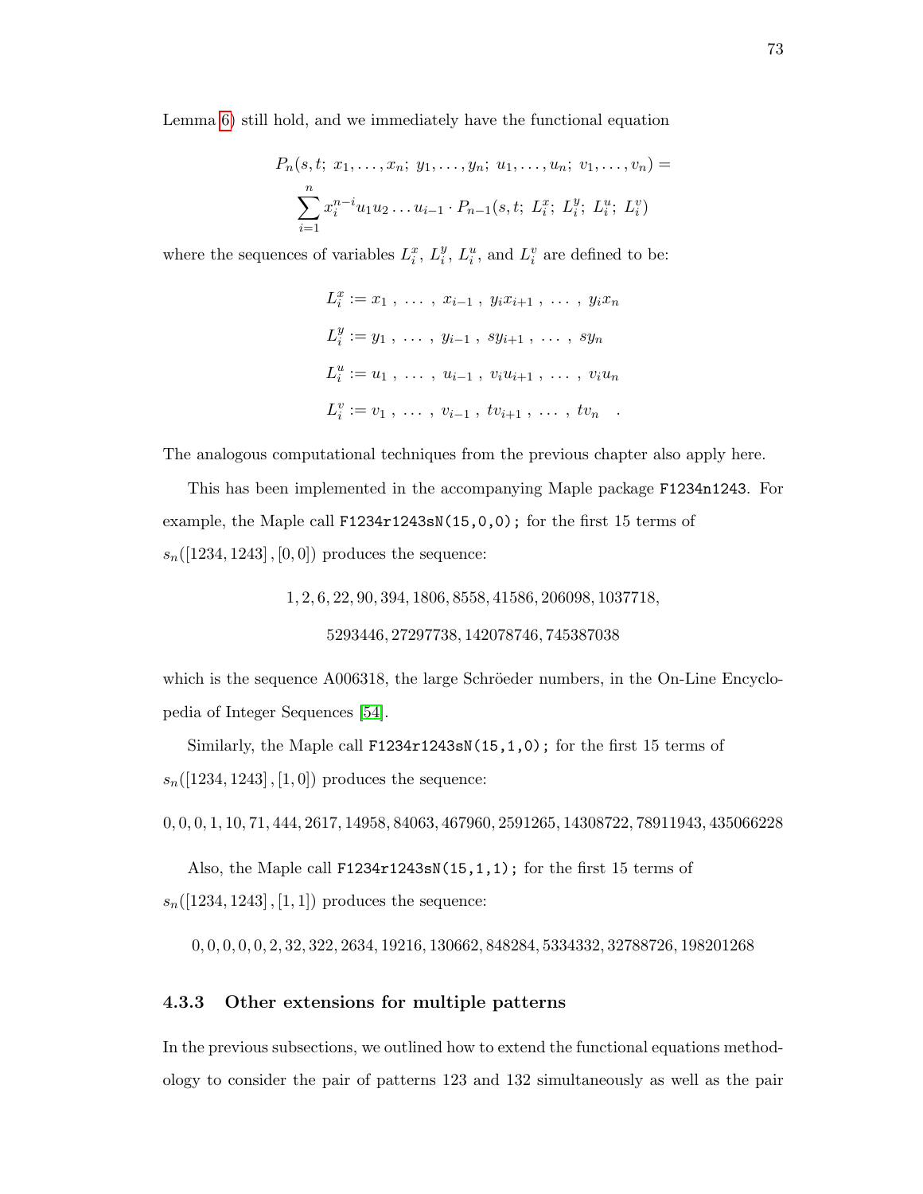Lemma 6) still hold, and we immediately have the functional equation

$$P_n(s,t;\ x_1,\ldots,x_n;\ y_1,\ldots,y_n;\ u_1,\ldots,u_n;\ v_1,\ldots,v_n) =$$
$$\sum_{i=1}^{n} x_i^{n-i} u_1 u_2 \ldots u_{i-1} \cdot P_{n-1}(s,t;\ L_i^x;\ L_i^y;\ L_i^u;\ L_i^v)$$

where the sequences of variables $L_i^x$, $L_i^y$, $L_i^u$, and $L_i^v$ are defined to be:

$$L_i^x := x_1\ ,\ \ldots\ ,\ x_{i-1}\ ,\ y_i x_{i+1}\ ,\ \ldots\ ,\ y_i x_n$$
$$L_i^y := y_1\ ,\ \ldots\ ,\ y_{i-1}\ ,\ s y_{i+1}\ ,\ \ldots\ ,\ s y_n$$
$$L_i^u := u_1\ ,\ \ldots\ ,\ u_{i-1}\ ,\ v_i u_{i+1}\ ,\ \ldots\ ,\ v_i u_n$$
$$L_i^v := v_1\ ,\ \ldots\ ,\ v_{i-1}\ ,\ t v_{i+1}\ ,\ \ldots\ ,\ t v_n\quad .$$

The analogous computational techniques from the previous chapter also apply here.

This has been implemented in the accompanying Maple package `F1234n1243`. For example, the Maple call `F1234r1243sN(15,0,0);` for the first 15 terms of $s_n([1234, 1243], [0, 0])$ produces the sequence:

$$1, 2, 6, 22, 90, 394, 1806, 8558, 41586, 206098, 1037718,$$
$$5293446, 27297738, 142078746, 745387038$$

which is the sequence A006318, the large Schröeder numbers, in the On-Line Encyclopedia of Integer Sequences [54].

Similarly, the Maple call `F1234r1243sN(15,1,0);` for the first 15 terms of $s_n([1234, 1243], [1, 0])$ produces the sequence:

$$0, 0, 0, 1, 10, 71, 444, 2617, 14958, 84063, 467960, 2591265, 14308722, 78911943, 435066228$$

Also, the Maple call `F1234r1243sN(15,1,1);` for the first 15 terms of $s_n([1234, 1243], [1, 1])$ produces the sequence:

$$0, 0, 0, 0, 0, 2, 32, 322, 2634, 19216, 130662, 848284, 5334332, 32788726, 198201268$$

### 4.3.3 Other extensions for multiple patterns

In the previous subsections, we outlined how to extend the functional equations methodology to consider the pair of patterns 123 and 132 simultaneously as well as the pair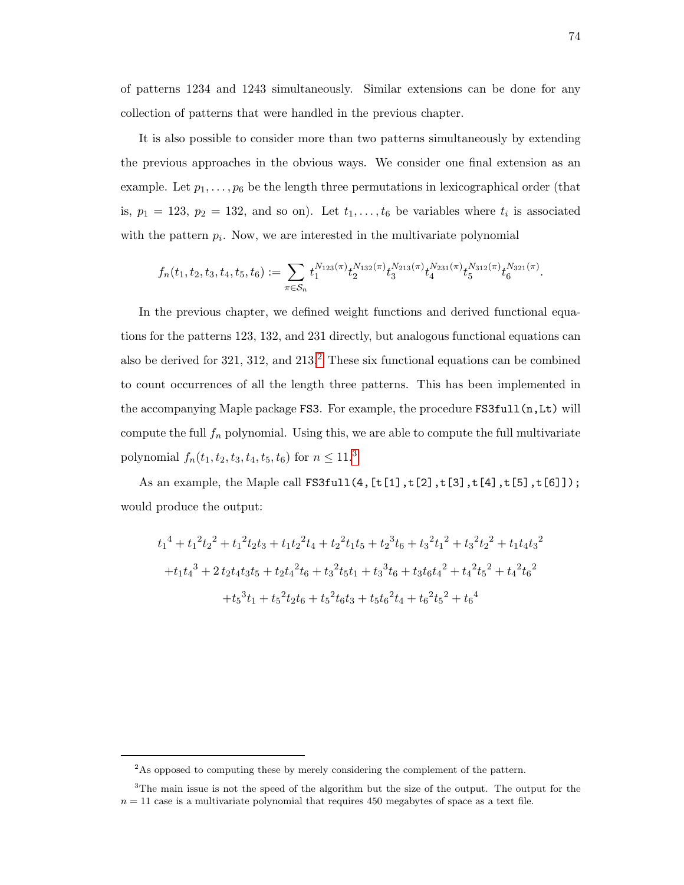of patterns 1234 and 1243 simultaneously. Similar extensions can be done for any collection of patterns that were handled in the previous chapter.

It is also possible to consider more than two patterns simultaneously by extending the previous approaches in the obvious ways. We consider one final extension as an example. Let $p_1, \ldots, p_6$ be the length three permutations in lexicographical order (that is, $p_1 = 123$, $p_2 = 132$, and so on). Let $t_1, \ldots, t_6$ be variables where $t_i$ is associated with the pattern $p_i$. Now, we are interested in the multivariate polynomial

$$f_n(t_1, t_2, t_3, t_4, t_5, t_6) := \sum_{\pi \in \mathcal{S}_n} t_1^{N_{123}(\pi)} t_2^{N_{132}(\pi)} t_3^{N_{213}(\pi)} t_4^{N_{231}(\pi)} t_5^{N_{312}(\pi)} t_6^{N_{321}(\pi)}.$$

In the previous chapter, we defined weight functions and derived functional equations for the patterns 123, 132, and 231 directly, but analogous functional equations can also be derived for 321, 312, and 213.[2] These six functional equations can be combined to count occurrences of all the length three patterns. This has been implemented in the accompanying Maple package `FS3`. For example, the procedure `FS3full(n,Lt)` will compute the full $f_n$ polynomial. Using this, we are able to compute the full multivariate polynomial $f_n(t_1, t_2, t_3, t_4, t_5, t_6)$ for $n \leq 11$.[3]

As an example, the Maple call `FS3full(4,[t[1],t[2],t[3],t[4],t[5],t[6]]);` would produce the output:

$$t_1{}^4 + t_1{}^2 t_2{}^2 + t_1{}^2 t_2 t_3 + t_1 t_2{}^2 t_4 + t_2{}^2 t_1 t_5 + t_2{}^3 t_6 + t_3{}^2 t_1{}^2 + t_3{}^2 t_2{}^2 + t_1 t_4 t_3{}^2$$
$$+ t_1 t_4{}^3 + 2\, t_2 t_4 t_3 t_5 + t_2 t_4{}^2 t_6 + t_3{}^2 t_5 t_1 + t_3{}^3 t_6 + t_3 t_6 t_4{}^2 + t_4{}^2 t_5{}^2 + t_4{}^2 t_6{}^2$$
$$+ t_5{}^3 t_1 + t_5{}^2 t_2 t_6 + t_5{}^2 t_6 t_3 + t_5 t_6{}^2 t_4 + t_6{}^2 t_5{}^2 + t_6{}^4$$

---

[2] As opposed to computing these by merely considering the complement of the pattern.

[3] The main issue is not the speed of the algorithm but the size of the output. The output for the $n = 11$ case is a multivariate polynomial that requires 450 megabytes of space as a text file.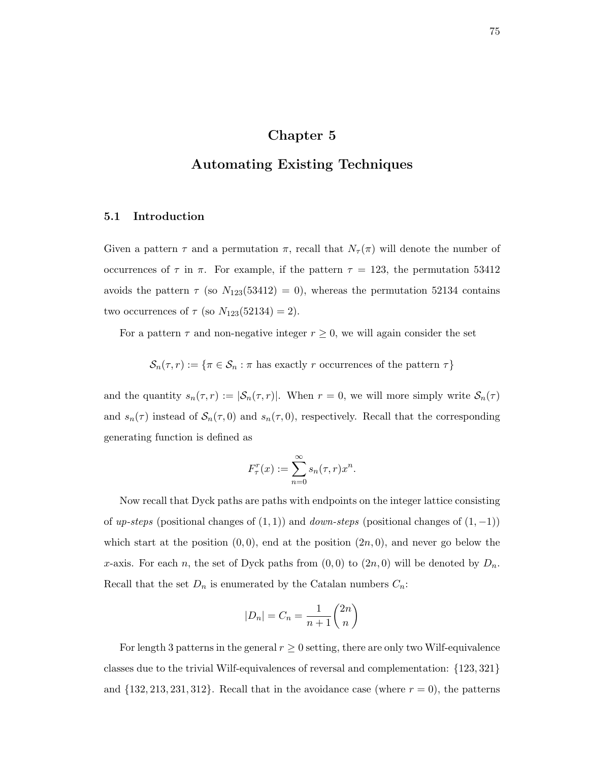# Chapter 5

# Automating Existing Techniques

## 5.1 Introduction

Given a pattern $\tau$ and a permutation $\pi$, recall that $N_\tau(\pi)$ will denote the number of occurrences of $\tau$ in $\pi$. For example, if the pattern $\tau = 123$, the permutation 53412 avoids the pattern $\tau$ (so $N_{123}(53412) = 0$), whereas the permutation 52134 contains two occurrences of $\tau$ (so $N_{123}(52134) = 2$).

For a pattern $\tau$ and non-negative integer $r \geq 0$, we will again consider the set

$$\mathcal{S}_n(\tau, r) := \{\pi \in \mathcal{S}_n : \pi \text{ has exactly } r \text{ occurrences of the pattern } \tau\}$$

and the quantity $s_n(\tau, r) := |\mathcal{S}_n(\tau, r)|$. When $r = 0$, we will more simply write $\mathcal{S}_n(\tau)$ and $s_n(\tau)$ instead of $\mathcal{S}_n(\tau, 0)$ and $s_n(\tau, 0)$, respectively. Recall that the corresponding generating function is defined as

$$F_\tau^r(x) := \sum_{n=0}^{\infty} s_n(\tau, r) x^n.$$

Now recall that Dyck paths are paths with endpoints on the integer lattice consisting of *up-steps* (positional changes of $(1, 1)$) and *down-steps* (positional changes of $(1, -1)$) which start at the position $(0, 0)$, end at the position $(2n, 0)$, and never go below the $x$-axis. For each $n$, the set of Dyck paths from $(0, 0)$ to $(2n, 0)$ will be denoted by $D_n$. Recall that the set $D_n$ is enumerated by the Catalan numbers $C_n$:

$$|D_n| = C_n = \frac{1}{n+1}\binom{2n}{n}$$

For length 3 patterns in the general $r \geq 0$ setting, there are only two Wilf-equivalence classes due to the trivial Wilf-equivalences of reversal and complementation: $\{123, 321\}$ and $\{132, 213, 231, 312\}$. Recall that in the avoidance case (where $r = 0$), the patterns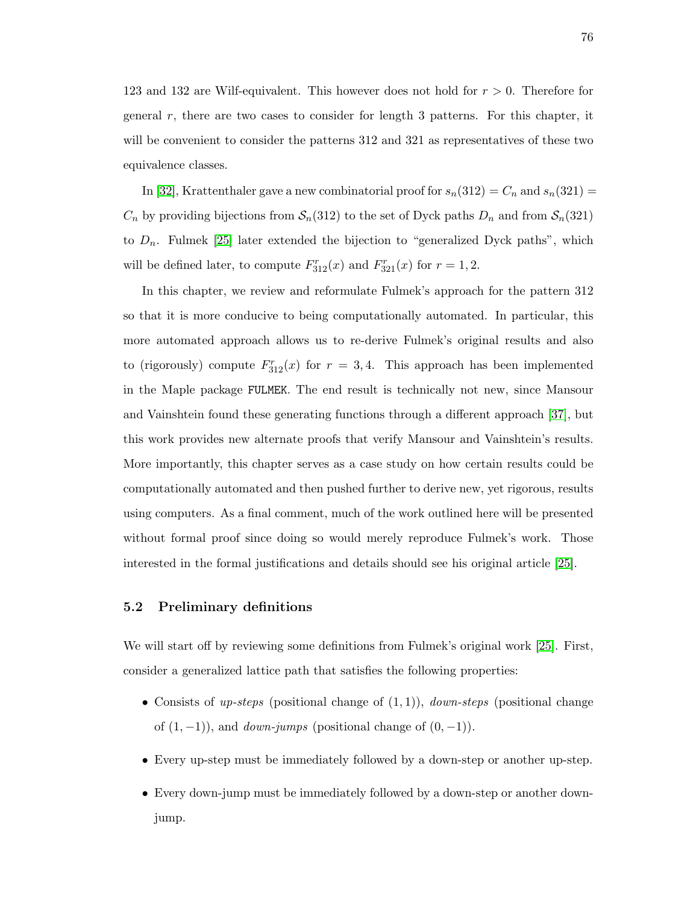123 and 132 are Wilf-equivalent. This however does not hold for $r > 0$. Therefore for general $r$, there are two cases to consider for length 3 patterns. For this chapter, it will be convenient to consider the patterns 312 and 321 as representatives of these two equivalence classes.

In [32], Krattenthaler gave a new combinatorial proof for $s_n(312) = C_n$ and $s_n(321) = C_n$ by providing bijections from $\mathcal{S}_n(312)$ to the set of Dyck paths $D_n$ and from $\mathcal{S}_n(321)$ to $D_n$. Fulmek [25] later extended the bijection to "generalized Dyck paths", which will be defined later, to compute $F_{312}^r(x)$ and $F_{321}^r(x)$ for $r = 1, 2$.

In this chapter, we review and reformulate Fulmek's approach for the pattern 312 so that it is more conducive to being computationally automated. In particular, this more automated approach allows us to re-derive Fulmek's original results and also to (rigorously) compute $F_{312}^r(x)$ for $r = 3, 4$. This approach has been implemented in the Maple package `FULMEK`. The end result is technically not new, since Mansour and Vainshtein found these generating functions through a different approach [37], but this work provides new alternate proofs that verify Mansour and Vainshtein's results. More importantly, this chapter serves as a case study on how certain results could be computationally automated and then pushed further to derive new, yet rigorous, results using computers. As a final comment, much of the work outlined here will be presented without formal proof since doing so would merely reproduce Fulmek's work. Those interested in the formal justifications and details should see his original article [25].

### 5.2 Preliminary definitions

We will start off by reviewing some definitions from Fulmek's original work [25]. First, consider a generalized lattice path that satisfies the following properties:

- Consists of *up-steps* (positional change of $(1, 1)$), *down-steps* (positional change of $(1, -1)$), and *down-jumps* (positional change of $(0, -1)$).
- Every up-step must be immediately followed by a down-step or another up-step.
- Every down-jump must be immediately followed by a down-step or another down-jump.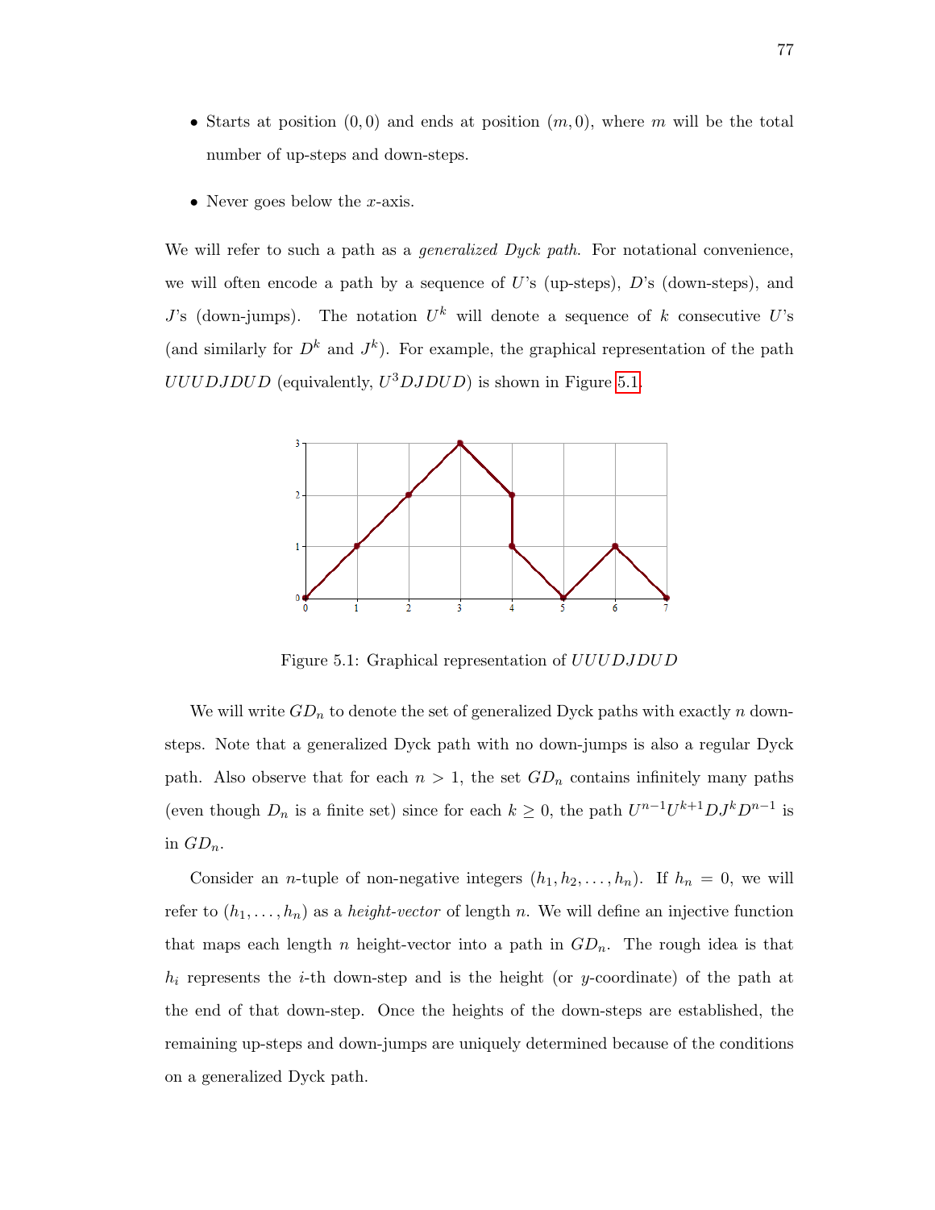- Starts at position $(0, 0)$ and ends at position $(m, 0)$, where $m$ will be the total number of up-steps and down-steps.
- Never goes below the $x$-axis.

We will refer to such a path as a *generalized Dyck path*. For notational convenience, we will often encode a path by a sequence of $U$'s (up-steps), $D$'s (down-steps), and $J$'s (down-jumps). The notation $U^k$ will denote a sequence of $k$ consecutive $U$'s (and similarly for $D^k$ and $J^k$). For example, the graphical representation of the path $UUUDJDUD$ (equivalently, $U^3DJDUD$) is shown in Figure 5.1.

Figure 5.1: Graphical representation of $UUUDJDUD$

We will write $GD_n$ to denote the set of generalized Dyck paths with exactly $n$ down-steps. Note that a generalized Dyck path with no down-jumps is also a regular Dyck path. Also observe that for each $n > 1$, the set $GD_n$ contains infinitely many paths (even though $D_n$ is a finite set) since for each $k \geq 0$, the path $U^{n-1}U^{k+1}DJ^kD^{n-1}$ is in $GD_n$.

Consider an $n$-tuple of non-negative integers $(h_1, h_2, \ldots, h_n)$. If $h_n = 0$, we will refer to $(h_1, \ldots, h_n)$ as a *height-vector* of length $n$. We will define an injective function that maps each length $n$ height-vector into a path in $GD_n$. The rough idea is that $h_i$ represents the $i$-th down-step and is the height (or $y$-coordinate) of the path at the end of that down-step. Once the heights of the down-steps are established, the remaining up-steps and down-jumps are uniquely determined because of the conditions on a generalized Dyck path.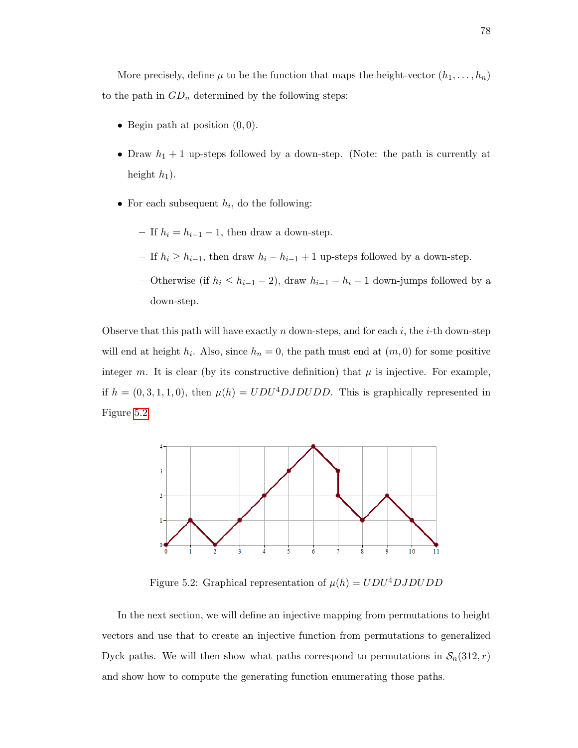More precisely, define $\mu$ to be the function that maps the height-vector $(h_1, \ldots, h_n)$ to the path in $GD_n$ determined by the following steps:

- Begin path at position $(0, 0)$.
- Draw $h_1 + 1$ up-steps followed by a down-step. (Note: the path is currently at height $h_1$).
- For each subsequent $h_i$, do the following:
  - If $h_i = h_{i-1} - 1$, then draw a down-step.
  - If $h_i \geq h_{i-1}$, then draw $h_i - h_{i-1} + 1$ up-steps followed by a down-step.
  - Otherwise (if $h_i \leq h_{i-1} - 2$), draw $h_{i-1} - h_i - 1$ down-jumps followed by a down-step.

Observe that this path will have exactly $n$ down-steps, and for each $i$, the $i$-th down-step will end at height $h_i$. Also, since $h_n = 0$, the path must end at $(m, 0)$ for some positive integer $m$. It is clear (by its constructive definition) that $\mu$ is injective. For example, if $h = (0, 3, 1, 1, 0)$, then $\mu(h) = UDU^4DJDUDD$. This is graphically represented in Figure 5.2.

Figure 5.2: Graphical representation of $\mu(h) = UDU^4DJDUDD$

In the next section, we will define an injective mapping from permutations to height vectors and use that to create an injective function from permutations to generalized Dyck paths. We will then show what paths correspond to permutations in $\mathcal{S}_n(312, r)$ and show how to compute the generating function enumerating those paths.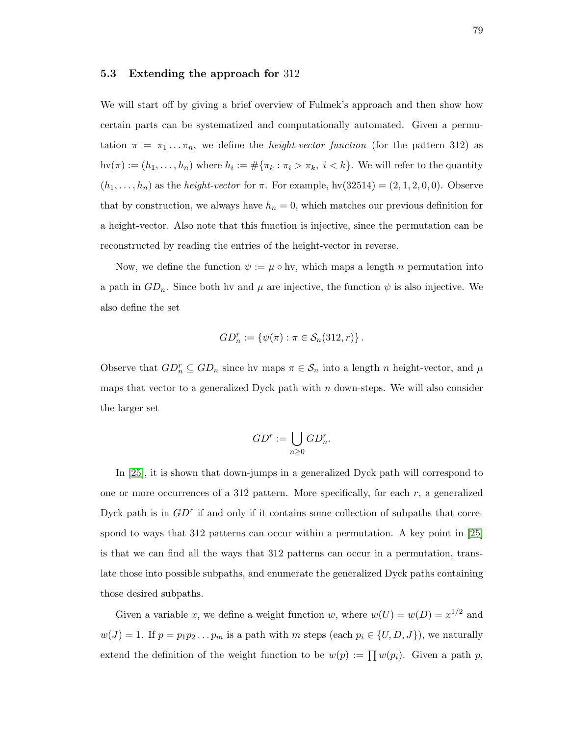### 5.3 Extending the approach for 312

We will start off by giving a brief overview of Fulmek's approach and then show how certain parts can be systematized and computationally automated. Given a permutation $\pi = \pi_1 \dots \pi_n$, we define the *height-vector function* (for the pattern 312) as $\text{hv}(\pi) := (h_1, \dots, h_n)$ where $h_i := \#\{\pi_k : \pi_i > \pi_k,\ i < k\}$. We will refer to the quantity $(h_1, \dots, h_n)$ as the *height-vector* for $\pi$. For example, $\text{hv}(32514) = (2, 1, 2, 0, 0)$. Observe that by construction, we always have $h_n = 0$, which matches our previous definition for a height-vector. Also note that this function is injective, since the permutation can be reconstructed by reading the entries of the height-vector in reverse.

Now, we define the function $\psi := \mu \circ \text{hv}$, which maps a length $n$ permutation into a path in $GD_n$. Since both hv and $\mu$ are injective, the function $\psi$ is also injective. We also define the set

$$GD_n^r := \{\psi(\pi) : \pi \in \mathcal{S}_n(312, r)\}.$$

Observe that $GD_n^r \subseteq GD_n$ since hv maps $\pi \in \mathcal{S}_n$ into a length $n$ height-vector, and $\mu$ maps that vector to a generalized Dyck path with $n$ down-steps. We will also consider the larger set

$$GD^r := \bigcup_{n \geq 0} GD_n^r.$$

In [25], it is shown that down-jumps in a generalized Dyck path will correspond to one or more occurrences of a 312 pattern. More specifically, for each $r$, a generalized Dyck path is in $GD^r$ if and only if it contains some collection of subpaths that correspond to ways that 312 patterns can occur within a permutation. A key point in [25] is that we can find all the ways that 312 patterns can occur in a permutation, translate those into possible subpaths, and enumerate the generalized Dyck paths containing those desired subpaths.

Given a variable $x$, we define a weight function $w$, where $w(U) = w(D) = x^{1/2}$ and $w(J) = 1$. If $p = p_1 p_2 \dots p_m$ is a path with $m$ steps (each $p_i \in \{U, D, J\}$), we naturally extend the definition of the weight function to be $w(p) := \prod w(p_i)$. Given a path $p$,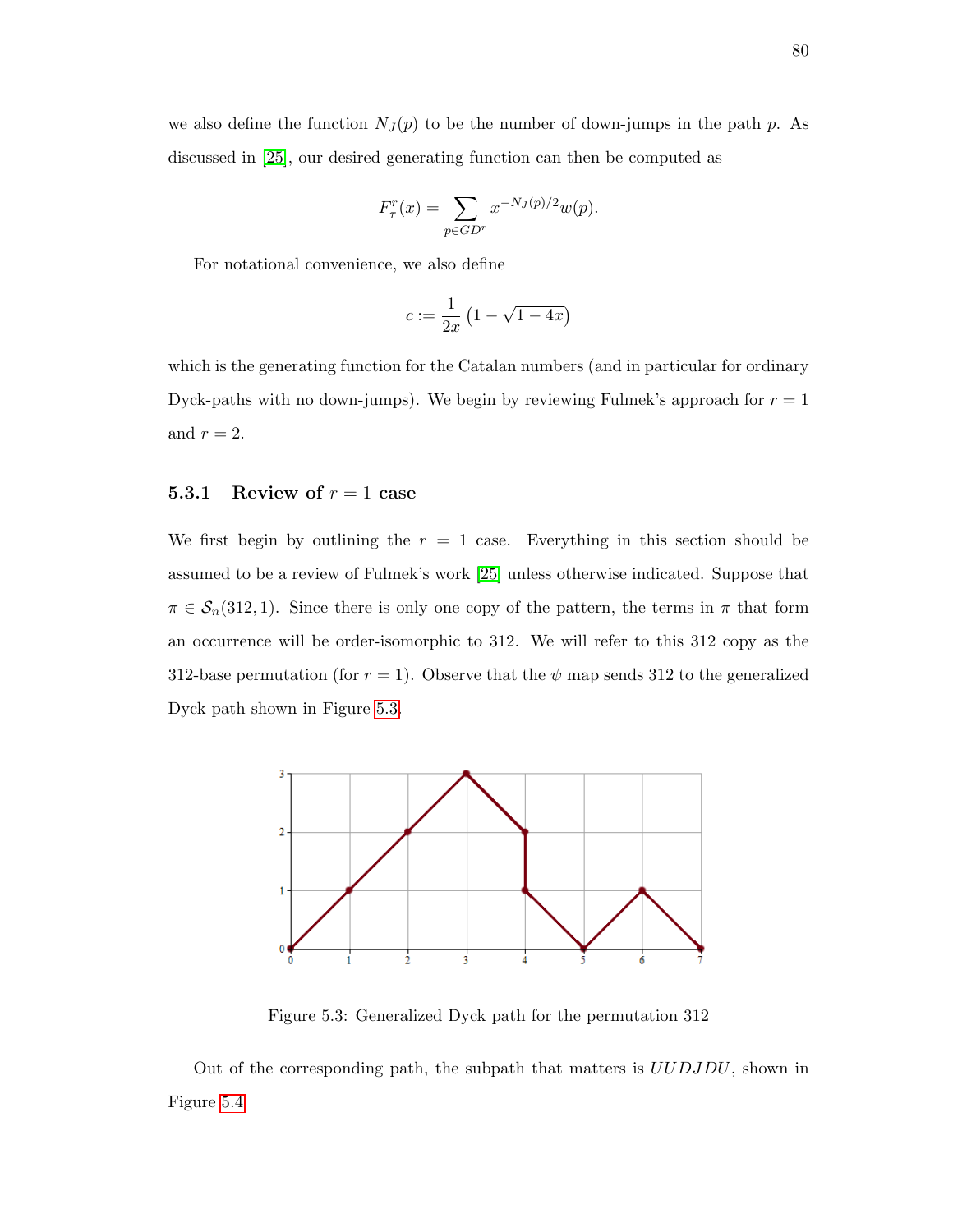we also define the function $N_J(p)$ to be the number of down-jumps in the path $p$. As discussed in [25], our desired generating function can then be computed as

$$F_\tau^r(x) = \sum_{p \in GD^r} x^{-N_J(p)/2} w(p).$$

For notational convenience, we also define

$$c := \frac{1}{2x}\left(1 - \sqrt{1-4x}\right)$$

which is the generating function for the Catalan numbers (and in particular for ordinary Dyck-paths with no down-jumps). We begin by reviewing Fulmek's approach for $r = 1$ and $r = 2$.

### 5.3.1 Review of $r = 1$ case

We first begin by outlining the $r = 1$ case. Everything in this section should be assumed to be a review of Fulmek's work [25] unless otherwise indicated. Suppose that $\pi \in \mathcal{S}_n(312, 1)$. Since there is only one copy of the pattern, the terms in $\pi$ that form an occurrence will be order-isomorphic to 312. We will refer to this 312 copy as the 312-base permutation (for $r = 1$). Observe that the $\psi$ map sends 312 to the generalized Dyck path shown in Figure 5.3.

Figure 5.3: Generalized Dyck path for the permutation 312

Out of the corresponding path, the subpath that matters is $UUDJDU$, shown in Figure 5.4.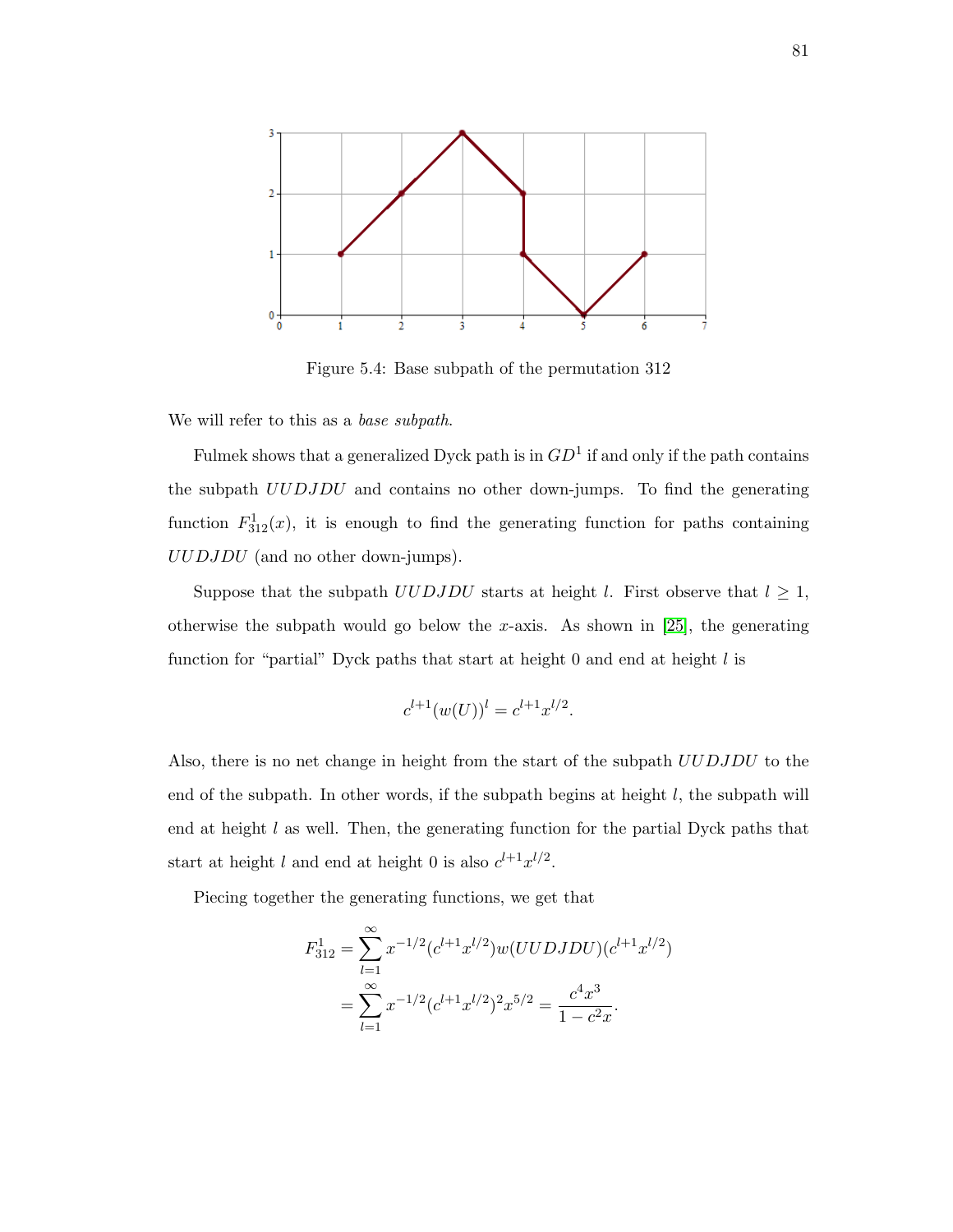Figure 5.4: Base subpath of the permutation 312

We will refer to this as a *base subpath*.

Fulmek shows that a generalized Dyck path is in $GD^1$ if and only if the path contains the subpath $UUDJDU$ and contains no other down-jumps. To find the generating function $F^1_{312}(x)$, it is enough to find the generating function for paths containing $UUDJDU$ (and no other down-jumps).

Suppose that the subpath $UUDJDU$ starts at height $l$. First observe that $l \geq 1$, otherwise the subpath would go below the $x$-axis. As shown in [25], the generating function for "partial" Dyck paths that start at height 0 and end at height $l$ is

$$c^{l+1}(w(U))^l = c^{l+1}x^{l/2}.$$

Also, there is no net change in height from the start of the subpath $UUDJDU$ to the end of the subpath. In other words, if the subpath begins at height $l$, the subpath will end at height $l$ as well. Then, the generating function for the partial Dyck paths that start at height $l$ and end at height 0 is also $c^{l+1}x^{l/2}$.

Piecing together the generating functions, we get that

$$\begin{aligned}
F^1_{312} &= \sum_{l=1}^{\infty} x^{-1/2}(c^{l+1}x^{l/2})w(UUDJDU)(c^{l+1}x^{l/2}) \\
&= \sum_{l=1}^{\infty} x^{-1/2}(c^{l+1}x^{l/2})^2 x^{5/2} = \frac{c^4x^3}{1-c^2x}.
\end{aligned}$$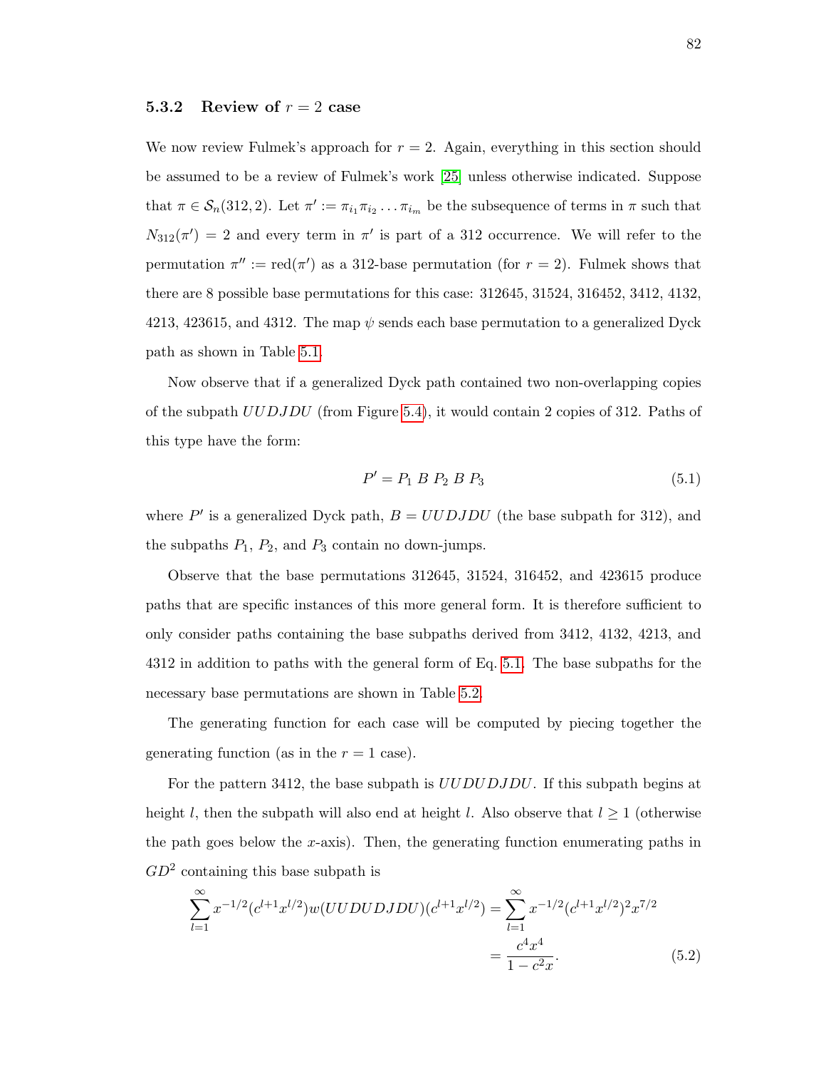### 5.3.2 Review of $r = 2$ case

We now review Fulmek's approach for $r = 2$. Again, everything in this section should be assumed to be a review of Fulmek's work [25] unless otherwise indicated. Suppose that $\pi \in \mathcal{S}_n(312, 2)$. Let $\pi' := \pi_{i_1}\pi_{i_2}\ldots\pi_{i_m}$ be the subsequence of terms in $\pi$ such that $N_{312}(\pi') = 2$ and every term in $\pi'$ is part of a 312 occurrence. We will refer to the permutation $\pi'' := \text{red}(\pi')$ as a 312-base permutation (for $r = 2$). Fulmek shows that there are 8 possible base permutations for this case: 312645, 31524, 316452, 3412, 4132, 4213, 423615, and 4312. The map $\psi$ sends each base permutation to a generalized Dyck path as shown in Table 5.1.

Now observe that if a generalized Dyck path contained two non-overlapping copies of the subpath $UUDJDU$ (from Figure 5.4), it would contain 2 copies of 312. Paths of this type have the form:

$$P' = P_1 \; B \; P_2 \; B \; P_3 \tag{5.1}$$

where $P'$ is a generalized Dyck path, $B = UUDJDU$ (the base subpath for 312), and the subpaths $P_1$, $P_2$, and $P_3$ contain no down-jumps.

Observe that the base permutations 312645, 31524, 316452, and 423615 produce paths that are specific instances of this more general form. It is therefore sufficient to only consider paths containing the base subpaths derived from 3412, 4132, 4213, and 4312 in addition to paths with the general form of Eq. 5.1. The base subpaths for the necessary base permutations are shown in Table 5.2.

The generating function for each case will be computed by piecing together the generating function (as in the $r = 1$ case).

For the pattern 3412, the base subpath is $UUDUDJDU$. If this subpath begins at height $l$, then the subpath will also end at height $l$. Also observe that $l \geq 1$ (otherwise the path goes below the $x$-axis). Then, the generating function enumerating paths in $GD^2$ containing this base subpath is

$$\sum_{l=1}^{\infty} x^{-1/2}(c^{l+1}x^{l/2})w(UUDUDJDU)(c^{l+1}x^{l/2}) = \sum_{l=1}^{\infty} x^{-1/2}(c^{l+1}x^{l/2})^2 x^{7/2}$$
$$= \frac{c^4x^4}{1 - c^2x}. \tag{5.2}$$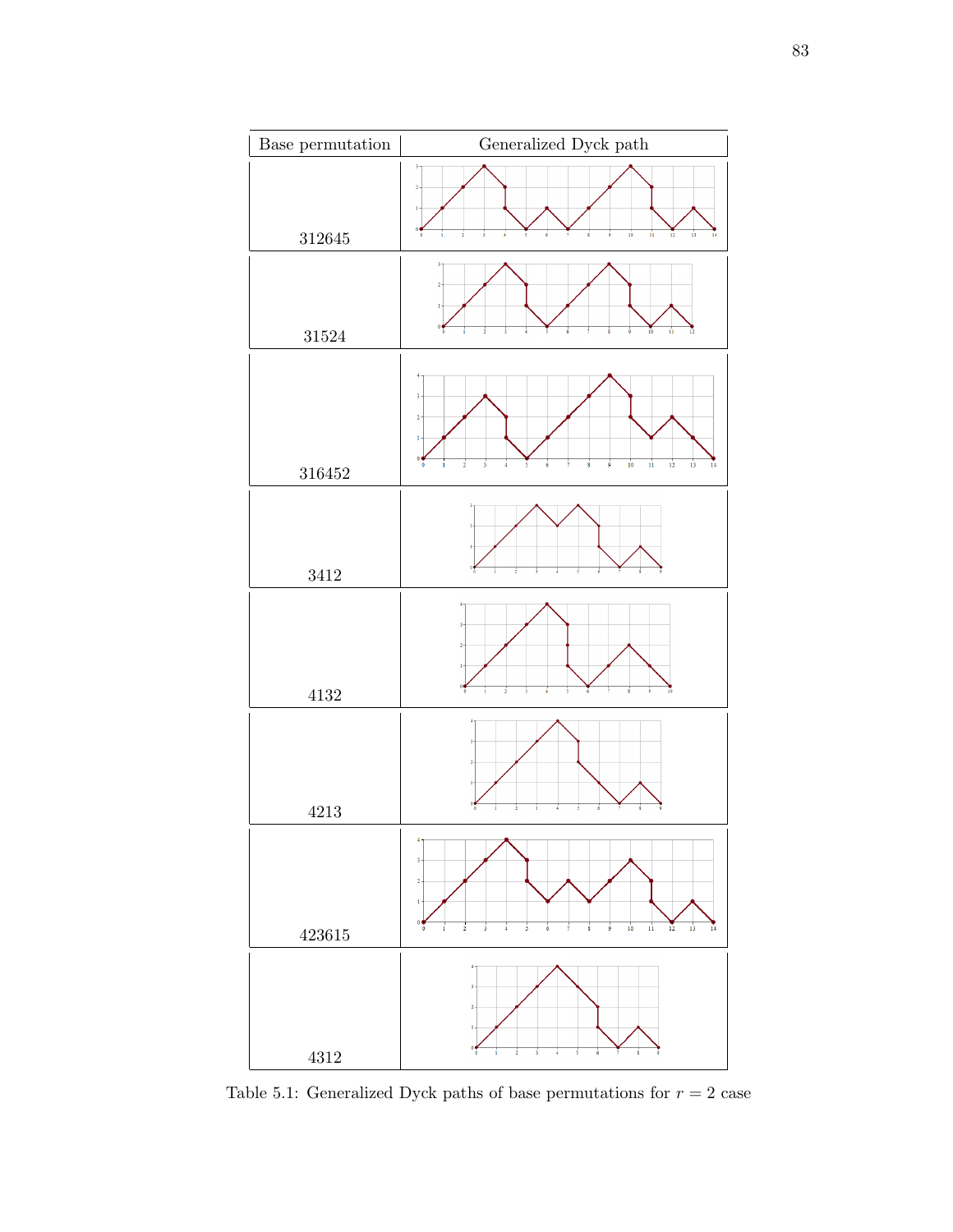| Base permutation | Generalized Dyck path |
|---|---|
| 312645 | |
| 31524 | |
| 316452 | |
| 3412 | |
| 4132 | |
| 4213 | |
| 423615 | |
| 4312 | |

Table 5.1: Generalized Dyck paths of base permutations for $r = 2$ case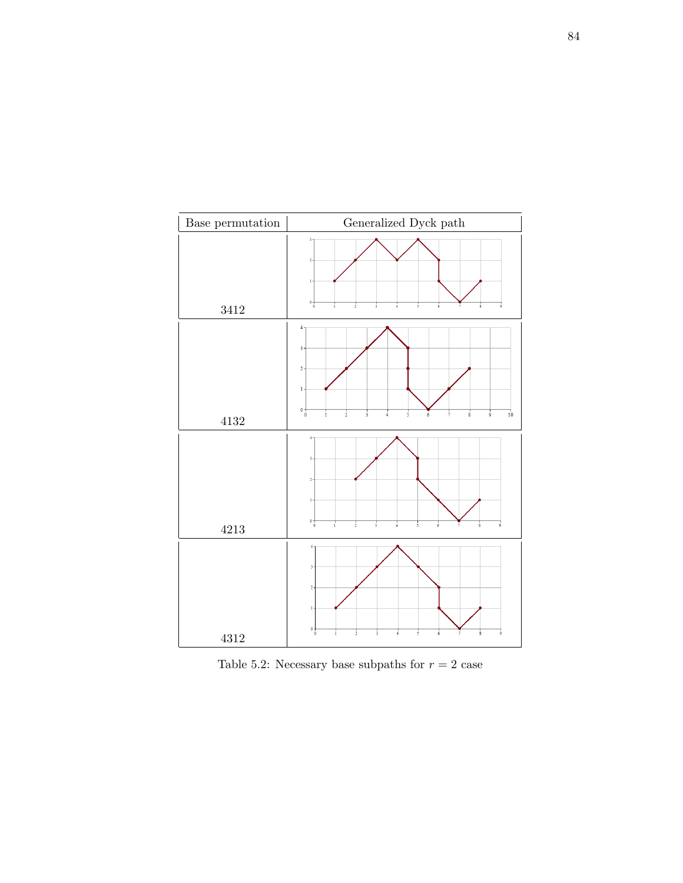| Base permutation | Generalized Dyck path |
|---|---|
| 3412 | |
| 4132 | |
| 4213 | |
| 4312 | |

Table 5.2: Necessary base subpaths for $r = 2$ case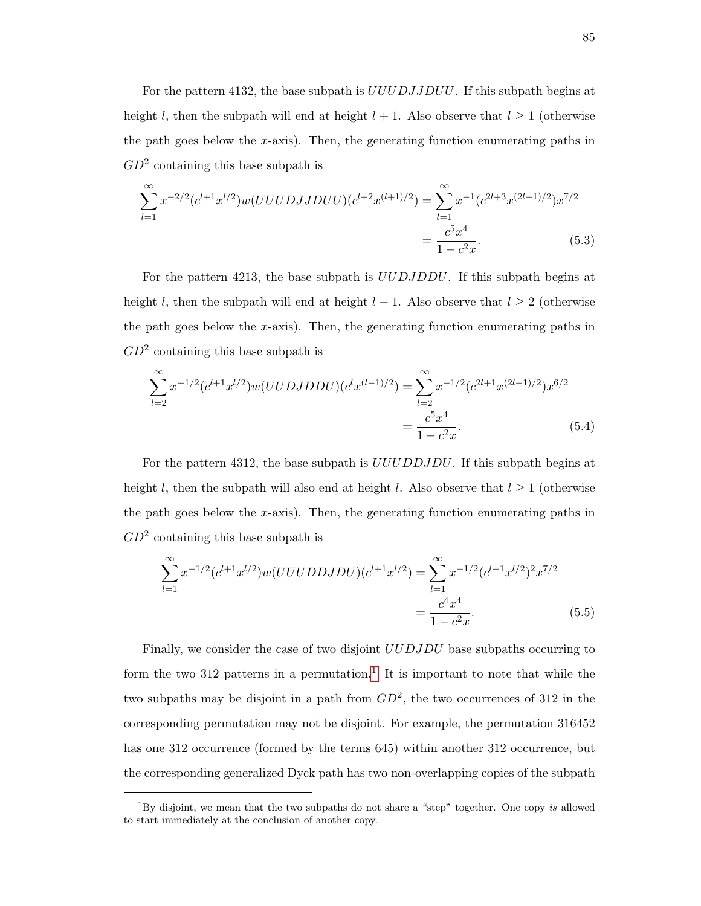For the pattern 4132, the base subpath is $UUUDJJDUU$. If this subpath begins at height $l$, then the subpath will end at height $l+1$. Also observe that $l \geq 1$ (otherwise the path goes below the $x$-axis). Then, the generating function enumerating paths in $GD^2$ containing this base subpath is

$$\sum_{l=1}^{\infty} x^{-2/2}(c^{l+1}x^{l/2})w(UUUDJJDUU)(c^{l+2}x^{(l+1)/2}) = \sum_{l=1}^{\infty} x^{-1}(c^{2l+3}x^{(2l+1)/2})x^{7/2}$$
$$= \frac{c^5x^4}{1-c^2x}. \tag{5.3}$$

For the pattern 4213, the base subpath is $UUDJDDU$. If this subpath begins at height $l$, then the subpath will end at height $l-1$. Also observe that $l \geq 2$ (otherwise the path goes below the $x$-axis). Then, the generating function enumerating paths in $GD^2$ containing this base subpath is

$$\sum_{l=2}^{\infty} x^{-1/2}(c^{l+1}x^{l/2})w(UUDJDDU)(c^{l}x^{(l-1)/2}) = \sum_{l=2}^{\infty} x^{-1/2}(c^{2l+1}x^{(2l-1)/2})x^{6/2}$$
$$= \frac{c^5x^4}{1-c^2x}. \tag{5.4}$$

For the pattern 4312, the base subpath is $UUUDDJDU$. If this subpath begins at height $l$, then the subpath will also end at height $l$. Also observe that $l \geq 1$ (otherwise the path goes below the $x$-axis). Then, the generating function enumerating paths in $GD^2$ containing this base subpath is

$$\sum_{l=1}^{\infty} x^{-1/2}(c^{l+1}x^{l/2})w(UUUDDJDU)(c^{l+1}x^{l/2}) = \sum_{l=1}^{\infty} x^{-1/2}(c^{l+1}x^{l/2})^2x^{7/2}$$
$$= \frac{c^4x^4}{1-c^2x}. \tag{5.5}$$

Finally, we consider the case of two disjoint $UUDJDU$ base subpaths occurring to form the two 312 patterns in a permutation.[1] It is important to note that while the two subpaths may be disjoint in a path from $GD^2$, the two occurrences of 312 in the corresponding permutation may not be disjoint. For example, the permutation 316452 has one 312 occurrence (formed by the terms 645) within another 312 occurrence, but the corresponding generalized Dyck path has two non-overlapping copies of the subpath

[1] By disjoint, we mean that the two subpaths do not share a "step" together. One copy *is* allowed to start immediately at the conclusion of another copy.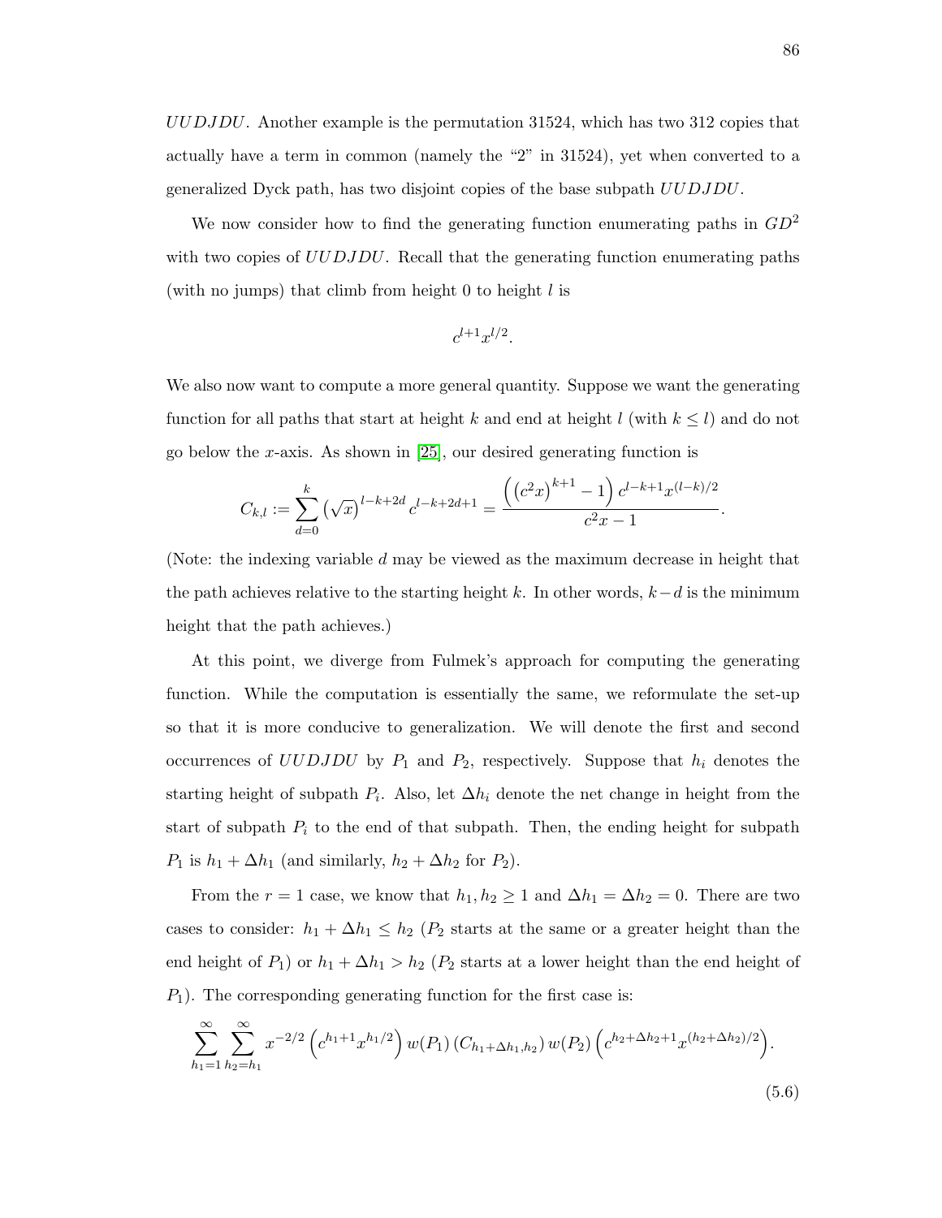$UUDJDU$. Another example is the permutation 31524, which has two 312 copies that actually have a term in common (namely the "2" in 31524), yet when converted to a generalized Dyck path, has two disjoint copies of the base subpath $UUDJDU$.

We now consider how to find the generating function enumerating paths in $GD^2$ with two copies of $UUDJDU$. Recall that the generating function enumerating paths (with no jumps) that climb from height 0 to height $l$ is

$$c^{l+1}x^{l/2}.$$

We also now want to compute a more general quantity. Suppose we want the generating function for all paths that start at height $k$ and end at height $l$ (with $k \leq l$) and do not go below the $x$-axis. As shown in [25], our desired generating function is

$$C_{k,l} := \sum_{d=0}^{k} \left(\sqrt{x}\right)^{l-k+2d} c^{l-k+2d+1} = \frac{\left(\left(c^2x\right)^{k+1} - 1\right) c^{l-k+1}x^{(l-k)/2}}{c^2x - 1}.$$

(Note: the indexing variable $d$ may be viewed as the maximum decrease in height that the path achieves relative to the starting height $k$. In other words, $k-d$ is the minimum height that the path achieves.)

At this point, we diverge from Fulmek's approach for computing the generating function. While the computation is essentially the same, we reformulate the set-up so that it is more conducive to generalization. We will denote the first and second occurrences of $UUDJDU$ by $P_1$ and $P_2$, respectively. Suppose that $h_i$ denotes the starting height of subpath $P_i$. Also, let $\Delta h_i$ denote the net change in height from the start of subpath $P_i$ to the end of that subpath. Then, the ending height for subpath $P_1$ is $h_1 + \Delta h_1$ (and similarly, $h_2 + \Delta h_2$ for $P_2$).

From the $r = 1$ case, we know that $h_1, h_2 \geq 1$ and $\Delta h_1 = \Delta h_2 = 0$. There are two cases to consider: $h_1 + \Delta h_1 \leq h_2$ ($P_2$ starts at the same or a greater height than the end height of $P_1$) or $h_1 + \Delta h_1 > h_2$ ($P_2$ starts at a lower height than the end height of $P_1$). The corresponding generating function for the first case is:

$$\sum_{h_1=1}^{\infty} \sum_{h_2=h_1}^{\infty} x^{-2/2} \left(c^{h_1+1}x^{h_1/2}\right) w(P_1) \left(C_{h_1+\Delta h_1, h_2}\right) w(P_2) \left(c^{h_2+\Delta h_2+1}x^{(h_2+\Delta h_2)/2}\right). \tag{5.6}$$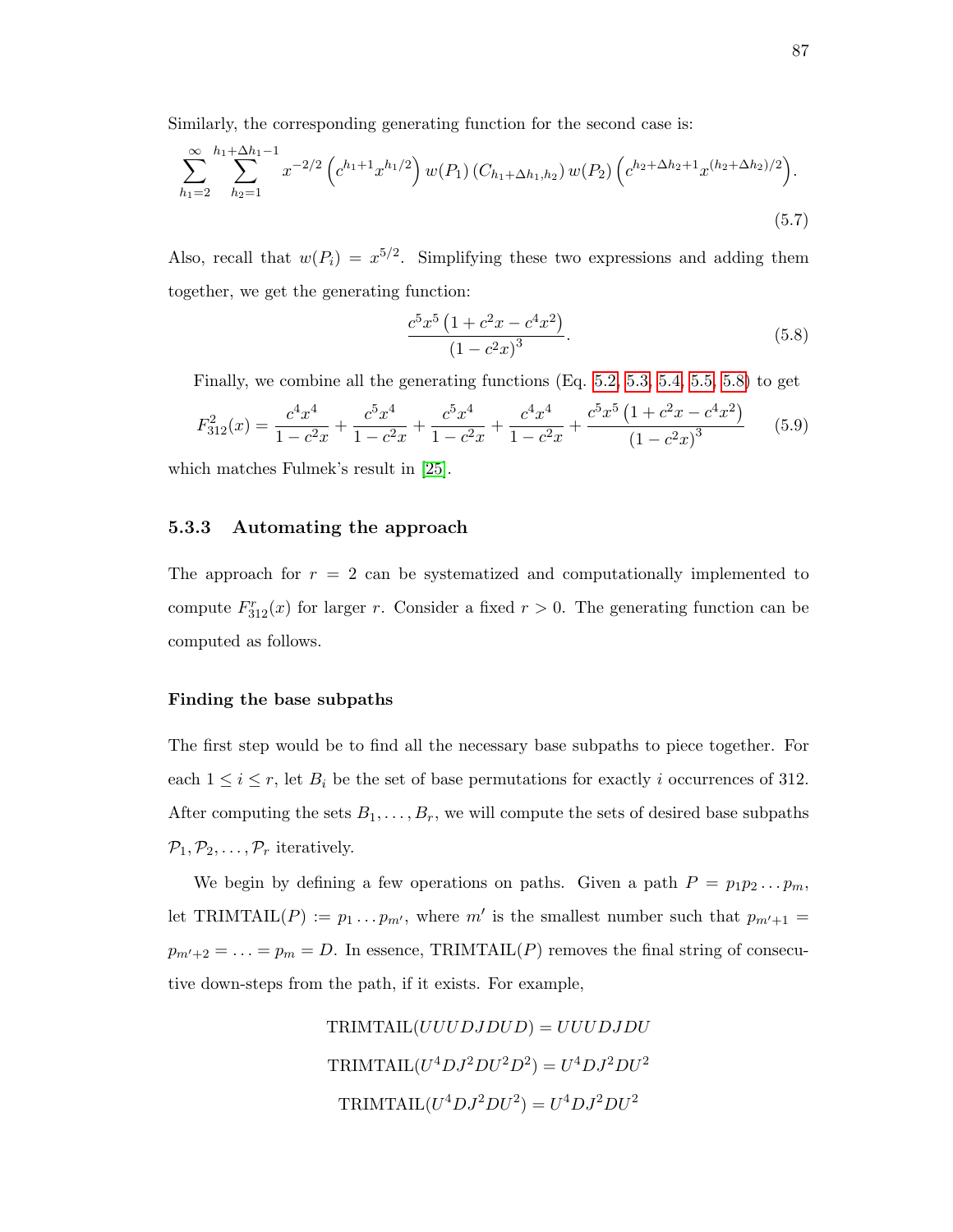Similarly, the corresponding generating function for the second case is:

$$\sum_{h_1=2}^{\infty} \sum_{h_2=1}^{h_1+\Delta h_1-1} x^{-2/2} \left(c^{h_1+1} x^{h_1/2}\right) w(P_1) \left(C_{h_1+\Delta h_1, h_2}\right) w(P_2) \left(c^{h_2+\Delta h_2+1} x^{(h_2+\Delta h_2)/2}\right). \tag{5.7}$$

Also, recall that $w(P_i) = x^{5/2}$. Simplifying these two expressions and adding them together, we get the generating function:

$$\frac{c^5 x^5 \left(1 + c^2 x - c^4 x^2\right)}{\left(1 - c^2 x\right)^3}. \tag{5.8}$$

Finally, we combine all the generating functions (Eq. 5.2, 5.3, 5.4, 5.5, 5.8) to get

$$F_{312}^2(x) = \frac{c^4 x^4}{1 - c^2 x} + \frac{c^5 x^4}{1 - c^2 x} + \frac{c^5 x^4}{1 - c^2 x} + \frac{c^4 x^4}{1 - c^2 x} + \frac{c^5 x^5 \left(1 + c^2 x - c^4 x^2\right)}{\left(1 - c^2 x\right)^3} \tag{5.9}$$

which matches Fulmek's result in [25].

### 5.3.3 Automating the approach

The approach for $r = 2$ can be systematized and computationally implemented to compute $F_{312}^r(x)$ for larger $r$. Consider a fixed $r > 0$. The generating function can be computed as follows.

#### Finding the base subpaths

The first step would be to find all the necessary base subpaths to piece together. For each $1 \le i \le r$, let $B_i$ be the set of base permutations for exactly $i$ occurrences of 312. After computing the sets $B_1, \ldots, B_r$, we will compute the sets of desired base subpaths $\mathcal{P}_1, \mathcal{P}_2, \ldots, \mathcal{P}_r$ iteratively.

We begin by defining a few operations on paths. Given a path $P = p_1 p_2 \ldots p_m$, let $\text{TRIMTAIL}(P) := p_1 \ldots p_{m'}$, where $m'$ is the smallest number such that $p_{m'+1} = p_{m'+2} = \ldots = p_m = D$. In essence, $\text{TRIMTAIL}(P)$ removes the final string of consecutive down-steps from the path, if it exists. For example,

$$\text{TRIMTAIL}(UUUDJDUD) = UUUDJDU$$

$$\text{TRIMTAIL}(U^4DJ^2DU^2D^2) = U^4DJ^2DU^2$$

$$\text{TRIMTAIL}(U^4DJ^2DU^2) = U^4DJ^2DU^2$$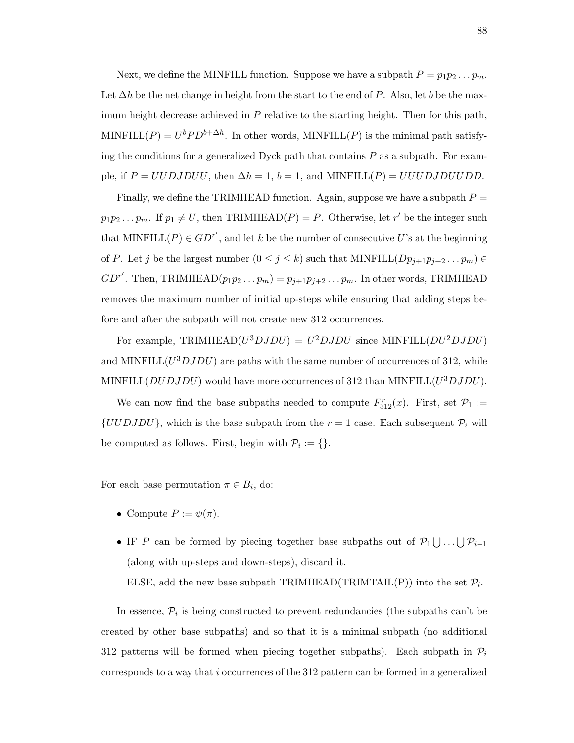Next, we define the MINFILL function. Suppose we have a subpath $P = p_1p_2 \dots p_m$. Let $\Delta h$ be the net change in height from the start to the end of $P$. Also, let $b$ be the maximum height decrease achieved in $P$ relative to the starting height. Then for this path, $\text{MINFILL}(P) = U^b P D^{b+\Delta h}$. In other words, MINFILL($P$) is the minimal path satisfying the conditions for a generalized Dyck path that contains $P$ as a subpath. For example, if $P = UUDJDUU$, then $\Delta h = 1$, $b = 1$, and $\text{MINFILL}(P) = UUUDJDUUDD$.

Finally, we define the TRIMHEAD function. Again, suppose we have a subpath $P = p_1p_2 \dots p_m$. If $p_1 \neq U$, then $\text{TRIMHEAD}(P) = P$. Otherwise, let $r'$ be the integer such that $\text{MINFILL}(P) \in GD^{r'}$, and let $k$ be the number of consecutive $U$'s at the beginning of $P$. Let $j$ be the largest number $(0 \leq j \leq k)$ such that $\text{MINFILL}(Dp_{j+1}p_{j+2} \dots p_m) \in GD^{r'}$. Then, $\text{TRIMHEAD}(p_1p_2 \dots p_m) = p_{j+1}p_{j+2} \dots p_m$. In other words, TRIMHEAD removes the maximum number of initial up-steps while ensuring that adding steps before and after the subpath will not create new 312 occurrences.

For example, $\text{TRIMHEAD}(U^3DJDU) = U^2DJDU$ since $\text{MINFILL}(DU^2DJDU)$ and $\text{MINFILL}(U^3DJDU)$ are paths with the same number of occurrences of 312, while $\text{MINFILL}(DUDJDU)$ would have more occurrences of 312 than $\text{MINFILL}(U^3DJDU)$.

We can now find the base subpaths needed to compute $F^r_{312}(x)$. First, set $\mathcal{P}_1 := \{UUDJDU\}$, which is the base subpath from the $r = 1$ case. Each subsequent $\mathcal{P}_i$ will be computed as follows. First, begin with $\mathcal{P}_i := \{\}$.

For each base permutation $\pi \in B_i$, do:

- Compute $P := \psi(\pi)$.
- IF $P$ can be formed by piecing together base subpaths out of $\mathcal{P}_1 \bigcup \dots \bigcup \mathcal{P}_{i-1}$ (along with up-steps and down-steps), discard it.

  ELSE, add the new base subpath TRIMHEAD(TRIMTAIL(P)) into the set $\mathcal{P}_i$.

In essence, $\mathcal{P}_i$ is being constructed to prevent redundancies (the subpaths can't be created by other base subpaths) and so that it is a minimal subpath (no additional 312 patterns will be formed when piecing together subpaths). Each subpath in $\mathcal{P}_i$ corresponds to a way that $i$ occurrences of the 312 pattern can be formed in a generalized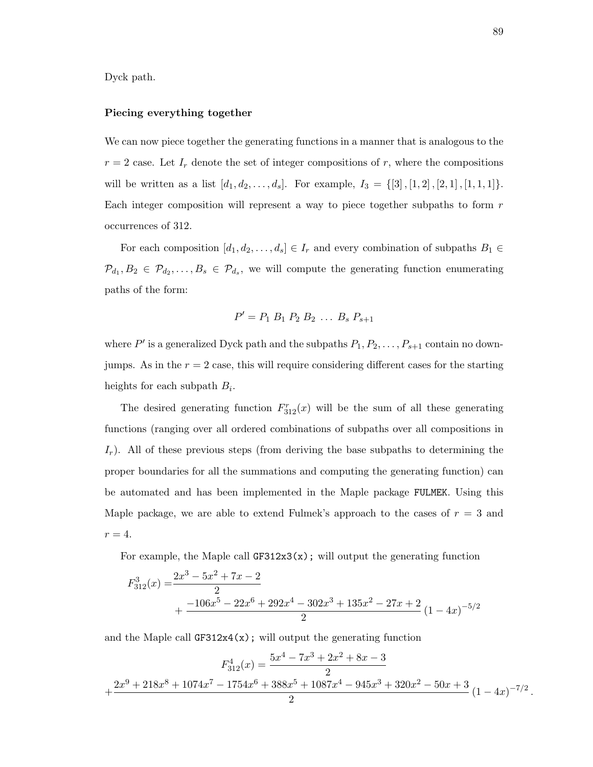Dyck path.

**Piecing everything together**

We can now piece together the generating functions in a manner that is analogous to the $r = 2$ case. Let $I_r$ denote the set of integer compositions of $r$, where the compositions will be written as a list $[d_1, d_2, \ldots, d_s]$. For example, $I_3 = \{[3], [1,2], [2,1], [1,1,1]\}$. Each integer composition will represent a way to piece together subpaths to form $r$ occurrences of 312.

For each composition $[d_1, d_2, \ldots, d_s] \in I_r$ and every combination of subpaths $B_1 \in \mathcal{P}_{d_1}, B_2 \in \mathcal{P}_{d_2}, \ldots, B_s \in \mathcal{P}_{d_s}$, we will compute the generating function enumerating paths of the form:

$$P' = P_1 \; B_1 \; P_2 \; B_2 \; \ldots \; B_s \; P_{s+1}$$

where $P'$ is a generalized Dyck path and the subpaths $P_1, P_2, \ldots, P_{s+1}$ contain no down-jumps. As in the $r = 2$ case, this will require considering different cases for the starting heights for each subpath $B_i$.

The desired generating function $F^r_{312}(x)$ will be the sum of all these generating functions (ranging over all ordered combinations of subpaths over all compositions in $I_r$). All of these previous steps (from deriving the base subpaths to determining the proper boundaries for all the summations and computing the generating function) can be automated and has been implemented in the Maple package `FULMEK`. Using this Maple package, we are able to extend Fulmek's approach to the cases of $r = 3$ and $r = 4$.

For example, the Maple call `GF312x3(x);` will output the generating function

$$F^3_{312}(x) = \frac{2x^3 - 5x^2 + 7x - 2}{2} + \frac{-106x^5 - 22x^6 + 292x^4 - 302x^3 + 135x^2 - 27x + 2}{2} (1-4x)^{-5/2}$$

and the Maple call `GF312x4(x);` will output the generating function

$$F^4_{312}(x) = \frac{5x^4 - 7x^3 + 2x^2 + 8x - 3}{2}$$
$$+ \frac{2x^9 + 218x^8 + 1074x^7 - 1754x^6 + 388x^5 + 1087x^4 - 945x^3 + 320x^2 - 50x + 3}{2} (1-4x)^{-7/2}.$$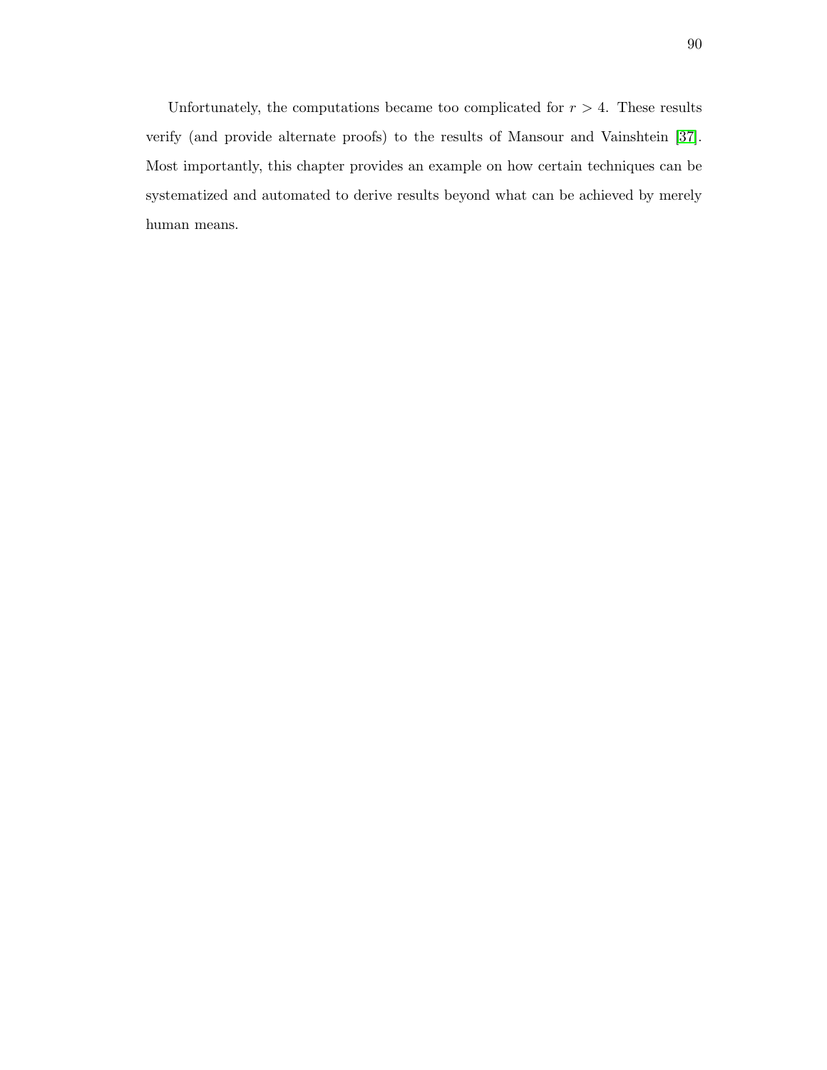Unfortunately, the computations became too complicated for $r > 4$. These results verify (and provide alternate proofs) to the results of Mansour and Vainshtein [37]. Most importantly, this chapter provides an example on how certain techniques can be systematized and automated to derive results beyond what can be achieved by merely human means.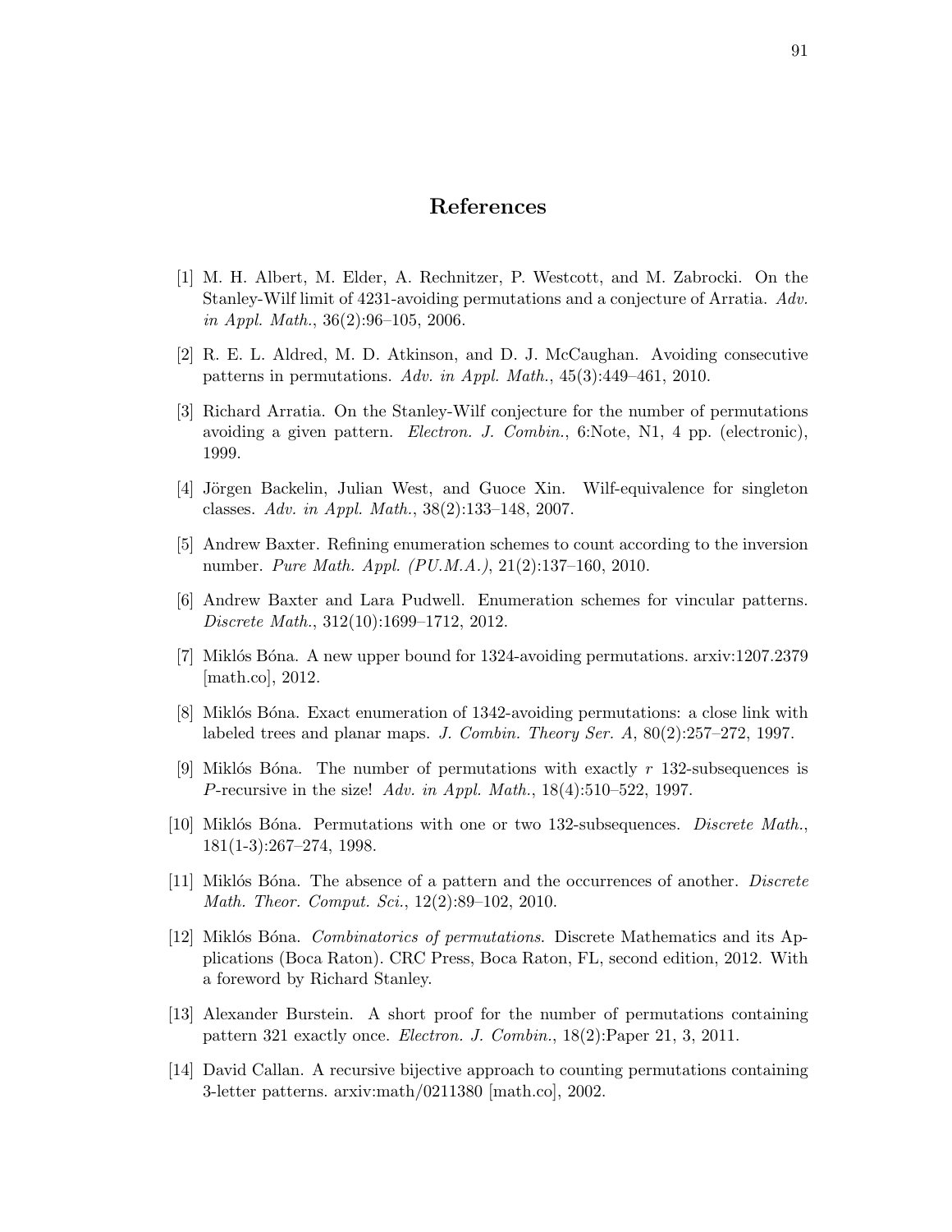# References

[1] M. H. Albert, M. Elder, A. Rechnitzer, P. Westcott, and M. Zabrocki. On the Stanley-Wilf limit of 4231-avoiding permutations and a conjecture of Arratia. *Adv. in Appl. Math.*, 36(2):96–105, 2006.

[2] R. E. L. Aldred, M. D. Atkinson, and D. J. McCaughan. Avoiding consecutive patterns in permutations. *Adv. in Appl. Math.*, 45(3):449–461, 2010.

[3] Richard Arratia. On the Stanley-Wilf conjecture for the number of permutations avoiding a given pattern. *Electron. J. Combin.*, 6:Note, N1, 4 pp. (electronic), 1999.

[4] Jörgen Backelin, Julian West, and Guoce Xin. Wilf-equivalence for singleton classes. *Adv. in Appl. Math.*, 38(2):133–148, 2007.

[5] Andrew Baxter. Refining enumeration schemes to count according to the inversion number. *Pure Math. Appl. (PU.M.A.)*, 21(2):137–160, 2010.

[6] Andrew Baxter and Lara Pudwell. Enumeration schemes for vincular patterns. *Discrete Math.*, 312(10):1699–1712, 2012.

[7] Miklós Bóna. A new upper bound for 1324-avoiding permutations. arxiv:1207.2379 [math.co], 2012.

[8] Miklós Bóna. Exact enumeration of 1342-avoiding permutations: a close link with labeled trees and planar maps. *J. Combin. Theory Ser. A*, 80(2):257–272, 1997.

[9] Miklós Bóna. The number of permutations with exactly $r$ 132-subsequences is $P$-recursive in the size! *Adv. in Appl. Math.*, 18(4):510–522, 1997.

[10] Miklós Bóna. Permutations with one or two 132-subsequences. *Discrete Math.*, 181(1-3):267–274, 1998.

[11] Miklós Bóna. The absence of a pattern and the occurrences of another. *Discrete Math. Theor. Comput. Sci.*, 12(2):89–102, 2010.

[12] Miklós Bóna. *Combinatorics of permutations*. Discrete Mathematics and its Applications (Boca Raton). CRC Press, Boca Raton, FL, second edition, 2012. With a foreword by Richard Stanley.

[13] Alexander Burstein. A short proof for the number of permutations containing pattern 321 exactly once. *Electron. J. Combin.*, 18(2):Paper 21, 3, 2011.

[14] David Callan. A recursive bijective approach to counting permutations containing 3-letter patterns. arxiv:math/0211380 [math.co], 2002.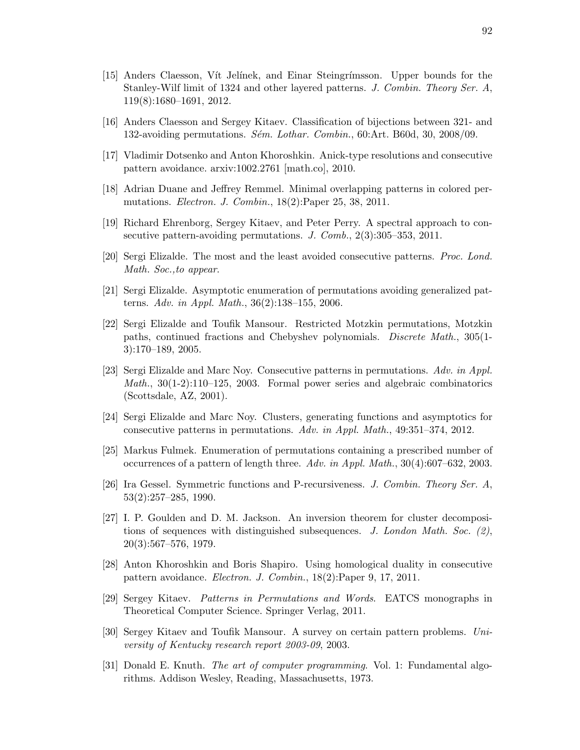[15] Anders Claesson, Vít Jelínek, and Einar Steingrímsson. Upper bounds for the Stanley-Wilf limit of 1324 and other layered patterns. *J. Combin. Theory Ser. A*, 119(8):1680–1691, 2012.

[16] Anders Claesson and Sergey Kitaev. Classification of bijections between 321- and 132-avoiding permutations. *Sém. Lothar. Combin.*, 60:Art. B60d, 30, 2008/09.

[17] Vladimir Dotsenko and Anton Khoroshkin. Anick-type resolutions and consecutive pattern avoidance. arxiv:1002.2761 [math.co], 2010.

[18] Adrian Duane and Jeffrey Remmel. Minimal overlapping patterns in colored permutations. *Electron. J. Combin.*, 18(2):Paper 25, 38, 2011.

[19] Richard Ehrenborg, Sergey Kitaev, and Peter Perry. A spectral approach to consecutive pattern-avoiding permutations. *J. Comb.*, 2(3):305–353, 2011.

[20] Sergi Elizalde. The most and the least avoided consecutive patterns. *Proc. Lond. Math. Soc.,to appear*.

[21] Sergi Elizalde. Asymptotic enumeration of permutations avoiding generalized patterns. *Adv. in Appl. Math.*, 36(2):138–155, 2006.

[22] Sergi Elizalde and Toufik Mansour. Restricted Motzkin permutations, Motzkin paths, continued fractions and Chebyshev polynomials. *Discrete Math.*, 305(1-3):170–189, 2005.

[23] Sergi Elizalde and Marc Noy. Consecutive patterns in permutations. *Adv. in Appl. Math.*, 30(1-2):110–125, 2003. Formal power series and algebraic combinatorics (Scottsdale, AZ, 2001).

[24] Sergi Elizalde and Marc Noy. Clusters, generating functions and asymptotics for consecutive patterns in permutations. *Adv. in Appl. Math.*, 49:351–374, 2012.

[25] Markus Fulmek. Enumeration of permutations containing a prescribed number of occurrences of a pattern of length three. *Adv. in Appl. Math.*, 30(4):607–632, 2003.

[26] Ira Gessel. Symmetric functions and P-recursiveness. *J. Combin. Theory Ser. A*, 53(2):257–285, 1990.

[27] I. P. Goulden and D. M. Jackson. An inversion theorem for cluster decompositions of sequences with distinguished subsequences. *J. London Math. Soc. (2)*, 20(3):567–576, 1979.

[28] Anton Khoroshkin and Boris Shapiro. Using homological duality in consecutive pattern avoidance. *Electron. J. Combin.*, 18(2):Paper 9, 17, 2011.

[29] Sergey Kitaev. *Patterns in Permutations and Words*. EATCS monographs in Theoretical Computer Science. Springer Verlag, 2011.

[30] Sergey Kitaev and Toufik Mansour. A survey on certain pattern problems. *University of Kentucky research report 2003-09*, 2003.

[31] Donald E. Knuth. *The art of computer programming*. Vol. 1: Fundamental algorithms. Addison Wesley, Reading, Massachusetts, 1973.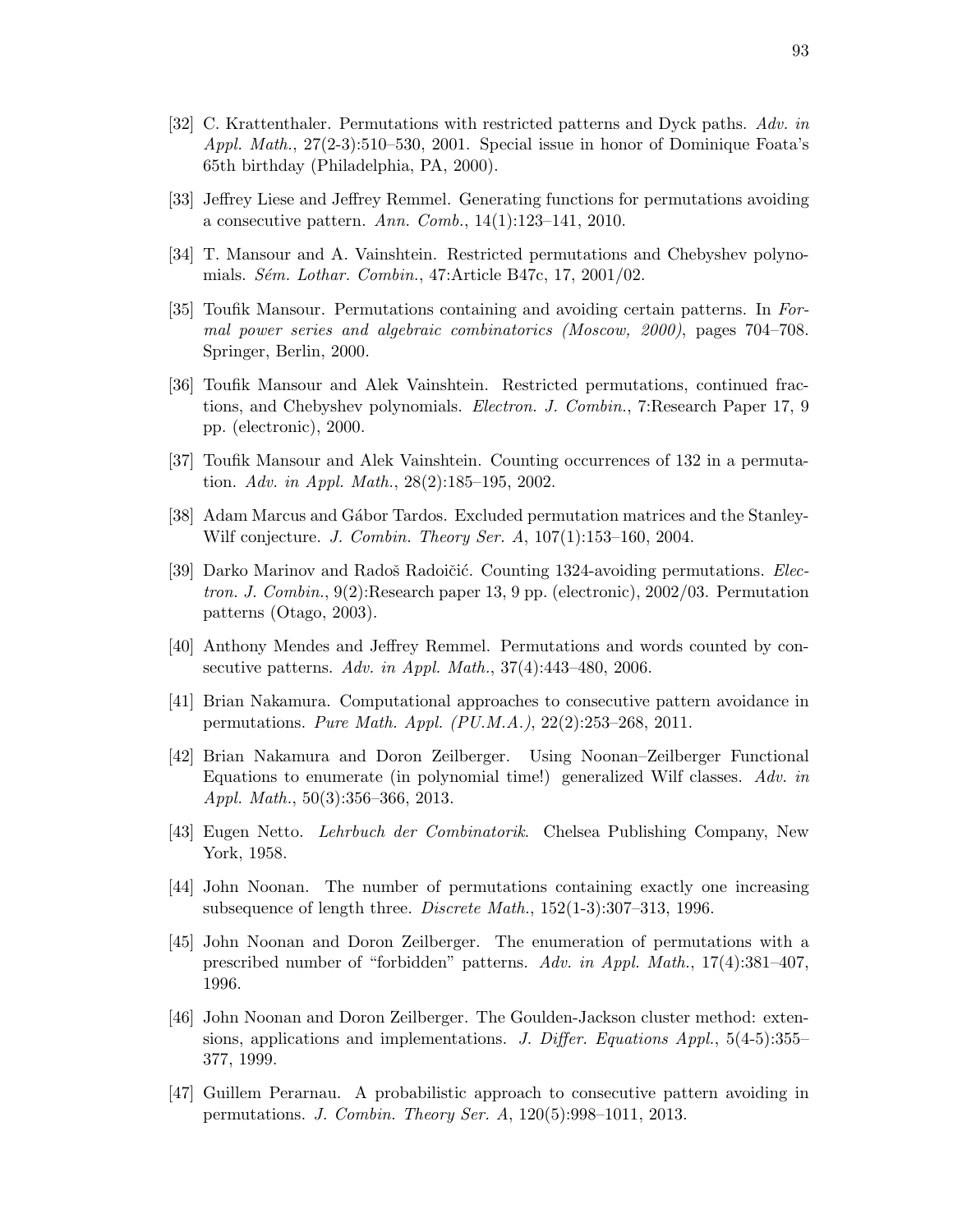[32] C. Krattenthaler. Permutations with restricted patterns and Dyck paths. *Adv. in Appl. Math.*, 27(2-3):510–530, 2001. Special issue in honor of Dominique Foata's 65th birthday (Philadelphia, PA, 2000).

[33] Jeffrey Liese and Jeffrey Remmel. Generating functions for permutations avoiding a consecutive pattern. *Ann. Comb.*, 14(1):123–141, 2010.

[34] T. Mansour and A. Vainshtein. Restricted permutations and Chebyshev polynomials. *Sém. Lothar. Combin.*, 47:Article B47c, 17, 2001/02.

[35] Toufik Mansour. Permutations containing and avoiding certain patterns. In *Formal power series and algebraic combinatorics (Moscow, 2000)*, pages 704–708. Springer, Berlin, 2000.

[36] Toufik Mansour and Alek Vainshtein. Restricted permutations, continued fractions, and Chebyshev polynomials. *Electron. J. Combin.*, 7:Research Paper 17, 9 pp. (electronic), 2000.

[37] Toufik Mansour and Alek Vainshtein. Counting occurrences of 132 in a permutation. *Adv. in Appl. Math.*, 28(2):185–195, 2002.

[38] Adam Marcus and Gábor Tardos. Excluded permutation matrices and the Stanley-Wilf conjecture. *J. Combin. Theory Ser. A*, 107(1):153–160, 2004.

[39] Darko Marinov and Radoš Radoičić. Counting 1324-avoiding permutations. *Electron. J. Combin.*, 9(2):Research paper 13, 9 pp. (electronic), 2002/03. Permutation patterns (Otago, 2003).

[40] Anthony Mendes and Jeffrey Remmel. Permutations and words counted by consecutive patterns. *Adv. in Appl. Math.*, 37(4):443–480, 2006.

[41] Brian Nakamura. Computational approaches to consecutive pattern avoidance in permutations. *Pure Math. Appl. (PU.M.A.)*, 22(2):253–268, 2011.

[42] Brian Nakamura and Doron Zeilberger. Using Noonan–Zeilberger Functional Equations to enumerate (in polynomial time!) generalized Wilf classes. *Adv. in Appl. Math.*, 50(3):356–366, 2013.

[43] Eugen Netto. *Lehrbuch der Combinatorik*. Chelsea Publishing Company, New York, 1958.

[44] John Noonan. The number of permutations containing exactly one increasing subsequence of length three. *Discrete Math.*, 152(1-3):307–313, 1996.

[45] John Noonan and Doron Zeilberger. The enumeration of permutations with a prescribed number of "forbidden" patterns. *Adv. in Appl. Math.*, 17(4):381–407, 1996.

[46] John Noonan and Doron Zeilberger. The Goulden-Jackson cluster method: extensions, applications and implementations. *J. Differ. Equations Appl.*, 5(4-5):355–377, 1999.

[47] Guillem Perarnau. A probabilistic approach to consecutive pattern avoiding in permutations. *J. Combin. Theory Ser. A*, 120(5):998–1011, 2013.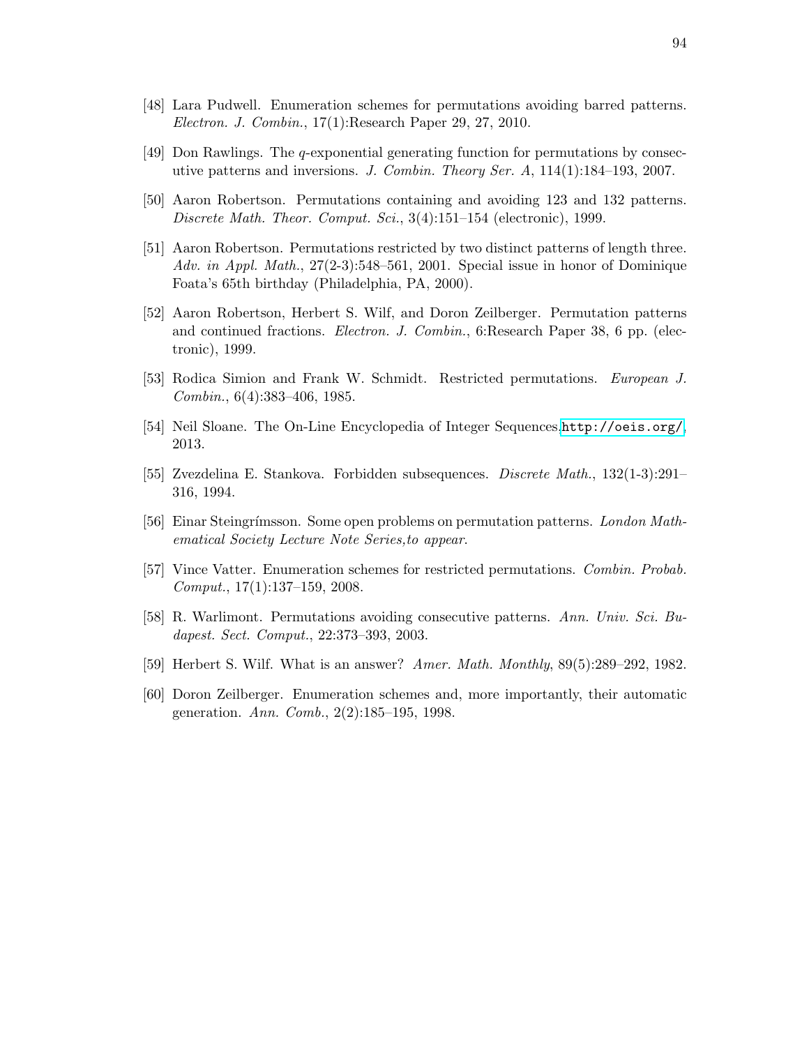[48] Lara Pudwell. Enumeration schemes for permutations avoiding barred patterns. *Electron. J. Combin.*, 17(1):Research Paper 29, 27, 2010.

[49] Don Rawlings. The $q$-exponential generating function for permutations by consecutive patterns and inversions. *J. Combin. Theory Ser. A*, 114(1):184–193, 2007.

[50] Aaron Robertson. Permutations containing and avoiding 123 and 132 patterns. *Discrete Math. Theor. Comput. Sci.*, 3(4):151–154 (electronic), 1999.

[51] Aaron Robertson. Permutations restricted by two distinct patterns of length three. *Adv. in Appl. Math.*, 27(2-3):548–561, 2001. Special issue in honor of Dominique Foata's 65th birthday (Philadelphia, PA, 2000).

[52] Aaron Robertson, Herbert S. Wilf, and Doron Zeilberger. Permutation patterns and continued fractions. *Electron. J. Combin.*, 6:Research Paper 38, 6 pp. (electronic), 1999.

[53] Rodica Simion and Frank W. Schmidt. Restricted permutations. *European J. Combin.*, 6(4):383–406, 1985.

[54] Neil Sloane. The On-Line Encyclopedia of Integer Sequences.http://oeis.org/, 2013.

[55] Zvezdelina E. Stankova. Forbidden subsequences. *Discrete Math.*, 132(1-3):291–316, 1994.

[56] Einar Steingrímsson. Some open problems on permutation patterns. *London Mathematical Society Lecture Note Series,to appear.*

[57] Vince Vatter. Enumeration schemes for restricted permutations. *Combin. Probab. Comput.*, 17(1):137–159, 2008.

[58] R. Warlimont. Permutations avoiding consecutive patterns. *Ann. Univ. Sci. Budapest. Sect. Comput.*, 22:373–393, 2003.

[59] Herbert S. Wilf. What is an answer? *Amer. Math. Monthly*, 89(5):289–292, 1982.

[60] Doron Zeilberger. Enumeration schemes and, more importantly, their automatic generation. *Ann. Comb.*, 2(2):185–195, 1998.